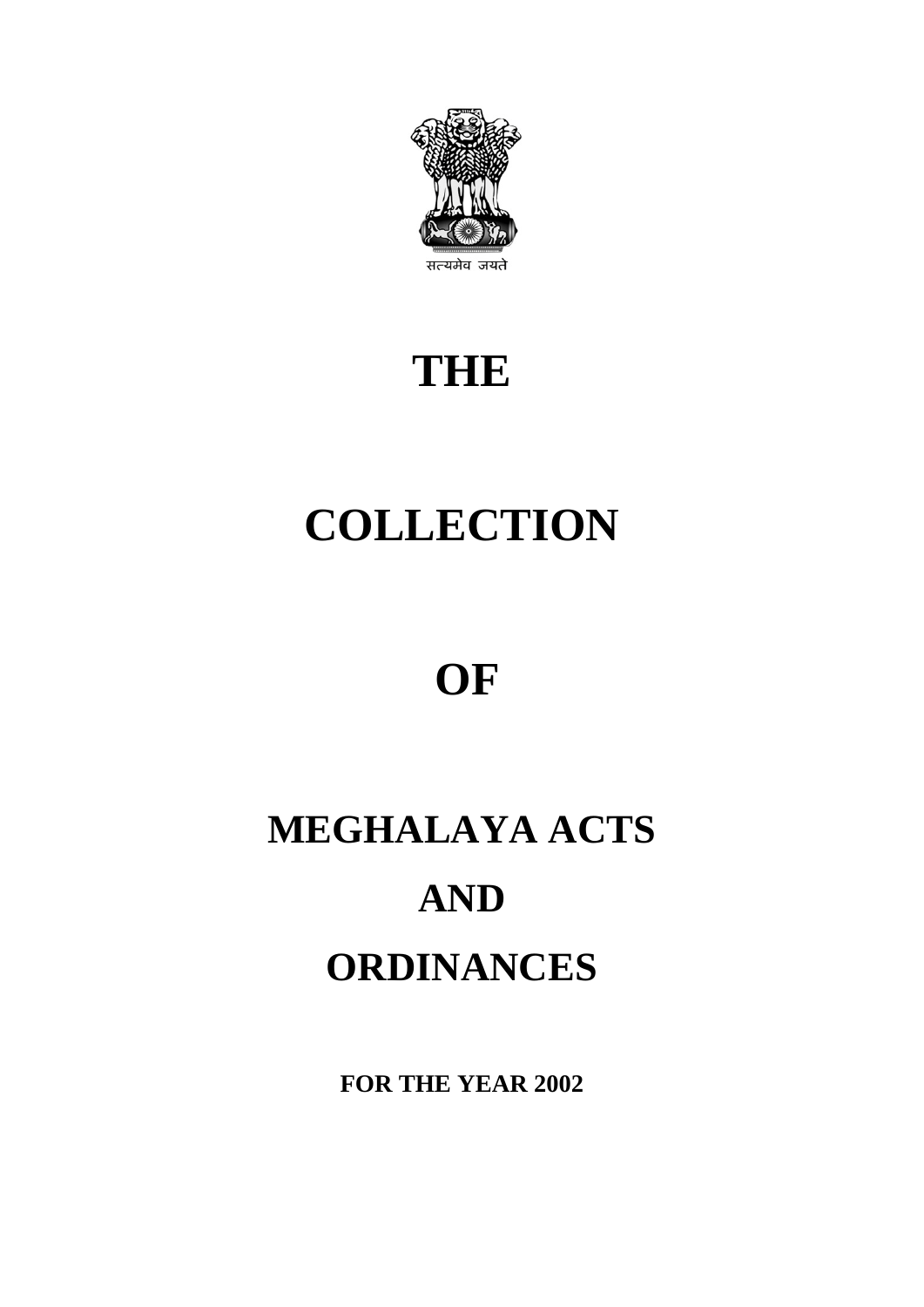सत्यमेव जयते

# THE

# COLLECTION

# OF

# MEGHALAYA ACTS

# AND

# ORDINANCES

**FOR THE YEAR 2002**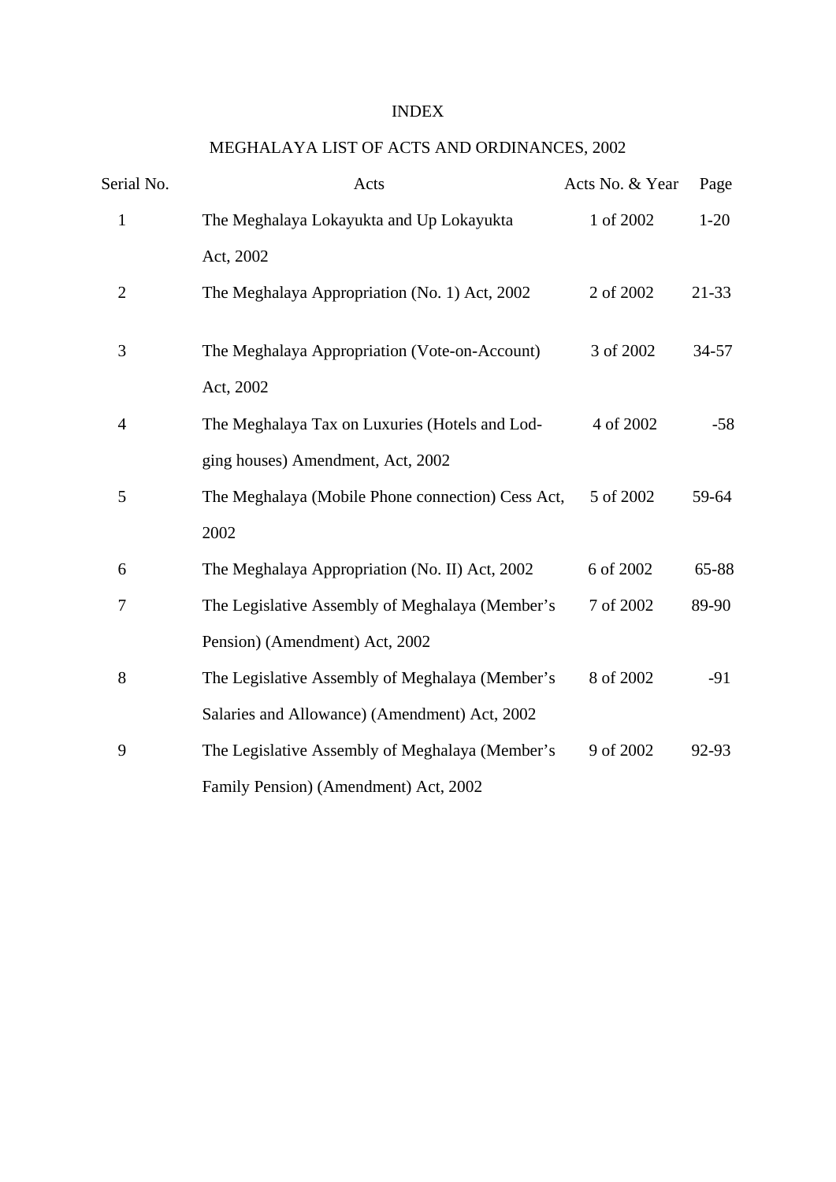# INDEX

## MEGHALAYA LIST OF ACTS AND ORDINANCES, 2002

| Serial No. | Acts | Acts No. & Year | Page |
|---|---|---|---|
| 1 | The Meghalaya Lokayukta and Up Lokayukta Act, 2002 | 1 of 2002 | 1-20 |
| 2 | The Meghalaya Appropriation (No. 1) Act, 2002 | 2 of 2002 | 21-33 |
| 3 | The Meghalaya Appropriation (Vote-on-Account) Act, 2002 | 3 of 2002 | 34-57 |
| 4 | The Meghalaya Tax on Luxuries (Hotels and Lodging houses) Amendment, Act, 2002 | 4 of 2002 | -58 |
| 5 | The Meghalaya (Mobile Phone connection) Cess Act, 2002 | 5 of 2002 | 59-64 |
| 6 | The Meghalaya Appropriation (No. II) Act, 2002 | 6 of 2002 | 65-88 |
| 7 | The Legislative Assembly of Meghalaya (Member's Pension) (Amendment) Act, 2002 | 7 of 2002 | 89-90 |
| 8 | The Legislative Assembly of Meghalaya (Member's Salaries and Allowance) (Amendment) Act, 2002 | 8 of 2002 | -91 |
| 9 | The Legislative Assembly of Meghalaya (Member's Family Pension) (Amendment) Act, 2002 | 9 of 2002 | 92-93 |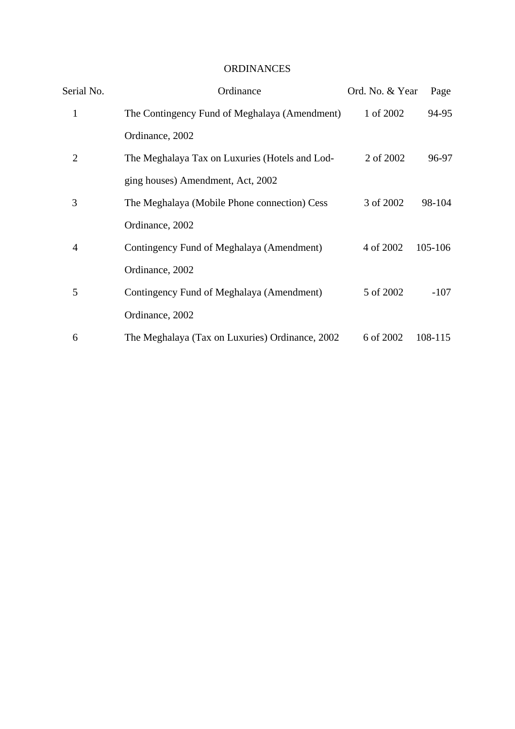# ORDINANCES

| Serial No. | Ordinance | Ord. No. & Year | Page |
|---|---|---|---|
| 1 | The Contingency Fund of Meghalaya (Amendment) Ordinance, 2002 | 1 of 2002 | 94-95 |
| 2 | The Meghalaya Tax on Luxuries (Hotels and Lodging houses) Amendment, Act, 2002 | 2 of 2002 | 96-97 |
| 3 | The Meghalaya (Mobile Phone connection) Cess Ordinance, 2002 | 3 of 2002 | 98-104 |
| 4 | Contingency Fund of Meghalaya (Amendment) Ordinance, 2002 | 4 of 2002 | 105-106 |
| 5 | Contingency Fund of Meghalaya (Amendment) Ordinance, 2002 | 5 of 2002 | -107 |
| 6 | The Meghalaya (Tax on Luxuries) Ordinance, 2002 | 6 of 2002 | 108-115 |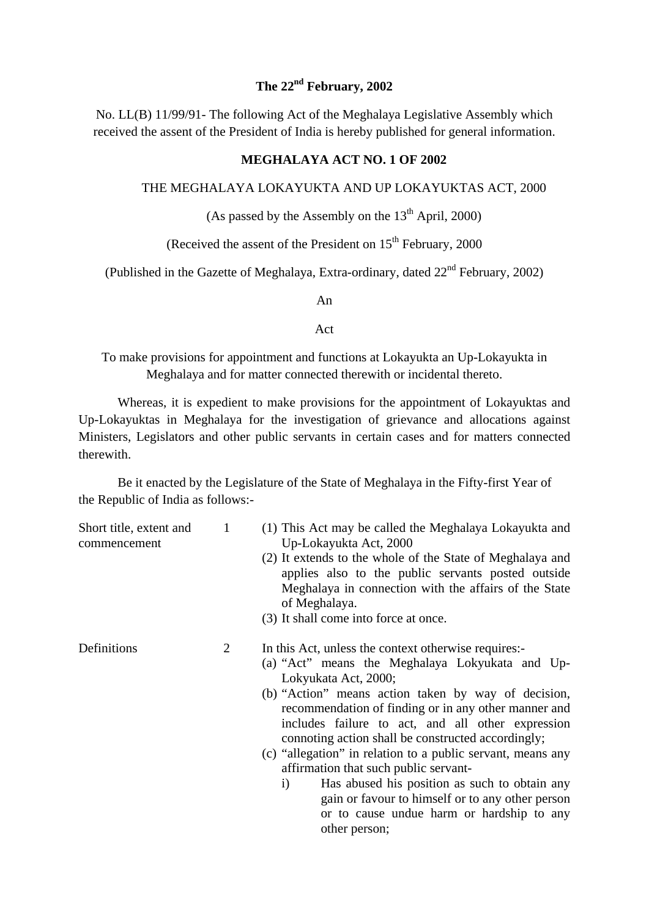**The 22nd February, 2002**

No. LL(B) 11/99/91- The following Act of the Meghalaya Legislative Assembly which received the assent of the President of India is hereby published for general information.

**MEGHALAYA ACT NO. 1 OF 2002**

THE MEGHALAYA LOKAYUKTA AND UP LOKAYUKTAS ACT, 2000

(As passed by the Assembly on the 13th April, 2000)

(Received the assent of the President on 15th February, 2000

(Published in the Gazette of Meghalaya, Extra-ordinary, dated 22nd February, 2002)

An

Act

To make provisions for appointment and functions at Lokayukta an Up-Lokayukta in Meghalaya and for matter connected therewith or incidental thereto.

Whereas, it is expedient to make provisions for the appointment of Lokayuktas and Up-Lokayuktas in Meghalaya for the investigation of grievance and allocations against Ministers, Legislators and other public servants in certain cases and for matters connected therewith.

Be it enacted by the Legislature of the State of Meghalaya in the Fifty-first Year of the Republic of India as follows:-

Short title, extent and commencement

1\. (1) This Act may be called the Meghalaya Lokayukta and Up-Lokayukta Act, 2000

(2) It extends to the whole of the State of Meghalaya and applies also to the public servants posted outside Meghalaya in connection with the affairs of the State of Meghalaya.

(3) It shall come into force at once.

Definitions

2\. In this Act, unless the context otherwise requires:-

(a) "Act" means the Meghalaya Lokyukata and Up-Lokyukata Act, 2000;

(b) "Action" means action taken by way of decision, recommendation of finding or in any other manner and includes failure to act, and all other expression connoting action shall be constructed accordingly;

(c) "allegation" in relation to a public servant, means any affirmation that such public servant-

i) Has abused his position as such to obtain any gain or favour to himself or to any other person or to cause undue harm or hardship to any other person;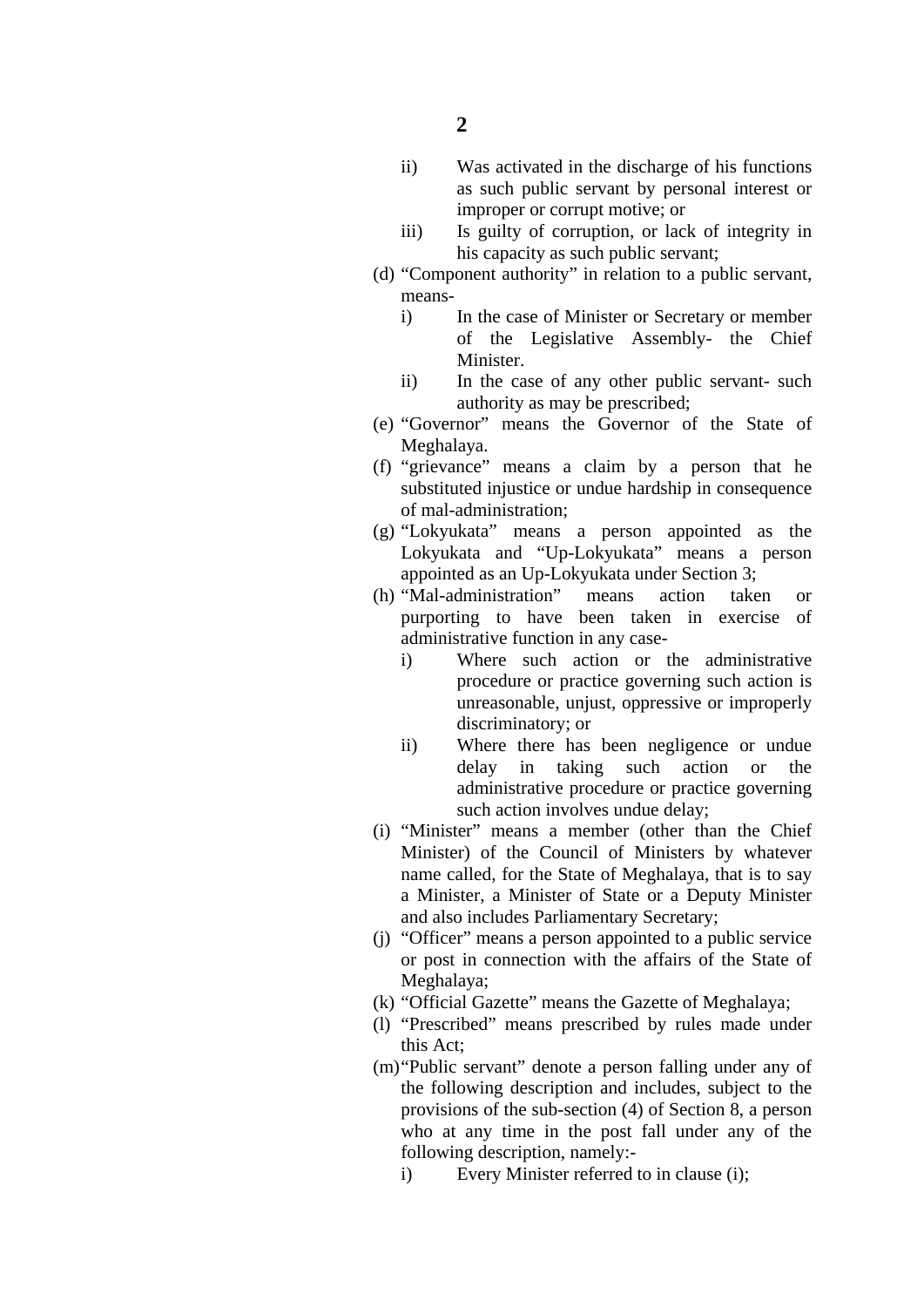ii) Was activated in the discharge of his functions as such public servant by personal interest or improper or corrupt motive; or

iii) Is guilty of corruption, or lack of integrity in his capacity as such public servant;

(d) “Component authority” in relation to a public servant, means-

i) In the case of Minister or Secretary or member of the Legislative Assembly- the Chief Minister.

ii) In the case of any other public servant- such authority as may be prescribed;

(e) “Governor” means the Governor of the State of Meghalaya.

(f) “grievance” means a claim by a person that he substituted injustice or undue hardship in consequence of mal-administration;

(g) “Lokyukata” means a person appointed as the Lokyukata and “Up-Lokyukata” means a person appointed as an Up-Lokyukata under Section 3;

(h) “Mal-administration” means action taken or purporting to have been taken in exercise of administrative function in any case-

i) Where such action or the administrative procedure or practice governing such action is unreasonable, unjust, oppressive or improperly discriminatory; or

ii) Where there has been negligence or undue delay in taking such action or the administrative procedure or practice governing such action involves undue delay;

(i) “Minister” means a member (other than the Chief Minister) of the Council of Ministers by whatever name called, for the State of Meghalaya, that is to say a Minister, a Minister of State or a Deputy Minister and also includes Parliamentary Secretary;

(j) “Officer” means a person appointed to a public service or post in connection with the affairs of the State of Meghalaya;

(k) “Official Gazette” means the Gazette of Meghalaya;

(l) “Prescribed” means prescribed by rules made under this Act;

(m) “Public servant” denote a person falling under any of the following description and includes, subject to the provisions of the sub-section (4) of Section 8, a person who at any time in the post fall under any of the following description, namely:-

i) Every Minister referred to in clause (i);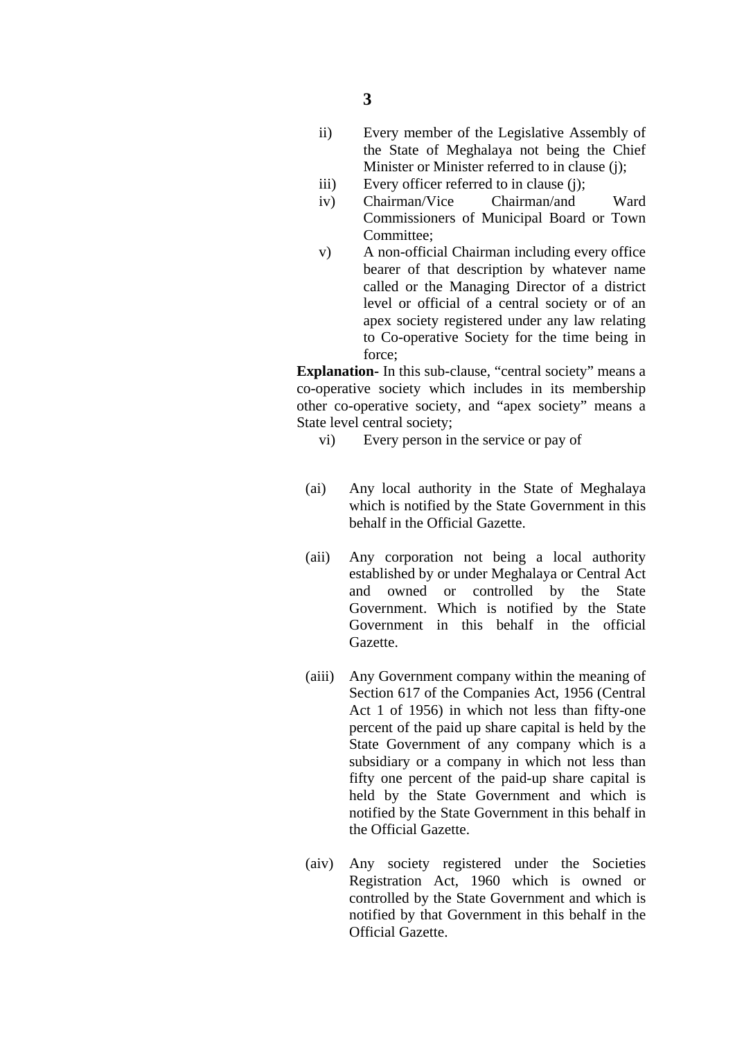ii) Every member of the Legislative Assembly of the State of Meghalaya not being the Chief Minister or Minister referred to in clause (j);

iii) Every officer referred to in clause (j);

iv) Chairman/Vice Chairman/and Ward Commissioners of Municipal Board or Town Committee;

v) A non-official Chairman including every office bearer of that description by whatever name called or the Managing Director of a district level or official of a central society or of an apex society registered under any law relating to Co-operative Society for the time being in force;

**Explanation-** In this sub-clause, “central society” means a co-operative society which includes in its membership other co-operative society, and “apex society” means a State level central society;

vi) Every person in the service or pay of

(ai) Any local authority in the State of Meghalaya which is notified by the State Government in this behalf in the Official Gazette.

(aii) Any corporation not being a local authority established by or under Meghalaya or Central Act and owned or controlled by the State Government. Which is notified by the State Government in this behalf in the official Gazette.

(aiii) Any Government company within the meaning of Section 617 of the Companies Act, 1956 (Central Act 1 of 1956) in which not less than fifty-one percent of the paid up share capital is held by the State Government of any company which is a subsidiary or a company in which not less than fifty one percent of the paid-up share capital is held by the State Government and which is notified by the State Government in this behalf in the Official Gazette.

(aiv) Any society registered under the Societies Registration Act, 1960 which is owned or controlled by the State Government and which is notified by that Government in this behalf in the Official Gazette.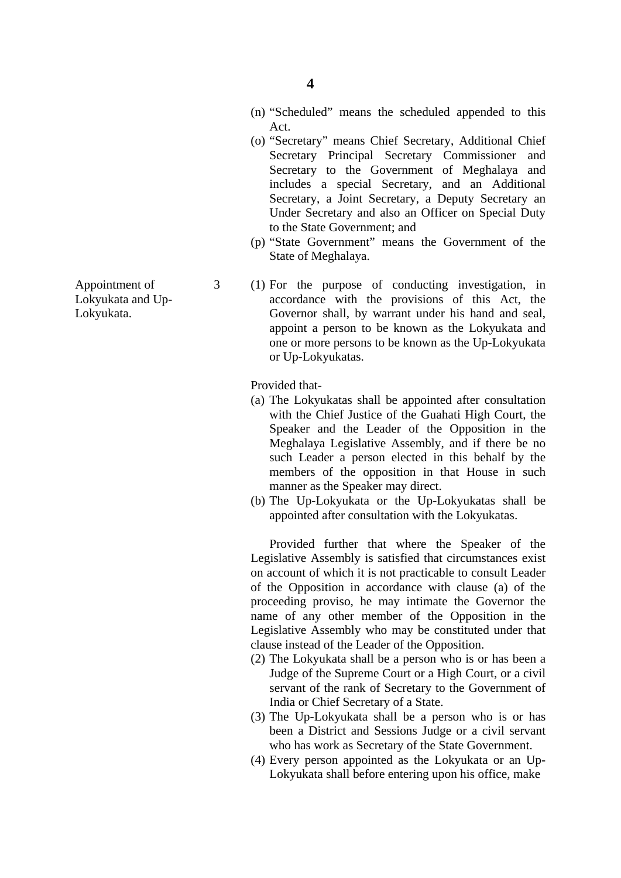(n) "Scheduled" means the scheduled appended to this Act.

(o) "Secretary" means Chief Secretary, Additional Chief Secretary Principal Secretary Commissioner and Secretary to the Government of Meghalaya and includes a special Secretary, and an Additional Secretary, a Joint Secretary, a Deputy Secretary an Under Secretary and also an Officer on Special Duty to the State Government; and

(p) "State Government" means the Government of the State of Meghalaya.

**Appointment of Lokyukata and Up-Lokyukata.**

3 (1) For the purpose of conducting investigation, in accordance with the provisions of this Act, the Governor shall, by warrant under his hand and seal, appoint a person to be known as the Lokyukata and one or more persons to be known as the Up-Lokyukata or Up-Lokyukatas.

Provided that-

(a) The Lokyukatas shall be appointed after consultation with the Chief Justice of the Guahati High Court, the Speaker and the Leader of the Opposition in the Meghalaya Legislative Assembly, and if there be no such Leader a person elected in this behalf by the members of the opposition in that House in such manner as the Speaker may direct.

(b) The Up-Lokyukata or the Up-Lokyukatas shall be appointed after consultation with the Lokyukatas.

Provided further that where the Speaker of the Legislative Assembly is satisfied that circumstances exist on account of which it is not practicable to consult Leader of the Opposition in accordance with clause (a) of the proceeding proviso, he may intimate the Governor the name of any other member of the Opposition in the Legislative Assembly who may be constituted under that clause instead of the Leader of the Opposition.

(2) The Lokyukata shall be a person who is or has been a Judge of the Supreme Court or a High Court, or a civil servant of the rank of Secretary to the Government of India or Chief Secretary of a State.

(3) The Up-Lokyukata shall be a person who is or has been a District and Sessions Judge or a civil servant who has work as Secretary of the State Government.

(4) Every person appointed as the Lokyukata or an Up-Lokyukata shall before entering upon his office, make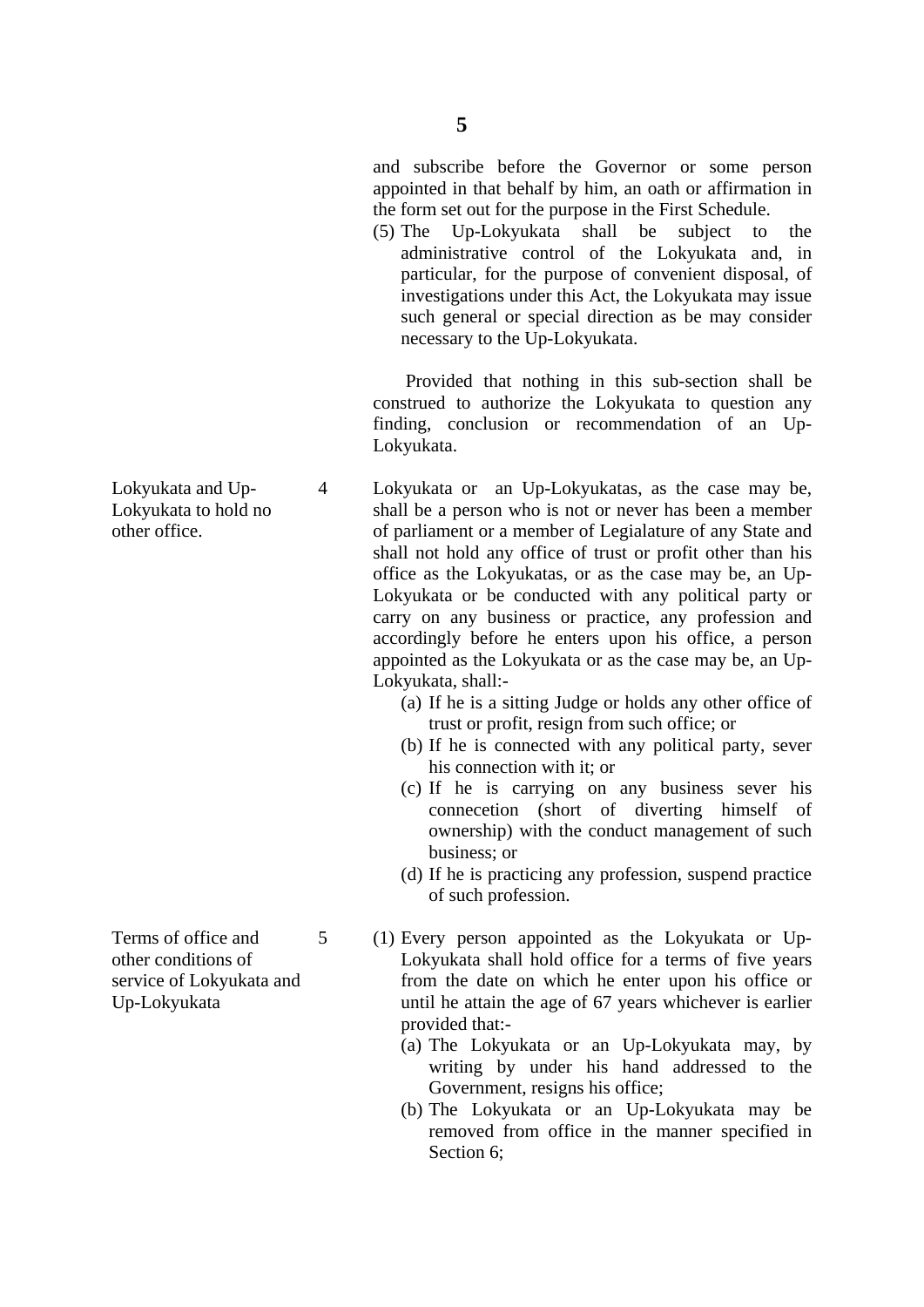and subscribe before the Governor or some person appointed in that behalf by him, an oath or affirmation in the form set out for the purpose in the First Schedule.

(5) The Up-Lokyukata shall be subject to the administrative control of the Lokyukata and, in particular, for the purpose of convenient disposal, of investigations under this Act, the Lokyukata may issue such general or special direction as be may consider necessary to the Up-Lokyukata.

Provided that nothing in this sub-section shall be construed to authorize the Lokyukata to question any finding, conclusion or recommendation of an Up-Lokyukata.

**Lokyukata and Up-Lokyukata to hold no other office.**

4 Lokyukata or an Up-Lokyukatas, as the case may be, shall be a person who is not or never has been a member of parliament or a member of Legialature of any State and shall not hold any office of trust or profit other than his office as the Lokyukatas, or as the case may be, an Up-Lokyukata or be conducted with any political party or carry on any business or practice, any profession and accordingly before he enters upon his office, a person appointed as the Lokyukata or as the case may be, an Up-Lokyukata, shall:-

(a) If he is a sitting Judge or holds any other office of trust or profit, resign from such office; or
(b) If he is connected with any political party, sever his connection with it; or
(c) If he is carrying on any business sever his connecetion (short of diverting himself of ownership) with the conduct management of such business; or
(d) If he is practicing any profession, suspend practice of such profession.

**Terms of office and other conditions of service of Lokyukata and Up-Lokyukata**

5 (1) Every person appointed as the Lokyukata or Up-Lokyukata shall hold office for a terms of five years from the date on which he enter upon his office or until he attain the age of 67 years whichever is earlier provided that:-

(a) The Lokyukata or an Up-Lokyukata may, by writing by under his hand addressed to the Government, resigns his office;
(b) The Lokyukata or an Up-Lokyukata may be removed from office in the manner specified in Section 6;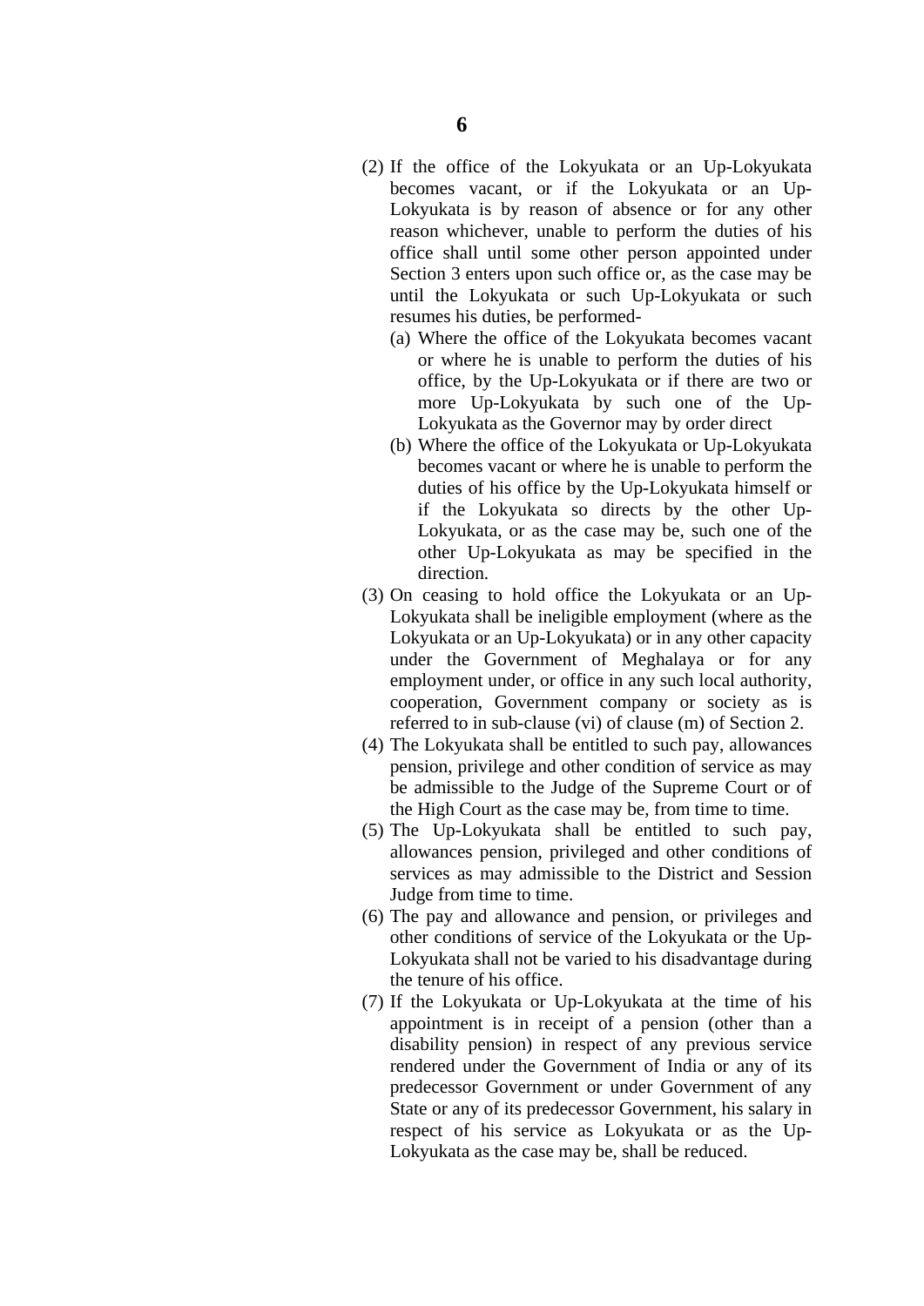(2) If the office of the Lokyukata or an Up-Lokyukata becomes vacant, or if the Lokyukata or an Up-Lokyukata is by reason of absence or for any other reason whichever, unable to perform the duties of his office shall until some other person appointed under Section 3 enters upon such office or, as the case may be until the Lokyukata or such Up-Lokyukata or such resumes his duties, be performed-

   (a) Where the office of the Lokyukata becomes vacant or where he is unable to perform the duties of his office, by the Up-Lokyukata or if there are two or more Up-Lokyukata by such one of the Up-Lokyukata as the Governor may by order direct

   (b) Where the office of the Lokyukata or Up-Lokyukata becomes vacant or where he is unable to perform the duties of his office by the Up-Lokyukata himself or if the Lokyukata so directs by the other Up-Lokyukata, or as the case may be, such one of the other Up-Lokyukata as may be specified in the direction.

(3) On ceasing to hold office the Lokyukata or an Up-Lokyukata shall be ineligible employment (where as the Lokyukata or an Up-Lokyukata) or in any other capacity under the Government of Meghalaya or for any employment under, or office in any such local authority, cooperation, Government company or society as is referred to in sub-clause (vi) of clause (m) of Section 2.

(4) The Lokyukata shall be entitled to such pay, allowances pension, privilege and other condition of service as may be admissible to the Judge of the Supreme Court or of the High Court as the case may be, from time to time.

(5) The Up-Lokyukata shall be entitled to such pay, allowances pension, privileged and other conditions of services as may admissible to the District and Session Judge from time to time.

(6) The pay and allowance and pension, or privileges and other conditions of service of the Lokyukata or the Up-Lokyukata shall not be varied to his disadvantage during the tenure of his office.

(7) If the Lokyukata or Up-Lokyukata at the time of his appointment is in receipt of a pension (other than a disability pension) in respect of any previous service rendered under the Government of India or any of its predecessor Government or under Government of any State or any of its predecessor Government, his salary in respect of his service as Lokyukata or as the Up-Lokyukata as the case may be, shall be reduced.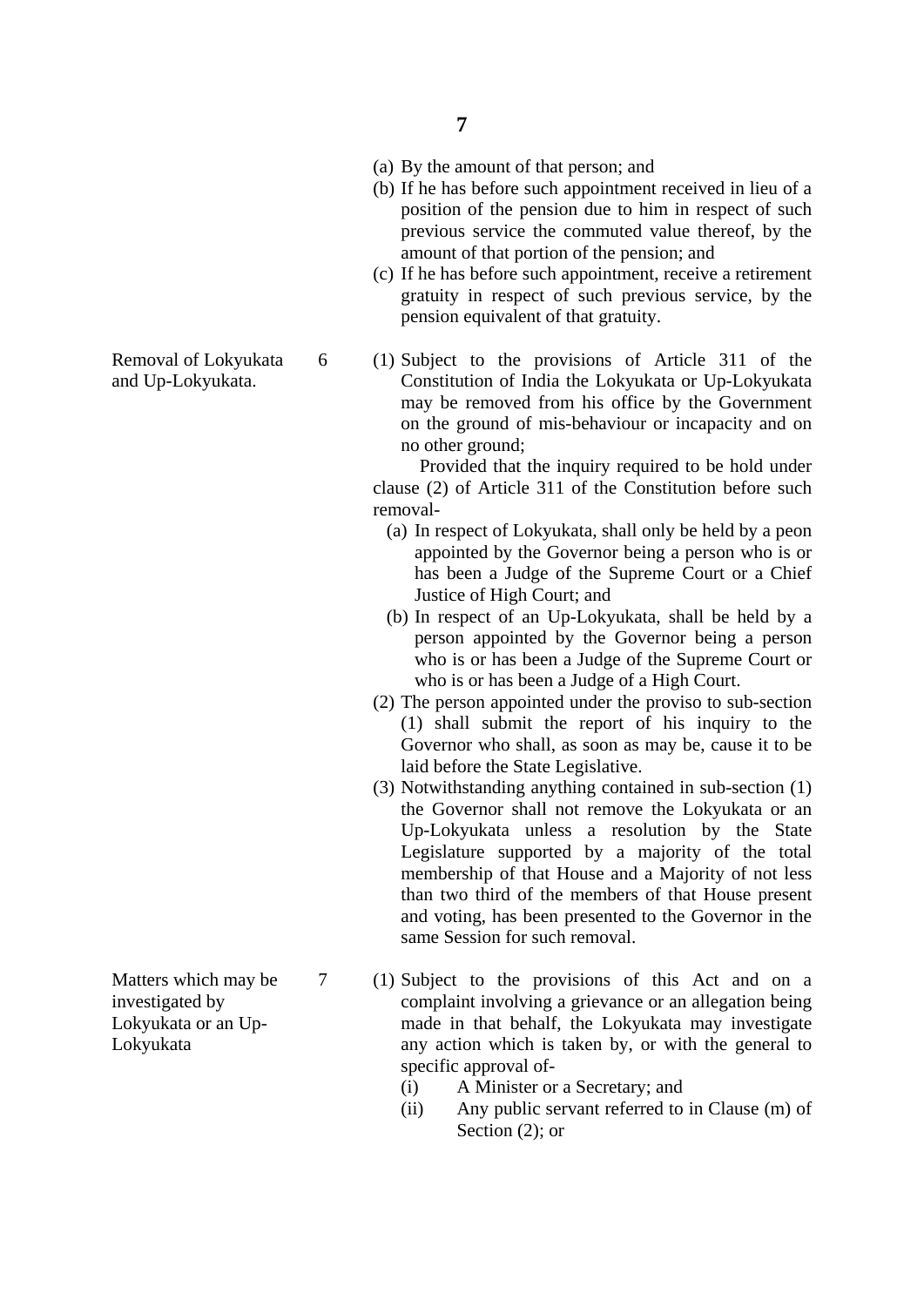(a) By the amount of that person; and
(b) If he has before such appointment received in lieu of a position of the pension due to him in respect of such previous service the commuted value thereof, by the amount of that portion of the pension; and
(c) If he has before such appointment, receive a retirement gratuity in respect of such previous service, by the pension equivalent of that gratuity.

**Removal of Lokyukata and Up-Lokyukata.**

6 (1) Subject to the provisions of Article 311 of the Constitution of India the Lokyukata or Up-Lokyukata may be removed from his office by the Government on the ground of mis-behaviour or incapacity and on no other ground;

Provided that the inquiry required to be hold under clause (2) of Article 311 of the Constitution before such removal-

(a) In respect of Lokyukata, shall only be held by a peon appointed by the Governor being a person who is or has been a Judge of the Supreme Court or a Chief Justice of High Court; and
(b) In respect of an Up-Lokyukata, shall be held by a person appointed by the Governor being a person who is or has been a Judge of the Supreme Court or who is or has been a Judge of a High Court.

(2) The person appointed under the proviso to sub-section (1) shall submit the report of his inquiry to the Governor who shall, as soon as may be, cause it to be laid before the State Legislative.

(3) Notwithstanding anything contained in sub-section (1) the Governor shall not remove the Lokyukata or an Up-Lokyukata unless a resolution by the State Legislature supported by a majority of the total membership of that House and a Majority of not less than two third of the members of that House present and voting, has been presented to the Governor in the same Session for such removal.

**Matters which may be investigated by Lokyukata or an Up-Lokyukata**

7 (1) Subject to the provisions of this Act and on a complaint involving a grievance or an allegation being made in that behalf, the Lokyukata may investigate any action which is taken by, or with the general to specific approval of-

(i) A Minister or a Secretary; and
(ii) Any public servant referred to in Clause (m) of Section (2); or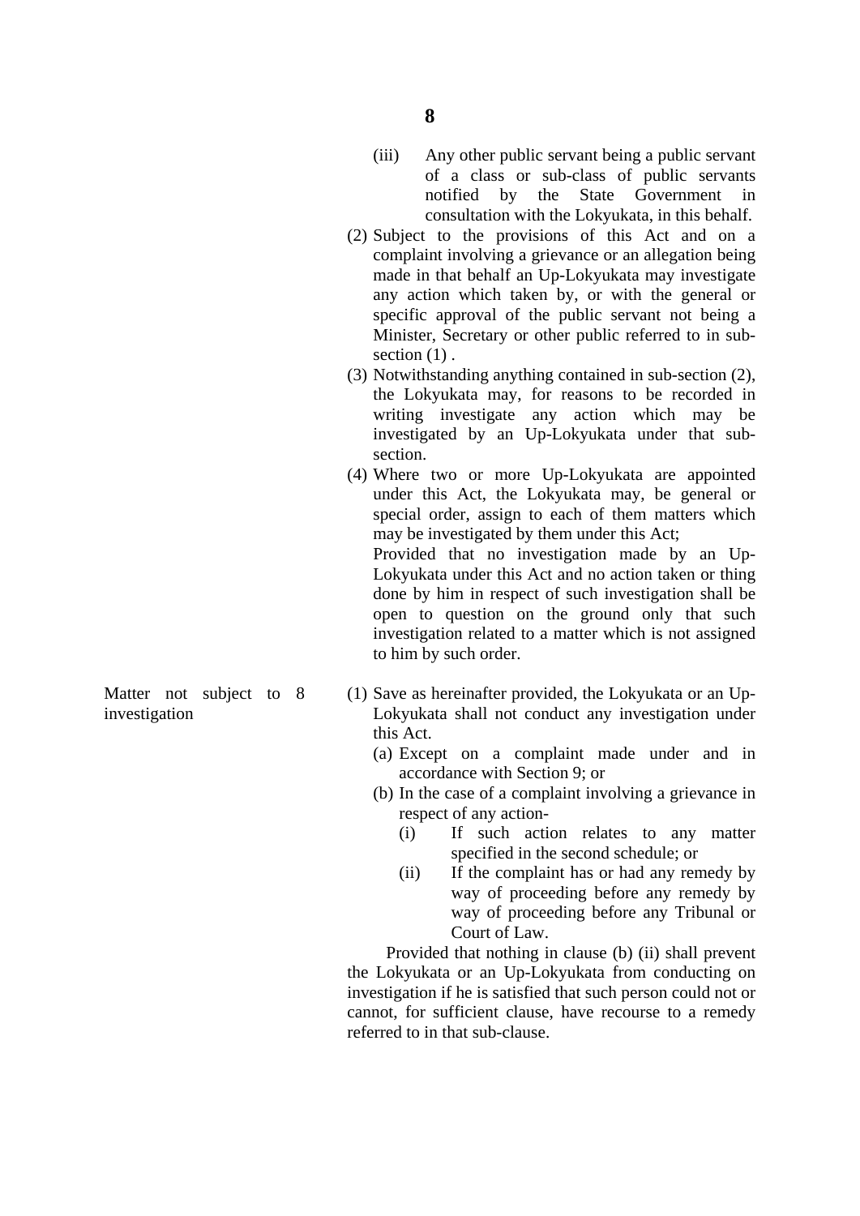(iii) Any other public servant being a public servant of a class or sub-class of public servants notified by the State Government in consultation with the Lokyukata, in this behalf.

(2) Subject to the provisions of this Act and on a complaint involving a grievance or an allegation being made in that behalf an Up-Lokyukata may investigate any action which taken by, or with the general or specific approval of the public servant not being a Minister, Secretary or other public referred to in sub-section (1) .

(3) Notwithstanding anything contained in sub-section (2), the Lokyukata may, for reasons to be recorded in writing investigate any action which may be investigated by an Up-Lokyukata under that sub-section.

(4) Where two or more Up-Lokyukata are appointed under this Act, the Lokyukata may, be general or special order, assign to each of them matters which may be investigated by them under this Act;

Provided that no investigation made by an Up-Lokyukata under this Act and no action taken or thing done by him in respect of such investigation shall be open to question on the ground only that such investigation related to a matter which is not assigned to him by such order.

**Matter not subject to investigation**

8 (1) Save as hereinafter provided, the Lokyukata or an Up-Lokyukata shall not conduct any investigation under this Act.

(a) Except on a complaint made under and in accordance with Section 9; or

(b) In the case of a complaint involving a grievance in respect of any action-

(i) If such action relates to any matter specified in the second schedule; or

(ii) If the complaint has or had any remedy by way of proceeding before any remedy by way of proceeding before any Tribunal or Court of Law.

Provided that nothing in clause (b) (ii) shall prevent the Lokyukata or an Up-Lokyukata from conducting on investigation if he is satisfied that such person could not or cannot, for sufficient clause, have recourse to a remedy referred to in that sub-clause.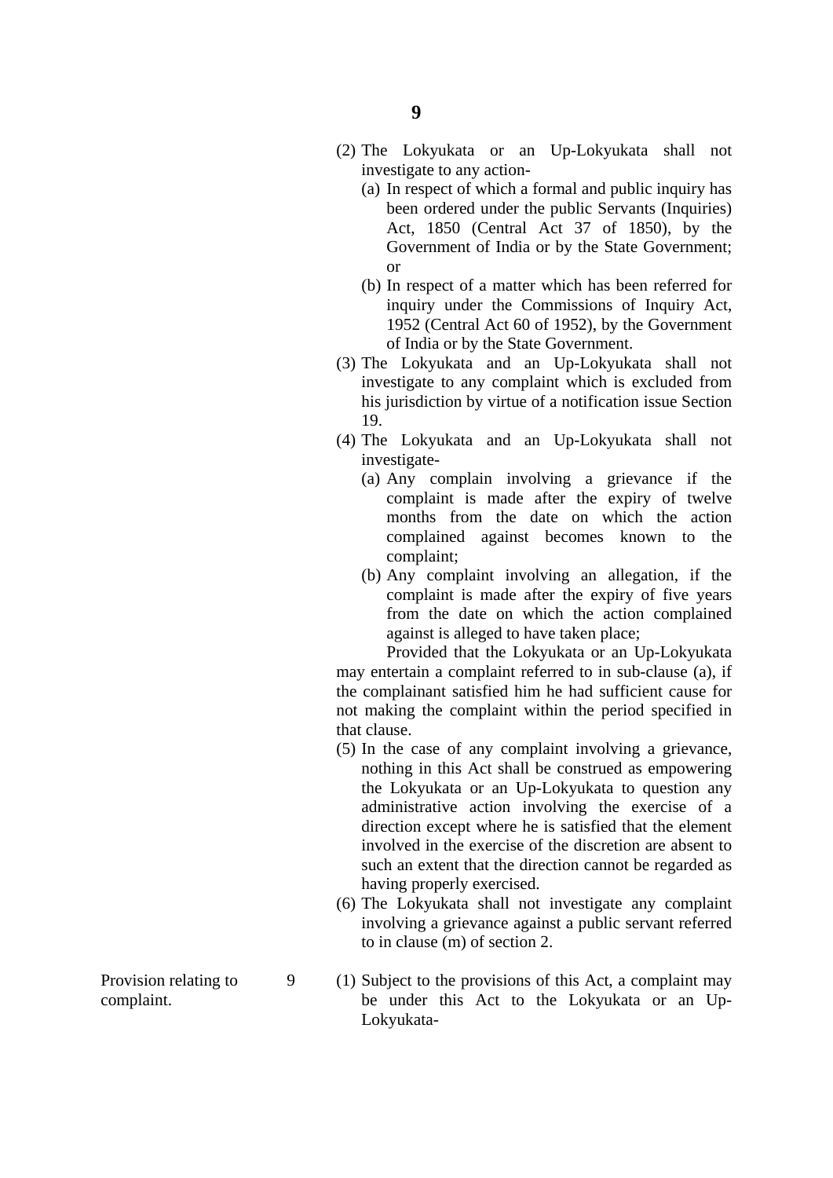(2) The Lokyukata or an Up-Lokyukata shall not investigate to any action-

   (a) In respect of which a formal and public inquiry has been ordered under the public Servants (Inquiries) Act, 1850 (Central Act 37 of 1850), by the Government of India or by the State Government; or

   (b) In respect of a matter which has been referred for inquiry under the Commissions of Inquiry Act, 1952 (Central Act 60 of 1952), by the Government of India or by the State Government.

(3) The Lokyukata and an Up-Lokyukata shall not investigate to any complaint which is excluded from his jurisdiction by virtue of a notification issue Section 19.

(4) The Lokyukata and an Up-Lokyukata shall not investigate-

   (a) Any complain involving a grievance if the complaint is made after the expiry of twelve months from the date on which the action complained against becomes known to the complaint;

   (b) Any complaint involving an allegation, if the complaint is made after the expiry of five years from the date on which the action complained against is alleged to have taken place;

   Provided that the Lokyukata or an Up-Lokyukata may entertain a complaint referred to in sub-clause (a), if the complainant satisfied him he had sufficient cause for not making the complaint within the period specified in that clause.

(5) In the case of any complaint involving a grievance, nothing in this Act shall be construed as empowering the Lokyukata or an Up-Lokyukata to question any administrative action involving the exercise of a direction except where he is satisfied that the element involved in the exercise of the discretion are absent to such an extent that the direction cannot be regarded as having properly exercised.

(6) The Lokyukata shall not investigate any complaint involving a grievance against a public servant referred to in clause (m) of section 2.

**Provision relating to complaint.**

9 (1) Subject to the provisions of this Act, a complaint may be under this Act to the Lokyukata or an Up-Lokyukata-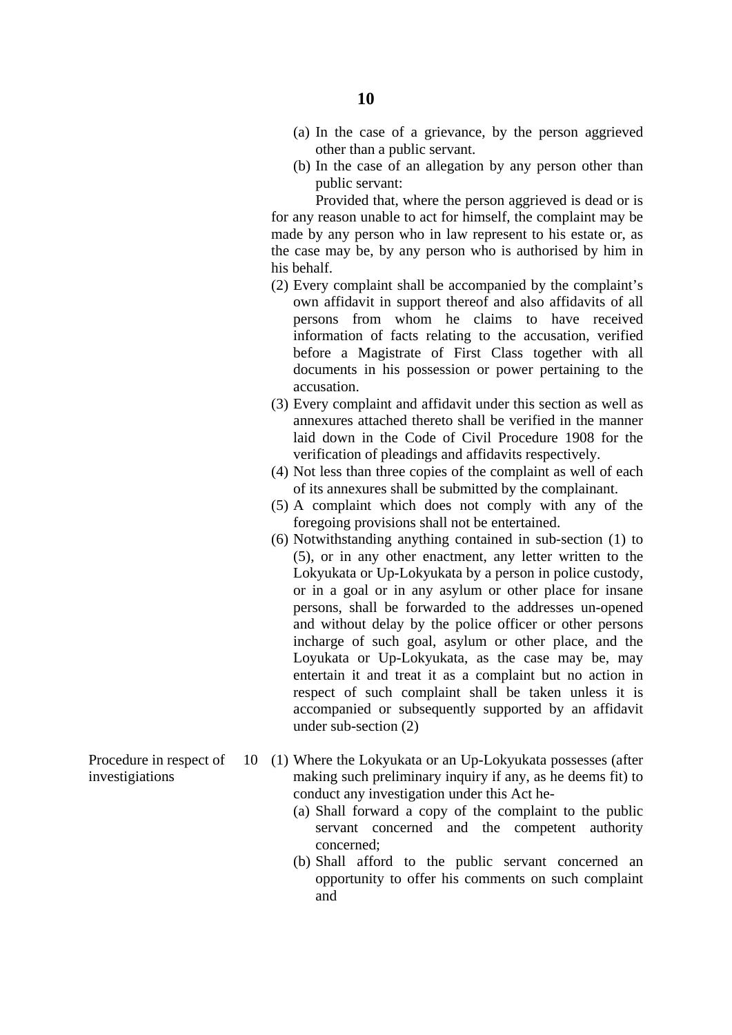(a) In the case of a grievance, by the person aggrieved other than a public servant.

(b) In the case of an allegation by any person other than public servant:

Provided that, where the person aggrieved is dead or is for any reason unable to act for himself, the complaint may be made by any person who in law represent to his estate or, as the case may be, by any person who is authorised by him in his behalf.

(2) Every complaint shall be accompanied by the complaint's own affidavit in support thereof and also affidavits of all persons from whom he claims to have received information of facts relating to the accusation, verified before a Magistrate of First Class together with all documents in his possession or power pertaining to the accusation.

(3) Every complaint and affidavit under this section as well as annexures attached thereto shall be verified in the manner laid down in the Code of Civil Procedure 1908 for the verification of pleadings and affidavits respectively.

(4) Not less than three copies of the complaint as well of each of its annexures shall be submitted by the complainant.

(5) A complaint which does not comply with any of the foregoing provisions shall not be entertained.

(6) Notwithstanding anything contained in sub-section (1) to (5), or in any other enactment, any letter written to the Lokyukata or Up-Lokyukata by a person in police custody, or in a goal or in any asylum or other place for insane persons, shall be forwarded to the addresses un-opened and without delay by the police officer or other persons incharge of such goal, asylum or other place, and the Loyukata or Up-Lokyukata, as the case may be, may entertain it and treat it as a complaint but no action in respect of such complaint shall be taken unless it is accompanied or subsequently supported by an affidavit under sub-section (2)

**Procedure in respect of investigiations**

**10** (1) Where the Lokyukata or an Up-Lokyukata possesses (after making such preliminary inquiry if any, as he deems fit) to conduct any investigation under this Act he-

(a) Shall forward a copy of the complaint to the public servant concerned and the competent authority concerned;

(b) Shall afford to the public servant concerned an opportunity to offer his comments on such complaint and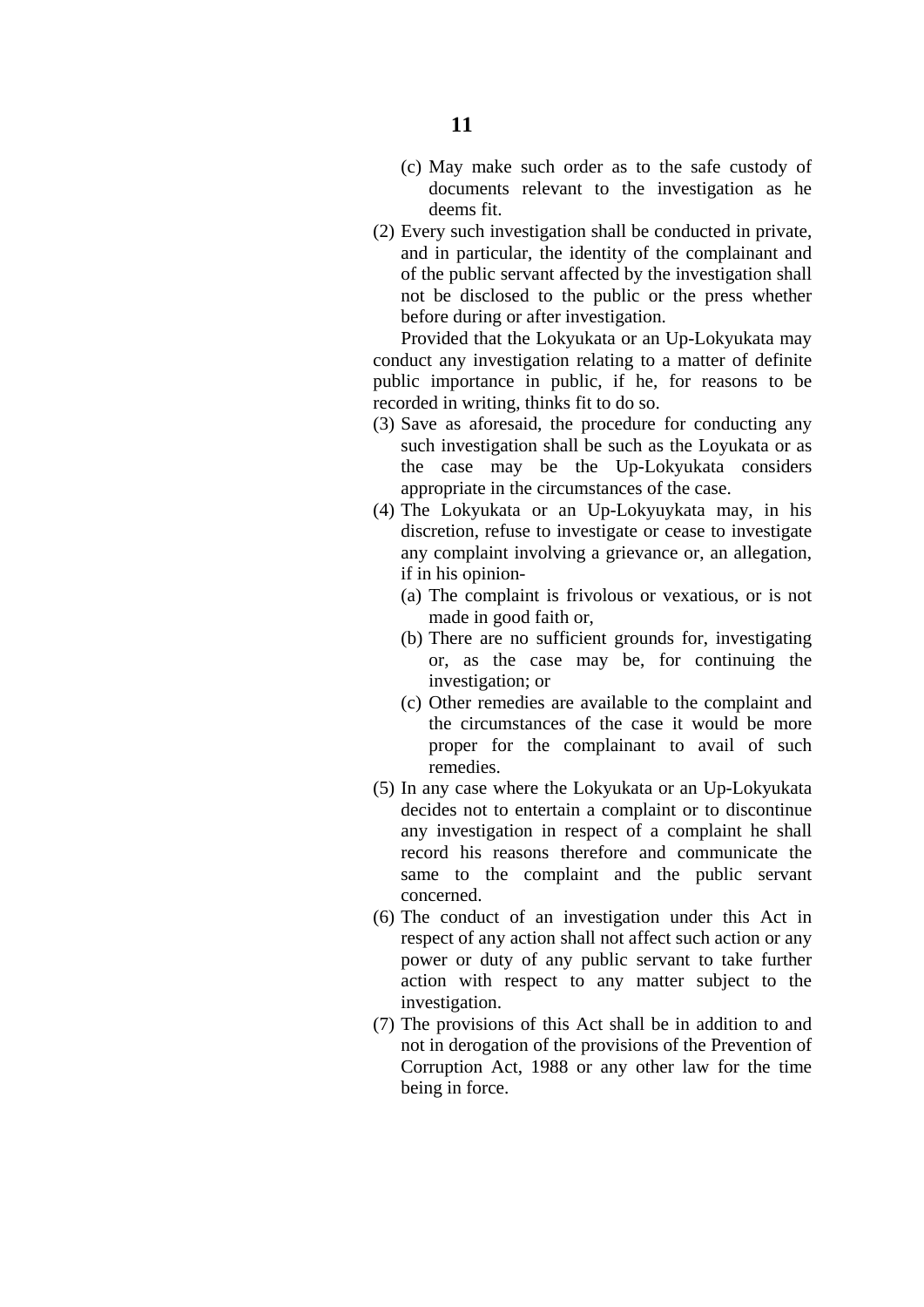(c) May make such order as to the safe custody of documents relevant to the investigation as he deems fit.

(2) Every such investigation shall be conducted in private, and in particular, the identity of the complainant and of the public servant affected by the investigation shall not be disclosed to the public or the press whether before during or after investigation.

Provided that the Lokyukata or an Up-Lokyukata may conduct any investigation relating to a matter of definite public importance in public, if he, for reasons to be recorded in writing, thinks fit to do so.

(3) Save as aforesaid, the procedure for conducting any such investigation shall be such as the Loyukata or as the case may be the Up-Lokyukata considers appropriate in the circumstances of the case.

(4) The Lokyukata or an Up-Lokyuykata may, in his discretion, refuse to investigate or cease to investigate any complaint involving a grievance or, an allegation, if in his opinion-

(a) The complaint is frivolous or vexatious, or is not made in good faith or,

(b) There are no sufficient grounds for, investigating or, as the case may be, for continuing the investigation; or

(c) Other remedies are available to the complaint and the circumstances of the case it would be more proper for the complainant to avail of such remedies.

(5) In any case where the Lokyukata or an Up-Lokyukata decides not to entertain a complaint or to discontinue any investigation in respect of a complaint he shall record his reasons therefore and communicate the same to the complaint and the public servant concerned.

(6) The conduct of an investigation under this Act in respect of any action shall not affect such action or any power or duty of any public servant to take further action with respect to any matter subject to the investigation.

(7) The provisions of this Act shall be in addition to and not in derogation of the provisions of the Prevention of Corruption Act, 1988 or any other law for the time being in force.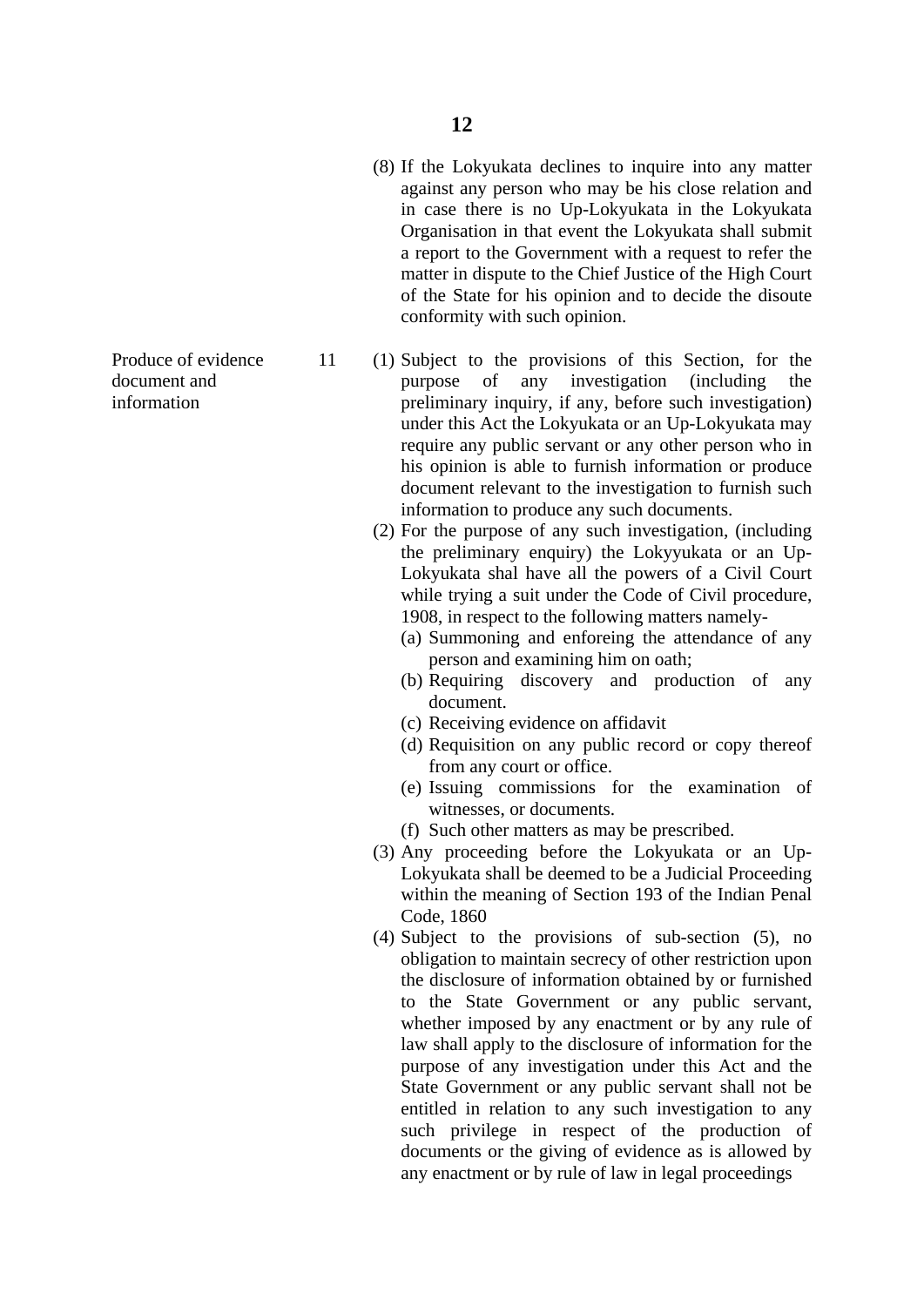(8) If the Lokyukata declines to inquire into any matter against any person who may be his close relation and in case there is no Up-Lokyukata in the Lokyukata Organisation in that event the Lokyukata shall submit a report to the Government with a request to refer the matter in dispute to the Chief Justice of the High Court of the State for his opinion and to decide the disoute conformity with such opinion.

**Produce of evidence document and information**

11 (1) Subject to the provisions of this Section, for the purpose of any investigation (including the preliminary inquiry, if any, before such investigation) under this Act the Lokyukata or an Up-Lokyukata may require any public servant or any other person who in his opinion is able to furnish information or produce document relevant to the investigation to furnish such information to produce any such documents.

(2) For the purpose of any such investigation, (including the preliminary enquiry) the Lokyyukata or an Up-Lokyukata shal have all the powers of a Civil Court while trying a suit under the Code of Civil procedure, 1908, in respect to the following matters namely-

(a) Summoning and enforeing the attendance of any person and examining him on oath;

(b) Requiring discovery and production of any document.

(c) Receiving evidence on affidavit

(d) Requisition on any public record or copy thereof from any court or office.

(e) Issuing commissions for the examination of witnesses, or documents.

(f) Such other matters as may be prescribed.

(3) Any proceeding before the Lokyukata or an Up-Lokyukata shall be deemed to be a Judicial Proceeding within the meaning of Section 193 of the Indian Penal Code, 1860

(4) Subject to the provisions of sub-section (5), no obligation to maintain secrecy of other restriction upon the disclosure of information obtained by or furnished to the State Government or any public servant, whether imposed by any enactment or by any rule of law shall apply to the disclosure of information for the purpose of any investigation under this Act and the State Government or any public servant shall not be entitled in relation to any such investigation to any such privilege in respect of the production of documents or the giving of evidence as is allowed by any enactment or by rule of law in legal proceedings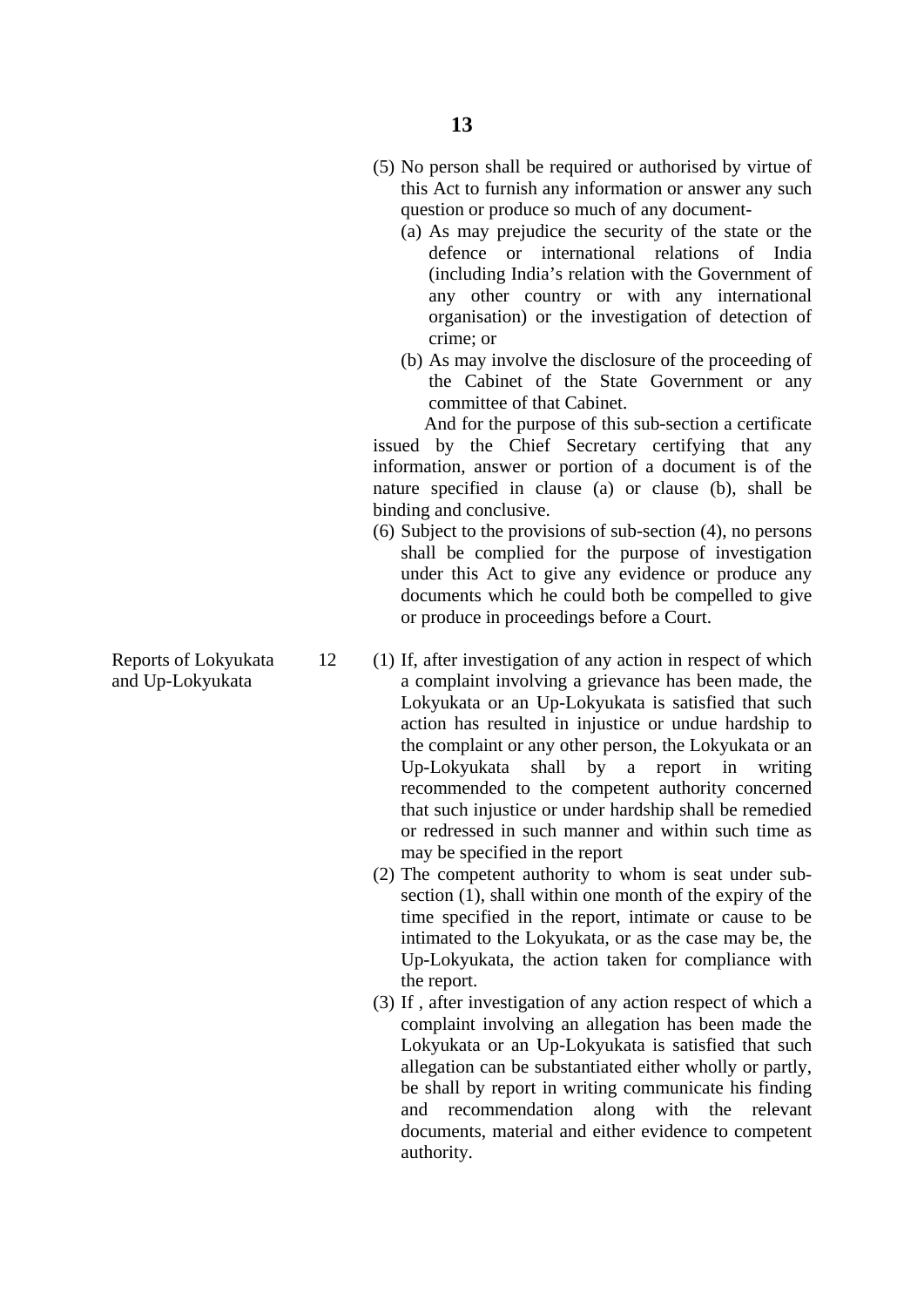(5) No person shall be required or authorised by virtue of this Act to furnish any information or answer any such question or produce so much of any document-

   (a) As may prejudice the security of the state or the defence or international relations of India (including India's relation with the Government of any other country or with any international organisation) or the investigation of detection of crime; or

   (b) As may involve the disclosure of the proceeding of the Cabinet of the State Government or any committee of that Cabinet.

And for the purpose of this sub-section a certificate issued by the Chief Secretary certifying that any information, answer or portion of a document is of the nature specified in clause (a) or clause (b), shall be binding and conclusive.

(6) Subject to the provisions of sub-section (4), no persons shall be complied for the purpose of investigation under this Act to give any evidence or produce any documents which he could both be compelled to give or produce in proceedings before a Court.

**Reports of Lokyukata and Up-Lokyukata**

**12** (1) If, after investigation of any action in respect of which a complaint involving a grievance has been made, the Lokyukata or an Up-Lokyukata is satisfied that such action has resulted in injustice or undue hardship to the complaint or any other person, the Lokyukata or an Up-Lokyukata shall by a report in writing recommended to the competent authority concerned that such injustice or under hardship shall be remedied or redressed in such manner and within such time as may be specified in the report

(2) The competent authority to whom is seat under sub-section (1), shall within one month of the expiry of the time specified in the report, intimate or cause to be intimated to the Lokyukata, or as the case may be, the Up-Lokyukata, the action taken for compliance with the report.

(3) If , after investigation of any action respect of which a complaint involving an allegation has been made the Lokyukata or an Up-Lokyukata is satisfied that such allegation can be substantiated either wholly or partly, be shall by report in writing communicate his finding and recommendation along with the relevant documents, material and either evidence to competent authority.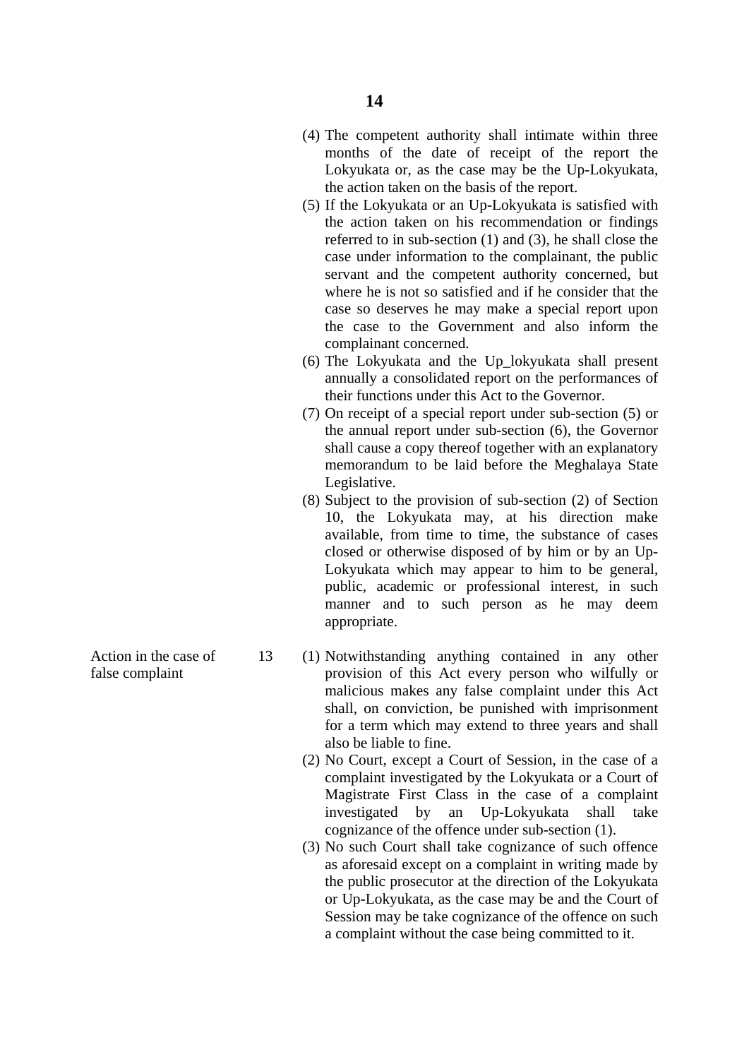(4) The competent authority shall intimate within three months of the date of receipt of the report the Lokyukata or, as the case may be the Up-Lokyukata, the action taken on the basis of the report.

(5) If the Lokyukata or an Up-Lokyukata is satisfied with the action taken on his recommendation or findings referred to in sub-section (1) and (3), he shall close the case under information to the complainant, the public servant and the competent authority concerned, but where he is not so satisfied and if he consider that the case so deserves he may make a special report upon the case to the Government and also inform the complainant concerned.

(6) The Lokyukata and the Up_lokyukata shall present annually a consolidated report on the performances of their functions under this Act to the Governor.

(7) On receipt of a special report under sub-section (5) or the annual report under sub-section (6), the Governor shall cause a copy thereof together with an explanatory memorandum to be laid before the Meghalaya State Legislative.

(8) Subject to the provision of sub-section (2) of Section 10, the Lokyukata may, at his direction make available, from time to time, the substance of cases closed or otherwise disposed of by him or by an Up-Lokyukata which may appear to him to be general, public, academic or professional interest, in such manner and to such person as he may deem appropriate.

**Action in the case of false complaint**

13 (1) Notwithstanding anything contained in any other provision of this Act every person who wilfully or malicious makes any false complaint under this Act shall, on conviction, be punished with imprisonment for a term which may extend to three years and shall also be liable to fine.

(2) No Court, except a Court of Session, in the case of a complaint investigated by the Lokyukata or a Court of Magistrate First Class in the case of a complaint investigated by an Up-Lokyukata shall take cognizance of the offence under sub-section (1).

(3) No such Court shall take cognizance of such offence as aforesaid except on a complaint in writing made by the public prosecutor at the direction of the Lokyukata or Up-Lokyukata, as the case may be and the Court of Session may be take cognizance of the offence on such a complaint without the case being committed to it.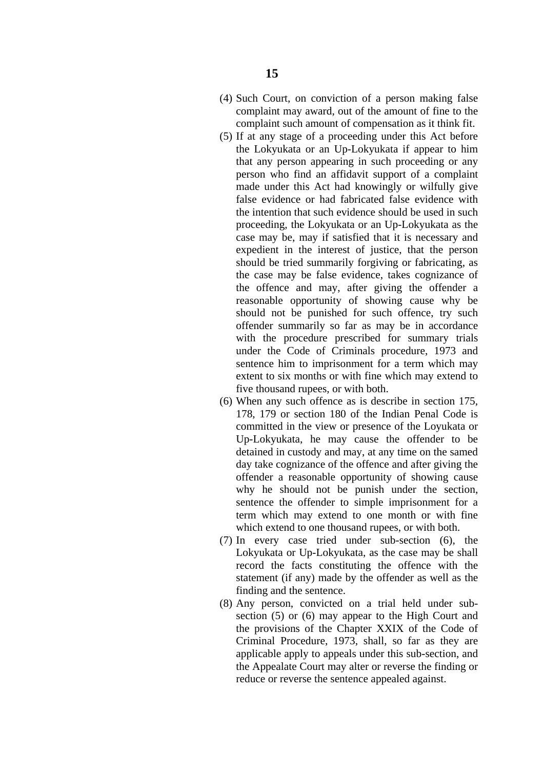(4) Such Court, on conviction of a person making false complaint may award, out of the amount of fine to the complaint such amount of compensation as it think fit.

(5) If at any stage of a proceeding under this Act before the Lokyukata or an Up-Lokyukata if appear to him that any person appearing in such proceeding or any person who find an affidavit support of a complaint made under this Act had knowingly or wilfully give false evidence or had fabricated false evidence with the intention that such evidence should be used in such proceeding, the Lokyukata or an Up-Lokyukata as the case may be, may if satisfied that it is necessary and expedient in the interest of justice, that the person should be tried summarily forgiving or fabricating, as the case may be false evidence, takes cognizance of the offence and may, after giving the offender a reasonable opportunity of showing cause why be should not be punished for such offence, try such offender summarily so far as may be in accordance with the procedure prescribed for summary trials under the Code of Criminals procedure, 1973 and sentence him to imprisonment for a term which may extent to six months or with fine which may extend to five thousand rupees, or with both.

(6) When any such offence as is describe in section 175, 178, 179 or section 180 of the Indian Penal Code is committed in the view or presence of the Loyukata or Up-Lokyukata, he may cause the offender to be detained in custody and may, at any time on the samed day take cognizance of the offence and after giving the offender a reasonable opportunity of showing cause why he should not be punish under the section, sentence the offender to simple imprisonment for a term which may extend to one month or with fine which extend to one thousand rupees, or with both.

(7) In every case tried under sub-section (6), the Lokyukata or Up-Lokyukata, as the case may be shall record the facts constituting the offence with the statement (if any) made by the offender as well as the finding and the sentence.

(8) Any person, convicted on a trial held under sub-section (5) or (6) may appear to the High Court and the provisions of the Chapter XXIX of the Code of Criminal Procedure, 1973, shall, so far as they are applicable apply to appeals under this sub-section, and the Appealate Court may alter or reverse the finding or reduce or reverse the sentence appealed against.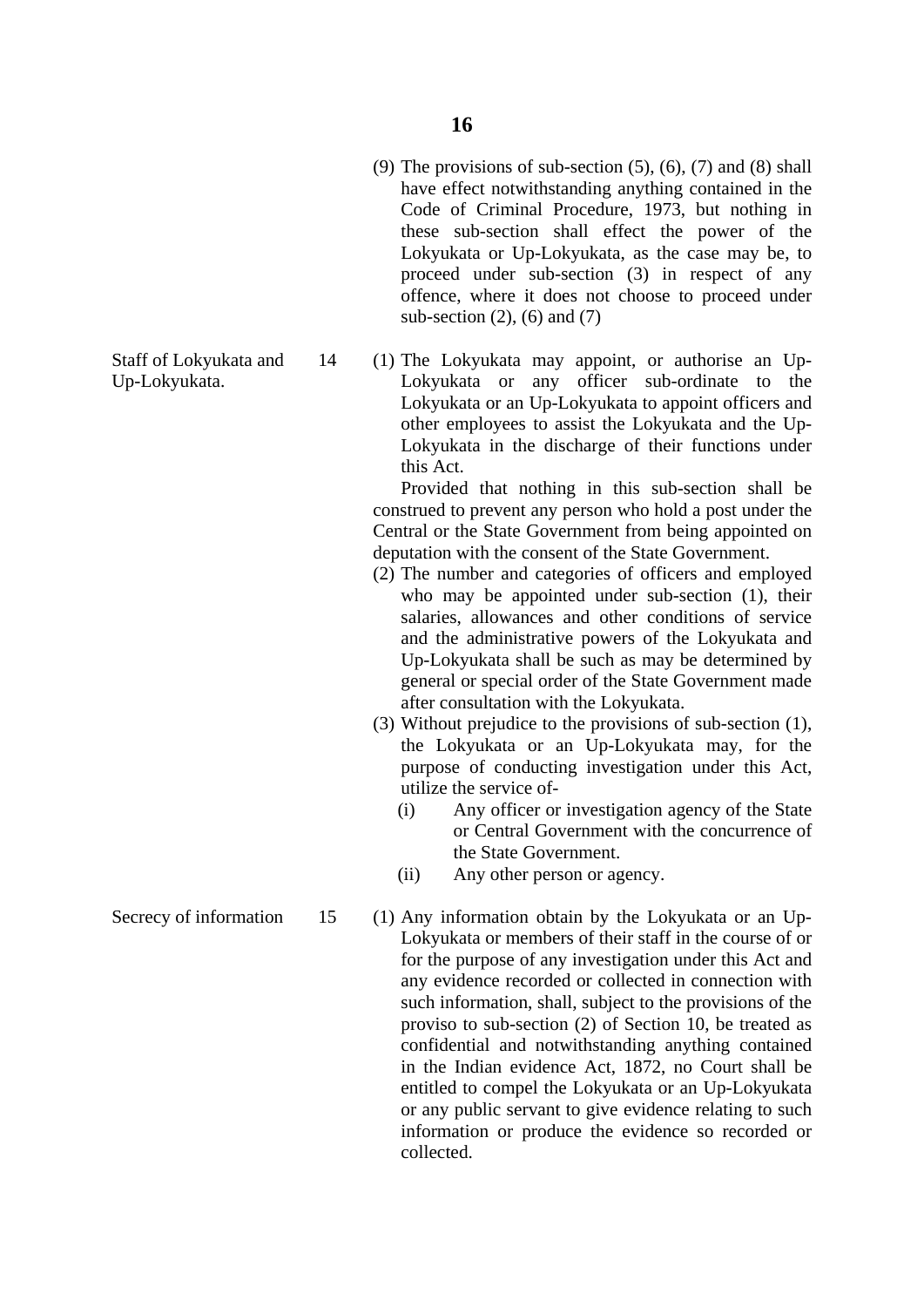(9) The provisions of sub-section (5), (6), (7) and (8) shall have effect notwithstanding anything contained in the Code of Criminal Procedure, 1973, but nothing in these sub-section shall effect the power of the Lokyukata or Up-Lokyukata, as the case may be, to proceed under sub-section (3) in respect of any offence, where it does not choose to proceed under sub-section (2), (6) and (7)

**Staff of Lokyukata and Up-Lokyukata.**

14 (1) The Lokyukata may appoint, or authorise an Up-Lokyukata or any officer sub-ordinate to the Lokyukata or an Up-Lokyukata to appoint officers and other employees to assist the Lokyukata and the Up-Lokyukata in the discharge of their functions under this Act.

Provided that nothing in this sub-section shall be construed to prevent any person who hold a post under the Central or the State Government from being appointed on deputation with the consent of the State Government.

(2) The number and categories of officers and employed who may be appointed under sub-section (1), their salaries, allowances and other conditions of service and the administrative powers of the Lokyukata and Up-Lokyukata shall be such as may be determined by general or special order of the State Government made after consultation with the Lokyukata.

(3) Without prejudice to the provisions of sub-section (1), the Lokyukata or an Up-Lokyukata may, for the purpose of conducting investigation under this Act, utilize the service of-

(i) Any officer or investigation agency of the State or Central Government with the concurrence of the State Government.

(ii) Any other person or agency.

**Secrecy of information**

15 (1) Any information obtain by the Lokyukata or an Up-Lokyukata or members of their staff in the course of or for the purpose of any investigation under this Act and any evidence recorded or collected in connection with such information, shall, subject to the provisions of the proviso to sub-section (2) of Section 10, be treated as confidential and notwithstanding anything contained in the Indian evidence Act, 1872, no Court shall be entitled to compel the Lokyukata or an Up-Lokyukata or any public servant to give evidence relating to such information or produce the evidence so recorded or collected.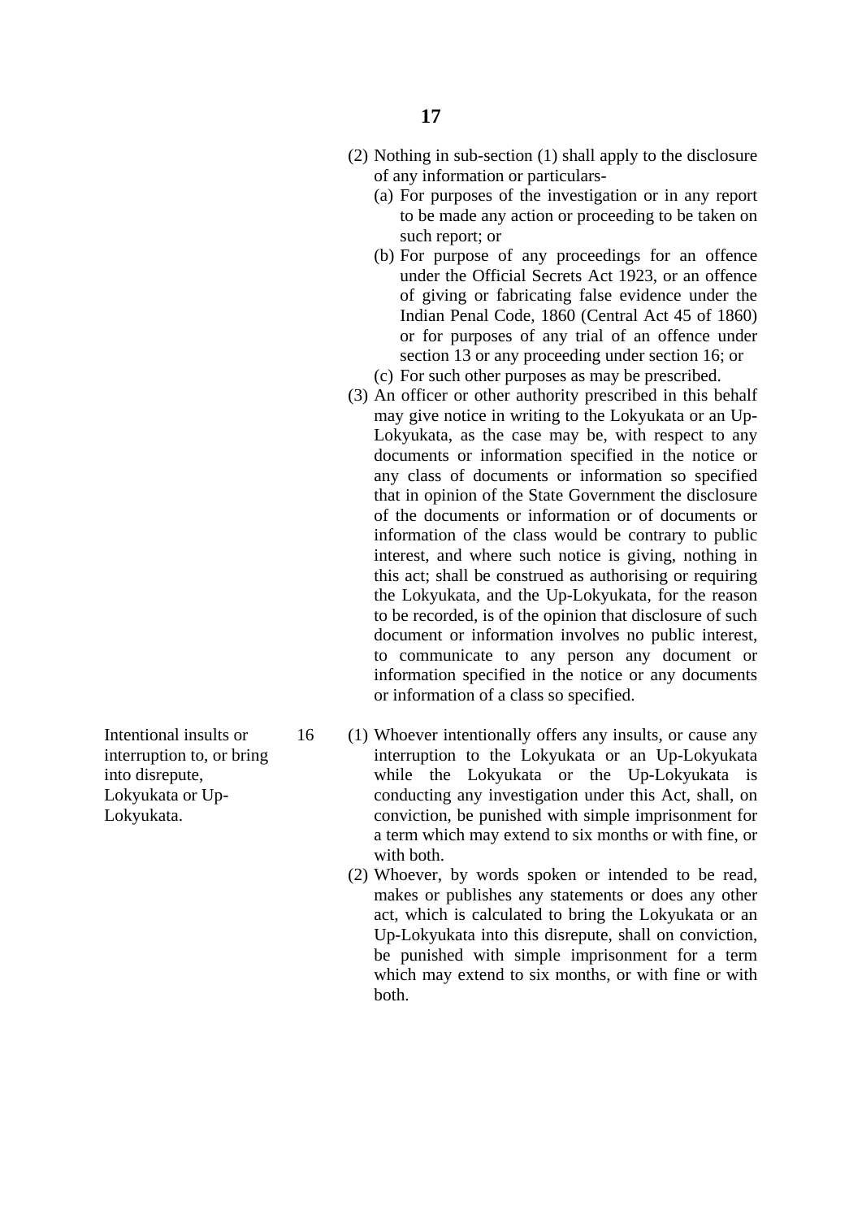(2) Nothing in sub-section (1) shall apply to the disclosure of any information or particulars-

   (a) For purposes of the investigation or in any report to be made any action or proceeding to be taken on such report; or

   (b) For purpose of any proceedings for an offence under the Official Secrets Act 1923, or an offence of giving or fabricating false evidence under the Indian Penal Code, 1860 (Central Act 45 of 1860) or for purposes of any trial of an offence under section 13 or any proceeding under section 16; or

   (c) For such other purposes as may be prescribed.

(3) An officer or other authority prescribed in this behalf may give notice in writing to the Lokyukata or an Up-Lokyukata, as the case may be, with respect to any documents or information specified in the notice or any class of documents or information so specified that in opinion of the State Government the disclosure of the documents or information or of documents or information of the class would be contrary to public interest, and where such notice is giving, nothing in this act; shall be construed as authorising or requiring the Lokyukata, and the Up-Lokyukata, for the reason to be recorded, is of the opinion that disclosure of such document or information involves no public interest, to communicate to any person any document or information specified in the notice or any documents or information of a class so specified.

**16. Intentional insults or interruption to, or bring into disrepute, Lokyukata or Up-Lokyukata.**

(1) Whoever intentionally offers any insults, or cause any interruption to the Lokyukata or an Up-Lokyukata while the Lokyukata or the Up-Lokyukata is conducting any investigation under this Act, shall, on conviction, be punished with simple imprisonment for a term which may extend to six months or with fine, or with both.

(2) Whoever, by words spoken or intended to be read, makes or publishes any statements or does any other act, which is calculated to bring the Lokyukata or an Up-Lokyukata into this disrepute, shall on conviction, be punished with simple imprisonment for a term which may extend to six months, or with fine or with both.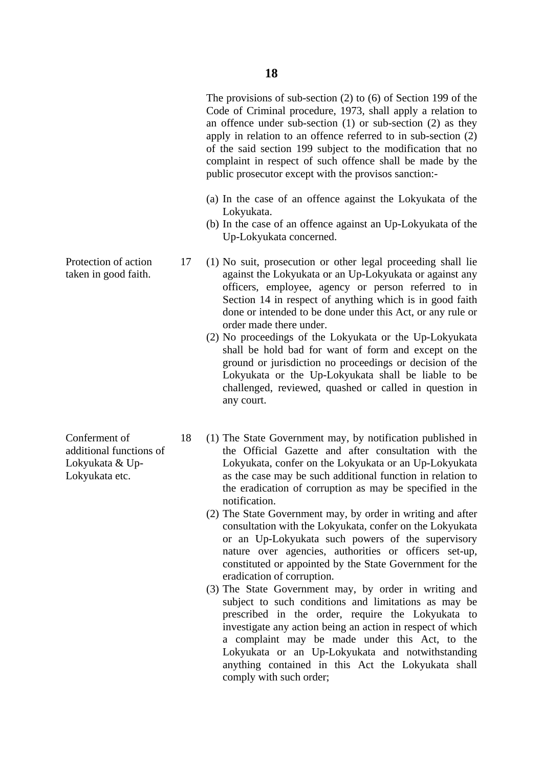The provisions of sub-section (2) to (6) of Section 199 of the Code of Criminal procedure, 1973, shall apply a relation to an offence under sub-section (1) or sub-section (2) as they apply in relation to an offence referred to in sub-section (2) of the said section 199 subject to the modification that no complaint in respect of such offence shall be made by the public prosecutor except with the provisos sanction:-

(a) In the case of an offence against the Lokyukata of the Lokyukata.
(b) In the case of an offence against an Up-Lokyukata of the Up-Lokyukata concerned.

**Protection of action taken in good faith.**

17 (1) No suit, prosecution or other legal proceeding shall lie against the Lokyukata or an Up-Lokyukata or against any officers, employee, agency or person referred to in Section 14 in respect of anything which is in good faith done or intended to be done under this Act, or any rule or order made there under.

(2) No proceedings of the Lokyukata or the Up-Lokyukata shall be hold bad for want of form and except on the ground or jurisdiction no proceedings or decision of the Lokyukata or the Up-Lokyukata shall be liable to be challenged, reviewed, quashed or called in question in any court.

**Conferment of additional functions of Lokyukata & Up-Lokyukata etc.**

18 (1) The State Government may, by notification published in the Official Gazette and after consultation with the Lokyukata, confer on the Lokyukata or an Up-Lokyukata as the case may be such additional function in relation to the eradication of corruption as may be specified in the notification.

(2) The State Government may, by order in writing and after consultation with the Lokyukata, confer on the Lokyukata or an Up-Lokyukata such powers of the supervisory nature over agencies, authorities or officers set-up, constituted or appointed by the State Government for the eradication of corruption.

(3) The State Government may, by order in writing and subject to such conditions and limitations as may be prescribed in the order, require the Lokyukata to investigate any action being an action in respect of which a complaint may be made under this Act, to the Lokyukata or an Up-Lokyukata and notwithstanding anything contained in this Act the Lokyukata shall comply with such order;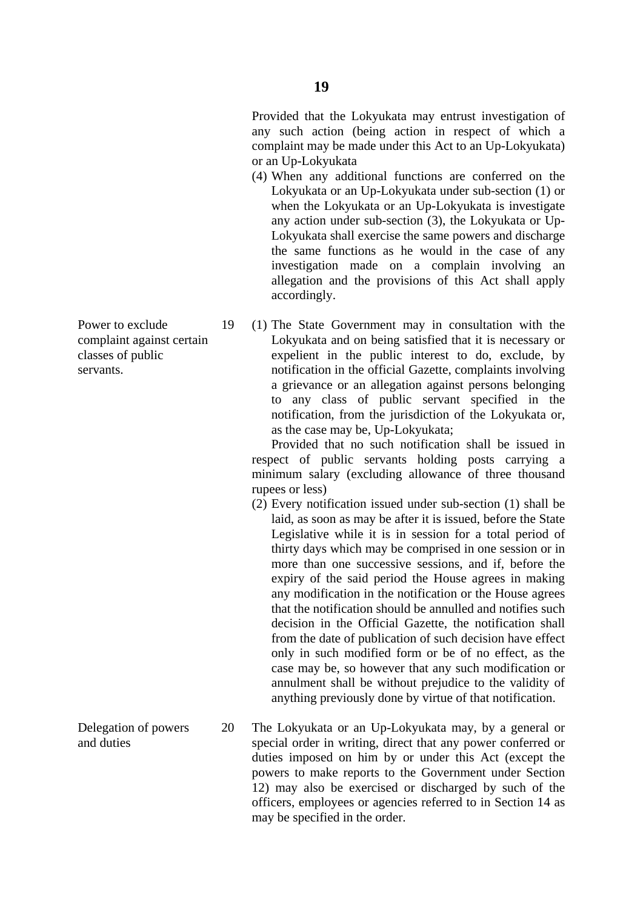Provided that the Lokyukata may entrust investigation of any such action (being action in respect of which a complaint may be made under this Act to an Up-Lokyukata) or an Up-Lokyukata

(4) When any additional functions are conferred on the Lokyukata or an Up-Lokyukata under sub-section (1) or when the Lokyukata or an Up-Lokyukata is investigate any action under sub-section (3), the Lokyukata or Up-Lokyukata shall exercise the same powers and discharge the same functions as he would in the case of any investigation made on a complain involving an allegation and the provisions of this Act shall apply accordingly.

**Power to exclude complaint against certain classes of public servants.**

19 (1) The State Government may in consultation with the Lokyukata and on being satisfied that it is necessary or expelient in the public interest to do, exclude, by notification in the official Gazette, complaints involving a grievance or an allegation against persons belonging to any class of public servant specified in the notification, from the jurisdiction of the Lokyukata or, as the case may be, Up-Lokyukata;

Provided that no such notification shall be issued in respect of public servants holding posts carrying a minimum salary (excluding allowance of three thousand rupees or less)

(2) Every notification issued under sub-section (1) shall be laid, as soon as may be after it is issued, before the State Legislative while it is in session for a total period of thirty days which may be comprised in one session or in more than one successive sessions, and if, before the expiry of the said period the House agrees in making any modification in the notification or the House agrees that the notification should be annulled and notifies such decision in the Official Gazette, the notification shall from the date of publication of such decision have effect only in such modified form or be of no effect, as the case may be, so however that any such modification or annulment shall be without prejudice to the validity of anything previously done by virtue of that notification.

**Delegation of powers and duties**

20 The Lokyukata or an Up-Lokyukata may, by a general or special order in writing, direct that any power conferred or duties imposed on him by or under this Act (except the powers to make reports to the Government under Section 12) may also be exercised or discharged by such of the officers, employees or agencies referred to in Section 14 as may be specified in the order.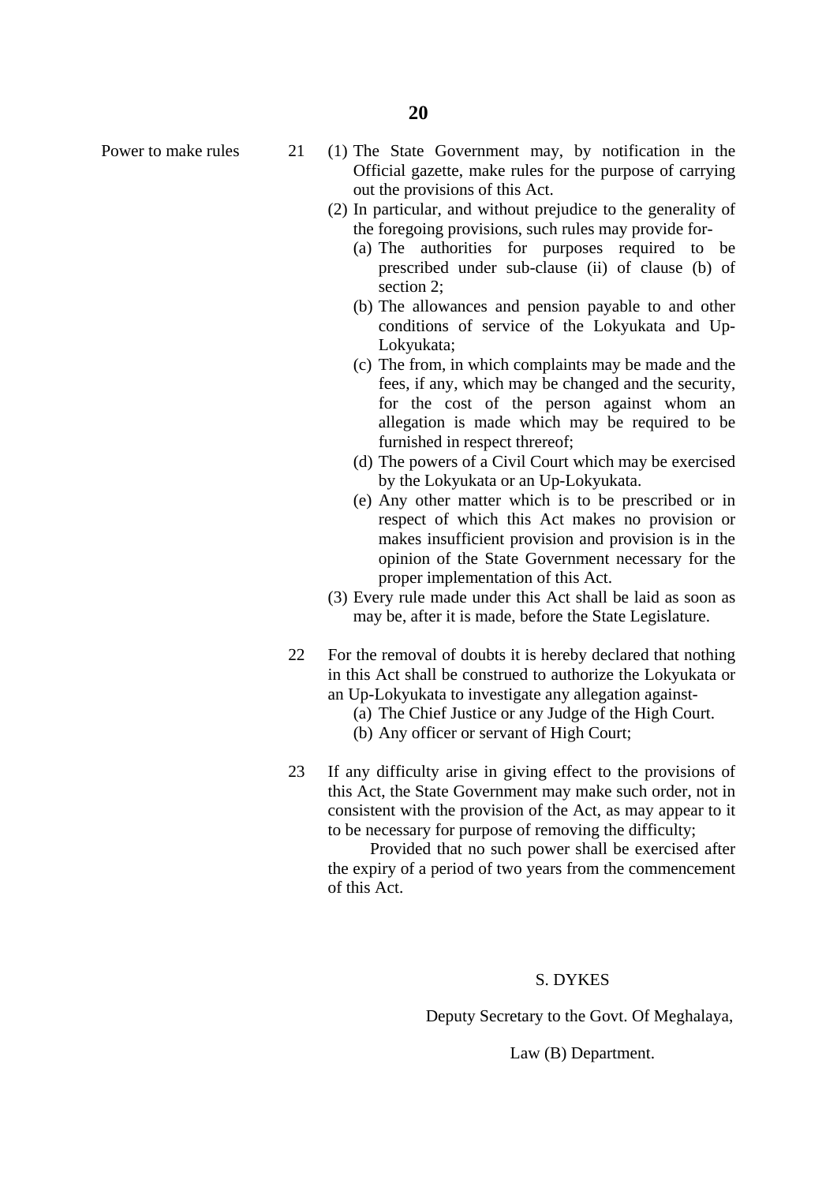**Power to make rules**

21 (1) The State Government may, by notification in the Official gazette, make rules for the purpose of carrying out the provisions of this Act.

(2) In particular, and without prejudice to the generality of the foregoing provisions, such rules may provide for-

(a) The authorities for purposes required to be prescribed under sub-clause (ii) of clause (b) of section 2;

(b) The allowances and pension payable to and other conditions of service of the Lokyukata and Up-Lokyukata;

(c) The from, in which complaints may be made and the fees, if any, which may be changed and the security, for the cost of the person against whom an allegation is made which may be required to be furnished in respect threreof;

(d) The powers of a Civil Court which may be exercised by the Lokyukata or an Up-Lokyukata.

(e) Any other matter which is to be prescribed or in respect of which this Act makes no provision or makes insufficient provision and provision is in the opinion of the State Government necessary for the proper implementation of this Act.

(3) Every rule made under this Act shall be laid as soon as may be, after it is made, before the State Legislature.

22 For the removal of doubts it is hereby declared that nothing in this Act shall be construed to authorize the Lokyukata or an Up-Lokyukata to investigate any allegation against-

(a) The Chief Justice or any Judge of the High Court.

(b) Any officer or servant of High Court;

23 If any difficulty arise in giving effect to the provisions of this Act, the State Government may make such order, not in consistent with the provision of the Act, as may appear to it to be necessary for purpose of removing the difficulty;

Provided that no such power shall be exercised after the expiry of a period of two years from the commencement of this Act.

S. DYKES

Deputy Secretary to the Govt. Of Meghalaya,

Law (B) Department.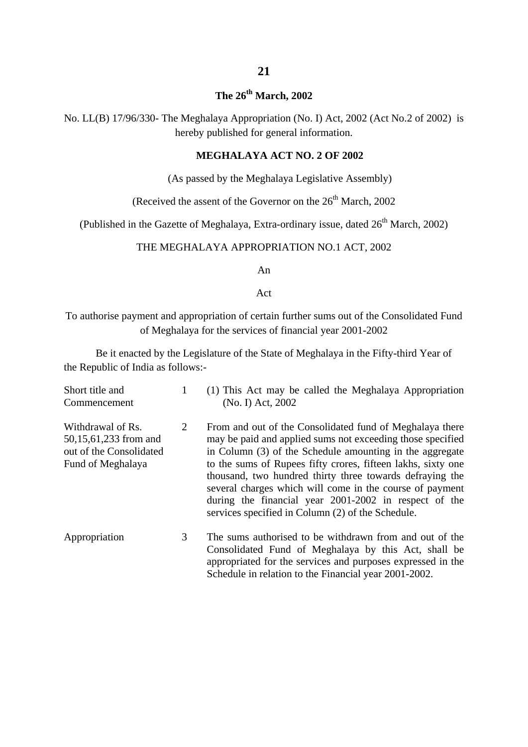**The 26th March, 2002**

No. LL(B) 17/96/330- The Meghalaya Appropriation (No. I) Act, 2002 (Act No.2 of 2002) is hereby published for general information.

**MEGHALAYA ACT NO. 2 OF 2002**

(As passed by the Meghalaya Legislative Assembly)

(Received the assent of the Governor on the 26th March, 2002

(Published in the Gazette of Meghalaya, Extra-ordinary issue, dated 26th March, 2002)

THE MEGHALAYA APPROPRIATION NO.1 ACT, 2002

An

Act

To authorise payment and appropriation of certain further sums out of the Consolidated Fund of Meghalaya for the services of financial year 2001-2002

Be it enacted by the Legislature of the State of Meghalaya in the Fifty-third Year of the Republic of India as follows:-

| | | |
|---|---|---|
| Short title and Commencement | 1 | (1) This Act may be called the Meghalaya Appropriation (No. I) Act, 2002 |
| Withdrawal of Rs. 50,15,61,233 from and out of the Consolidated Fund of Meghalaya | 2 | From and out of the Consolidated fund of Meghalaya there may be paid and applied sums not exceeding those specified in Column (3) of the Schedule amounting in the aggregate to the sums of Rupees fifty crores, fifteen lakhs, sixty one thousand, two hundred thirty three towards defraying the several charges which will come in the course of payment during the financial year 2001-2002 in respect of the services specified in Column (2) of the Schedule. |
| Appropriation | 3 | The sums authorised to be withdrawn from and out of the Consolidated Fund of Meghalaya by this Act, shall be appropriated for the services and purposes expressed in the Schedule in relation to the Financial year 2001-2002. |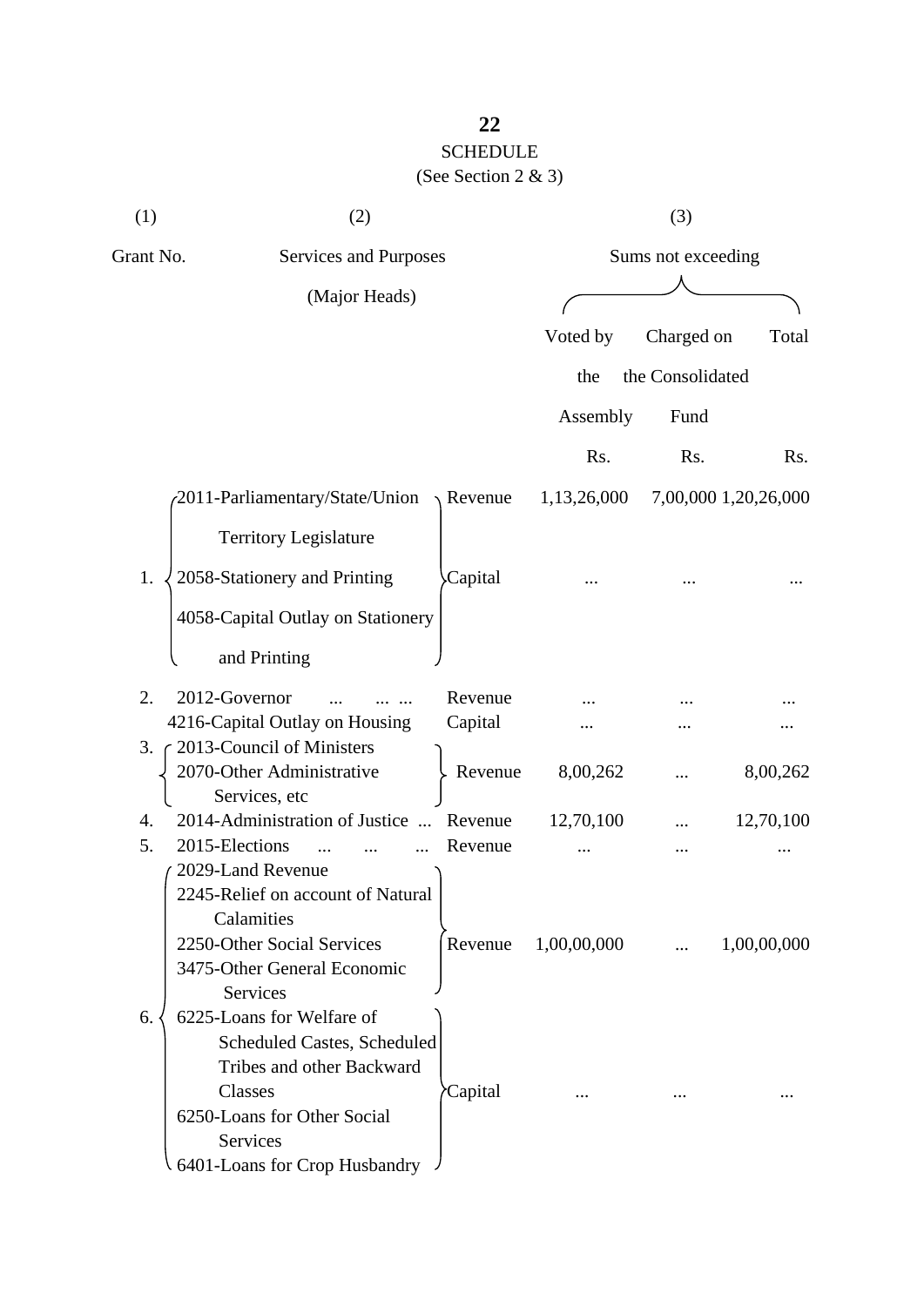## SCHEDULE

(See Section 2 & 3)

| (1) | (2) | | (3) | | |
|---|---|---|---|---|---|
| Grant No. | Services and Purposes (Major Heads) | | Sums not exceeding | | |
| | | | Voted by the Assembly | Charged on the Consolidated Fund | Total |
| | | | Rs. | Rs. | Rs. |
| 1. | 2011-Parliamentary/State/Union Territory Legislature | Revenue | 1,13,26,000 | 7,00,000 | 1,20,26,000 |
| | 2058-Stationery and Printing<br>4058-Capital Outlay on Stationery and Printing | Capital | ... | ... | ... |
| 2. | 2012-Governor ... ... ... | Revenue | ... | ... | ... |
| | 4216-Capital Outlay on Housing | Capital | ... | ... | ... |
| 3. | 2013-Council of Ministers<br>2070-Other Administrative Services, etc | Revenue | 8,00,262 | ... | 8,00,262 |
| 4. | 2014-Administration of Justice ... | Revenue | 12,70,100 | ... | 12,70,100 |
| 5. | 2015-Elections ... ... ... | Revenue | ... | ... | ... |
| 6. | 2029-Land Revenue<br>2245-Relief on account of Natural Calamities<br>2250-Other Social Services<br>3475-Other General Economic Services | Revenue | 1,00,00,000 | ... | 1,00,00,000 |
| | 6225-Loans for Welfare of Scheduled Castes, Scheduled Tribes and other Backward Classes<br>6250-Loans for Other Social Services<br>6401-Loans for Crop Husbandry | Capital | ... | ... | ... |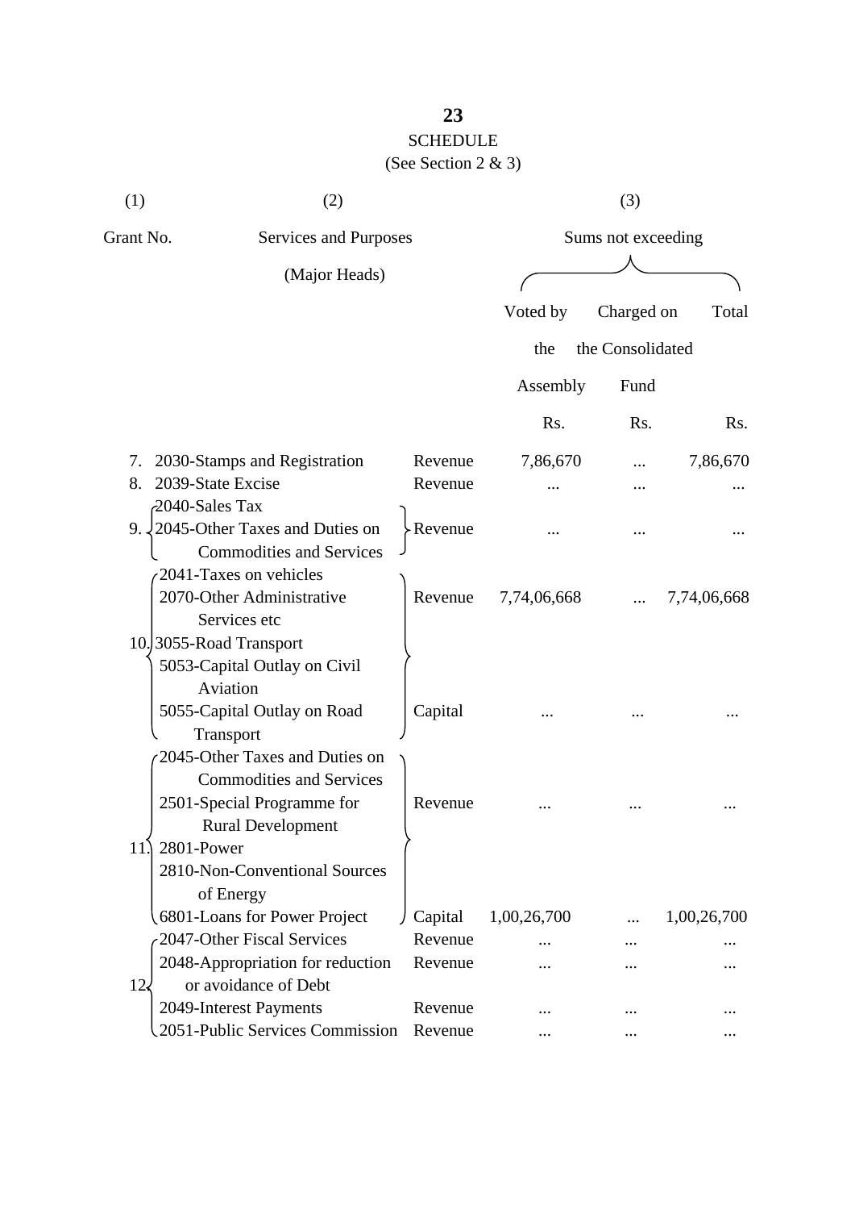# SCHEDULE

(See Section 2 & 3)

| (1) | (2) | | (3) | | |
|---|---|---|---|---|---|
| Grant No. | Services and Purposes (Major Heads) | | Sums not exceeding | | |
| | | | Voted by the Assembly | Charged on the Consolidated Fund | Total |
| | | | Rs. | Rs. | Rs. |
| 7. | 2030-Stamps and Registration | Revenue | 7,86,670 | ... | 7,86,670 |
| 8. | 2039-State Excise | Revenue | ... | ... | ... |
| 9. | 2040-Sales Tax<br>2045-Other Taxes and Duties on Commodities and Services | Revenue | ... | ... | ... |
| 10. | 2041-Taxes on vehicles<br>2070-Other Administrative Services etc<br>3055-Road Transport | Revenue | 7,74,06,668 | ... | 7,74,06,668 |
| | 5053-Capital Outlay on Civil Aviation<br>5055-Capital Outlay on Road Transport | Capital | ... | ... | ... |
| 11. | 2045-Other Taxes and Duties on Commodities and Services<br>2501-Special Programme for Rural Development<br>2801-Power<br>2810-Non-Conventional Sources of Energy | Revenue | ... | ... | ... |
| | 6801-Loans for Power Project | Capital | 1,00,26,700 | ... | 1,00,26,700 |
| 12. | 2047-Other Fiscal Services | Revenue | ... | ... | ... |
| | 2048-Appropriation for reduction or avoidance of Debt | Revenue | ... | ... | ... |
| | 2049-Interest Payments | Revenue | ... | ... | ... |
| | 2051-Public Services Commission | Revenue | ... | ... | ... |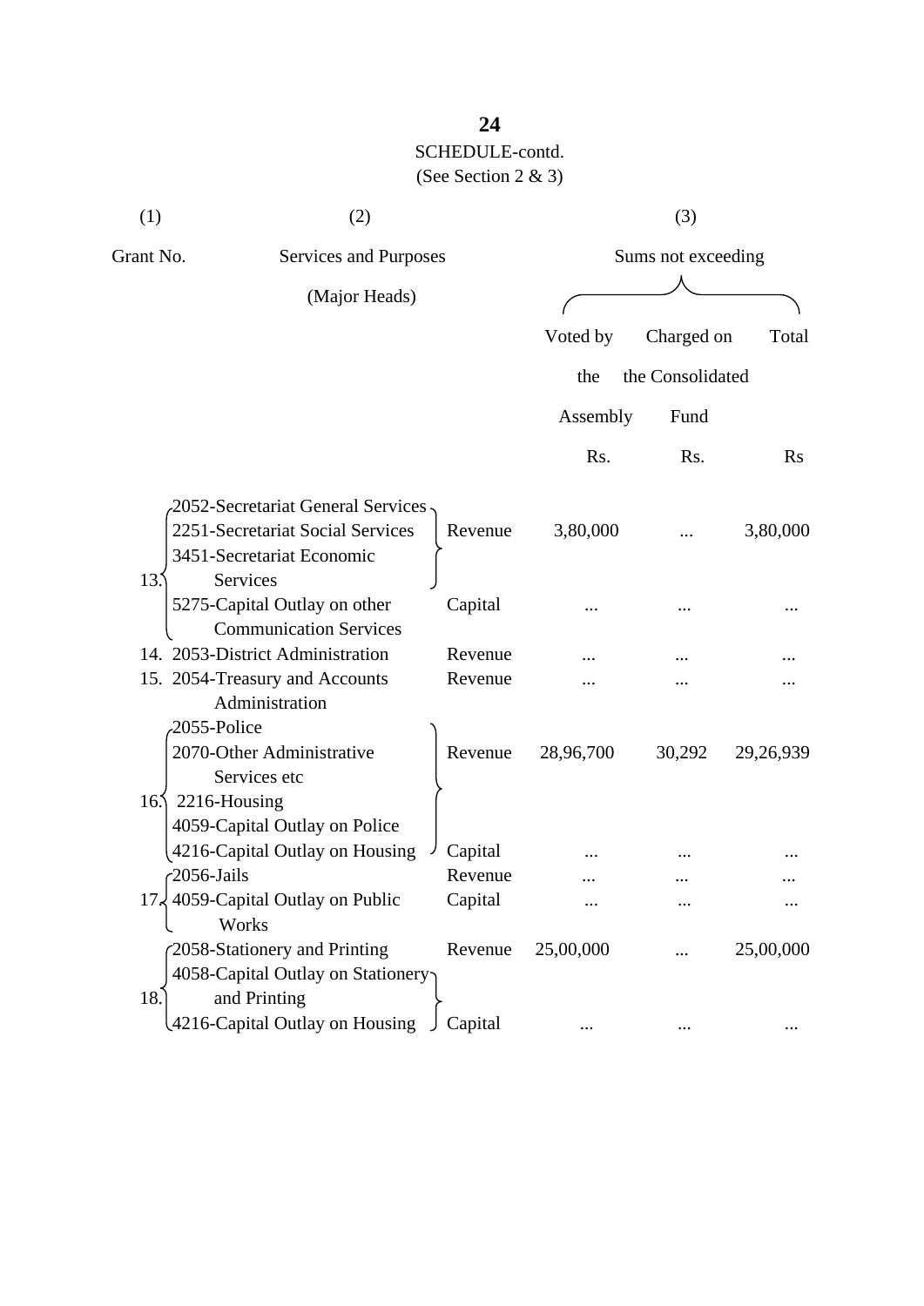SCHEDULE-contd.

(See Section 2 & 3)

| (1) | (2) | | (3) | | |
|---|---|---|---|---|---|
| Grant No. | Services and Purposes (Major Heads) | | Sums not exceeding | | |
| | | | Voted by the Assembly | Charged on the Consolidated Fund | Total |
| | | | Rs. | Rs. | Rs |
| 13. | 2052-Secretariat General Services<br>2251-Secretariat Social Services<br>3451-Secretariat Economic Services | Revenue | 3,80,000 | ... | 3,80,000 |
| | 5275-Capital Outlay on other Communication Services | Capital | ... | ... | ... |
| 14. | 2053-District Administration | Revenue | ... | ... | ... |
| 15. | 2054-Treasury and Accounts Administration | Revenue | ... | ... | ... |
| 16. | 2055-Police<br>2070-Other Administrative Services etc<br>2216-Housing | Revenue | 28,96,700 | 30,292 | 29,26,939 |
| | 4059-Capital Outlay on Police<br>4216-Capital Outlay on Housing | Capital | ... | ... | ... |
| 17. | 2056-Jails | Revenue | ... | ... | ... |
| | 4059-Capital Outlay on Public Works | Capital | ... | ... | ... |
| 18. | 2058-Stationery and Printing | Revenue | 25,00,000 | ... | 25,00,000 |
| | 4058-Capital Outlay on Stationery and Printing<br>4216-Capital Outlay on Housing | Capital | ... | ... | ... |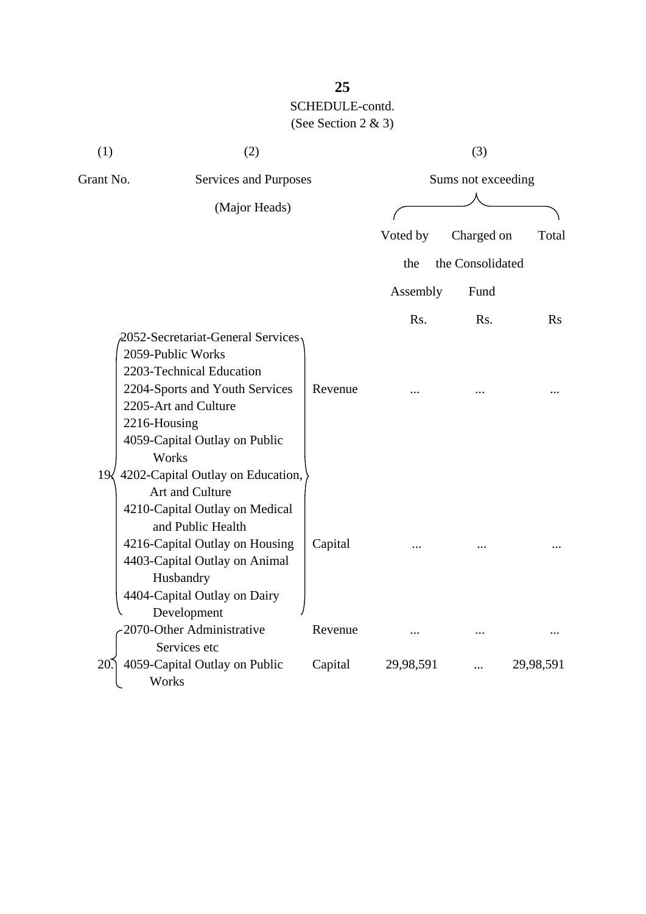SCHEDULE-contd.

(See Section 2 & 3)

| (1) | (2) | | (3) | | |
|---|---|---|---|---|---|
| Grant No. | Services and Purposes (Major Heads) | | Sums not exceeding | | |
| | | | Voted by the Assembly | Charged on the Consolidated Fund | Total |
| | | | Rs. | Rs. | Rs |
| 19 | 2052-Secretariat-General Services<br>2059-Public Works<br>2203-Technical Education<br>2204-Sports and Youth Services<br>2205-Art and Culture<br>2216-Housing | Revenue | ... | ... | ... |
| | 4059-Capital Outlay on Public Works<br>4202-Capital Outlay on Education, Art and Culture<br>4210-Capital Outlay on Medical and Public Health<br>4216-Capital Outlay on Housing<br>4403-Capital Outlay on Animal Husbandry<br>4404-Capital Outlay on Dairy Development | Capital | ... | ... | ... |
| 20. | 2070-Other Administrative Services etc | Revenue | ... | ... | ... |
| | 4059-Capital Outlay on Public Works | Capital | 29,98,591 | ... | 29,98,591 |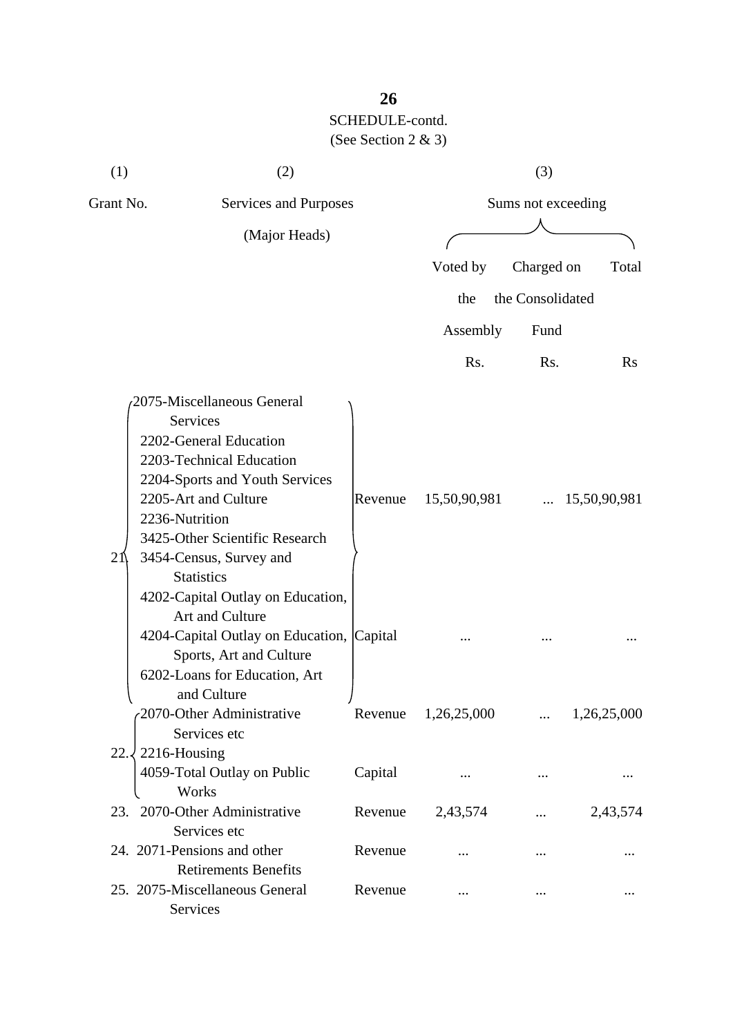SCHEDULE-contd.

(See Section 2 & 3)

| (1) | (2) | | (3) | | |
|---|---|---|---|---|---|
| Grant No. | Services and Purposes (Major Heads) | | Sums not exceeding | | |
| | | | Voted by the Assembly | Charged on the Consolidated Fund | Total |
| | | | Rs. | Rs. | Rs |
| 21. | 2075-Miscellaneous General Services<br>2202-General Education<br>2203-Technical Education<br>2204-Sports and Youth Services<br>2205-Art and Culture<br>2236-Nutrition<br>3425-Other Scientific Research<br>3454-Census, Survey and Statistics | Revenue | 15,50,90,981 | ... | 15,50,90,981 |
| | 4202-Capital Outlay on Education, Art and Culture<br>4204-Capital Outlay on Education, Sports, Art and Culture<br>6202-Loans for Education, Art and Culture | Capital | ... | ... | ... |
| 22. | 2070-Other Administrative Services etc<br>2216-Housing | Revenue | 1,26,25,000 | ... | 1,26,25,000 |
| | 4059-Total Outlay on Public Works | Capital | ... | ... | ... |
| 23. | 2070-Other Administrative Services etc | Revenue | 2,43,574 | ... | 2,43,574 |
| 24. | 2071-Pensions and other Retirements Benefits | Revenue | ... | ... | ... |
| 25. | 2075-Miscellaneous General Services | Revenue | ... | ... | ... |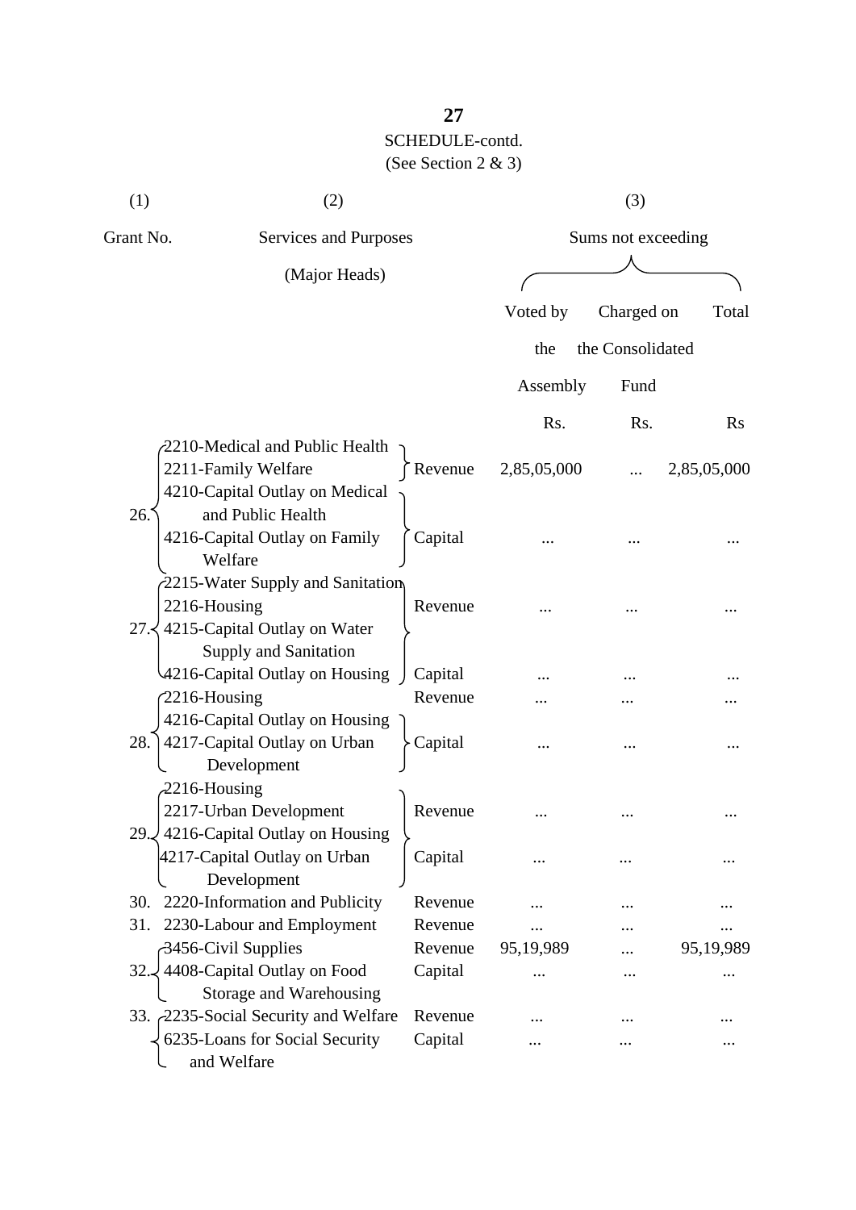SCHEDULE-contd.
(See Section 2 & 3)

| (1) | (2) | | (3) | | |
|---|---|---|---|---|---|
| Grant No. | Services and Purposes (Major Heads) | | Sums not exceeding | | |
| | | | Voted by the Assembly | Charged on the Consolidated Fund | Total |
| | | | Rs. | Rs. | Rs |
| 26. | 2210-Medical and Public Health<br>2211-Family Welfare | Revenue | 2,85,05,000 | ... | 2,85,05,000 |
| | 4210-Capital Outlay on Medical and Public Health<br>4216-Capital Outlay on Family Welfare | Capital | ... | ... | ... |
| 27. | 2215-Water Supply and Sanitation<br>2216-Housing | Revenue | ... | ... | ... |
| | 4215-Capital Outlay on Water Supply and Sanitation<br>4216-Capital Outlay on Housing | Capital | ... | ... | ... |
| 28. | 2216-Housing | Revenue | ... | ... | ... |
| | 4216-Capital Outlay on Housing<br>4217-Capital Outlay on Urban Development | Capital | ... | ... | ... |
| 29. | 2216-Housing<br>2217-Urban Development | Revenue | ... | ... | ... |
| | 4216-Capital Outlay on Housing<br>4217-Capital Outlay on Urban Development | Capital | ... | ... | ... |
| 30. | 2220-Information and Publicity | Revenue | ... | ... | ... |
| 31. | 2230-Labour and Employment | Revenue | ... | ... | ... |
| 32. | 3456-Civil Supplies | Revenue | 95,19,989 | ... | 95,19,989 |
| | 4408-Capital Outlay on Food Storage and Warehousing | Capital | ... | ... | ... |
| 33. | 2235-Social Security and Welfare | Revenue | ... | ... | ... |
| | 6235-Loans for Social Security and Welfare | Capital | ... | ... | ... |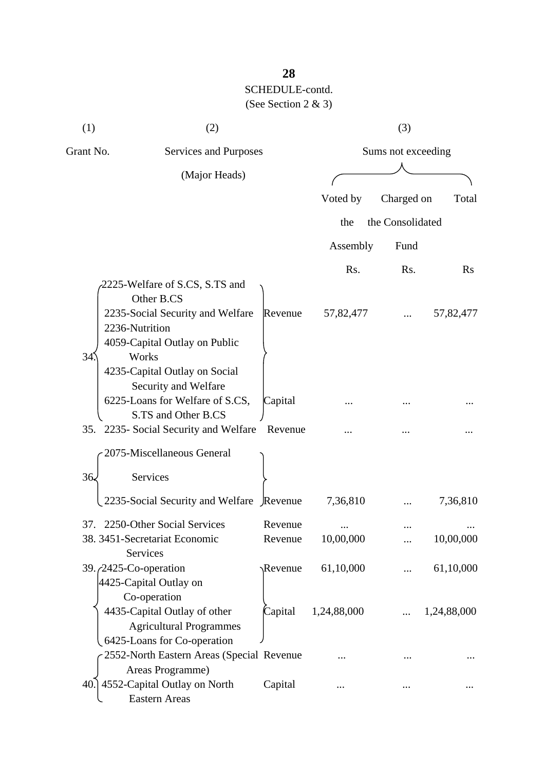SCHEDULE-contd.

(See Section 2 & 3)

| (1) | (2) | | (3) | | |
|---|---|---|---|---|---|
| Grant No. | Services and Purposes (Major Heads) | | Sums not exceeding | | |
| | | | Voted by the Assembly | Charged on the Consolidated Fund | Total |
| | | | Rs. | Rs. | Rs |
| 34. | 2225-Welfare of S.CS, S.TS and Other B.CS<br>2235-Social Security and Welfare<br>2236-Nutrition | Revenue | 57,82,477 | ... | 57,82,477 |
| | 4059-Capital Outlay on Public Works<br>4235-Capital Outlay on Social Security and Welfare<br>6225-Loans for Welfare of S.CS, S.TS and Other B.CS | Capital | ... | ... | ... |
| 35. | 2235- Social Security and Welfare | Revenue | ... | ... | ... |
| 36. | 2075-Miscellaneous General Services<br>2235-Social Security and Welfare | Revenue | 7,36,810 | ... | 7,36,810 |
| 37. | 2250-Other Social Services | Revenue | ... | ... | ... |
| 38. | 3451-Secretariat Economic Services | Revenue | 10,00,000 | ... | 10,00,000 |
| 39. | 2425-Co-operation | Revenue | 61,10,000 | ... | 61,10,000 |
| | 4425-Capital Outlay on Co-operation<br>4435-Capital Outlay of other Agricultural Programmes<br>6425-Loans for Co-operation | Capital | 1,24,88,000 | ... | 1,24,88,000 |
| 40. | 2552-North Eastern Areas (Special Areas Programme) | Revenue | ... | ... | ... |
| | 4552-Capital Outlay on North Eastern Areas | Capital | ... | ... | ... |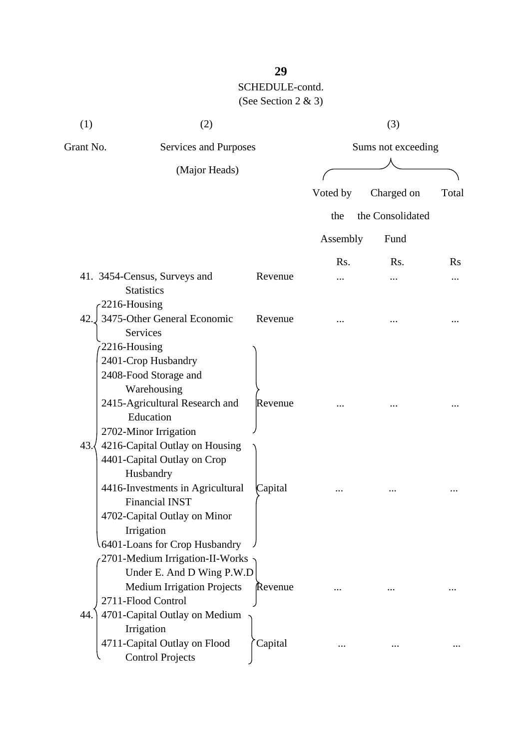SCHEDULE-contd.

(See Section 2 & 3)

| (1) Grant No. | (2) Services and Purposes (Major Heads) | | (3) Sums not exceeding | | |
|---|---|---|---|---|---|
| | | | Voted by the Assembly | Charged on the Consolidated Fund | Total |
| | | | Rs. | Rs. | Rs |
| 41. | 3454-Census, Surveys and Statistics | Revenue | ... | ... | ... |
| 42. | 2216-Housing<br>3475-Other General Economic Services | Revenue | ... | ... | ... |
| 43. | 2216-Housing<br>2401-Crop Husbandry<br>2408-Food Storage and Warehousing<br>2415-Agricultural Research and Education<br>2702-Minor Irrigation | Revenue | ... | ... | ... |
| | 4216-Capital Outlay on Housing<br>4401-Capital Outlay on Crop Husbandry<br>4416-Investments in Agricultural Financial INST<br>4702-Capital Outlay on Minor Irrigation<br>6401-Loans for Crop Husbandry | Capital | ... | ... | ... |
| 44. | 2701-Medium Irrigation-II-Works Under E. And D Wing P.W.D Medium Irrigation Projects<br>2711-Flood Control | Revenue | ... | ... | ... |
| | 4701-Capital Outlay on Medium Irrigation<br>4711-Capital Outlay on Flood Control Projects | Capital | ... | ... | ... |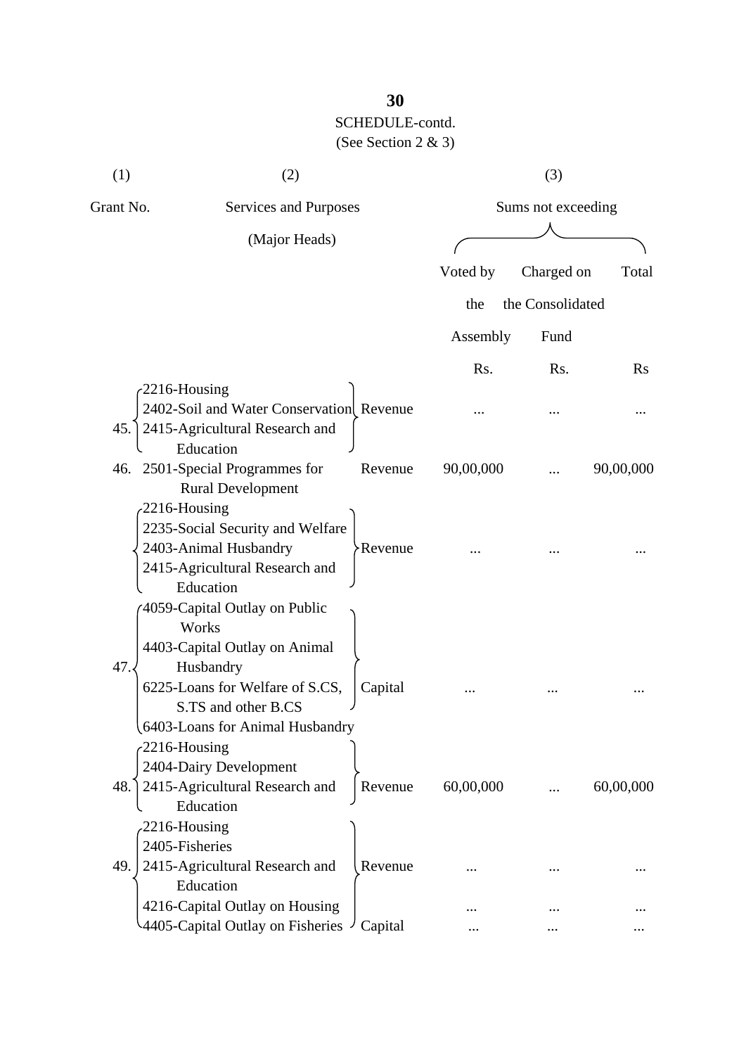SCHEDULE-contd.

(See Section 2 & 3)

| (1) | (2) | | (3) | | |
|---|---|---|---|---|---|
| Grant No. | Services and Purposes (Major Heads) | | Sums not exceeding | | |
| | | | Voted by the Assembly | Charged on the Consolidated Fund | Total |
| | | | Rs. | Rs. | Rs |
| 45. | 2216-Housing<br>2402-Soil and Water Conservation<br>2415-Agricultural Research and Education | Revenue | ... | ... | ... |
| 46. | 2501-Special Programmes for Rural Development | Revenue | 90,00,000 | ... | 90,00,000 |
| 47. | 2216-Housing<br>2235-Social Security and Welfare<br>2403-Animal Husbandry<br>2415-Agricultural Research and Education | Revenue | ... | ... | ... |
| | 4059-Capital Outlay on Public Works<br>4403-Capital Outlay on Animal Husbandry<br>6225-Loans for Welfare of S.CS, S.TS and other B.CS<br>6403-Loans for Animal Husbandry | Capital | ... | ... | ... |
| 48. | 2216-Housing<br>2404-Dairy Development<br>2415-Agricultural Research and Education | Revenue | 60,00,000 | ... | 60,00,000 |
| 49. | 2216-Housing<br>2405-Fisheries<br>2415-Agricultural Research and Education | Revenue | ... | ... | ... |
| | 4216-Capital Outlay on Housing | | ... | ... | ... |
| | 4405-Capital Outlay on Fisheries | Capital | ... | ... | ... |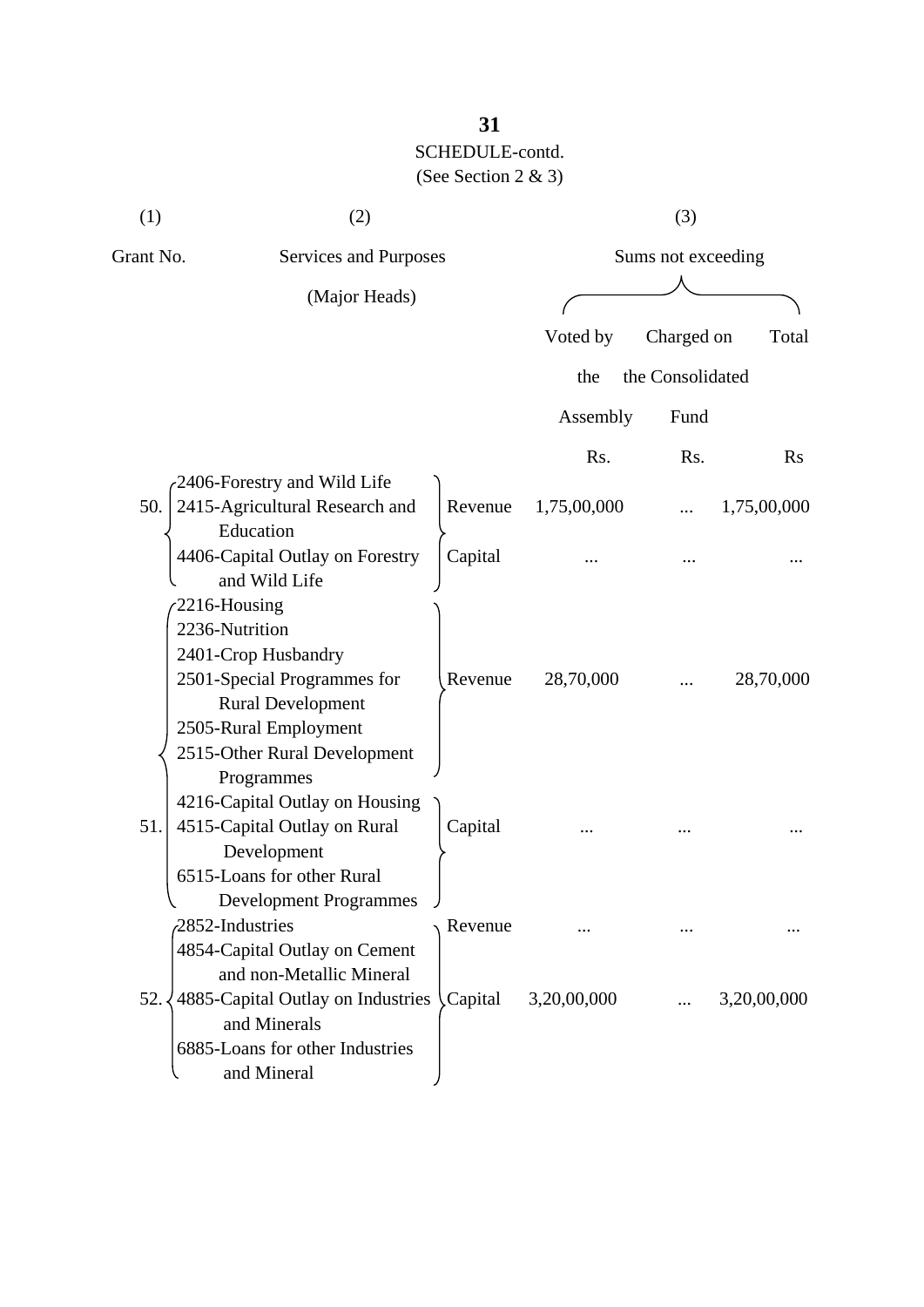SCHEDULE-contd.
(See Section 2 & 3)

| (1) | (2) | | (3) | | |
|---|---|---|---|---|---|
| Grant No. | Services and Purposes (Major Heads) | | Sums not exceeding | | |
| | | | Voted by the Assembly | Charged on the Consolidated Fund | Total |
| | | | Rs. | Rs. | Rs |
| 50. | 2406-Forestry and Wild Life<br>2415-Agricultural Research and Education | Revenue | 1,75,00,000 | ... | 1,75,00,000 |
| | 4406-Capital Outlay on Forestry and Wild Life | Capital | ... | ... | ... |
| 51. | 2216-Housing<br>2236-Nutrition<br>2401-Crop Husbandry<br>2501-Special Programmes for Rural Development<br>2505-Rural Employment<br>2515-Other Rural Development Programmes | Revenue | 28,70,000 | ... | 28,70,000 |
| | 4216-Capital Outlay on Housing<br>4515-Capital Outlay on Rural Development<br>6515-Loans for other Rural Development Programmes | Capital | ... | ... | ... |
| 52. | 2852-Industries | Revenue | ... | ... | ... |
| | 4854-Capital Outlay on Cement and non-Metallic Mineral<br>4885-Capital Outlay on Industries and Minerals<br>6885-Loans for other Industries and Mineral | Capital | 3,20,00,000 | ... | 3,20,00,000 |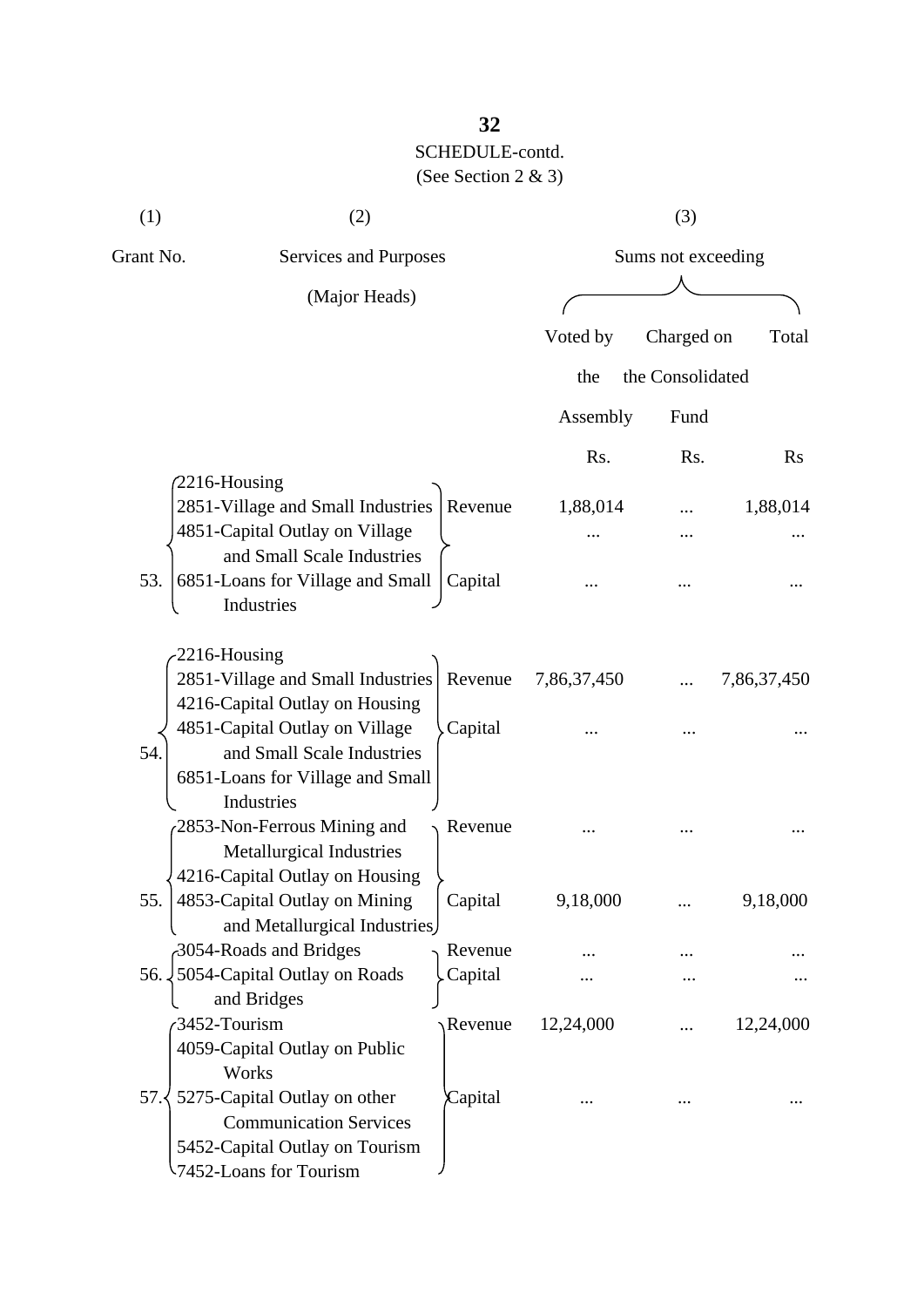SCHEDULE-contd.

(See Section 2 & 3)

| (1) | (2) | | (3) | | |
|---|---|---|---|---|---|
| Grant No. | Services and Purposes (Major Heads) | | Sums not exceeding | | |
| | | | Voted by the Assembly | Charged on the Consolidated Fund | Total |
| | | | Rs. | Rs. | Rs |
| 53. | 2216-Housing<br>2851-Village and Small Industries | Revenue | 1,88,014 | ... | 1,88,014 |
| | 4851-Capital Outlay on Village and Small Scale Industries<br>6851-Loans for Village and Small Industries | Capital | ... | ... | ... |
| 54. | 2216-Housing<br>2851-Village and Small Industries | Revenue | 7,86,37,450 | ... | 7,86,37,450 |
| | 4216-Capital Outlay on Housing<br>4851-Capital Outlay on Village and Small Scale Industries<br>6851-Loans for Village and Small Industries | Capital | ... | ... | ... |
| 55. | 2853-Non-Ferrous Mining and Metallurgical Industries | Revenue | ... | ... | ... |
| | 4216-Capital Outlay on Housing<br>4853-Capital Outlay on Mining and Metallurgical Industries | Capital | 9,18,000 | ... | 9,18,000 |
| 56. | 3054-Roads and Bridges | Revenue | ... | ... | ... |
| | 5054-Capital Outlay on Roads and Bridges | Capital | ... | ... | ... |
| 57. | 3452-Tourism | Revenue | 12,24,000 | ... | 12,24,000 |
| | 4059-Capital Outlay on Public Works<br>5275-Capital Outlay on other Communication Services<br>5452-Capital Outlay on Tourism<br>7452-Loans for Tourism | Capital | ... | ... | ... |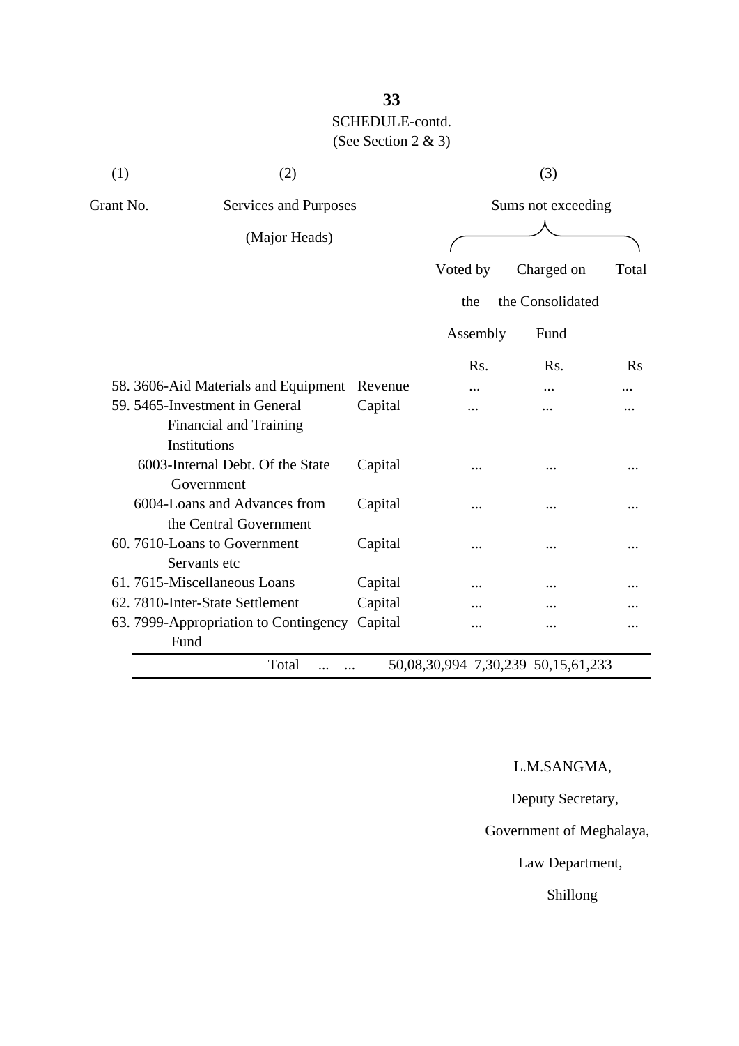SCHEDULE-contd.

(See Section 2 & 3)

| (1) | (2) | | (3) | | |
|---|---|---|---|---|---|
| Grant No. | Services and Purposes (Major Heads) | | Sums not exceeding | | |
| | | | Voted by the Assembly | Charged on the Consolidated Fund | Total |
| | | | Rs. | Rs. | Rs |
| 58. | 3606-Aid Materials and Equipment | Revenue | ... | ... | ... |
| 59. | 5465-Investment in General Financial and Training Institutions | Capital | ... | ... | ... |
| | 6003-Internal Debt. Of the State Government | Capital | ... | ... | ... |
| | 6004-Loans and Advances from the Central Government | Capital | ... | ... | ... |
| 60. | 7610-Loans to Government Servants etc | Capital | ... | ... | ... |
| 61. | 7615-Miscellaneous Loans | Capital | ... | ... | ... |
| 62. | 7810-Inter-State Settlement | Capital | ... | ... | ... |
| 63. | 7999-Appropriation to Contingency Fund | Capital | ... | ... | ... |
| | Total ... ... | | 50,08,30,994 | 7,30,239 | 50,15,61,233 |

L.M.SANGMA,

Deputy Secretary,

Government of Meghalaya,

Law Department,

Shillong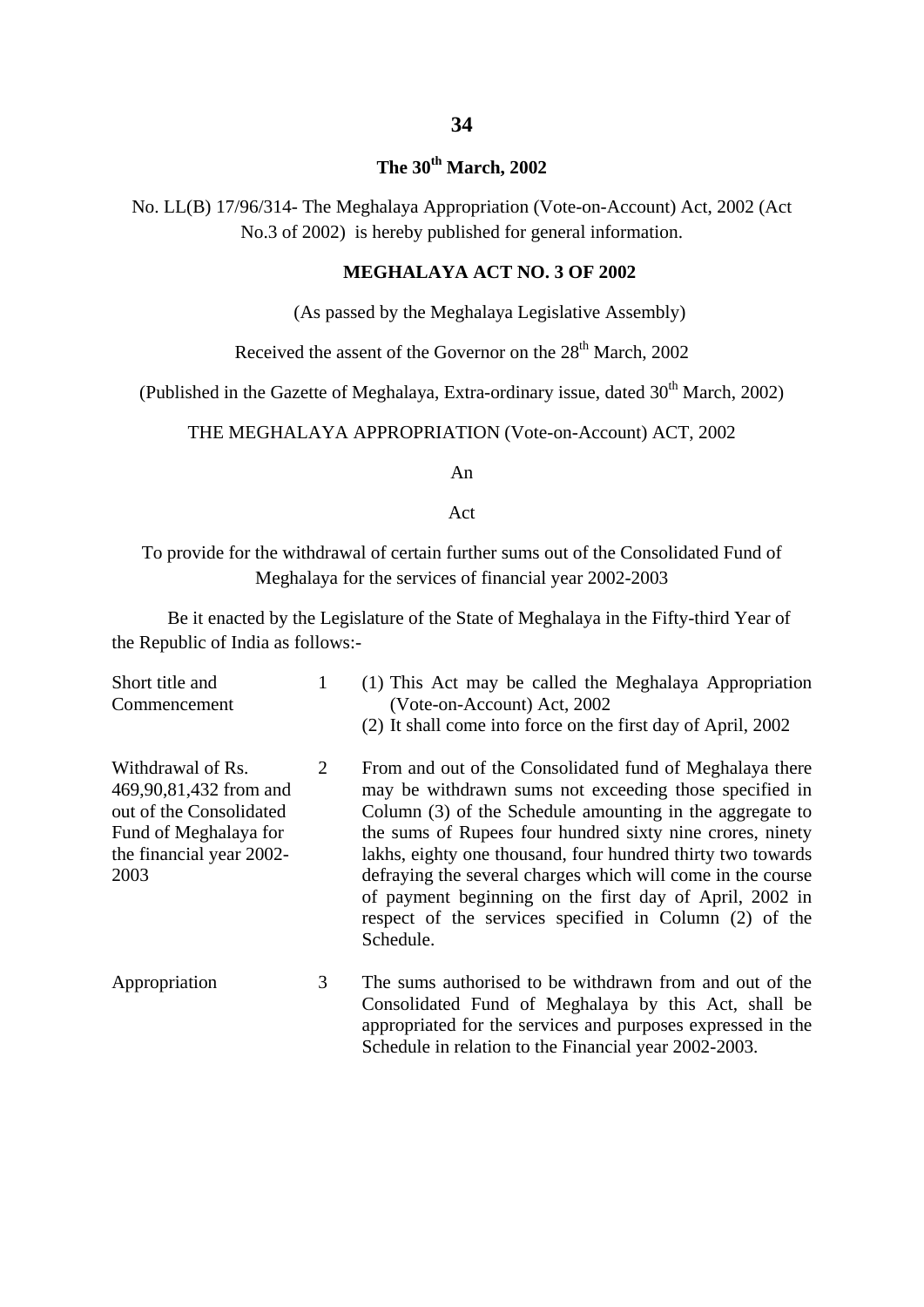**The 30th March, 2002**

No. LL(B) 17/96/314- The Meghalaya Appropriation (Vote-on-Account) Act, 2002 (Act No.3 of 2002) is hereby published for general information.

## MEGHALAYA ACT NO. 3 OF 2002

(As passed by the Meghalaya Legislative Assembly)

Received the assent of the Governor on the 28th March, 2002

(Published in the Gazette of Meghalaya, Extra-ordinary issue, dated 30th March, 2002)

THE MEGHALAYA APPROPRIATION (Vote-on-Account) ACT, 2002

An

Act

To provide for the withdrawal of certain further sums out of the Consolidated Fund of Meghalaya for the services of financial year 2002-2003

Be it enacted by the Legislature of the State of Meghalaya in the Fifty-third Year of the Republic of India as follows:-

| | | |
|---|---|---|
| Short title and Commencement | 1 | (1) This Act may be called the Meghalaya Appropriation (Vote-on-Account) Act, 2002<br>(2) It shall come into force on the first day of April, 2002 |
| Withdrawal of Rs. 469,90,81,432 from and out of the Consolidated Fund of Meghalaya for the financial year 2002-2003 | 2 | From and out of the Consolidated fund of Meghalaya there may be withdrawn sums not exceeding those specified in Column (3) of the Schedule amounting in the aggregate to the sums of Rupees four hundred sixty nine crores, ninety lakhs, eighty one thousand, four hundred thirty two towards defraying the several charges which will come in the course of payment beginning on the first day of April, 2002 in respect of the services specified in Column (2) of the Schedule. |
| Appropriation | 3 | The sums authorised to be withdrawn from and out of the Consolidated Fund of Meghalaya by this Act, shall be appropriated for the services and purposes expressed in the Schedule in relation to the Financial year 2002-2003. |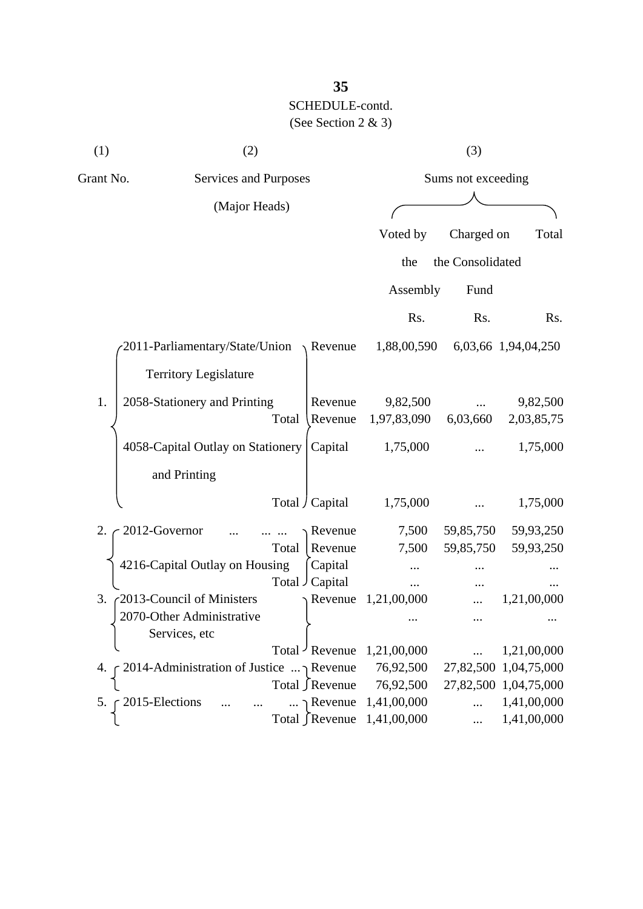SCHEDULE-contd.

(See Section 2 & 3)

| (1) | (2) | | (3) | | |
|---|---|---|---|---|---|
| Grant No. | Services and Purposes (Major Heads) | | Sums not exceeding | | |
| | | | Voted by the Assembly | Charged on the Consolidated Fund | Total |
| | | | Rs. | Rs. | Rs. |
| 1. | 2011-Parliamentary/State/Union Territory Legislature | Revenue | 1,88,00,590 | 6,03,66 | 1,94,04,250 |
| | 2058-Stationery and Printing | Revenue | 9,82,500 | ... | 9,82,500 |
| | Total | Revenue | 1,97,83,090 | 6,03,660 | 2,03,85,75 |
| | 4058-Capital Outlay on Stationery and Printing | Capital | 1,75,000 | ... | 1,75,000 |
| | Total | Capital | 1,75,000 | ... | 1,75,000 |
| 2. | 2012-Governor ... ... ... | Revenue | 7,500 | 59,85,750 | 59,93,250 |
| | Total | Revenue | 7,500 | 59,85,750 | 59,93,250 |
| | 4216-Capital Outlay on Housing | Capital | ... | ... | ... |
| | Total | Capital | ... | ... | ... |
| 3. | 2013-Council of Ministers | Revenue | 1,21,00,000 | ... | 1,21,00,000 |
| | 2070-Other Administrative Services, etc | | ... | ... | ... |
| | Total | Revenue | 1,21,00,000 | ... | 1,21,00,000 |
| 4. | 2014-Administration of Justice ... | Revenue | 76,92,500 | 27,82,500 | 1,04,75,000 |
| | Total | Revenue | 76,92,500 | 27,82,500 | 1,04,75,000 |
| 5. | 2015-Elections ... ... ... | Revenue | 1,41,00,000 | ... | 1,41,00,000 |
| | Total | Revenue | 1,41,00,000 | ... | 1,41,00,000 |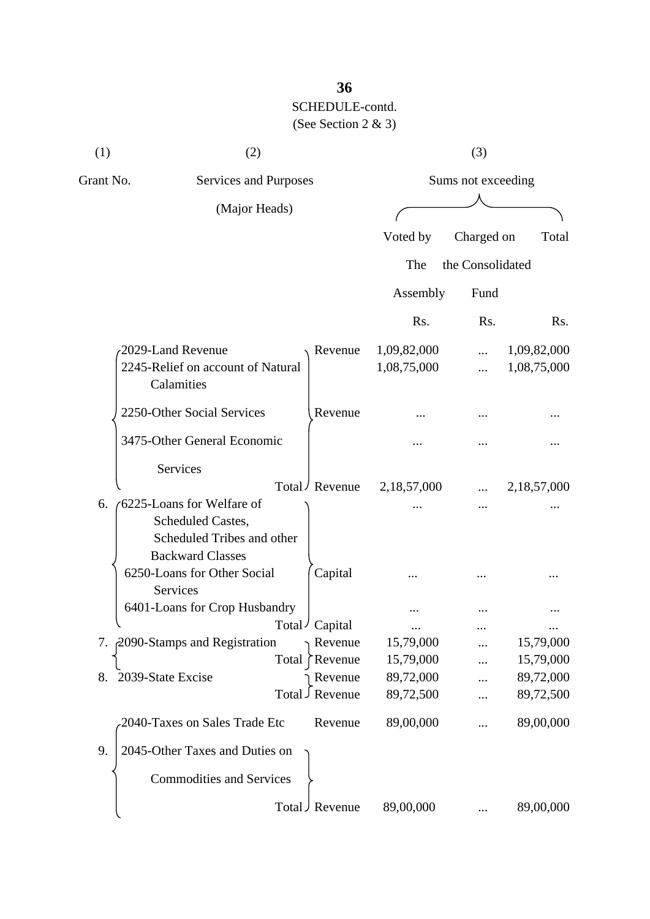SCHEDULE-contd.

(See Section 2 & 3)

| (1) | (2) | | (3) | | |
|---|---|---|---|---|---|
| Grant No. | Services and Purposes (Major Heads) | | Sums not exceeding | | |
| | | | Voted by The Assembly | Charged on the Consolidated Fund | Total |
| | | | Rs. | Rs. | Rs. |
| | 2029-Land Revenue | Revenue | 1,09,82,000 | ... | 1,09,82,000 |
| | 2245-Relief on account of Natural Calamities | | 1,08,75,000 | ... | 1,08,75,000 |
| | 2250-Other Social Services | Revenue | ... | ... | ... |
| | 3475-Other General Economic Services | | ... | ... | ... |
| | Total | Revenue | 2,18,57,000 | ... | 2,18,57,000 |
| 6. | 6225-Loans for Welfare of Scheduled Castes, Scheduled Tribes and other Backward Classes | | ... | ... | ... |
| | 6250-Loans for Other Social Services | Capital | ... | ... | ... |
| | 6401-Loans for Crop Husbandry | | ... | ... | ... |
| | Total | Capital | ... | ... | ... |
| 7. | 2090-Stamps and Registration | Revenue | 15,79,000 | ... | 15,79,000 |
| | Total | Revenue | 15,79,000 | ... | 15,79,000 |
| 8. | 2039-State Excise | Revenue | 89,72,000 | ... | 89,72,000 |
| | Total | Revenue | 89,72,500 | ... | 89,72,500 |
| | 2040-Taxes on Sales Trade Etc | Revenue | 89,00,000 | ... | 89,00,000 |
| 9. | 2045-Other Taxes and Duties on Commodities and Services | | | | |
| | Total | Revenue | 89,00,000 | ... | 89,00,000 |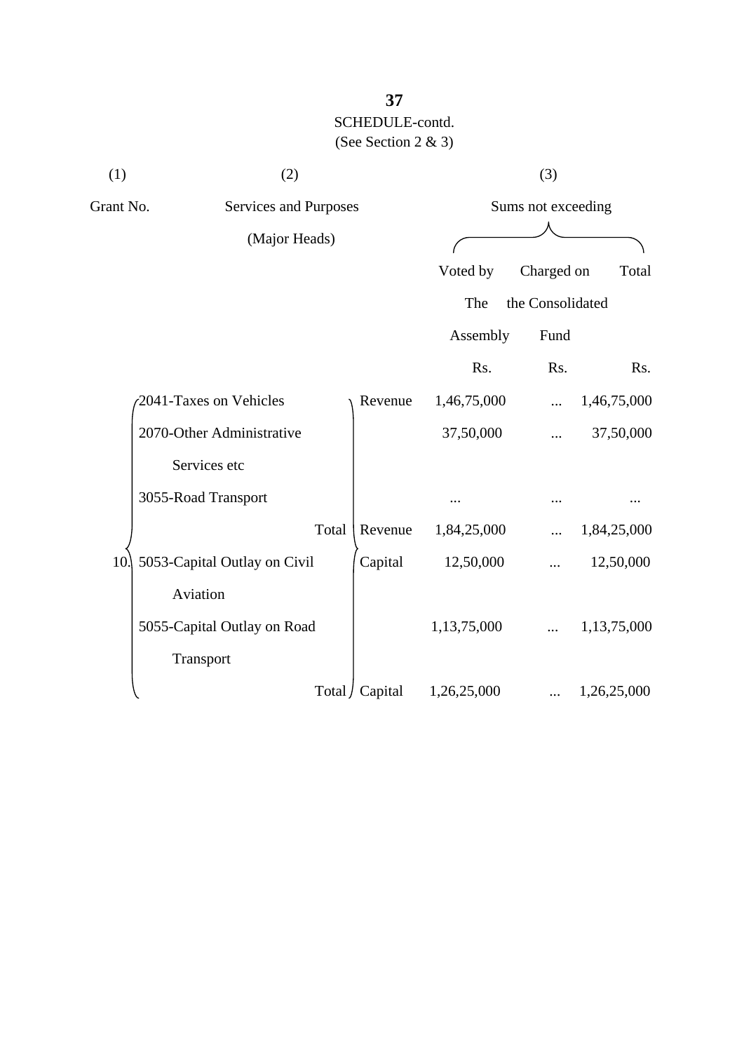SCHEDULE-contd.
(See Section 2 & 3)

| (1) | (2) | | (3) | | |
|---|---|---|---|---|---|
| Grant No. | Services and Purposes (Major Heads) | | Sums not exceeding | | |
| | | | Voted by The Assembly | Charged on the Consolidated Fund | Total |
| | | | Rs. | Rs. | Rs. |
| 10. | 2041-Taxes on Vehicles | Revenue | 1,46,75,000 | ... | 1,46,75,000 |
| | 2070-Other Administrative Services etc | | 37,50,000 | ... | 37,50,000 |
| | 3055-Road Transport | | ... | ... | ... |
| | Total | Revenue | 1,84,25,000 | ... | 1,84,25,000 |
| | 5053-Capital Outlay on Civil Aviation | Capital | 12,50,000 | ... | 12,50,000 |
| | 5055-Capital Outlay on Road Transport | | 1,13,75,000 | ... | 1,13,75,000 |
| | Total | Capital | 1,26,25,000 | ... | 1,26,25,000 |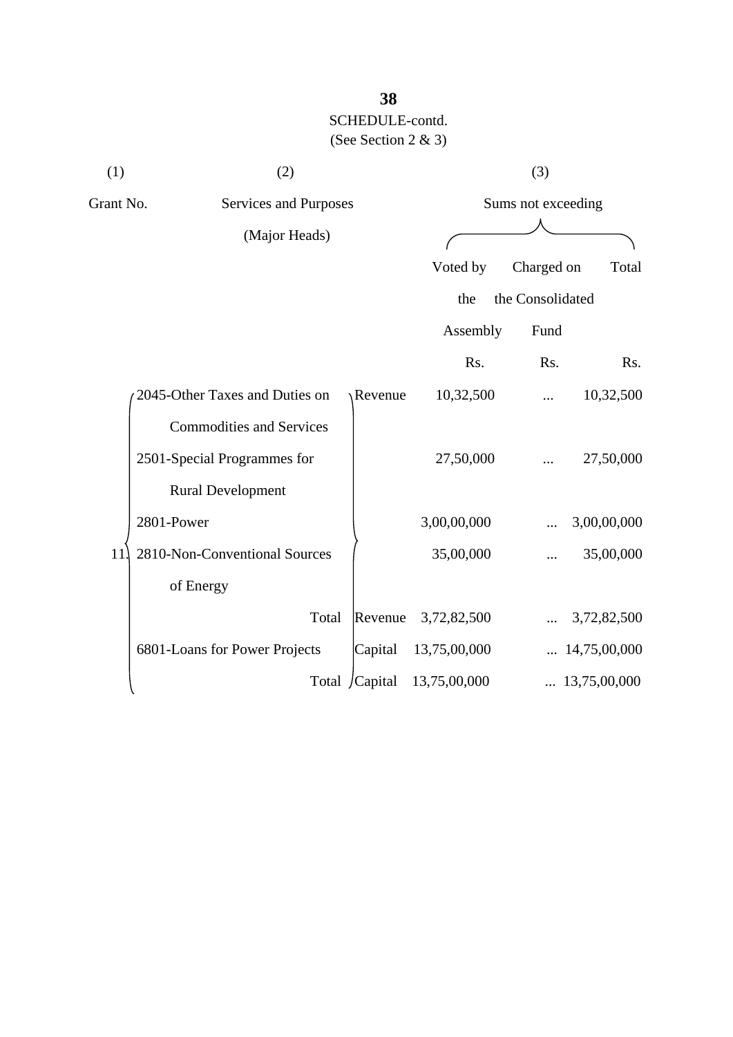SCHEDULE-contd.

(See Section 2 & 3)

| (1) | (2) | | (3) | | |
|---|---|---|---|---|---|
| Grant No. | Services and Purposes (Major Heads) | | Sums not exceeding | | |
| | | | Voted by the Assembly | Charged on the Consolidated Fund | Total |
| | | | Rs. | Rs. | Rs. |
| 11. | 2045-Other Taxes and Duties on Commodities and Services | Revenue | 10,32,500 | ... | 10,32,500 |
| | 2501-Special Programmes for Rural Development | | 27,50,000 | ... | 27,50,000 |
| | 2801-Power | | 3,00,00,000 | ... | 3,00,00,000 |
| | 2810-Non-Conventional Sources of Energy | | 35,00,000 | ... | 35,00,000 |
| | Total | Revenue | 3,72,82,500 | ... | 3,72,82,500 |
| | 6801-Loans for Power Projects | Capital | 13,75,00,000 | ... | 14,75,00,000 |
| | Total | Capital | 13,75,00,000 | ... | 13,75,00,000 |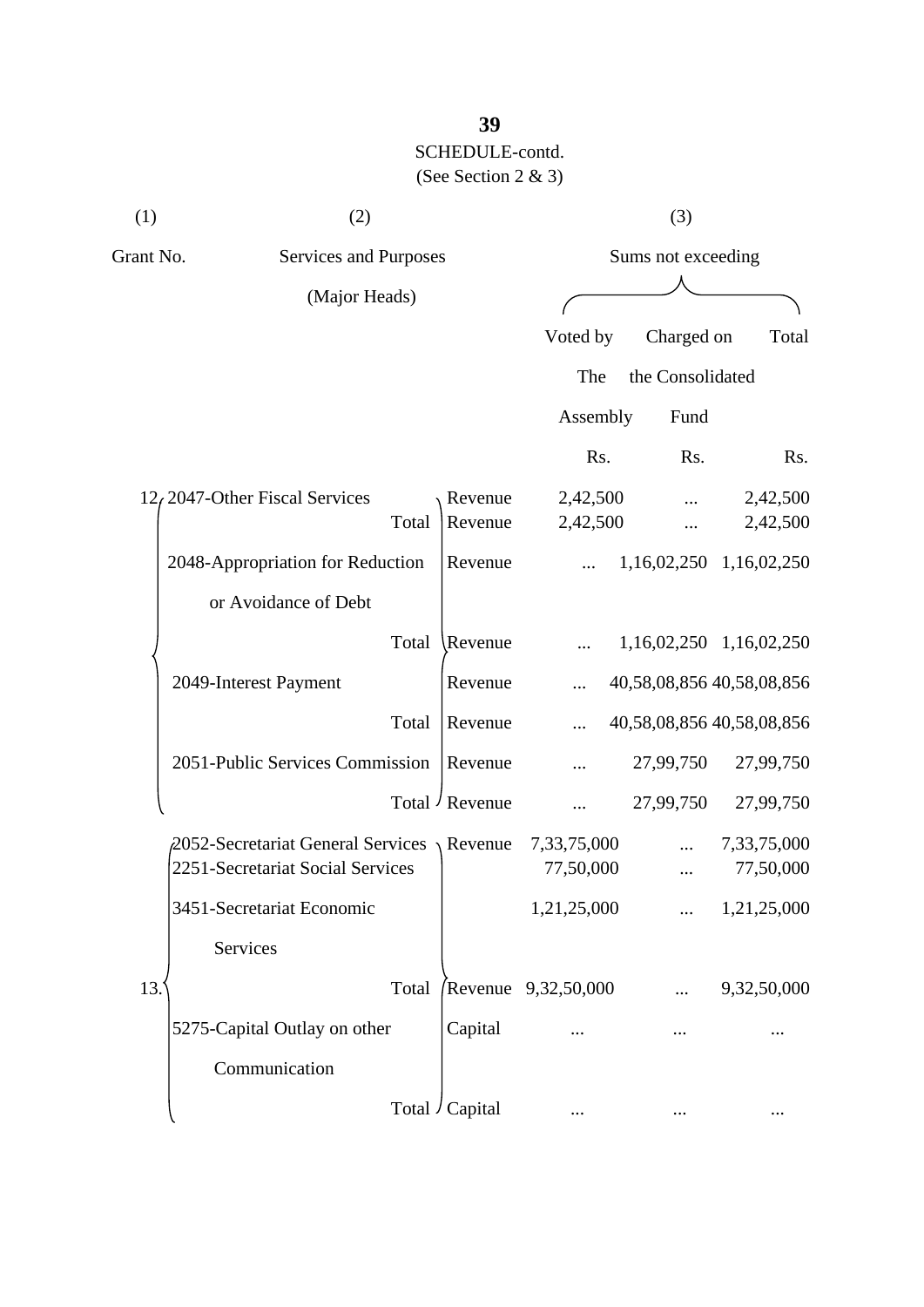SCHEDULE-contd.

(See Section 2 & 3)

| (1) | (2) | | (3) | | |
|---|---|---|---|---|---|
| Grant No. | Services and Purposes (Major Heads) | | Sums not exceeding | | |
| | | | Voted by The Assembly | Charged on the Consolidated Fund | Total |
| | | | Rs. | Rs. | Rs. |
| 12 | 2047-Other Fiscal Services | Revenue | 2,42,500 | ... | 2,42,500 |
| | Total | Revenue | 2,42,500 | ... | 2,42,500 |
| | 2048-Appropriation for Reduction or Avoidance of Debt | Revenue | ... | 1,16,02,250 | 1,16,02,250 |
| | Total | Revenue | ... | 1,16,02,250 | 1,16,02,250 |
| | 2049-Interest Payment | Revenue | ... | 40,58,08,856 | 40,58,08,856 |
| | Total | Revenue | ... | 40,58,08,856 | 40,58,08,856 |
| | 2051-Public Services Commission | Revenue | ... | 27,99,750 | 27,99,750 |
| | Total | Revenue | ... | 27,99,750 | 27,99,750 |
| 13. | 2052-Secretariat General Services | Revenue | 7,33,75,000 | ... | 7,33,75,000 |
| | 2251-Secretariat Social Services | | 77,50,000 | ... | 77,50,000 |
| | 3451-Secretariat Economic Services | | 1,21,25,000 | ... | 1,21,25,000 |
| | Total | Revenue | 9,32,50,000 | ... | 9,32,50,000 |
| | 5275-Capital Outlay on other Communication | Capital | ... | ... | ... |
| | Total | Capital | ... | ... | ... |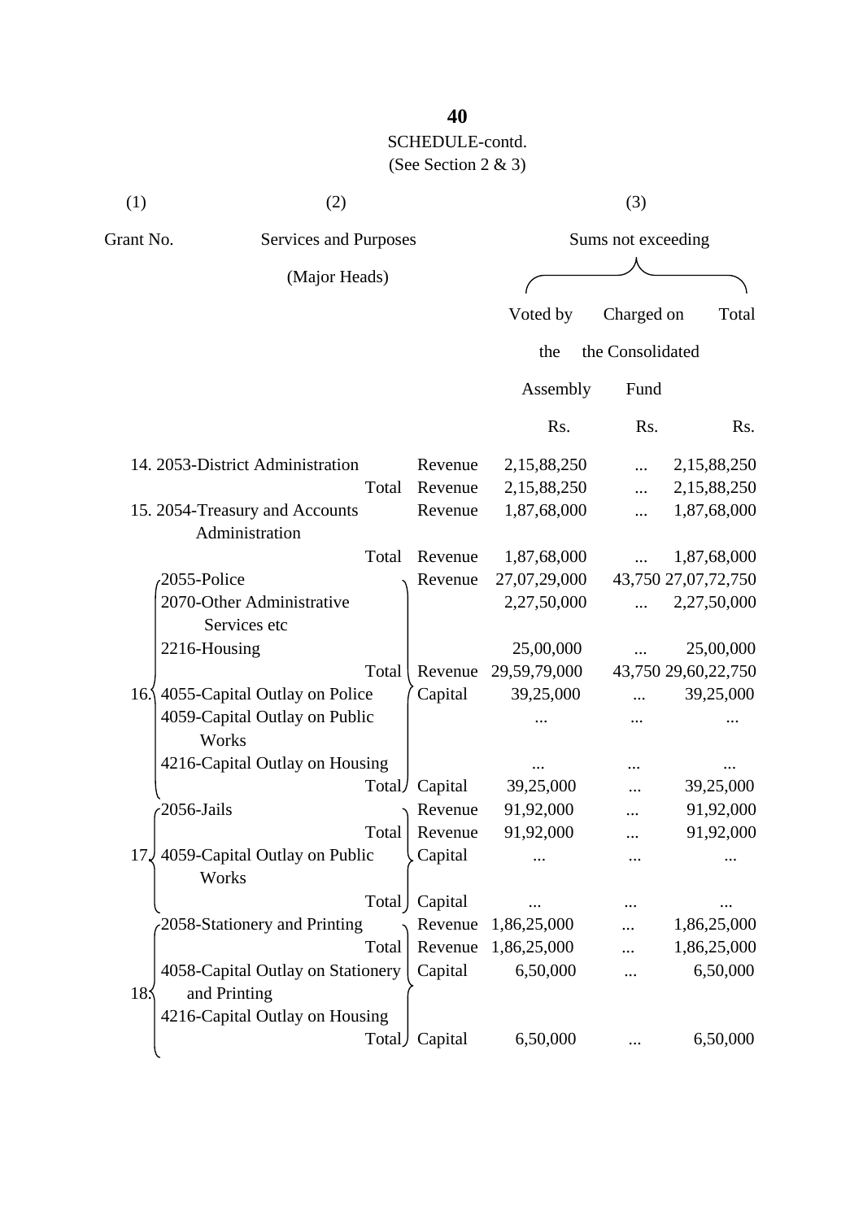SCHEDULE-contd.

(See Section 2 & 3)

| (1) | (2) | | (3) | | |
|---|---|---|---|---|---|
| Grant No. | Services and Purposes (Major Heads) | | Sums not exceeding | | |
| | | | Voted by the Assembly | Charged on the Consolidated Fund | Total |
| | | | Rs. | Rs. | Rs. |
| 14. | 2053-District Administration | Revenue | 2,15,88,250 | ... | 2,15,88,250 |
| | Total | Revenue | 2,15,88,250 | ... | 2,15,88,250 |
| 15. | 2054-Treasury and Accounts Administration | Revenue | 1,87,68,000 | ... | 1,87,68,000 |
| | Total | Revenue | 1,87,68,000 | ... | 1,87,68,000 |
| 16. | 2055-Police | Revenue | 27,07,29,000 | 43,750 | 27,07,72,750 |
| | 2070-Other Administrative Services etc | | 2,27,50,000 | ... | 2,27,50,000 |
| | 2216-Housing | | 25,00,000 | ... | 25,00,000 |
| | Total | Revenue | 29,59,79,000 | 43,750 | 29,60,22,750 |
| | 4055-Capital Outlay on Police | Capital | 39,25,000 | ... | 39,25,000 |
| | 4059-Capital Outlay on Public Works | | ... | ... | ... |
| | 4216-Capital Outlay on Housing | | ... | ... | ... |
| | Total | Capital | 39,25,000 | ... | 39,25,000 |
| 17. | 2056-Jails | Revenue | 91,92,000 | ... | 91,92,000 |
| | Total | Revenue | 91,92,000 | ... | 91,92,000 |
| | 4059-Capital Outlay on Public Works | Capital | ... | ... | ... |
| | Total | Capital | ... | ... | ... |
| 18. | 2058-Stationery and Printing | Revenue | 1,86,25,000 | ... | 1,86,25,000 |
| | Total | Revenue | 1,86,25,000 | ... | 1,86,25,000 |
| | 4058-Capital Outlay on Stationery and Printing | Capital | 6,50,000 | ... | 6,50,000 |
| | 4216-Capital Outlay on Housing | | | | |
| | Total | Capital | 6,50,000 | ... | 6,50,000 |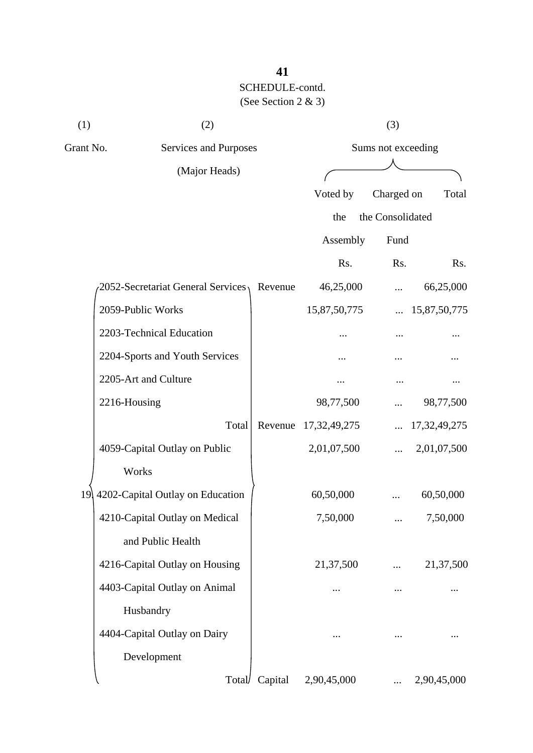SCHEDULE-contd.

(See Section 2 & 3)

| (1) | (2) | | (3) | | |
|---|---|---|---|---|---|
| Grant No. | Services and Purposes (Major Heads) | | Sums not exceeding | | |
| | | | Voted by the Assembly | Charged on the Consolidated Fund | Total |
| | | | Rs. | Rs. | Rs. |
| 19 | 2052-Secretariat General Services | Revenue | 46,25,000 | ... | 66,25,000 |
| | 2059-Public Works | | 15,87,50,775 | ... | 15,87,50,775 |
| | 2203-Technical Education | | ... | ... | ... |
| | 2204-Sports and Youth Services | | ... | ... | ... |
| | 2205-Art and Culture | | ... | ... | ... |
| | 2216-Housing | | 98,77,500 | ... | 98,77,500 |
| | Total | Revenue | 17,32,49,275 | ... | 17,32,49,275 |
| | 4059-Capital Outlay on Public Works | | 2,01,07,500 | ... | 2,01,07,500 |
| | 4202-Capital Outlay on Education | | 60,50,000 | ... | 60,50,000 |
| | 4210-Capital Outlay on Medical and Public Health | | 7,50,000 | ... | 7,50,000 |
| | 4216-Capital Outlay on Housing | | 21,37,500 | ... | 21,37,500 |
| | 4403-Capital Outlay on Animal Husbandry | | ... | ... | ... |
| | 4404-Capital Outlay on Dairy Development | | ... | ... | ... |
| | Total | Capital | 2,90,45,000 | ... | 2,90,45,000 |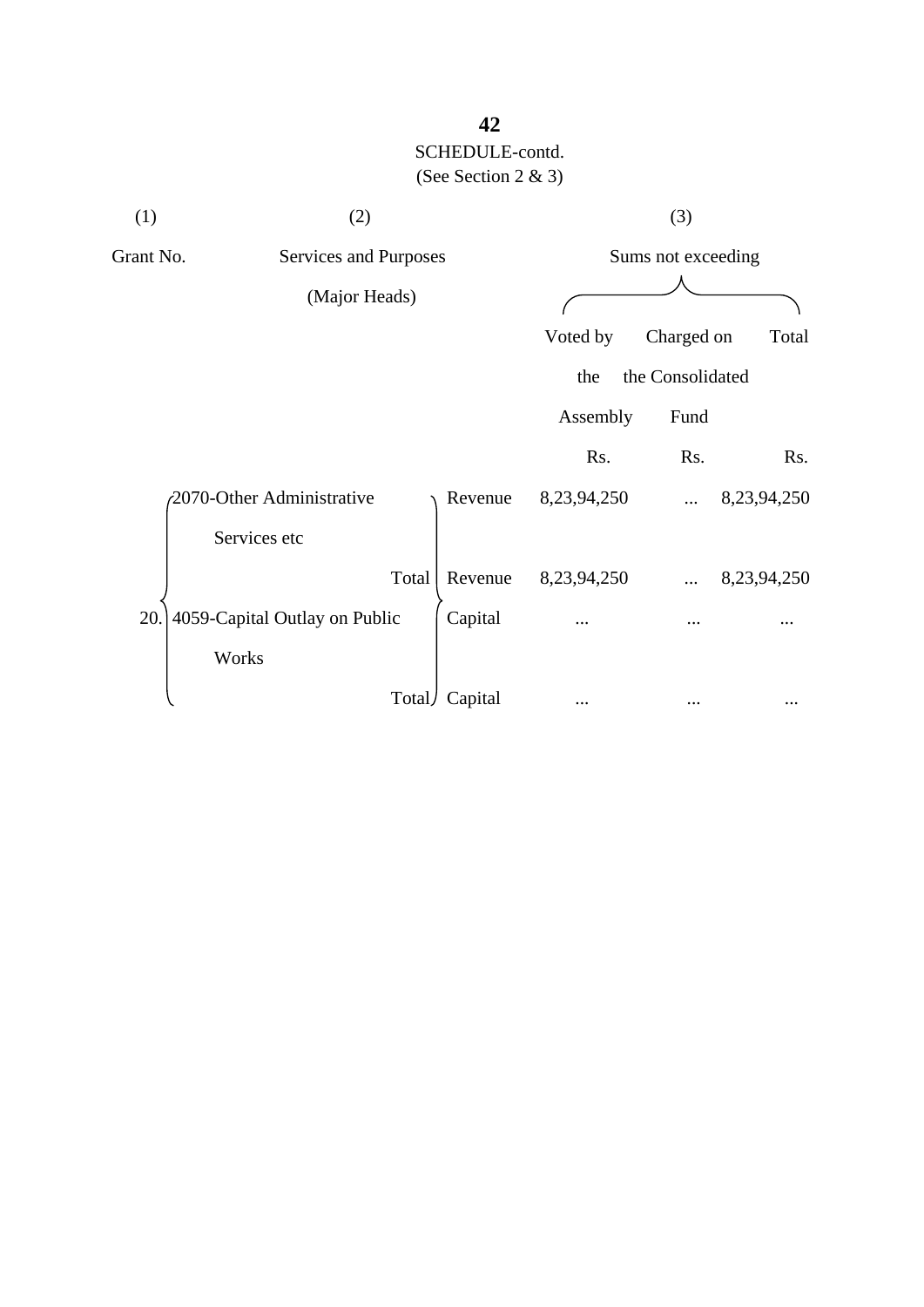SCHEDULE-contd.
(See Section 2 & 3)

| (1) | (2) | | (3) | | |
|---|---|---|---|---|---|
| Grant No. | Services and Purposes (Major Heads) | | Sums not exceeding | | |
| | | | Voted by the Assembly | Charged on the Consolidated Fund | Total |
| | | | Rs. | Rs. | Rs. |
| 20. | 2070-Other Administrative Services etc | Revenue | 8,23,94,250 | ... | 8,23,94,250 |
| | Total | Revenue | 8,23,94,250 | ... | 8,23,94,250 |
| | 4059-Capital Outlay on Public Works | Capital | ... | ... | ... |
| | Total | Capital | ... | ... | ... |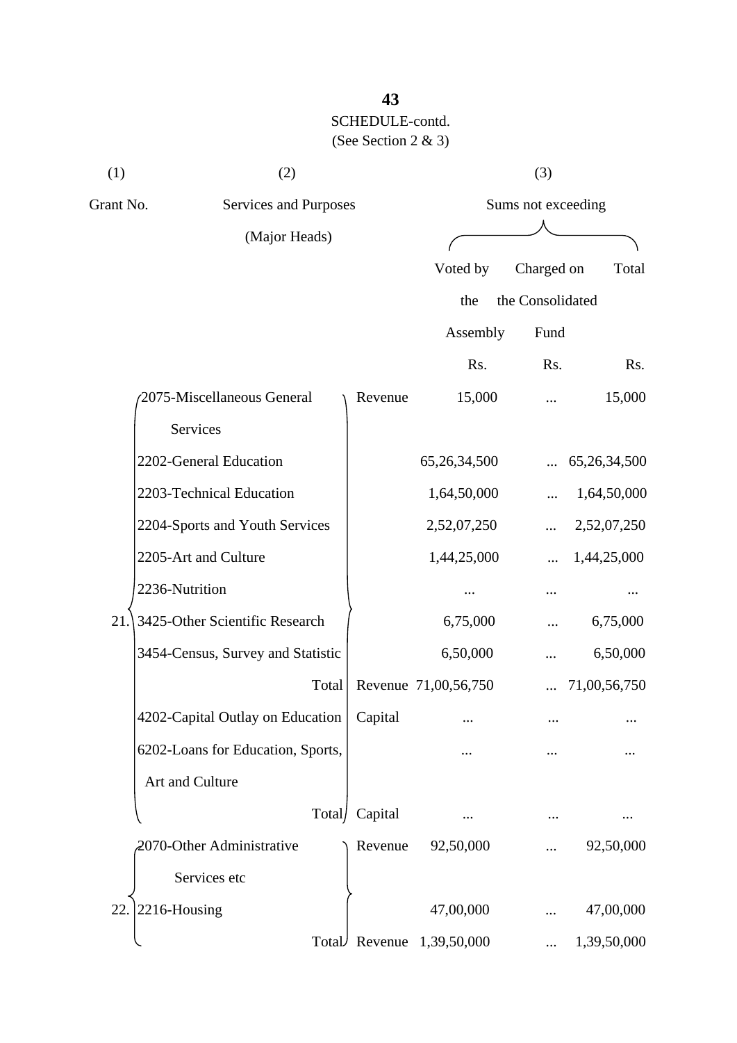SCHEDULE-contd.

(See Section 2 & 3)

| (1) | (2) | | (3) | | |
|---|---|---|---|---|---|
| Grant No. | Services and Purposes (Major Heads) | | Sums not exceeding | | |
| | | | Voted by the Assembly | Charged on the Consolidated Fund | Total |
| | | | Rs. | Rs. | Rs. |
| 21. | 2075-Miscellaneous General Services | Revenue | 15,000 | ... | 15,000 |
| | 2202-General Education | | 65,26,34,500 | ... | 65,26,34,500 |
| | 2203-Technical Education | | 1,64,50,000 | ... | 1,64,50,000 |
| | 2204-Sports and Youth Services | | 2,52,07,250 | ... | 2,52,07,250 |
| | 2205-Art and Culture | | 1,44,25,000 | ... | 1,44,25,000 |
| | 2236-Nutrition | | ... | ... | ... |
| | 3425-Other Scientific Research | | 6,75,000 | ... | 6,75,000 |
| | 3454-Census, Survey and Statistic | | 6,50,000 | ... | 6,50,000 |
| | Total | Revenue | 71,00,56,750 | ... | 71,00,56,750 |
| | 4202-Capital Outlay on Education | Capital | ... | ... | ... |
| | 6202-Loans for Education, Sports, Art and Culture | | ... | ... | ... |
| | Total | Capital | ... | ... | ... |
| 22. | 2070-Other Administrative Services etc | Revenue | 92,50,000 | ... | 92,50,000 |
| | 2216-Housing | | 47,00,000 | ... | 47,00,000 |
| | Total | Revenue | 1,39,50,000 | ... | 1,39,50,000 |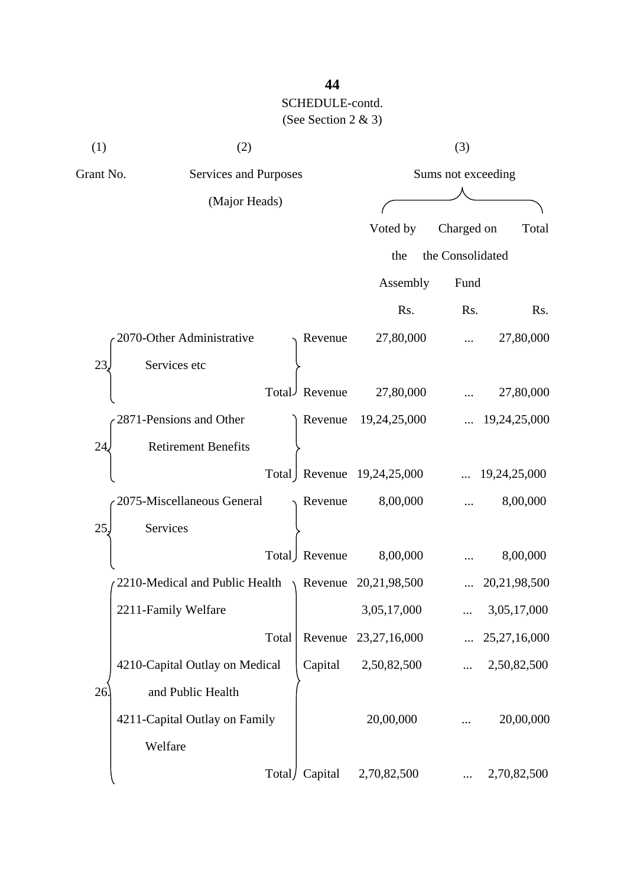SCHEDULE-contd.

(See Section 2 & 3)

| (1) | (2) | | (3) | | |
|---|---|---|---|---|---|
| Grant No. | Services and Purposes (Major Heads) | | Sums not exceeding | | |
| | | | Voted by the Assembly | Charged on the Consolidated Fund | Total |
| | | | Rs. | Rs. | Rs. |
| 23. | 2070-Other Administrative Services etc | Revenue | 27,80,000 | ... | 27,80,000 |
| | Total | Revenue | 27,80,000 | ... | 27,80,000 |
| 24. | 2871-Pensions and Other Retirement Benefits | Revenue | 19,24,25,000 | ... | 19,24,25,000 |
| | Total | Revenue | 19,24,25,000 | ... | 19,24,25,000 |
| 25. | 2075-Miscellaneous General Services | Revenue | 8,00,000 | ... | 8,00,000 |
| | Total | Revenue | 8,00,000 | ... | 8,00,000 |
| 26. | 2210-Medical and Public Health | Revenue | 20,21,98,500 | ... | 20,21,98,500 |
| | 2211-Family Welfare | | 3,05,17,000 | ... | 3,05,17,000 |
| | Total | Revenue | 23,27,16,000 | ... | 25,27,16,000 |
| | 4210-Capital Outlay on Medical and Public Health | Capital | 2,50,82,500 | ... | 2,50,82,500 |
| | 4211-Capital Outlay on Family Welfare | | 20,00,000 | ... | 20,00,000 |
| | Total | Capital | 2,70,82,500 | ... | 2,70,82,500 |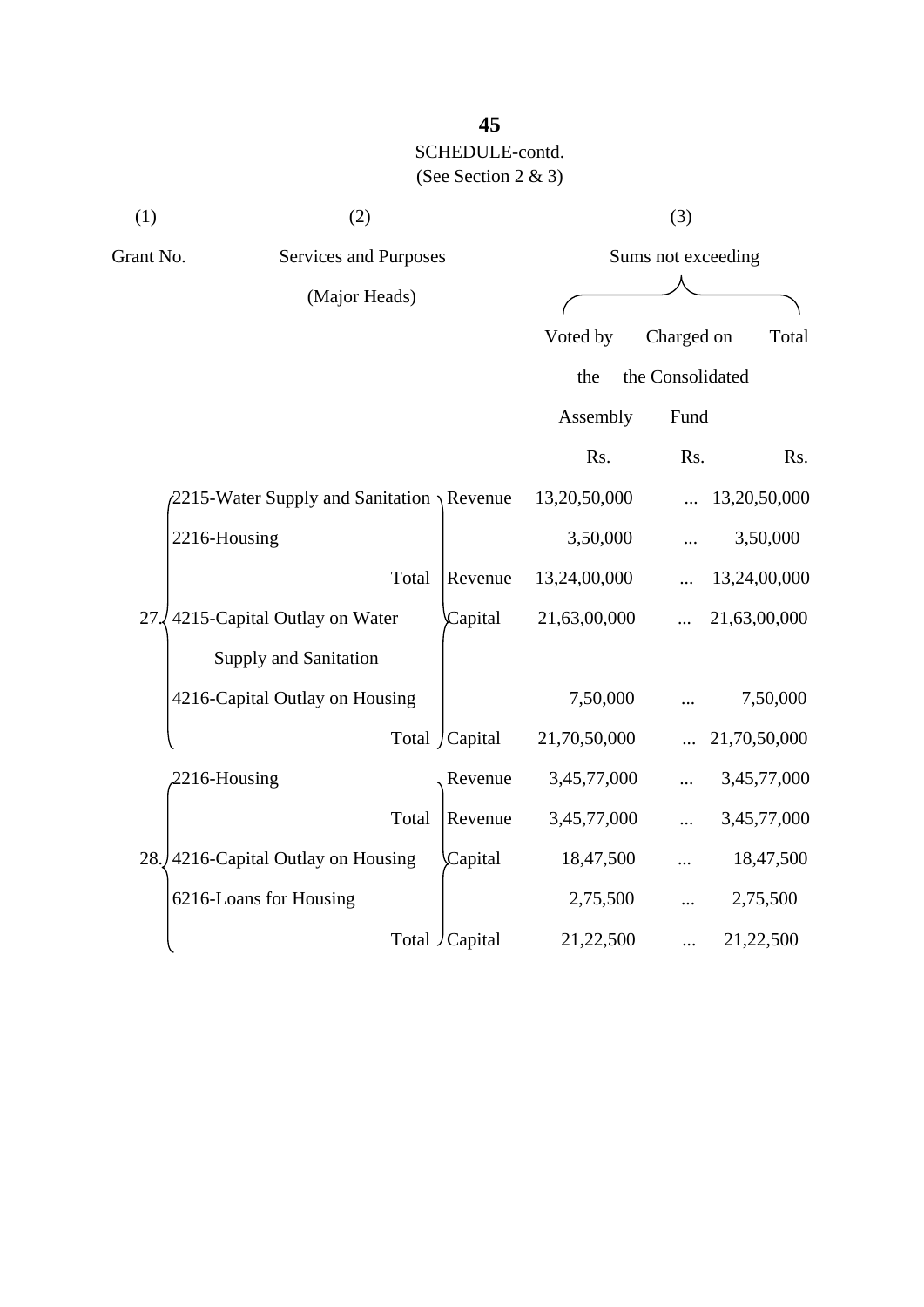SCHEDULE-contd.
(See Section 2 & 3)

| (1) | (2) | | (3) | | |
|---|---|---|---|---|---|
| Grant No. | Services and Purposes (Major Heads) | | Sums not exceeding | | |
| | | | Voted by the Assembly | Charged on the Consolidated Fund | Total |
| | | | Rs. | Rs. | Rs. |
| 27. | 2215-Water Supply and Sanitation | Revenue | 13,20,50,000 | ... | 13,20,50,000 |
| | 2216-Housing | | 3,50,000 | ... | 3,50,000 |
| | Total | Revenue | 13,24,00,000 | ... | 13,24,00,000 |
| | 4215-Capital Outlay on Water Supply and Sanitation | Capital | 21,63,00,000 | ... | 21,63,00,000 |
| | 4216-Capital Outlay on Housing | | 7,50,000 | ... | 7,50,000 |
| | Total | Capital | 21,70,50,000 | ... | 21,70,50,000 |
| 28. | 2216-Housing | Revenue | 3,45,77,000 | ... | 3,45,77,000 |
| | Total | Revenue | 3,45,77,000 | ... | 3,45,77,000 |
| | 4216-Capital Outlay on Housing | Capital | 18,47,500 | ... | 18,47,500 |
| | 6216-Loans for Housing | | 2,75,500 | ... | 2,75,500 |
| | Total | Capital | 21,22,500 | ... | 21,22,500 |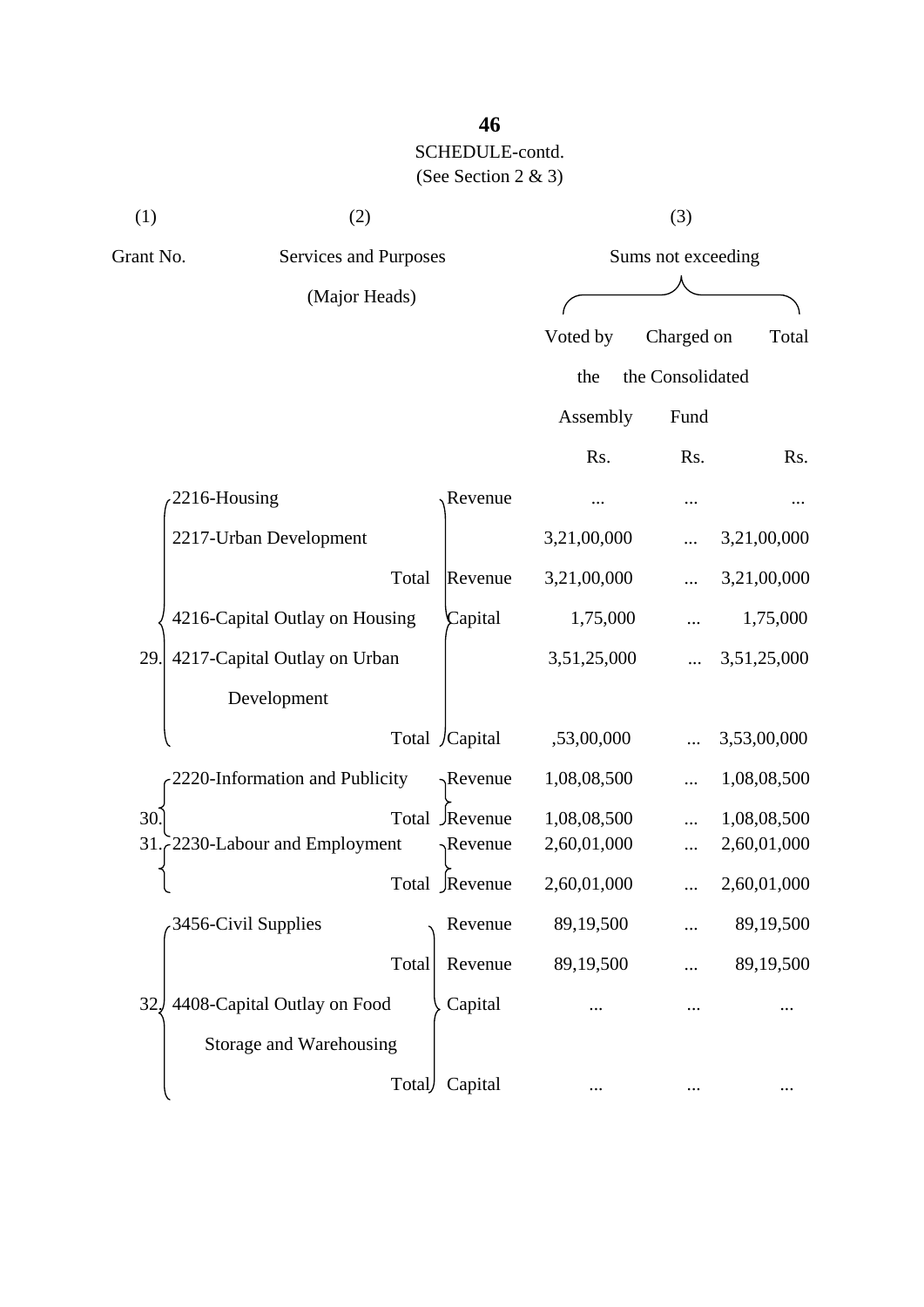SCHEDULE-contd.

(See Section 2 & 3)

| (1) | (2) | | (3) | | |
|---|---|---|---|---|---|
| Grant No. | Services and Purposes (Major Heads) | | Sums not exceeding | | |
| | | | Voted by the Assembly | Charged on the Consolidated Fund | Total |
| | | | Rs. | Rs. | Rs. |
| 29. | 2216-Housing | Revenue | ... | ... | ... |
| | 2217-Urban Development | | 3,21,00,000 | ... | 3,21,00,000 |
| | Total | Revenue | 3,21,00,000 | ... | 3,21,00,000 |
| | 4216-Capital Outlay on Housing | Capital | 1,75,000 | ... | 1,75,000 |
| | 4217-Capital Outlay on Urban Development | | 3,51,25,000 | ... | 3,51,25,000 |
| | Total | Capital | ,53,00,000 | ... | 3,53,00,000 |
| 30. | 2220-Information and Publicity | Revenue | 1,08,08,500 | ... | 1,08,08,500 |
| | Total | Revenue | 1,08,08,500 | ... | 1,08,08,500 |
| 31. | 2230-Labour and Employment | Revenue | 2,60,01,000 | ... | 2,60,01,000 |
| | Total | Revenue | 2,60,01,000 | ... | 2,60,01,000 |
| 32. | 3456-Civil Supplies | Revenue | 89,19,500 | ... | 89,19,500 |
| | Total | Revenue | 89,19,500 | ... | 89,19,500 |
| | 4408-Capital Outlay on Food Storage and Warehousing | Capital | ... | ... | ... |
| | Total | Capital | ... | ... | ... |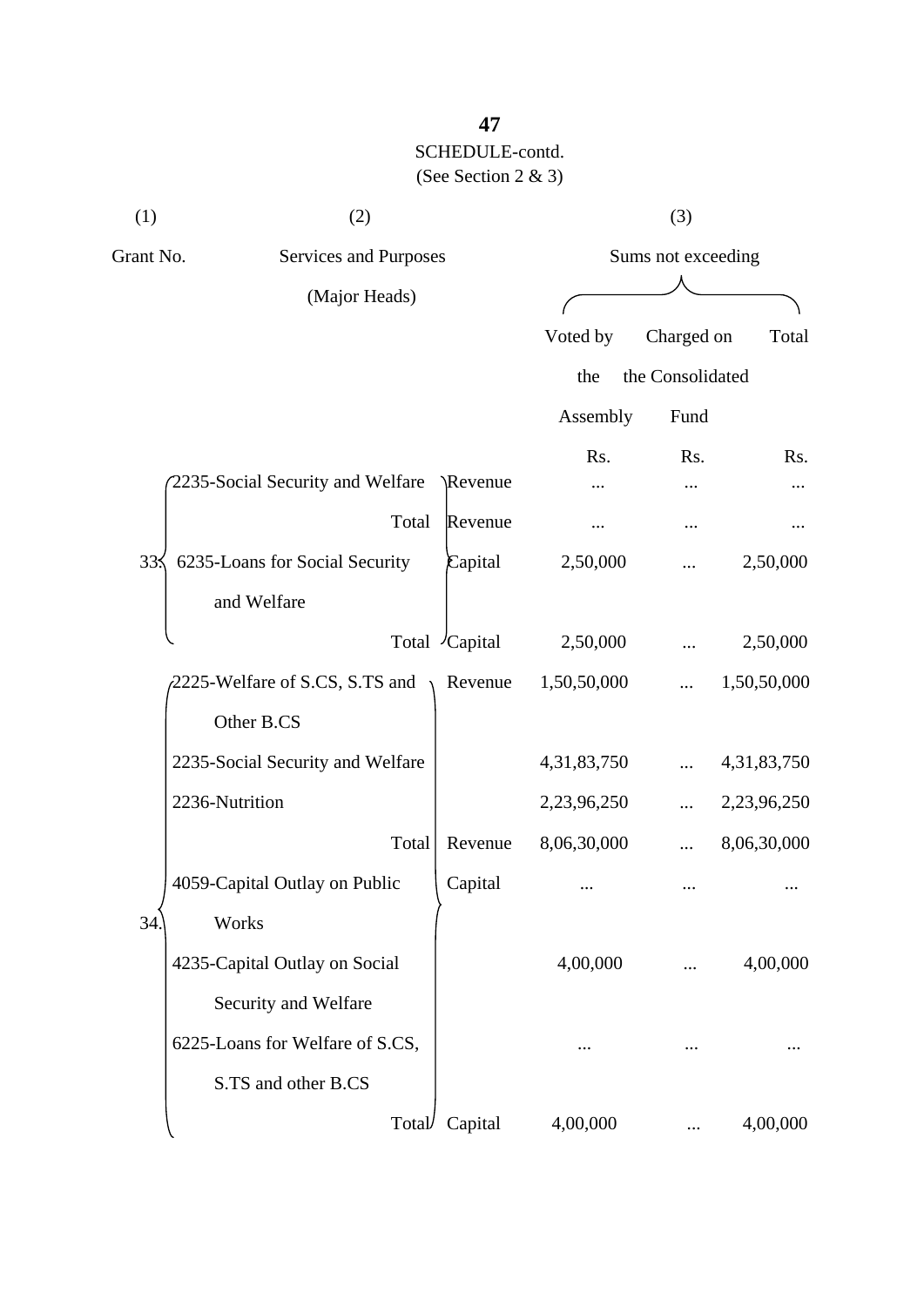SCHEDULE-contd.

(See Section 2 & 3)

| (1) | (2) | | (3) | | |
|---|---|---|---|---|---|
| Grant No. | Services and Purposes (Major Heads) | | Sums not exceeding | | |
| | | | Voted by the Assembly | Charged on the Consolidated Fund | Total |
| | | | Rs. | Rs. | Rs. |
| 33. | 2235-Social Security and Welfare | Revenue | ... | ... | ... |
| | Total | Revenue | ... | ... | ... |
| | 6235-Loans for Social Security and Welfare | Capital | 2,50,000 | ... | 2,50,000 |
| | Total | Capital | 2,50,000 | ... | 2,50,000 |
| 34. | 2225-Welfare of S.CS, S.TS and Other B.CS | Revenue | 1,50,50,000 | ... | 1,50,50,000 |
| | 2235-Social Security and Welfare | | 4,31,83,750 | ... | 4,31,83,750 |
| | 2236-Nutrition | | 2,23,96,250 | ... | 2,23,96,250 |
| | Total | Revenue | 8,06,30,000 | ... | 8,06,30,000 |
| | 4059-Capital Outlay on Public Works | Capital | ... | ... | ... |
| | 4235-Capital Outlay on Social Security and Welfare | | 4,00,000 | ... | 4,00,000 |
| | 6225-Loans for Welfare of S.CS, S.TS and other B.CS | | ... | ... | ... |
| | Total | Capital | 4,00,000 | ... | 4,00,000 |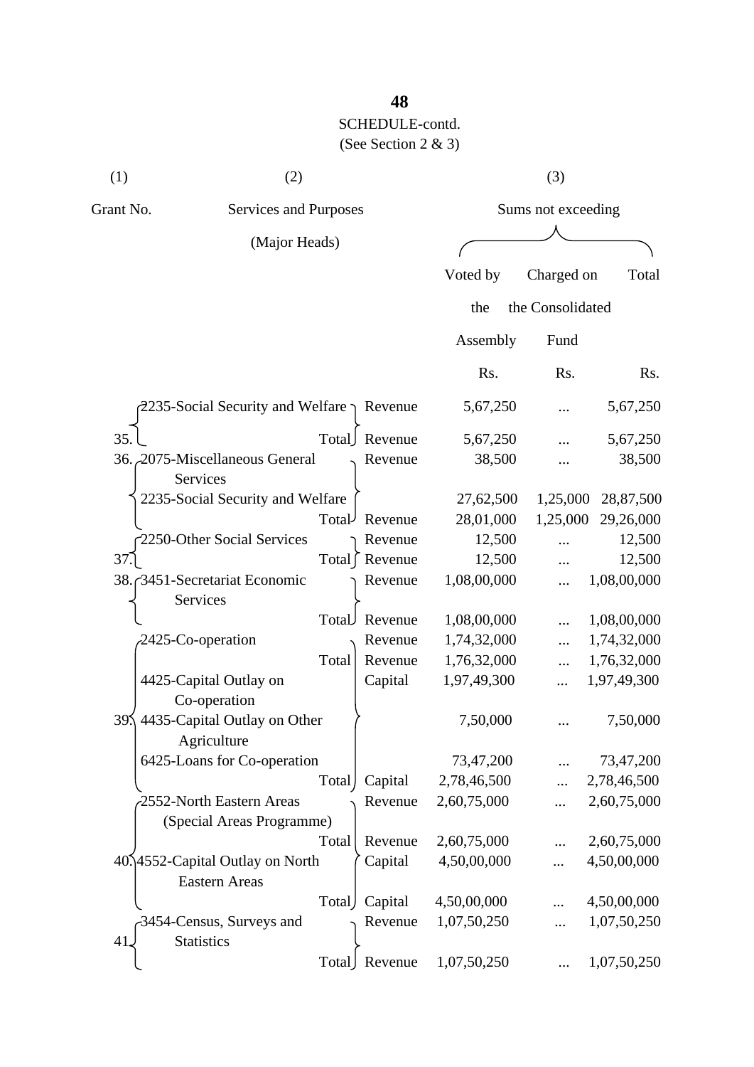SCHEDULE-contd.
(See Section 2 & 3)

| (1) | (2) | | (3) | | |
|---|---|---|---|---|---|
| Grant No. | Services and Purposes (Major Heads) | | Sums not exceeding | | |
| | | | Voted by the Assembly | Charged on the Consolidated Fund | Total |
| | | | Rs. | Rs. | Rs. |
| 35. | 2235-Social Security and Welfare | Revenue | 5,67,250 | ... | 5,67,250 |
| | Total | Revenue | 5,67,250 | ... | 5,67,250 |
| 36. | 2075-Miscellaneous General Services | Revenue | 38,500 | ... | 38,500 |
| | 2235-Social Security and Welfare | | 27,62,500 | 1,25,000 | 28,87,500 |
| | Total | Revenue | 28,01,000 | 1,25,000 | 29,26,000 |
| 37. | 2250-Other Social Services | Revenue | 12,500 | ... | 12,500 |
| | Total | Revenue | 12,500 | ... | 12,500 |
| 38. | 3451-Secretariat Economic Services | Revenue | 1,08,00,000 | ... | 1,08,00,000 |
| | Total | Revenue | 1,08,00,000 | ... | 1,08,00,000 |
| 39. | 2425-Co-operation | Revenue | 1,74,32,000 | ... | 1,74,32,000 |
| | Total | Revenue | 1,76,32,000 | ... | 1,76,32,000 |
| | 4425-Capital Outlay on Co-operation | Capital | 1,97,49,300 | ... | 1,97,49,300 |
| | 4435-Capital Outlay on Other Agriculture | | 7,50,000 | ... | 7,50,000 |
| | 6425-Loans for Co-operation | | 73,47,200 | ... | 73,47,200 |
| | Total | Capital | 2,78,46,500 | ... | 2,78,46,500 |
| 40. | 2552-North Eastern Areas (Special Areas Programme) | Revenue | 2,60,75,000 | ... | 2,60,75,000 |
| | Total | Revenue | 2,60,75,000 | ... | 2,60,75,000 |
| | 4552-Capital Outlay on North Eastern Areas | Capital | 4,50,00,000 | ... | 4,50,00,000 |
| | Total | Capital | 4,50,00,000 | ... | 4,50,00,000 |
| 41. | 3454-Census, Surveys and Statistics | Revenue | 1,07,50,250 | ... | 1,07,50,250 |
| | Total | Revenue | 1,07,50,250 | ... | 1,07,50,250 |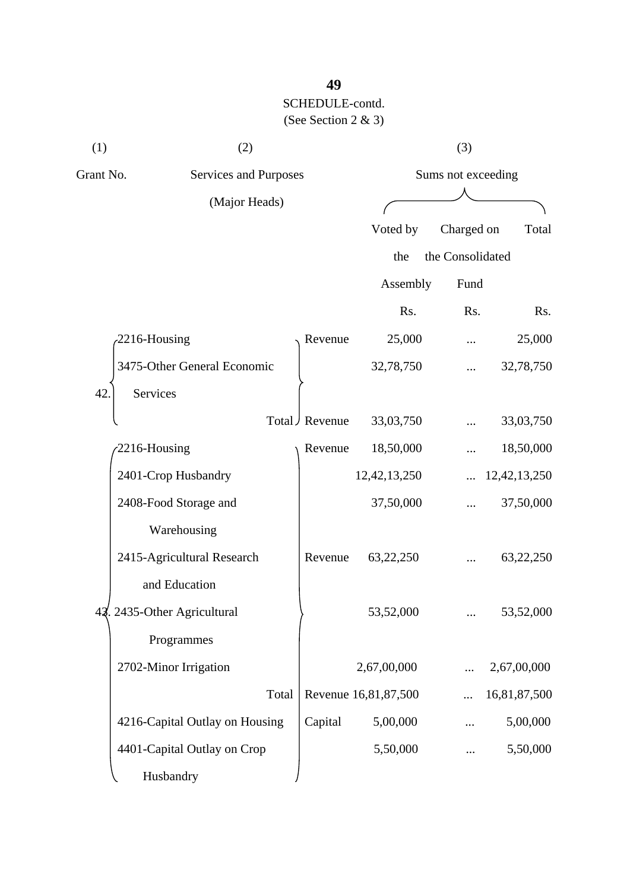SCHEDULE-contd.

(See Section 2 & 3)

| (1) | (2) | | (3) | | |
|---|---|---|---|---|---|
| Grant No. | Services and Purposes (Major Heads) | | Sums not exceeding | | |
| | | | Voted by the Assembly | Charged on the Consolidated Fund | Total |
| | | | Rs. | Rs. | Rs. |
| 42. | 2216-Housing | Revenue | 25,000 | ... | 25,000 |
| | 3475-Other General Economic Services | | 32,78,750 | ... | 32,78,750 |
| | Total | Revenue | 33,03,750 | ... | 33,03,750 |
| 43. | 2216-Housing | Revenue | 18,50,000 | ... | 18,50,000 |
| | 2401-Crop Husbandry | | 12,42,13,250 | ... | 12,42,13,250 |
| | 2408-Food Storage and Warehousing | | 37,50,000 | ... | 37,50,000 |
| | 2415-Agricultural Research and Education | Revenue | 63,22,250 | ... | 63,22,250 |
| | 2435-Other Agricultural Programmes | | 53,52,000 | ... | 53,52,000 |
| | 2702-Minor Irrigation | | 2,67,00,000 | ... | 2,67,00,000 |
| | Total | Revenue | 16,81,87,500 | ... | 16,81,87,500 |
| | 4216-Capital Outlay on Housing | Capital | 5,00,000 | ... | 5,00,000 |
| | 4401-Capital Outlay on Crop Husbandry | | 5,50,000 | ... | 5,50,000 |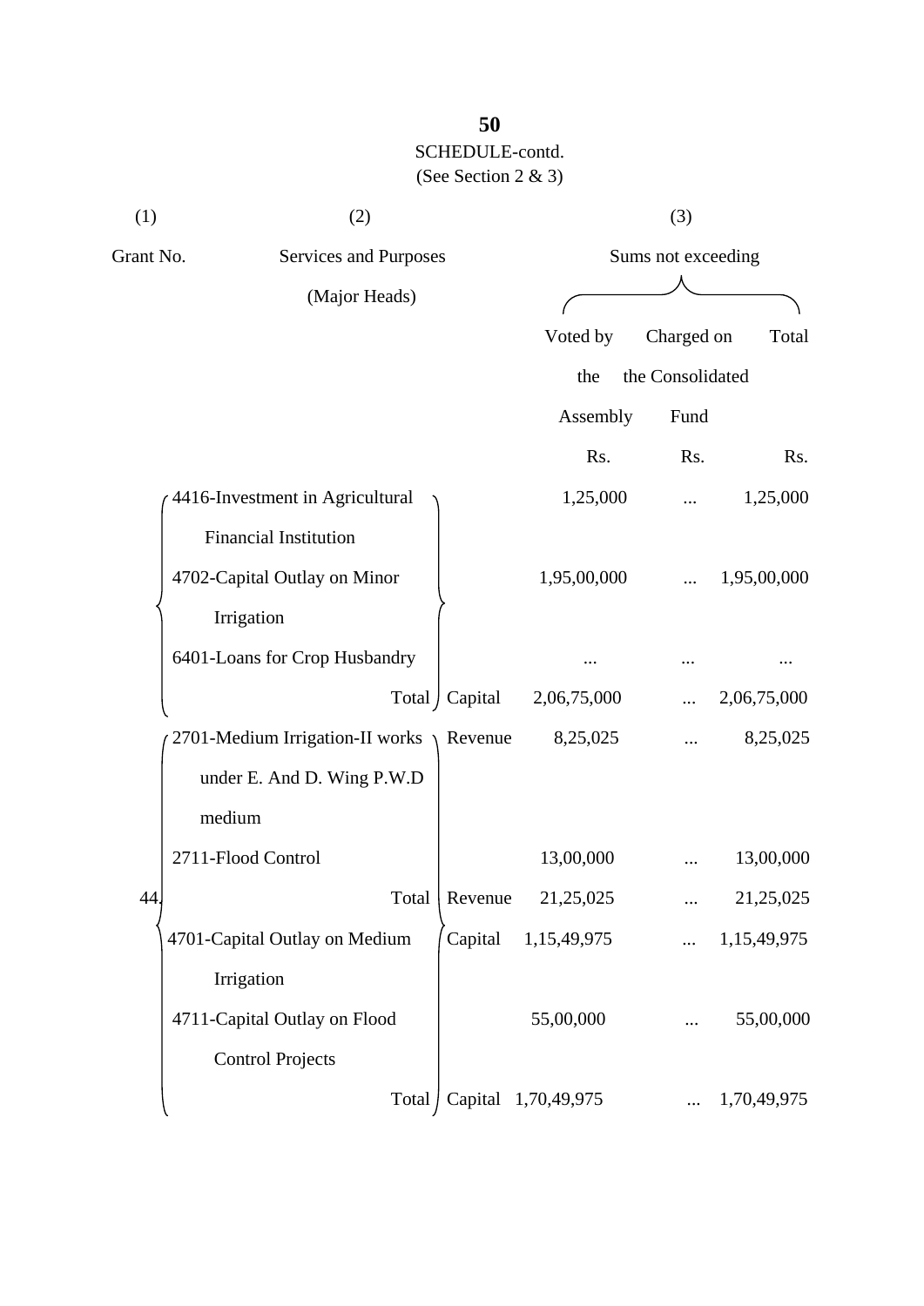SCHEDULE-contd.
(See Section 2 & 3)

| (1) | (2) | | (3) | | |
|---|---|---|---|---|---|
| Grant No. | Services and Purposes (Major Heads) | | Sums not exceeding | | |
| | | | Voted by the Assembly | Charged on the Consolidated Fund | Total |
| | | | Rs. | Rs. | Rs. |
| | 4416-Investment in Agricultural Financial Institution | | 1,25,000 | ... | 1,25,000 |
| | 4702-Capital Outlay on Minor Irrigation | | 1,95,00,000 | ... | 1,95,00,000 |
| | 6401-Loans for Crop Husbandry | | ... | ... | ... |
| | Total | Capital | 2,06,75,000 | ... | 2,06,75,000 |
| 44. | 2701-Medium Irrigation-II works under E. And D. Wing P.W.D medium | Revenue | 8,25,025 | ... | 8,25,025 |
| | 2711-Flood Control | | 13,00,000 | ... | 13,00,000 |
| | Total | Revenue | 21,25,025 | ... | 21,25,025 |
| | 4701-Capital Outlay on Medium Irrigation | Capital | 1,15,49,975 | ... | 1,15,49,975 |
| | 4711-Capital Outlay on Flood Control Projects | | 55,00,000 | ... | 55,00,000 |
| | Total | Capital | 1,70,49,975 | ... | 1,70,49,975 |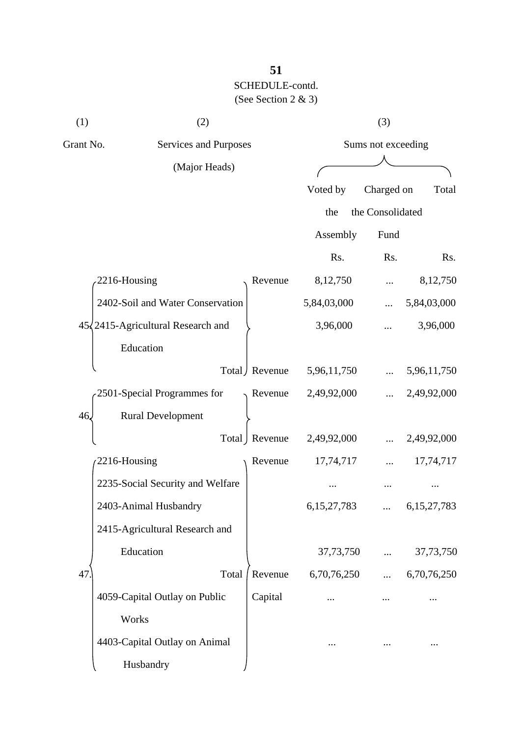SCHEDULE-contd.

(See Section 2 & 3)

| (1) | (2) | | (3) | | |
|---|---|---|---|---|---|
| Grant No. | Services and Purposes (Major Heads) | | Sums not exceeding | | |
| | | | Voted by the Assembly | Charged on the Consolidated Fund | Total |
| | | | Rs. | Rs. | Rs. |
| 45. | 2216-Housing | Revenue | 8,12,750 | ... | 8,12,750 |
| | 2402-Soil and Water Conservation | | 5,84,03,000 | ... | 5,84,03,000 |
| | 2415-Agricultural Research and Education | | 3,96,000 | ... | 3,96,000 |
| | Total | Revenue | 5,96,11,750 | ... | 5,96,11,750 |
| 46. | 2501-Special Programmes for Rural Development | Revenue | 2,49,92,000 | ... | 2,49,92,000 |
| | Total | Revenue | 2,49,92,000 | ... | 2,49,92,000 |
| 47. | 2216-Housing | Revenue | 17,74,717 | ... | 17,74,717 |
| | 2235-Social Security and Welfare | | ... | ... | ... |
| | 2403-Animal Husbandry | | 6,15,27,783 | ... | 6,15,27,783 |
| | 2415-Agricultural Research and Education | | 37,73,750 | ... | 37,73,750 |
| | Total | Revenue | 6,70,76,250 | ... | 6,70,76,250 |
| | 4059-Capital Outlay on Public Works | Capital | ... | ... | ... |
| | 4403-Capital Outlay on Animal Husbandry | | ... | ... | ... |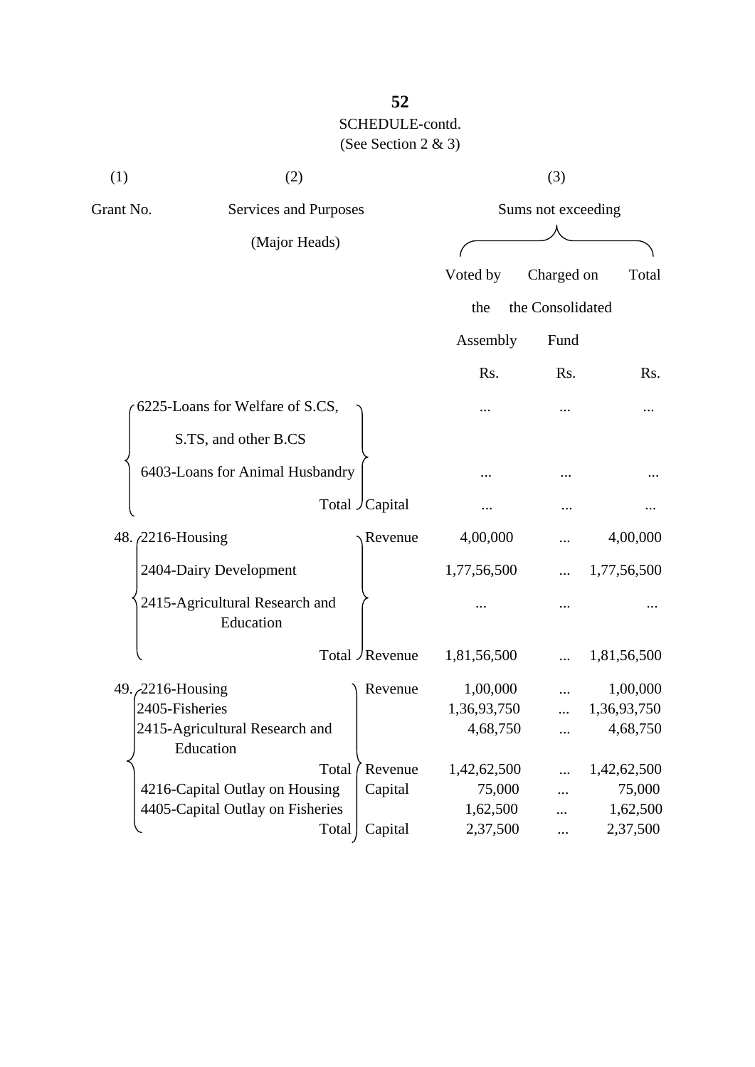SCHEDULE-contd.
(See Section 2 & 3)

| (1) | (2) | | (3) | | |
|---|---|---|---|---|---|
| Grant No. | Services and Purposes (Major Heads) | | Sums not exceeding | | |
| | | | Voted by the Assembly | Charged on the Consolidated Fund | Total |
| | | | Rs. | Rs. | Rs. |
| | 6225-Loans for Welfare of S.CS, S.TS, and other B.CS | | ... | ... | ... |
| | 6403-Loans for Animal Husbandry | | ... | ... | ... |
| | Total | Capital | ... | ... | ... |
| 48. | 2216-Housing | Revenue | 4,00,000 | ... | 4,00,000 |
| | 2404-Dairy Development | | 1,77,56,500 | ... | 1,77,56,500 |
| | 2415-Agricultural Research and Education | | ... | ... | ... |
| | Total | Revenue | 1,81,56,500 | ... | 1,81,56,500 |
| 49. | 2216-Housing | Revenue | 1,00,000 | ... | 1,00,000 |
| | 2405-Fisheries | | 1,36,93,750 | ... | 1,36,93,750 |
| | 2415-Agricultural Research and Education | | 4,68,750 | ... | 4,68,750 |
| | Total | Revenue | 1,42,62,500 | ... | 1,42,62,500 |
| | 4216-Capital Outlay on Housing | Capital | 75,000 | ... | 75,000 |
| | 4405-Capital Outlay on Fisheries | | 1,62,500 | ... | 1,62,500 |
| | Total | Capital | 2,37,500 | ... | 2,37,500 |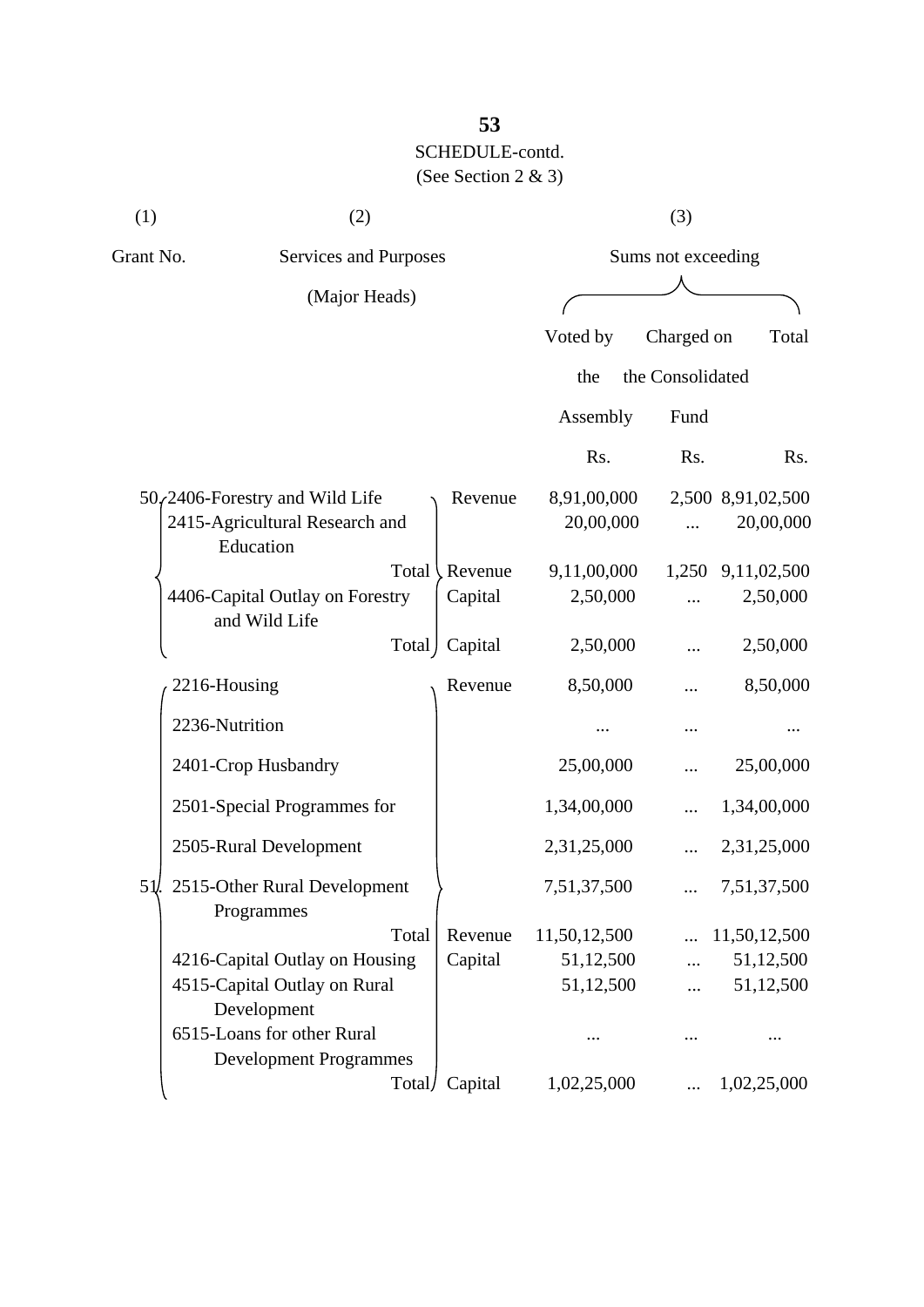SCHEDULE-contd.
(See Section 2 & 3)

| (1) | (2) | | (3) | | |
|---|---|---|---|---|---|
| Grant No. | Services and Purposes (Major Heads) | | Sums not exceeding | | |
| | | | Voted by the Assembly | Charged on the Consolidated Fund | Total |
| | | | Rs. | Rs. | Rs. |
| 50. | 2406-Forestry and Wild Life | Revenue | 8,91,00,000 | 2,500 | 8,91,02,500 |
| | 2415-Agricultural Research and Education | | 20,00,000 | ... | 20,00,000 |
| | Total | Revenue | 9,11,00,000 | 1,250 | 9,11,02,500 |
| | 4406-Capital Outlay on Forestry and Wild Life | Capital | 2,50,000 | ... | 2,50,000 |
| | Total | Capital | 2,50,000 | ... | 2,50,000 |
| 51. | 2216-Housing | Revenue | 8,50,000 | ... | 8,50,000 |
| | 2236-Nutrition | | ... | ... | ... |
| | 2401-Crop Husbandry | | 25,00,000 | ... | 25,00,000 |
| | 2501-Special Programmes for | | 1,34,00,000 | ... | 1,34,00,000 |
| | 2505-Rural Development | | 2,31,25,000 | ... | 2,31,25,000 |
| | 2515-Other Rural Development Programmes | | 7,51,37,500 | ... | 7,51,37,500 |
| | Total | Revenue | 11,50,12,500 | ... | 11,50,12,500 |
| | 4216-Capital Outlay on Housing | Capital | 51,12,500 | ... | 51,12,500 |
| | 4515-Capital Outlay on Rural Development | | 51,12,500 | ... | 51,12,500 |
| | 6515-Loans for other Rural Development Programmes | | ... | ... | ... |
| | Total | Capital | 1,02,25,000 | ... | 1,02,25,000 |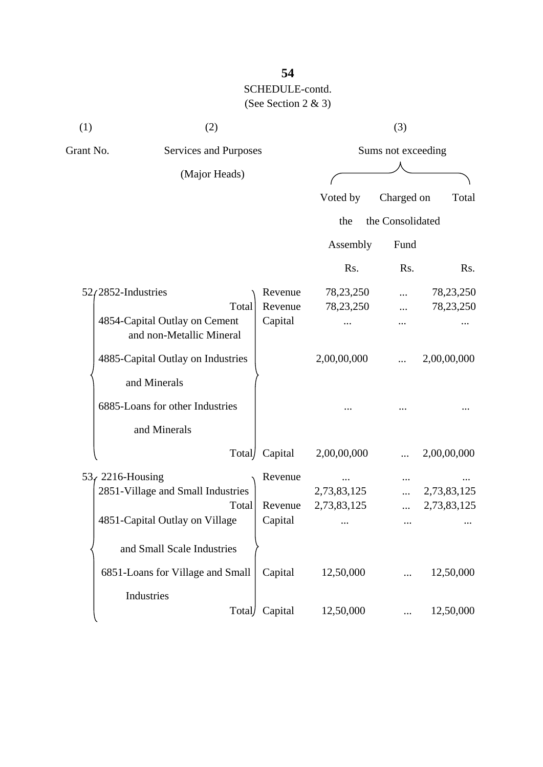## SCHEDULE-contd.

(See Section 2 & 3)

| (1) | (2) | | (3) | | |
|---|---|---|---|---|---|
| Grant No. | Services and Purposes (Major Heads) | | Sums not exceeding | | |
| | | | Voted by the Assembly | Charged on the Consolidated Fund | Total |
| | | | Rs. | Rs. | Rs. |
| 52 | 2852-Industries | Revenue | 78,23,250 | ... | 78,23,250 |
| | Total | Revenue | 78,23,250 | ... | 78,23,250 |
| | 4854-Capital Outlay on Cement and non-Metallic Mineral | Capital | ... | ... | ... |
| | 4885-Capital Outlay on Industries and Minerals | | 2,00,00,000 | ... | 2,00,00,000 |
| | 6885-Loans for other Industries and Minerals | | ... | ... | ... |
| | Total | Capital | 2,00,00,000 | ... | 2,00,00,000 |
| 53 | 2216-Housing | Revenue | ... | ... | ... |
| | 2851-Village and Small Industries | | 2,73,83,125 | ... | 2,73,83,125 |
| | Total | Revenue | 2,73,83,125 | ... | 2,73,83,125 |
| | 4851-Capital Outlay on Village and Small Scale Industries | Capital | ... | ... | ... |
| | 6851-Loans for Village and Small Industries | Capital | 12,50,000 | ... | 12,50,000 |
| | Total | Capital | 12,50,000 | ... | 12,50,000 |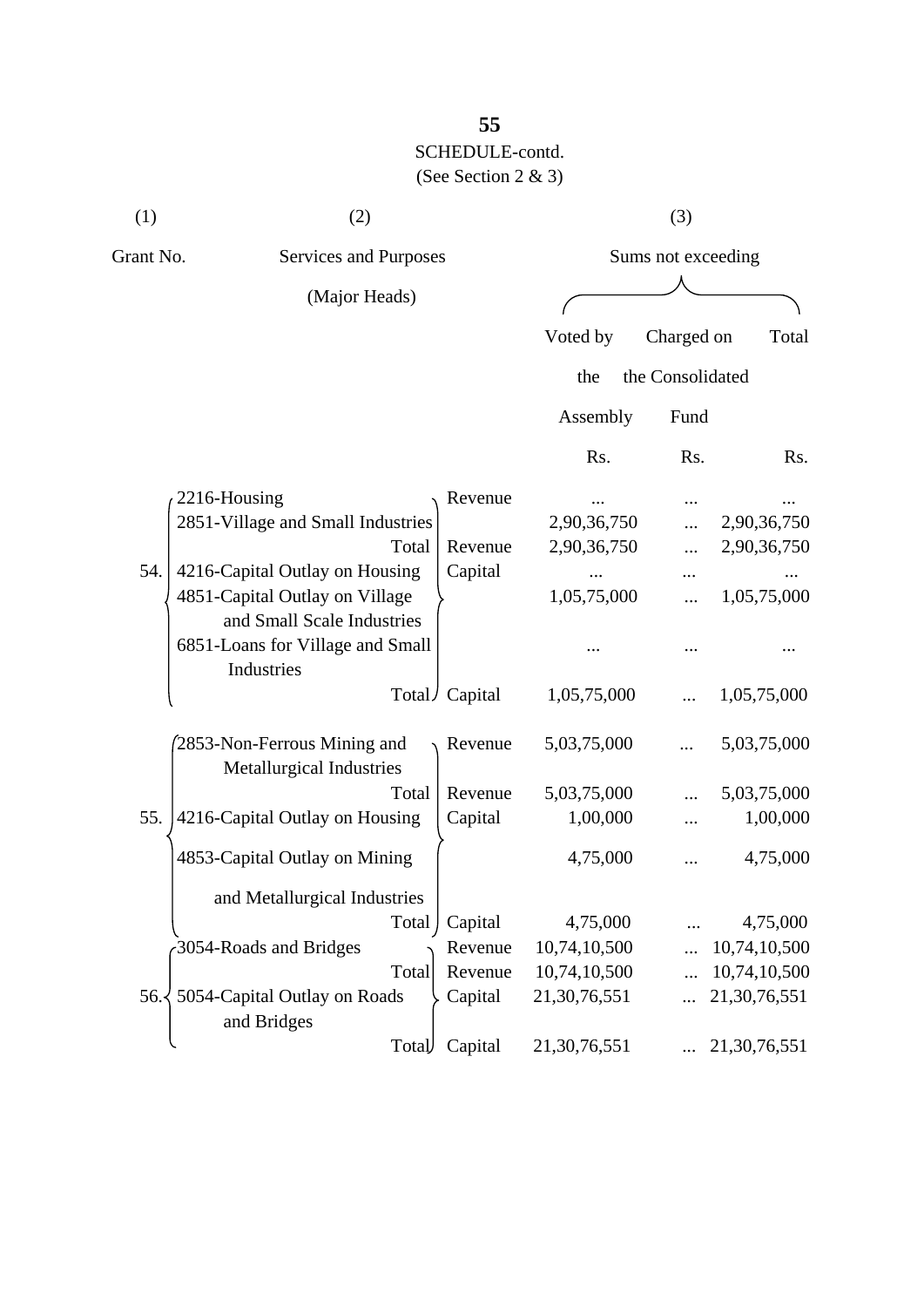SCHEDULE-contd.

(See Section 2 & 3)

| (1) | (2) | | (3) | | |
|---|---|---|---|---|---|
| Grant No. | Services and Purposes (Major Heads) | | Sums not exceeding | | |
| | | | Voted by the Assembly | Charged on the Consolidated Fund | Total |
| | | | Rs. | Rs. | Rs. |
| 54. | 2216-Housing | Revenue | ... | ... | ... |
| | 2851-Village and Small Industries | | 2,90,36,750 | ... | 2,90,36,750 |
| | Total | Revenue | 2,90,36,750 | ... | 2,90,36,750 |
| | 4216-Capital Outlay on Housing | Capital | ... | ... | ... |
| | 4851-Capital Outlay on Village and Small Scale Industries | | 1,05,75,000 | ... | 1,05,75,000 |
| | 6851-Loans for Village and Small Industries | | ... | ... | ... |
| | Total | Capital | 1,05,75,000 | ... | 1,05,75,000 |
| 55. | 2853-Non-Ferrous Mining and Metallurgical Industries | Revenue | 5,03,75,000 | ... | 5,03,75,000 |
| | Total | Revenue | 5,03,75,000 | ... | 5,03,75,000 |
| | 4216-Capital Outlay on Housing | Capital | 1,00,000 | ... | 1,00,000 |
| | 4853-Capital Outlay on Mining and Metallurgical Industries | | 4,75,000 | ... | 4,75,000 |
| | Total | Capital | 4,75,000 | ... | 4,75,000 |
| 56. | 3054-Roads and Bridges | Revenue | 10,74,10,500 | ... | 10,74,10,500 |
| | Total | Revenue | 10,74,10,500 | ... | 10,74,10,500 |
| | 5054-Capital Outlay on Roads and Bridges | Capital | 21,30,76,551 | ... | 21,30,76,551 |
| | Total | Capital | 21,30,76,551 | ... | 21,30,76,551 |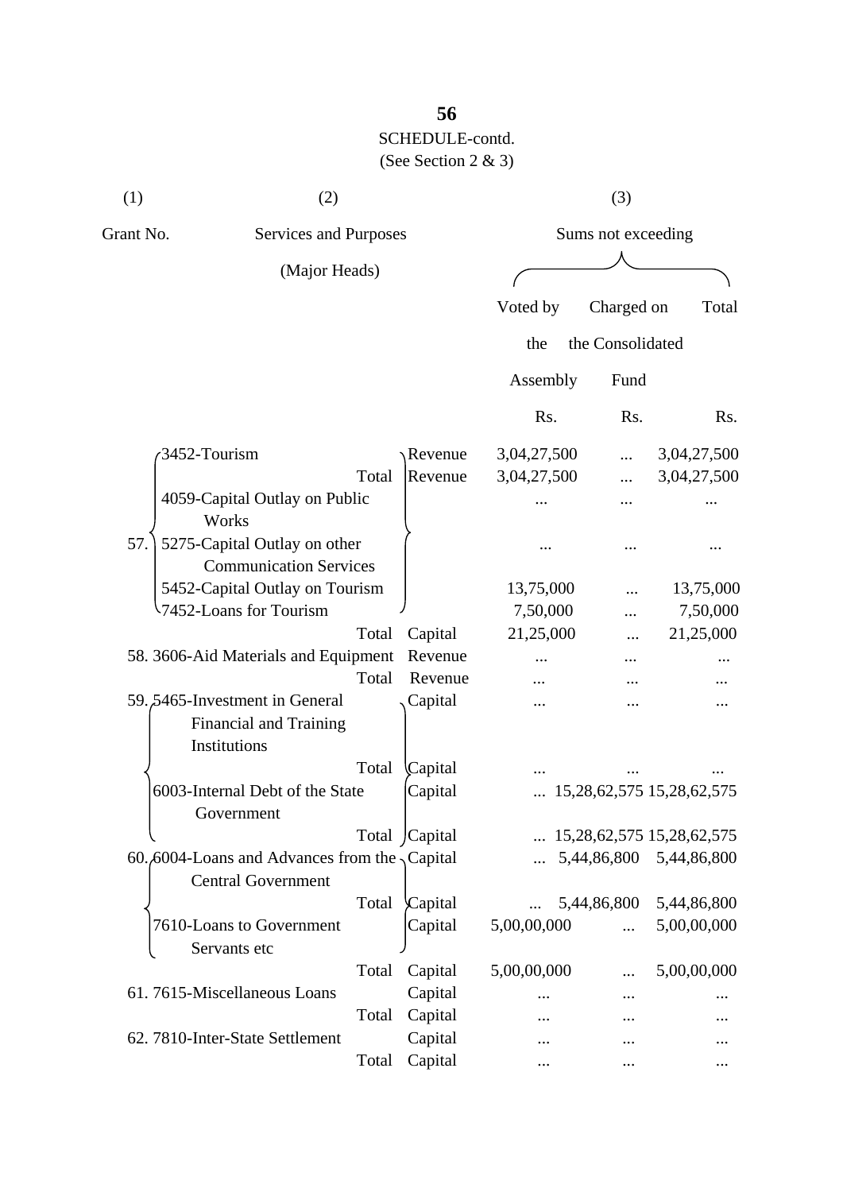SCHEDULE-contd.

(See Section 2 & 3)

| (1) | (2) | | (3) | | |
|---|---|---|---|---|---|
| Grant No. | Services and Purposes (Major Heads) | | Sums not exceeding | | |
| | | | Voted by the Assembly | Charged on the Consolidated Fund | Total |
| | | | Rs. | Rs. | Rs. |
| 57. | 3452-Tourism | Revenue | 3,04,27,500 | ... | 3,04,27,500 |
| | Total | Revenue | 3,04,27,500 | ... | 3,04,27,500 |
| | 4059-Capital Outlay on Public Works | | ... | ... | ... |
| | 5275-Capital Outlay on other Communication Services | | ... | ... | ... |
| | 5452-Capital Outlay on Tourism | | 13,75,000 | ... | 13,75,000 |
| | 7452-Loans for Tourism | | 7,50,000 | ... | 7,50,000 |
| | Total | Capital | 21,25,000 | ... | 21,25,000 |
| 58. | 3606-Aid Materials and Equipment | Revenue | ... | ... | ... |
| | Total | Revenue | ... | ... | ... |
| 59. | 5465-Investment in General Financial and Training Institutions | Capital | ... | ... | ... |
| | Total | Capital | ... | ... | ... |
| | 6003-Internal Debt of the State Government | Capital | ... | 15,28,62,575 | 15,28,62,575 |
| | Total | Capital | ... | 15,28,62,575 | 15,28,62,575 |
| 60. | 6004-Loans and Advances from the Central Government | Capital | ... | 5,44,86,800 | 5,44,86,800 |
| | Total | Capital | ... | 5,44,86,800 | 5,44,86,800 |
| | 7610-Loans to Government Servants etc | Capital | 5,00,00,000 | ... | 5,00,00,000 |
| | Total | Capital | 5,00,00,000 | ... | 5,00,00,000 |
| 61. | 7615-Miscellaneous Loans | Capital | ... | ... | ... |
| | Total | Capital | ... | ... | ... |
| 62. | 7810-Inter-State Settlement | Capital | ... | ... | ... |
| | Total | Capital | ... | ... | ... |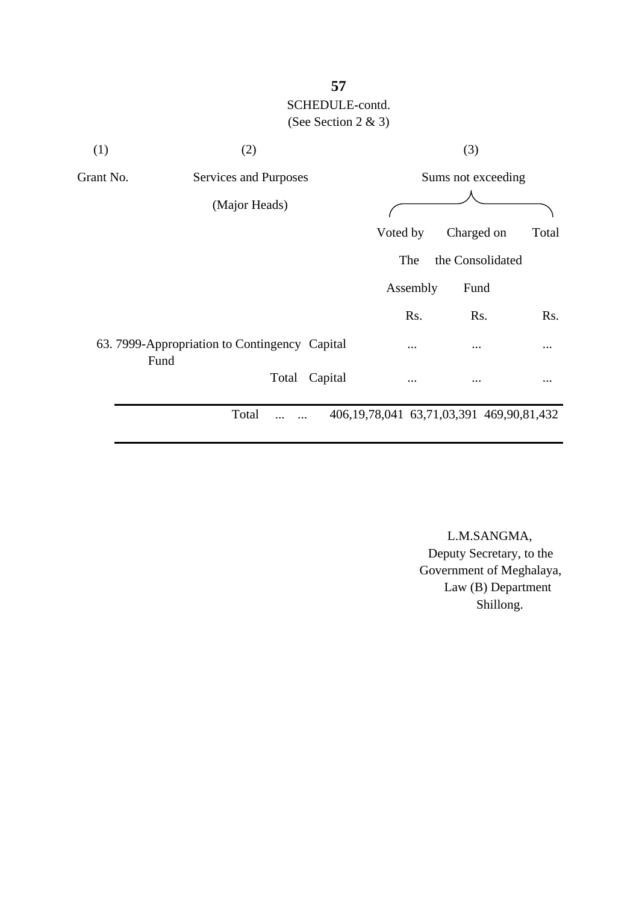SCHEDULE-contd.

(See Section 2 & 3)

| (1) | (2) | | (3) | | |
|---|---|---|---|---|---|
| Grant No. | Services and Purposes (Major Heads) | | Sums not exceeding | | |
| | | | Voted by The Assembly | Charged on the Consolidated Fund | Total |
| | | | Rs. | Rs. | Rs. |
| 63. | 7999-Appropriation to Contingency Fund | Capital | ... | ... | ... |
| | Total | Capital | ... | ... | ... |
| | Total ... ... | | 406,19,78,041 | 63,71,03,391 | 469,90,81,432 |

L.M.SANGMA,
Deputy Secretary, to the
Government of Meghalaya,
Law (B) Department
Shillong.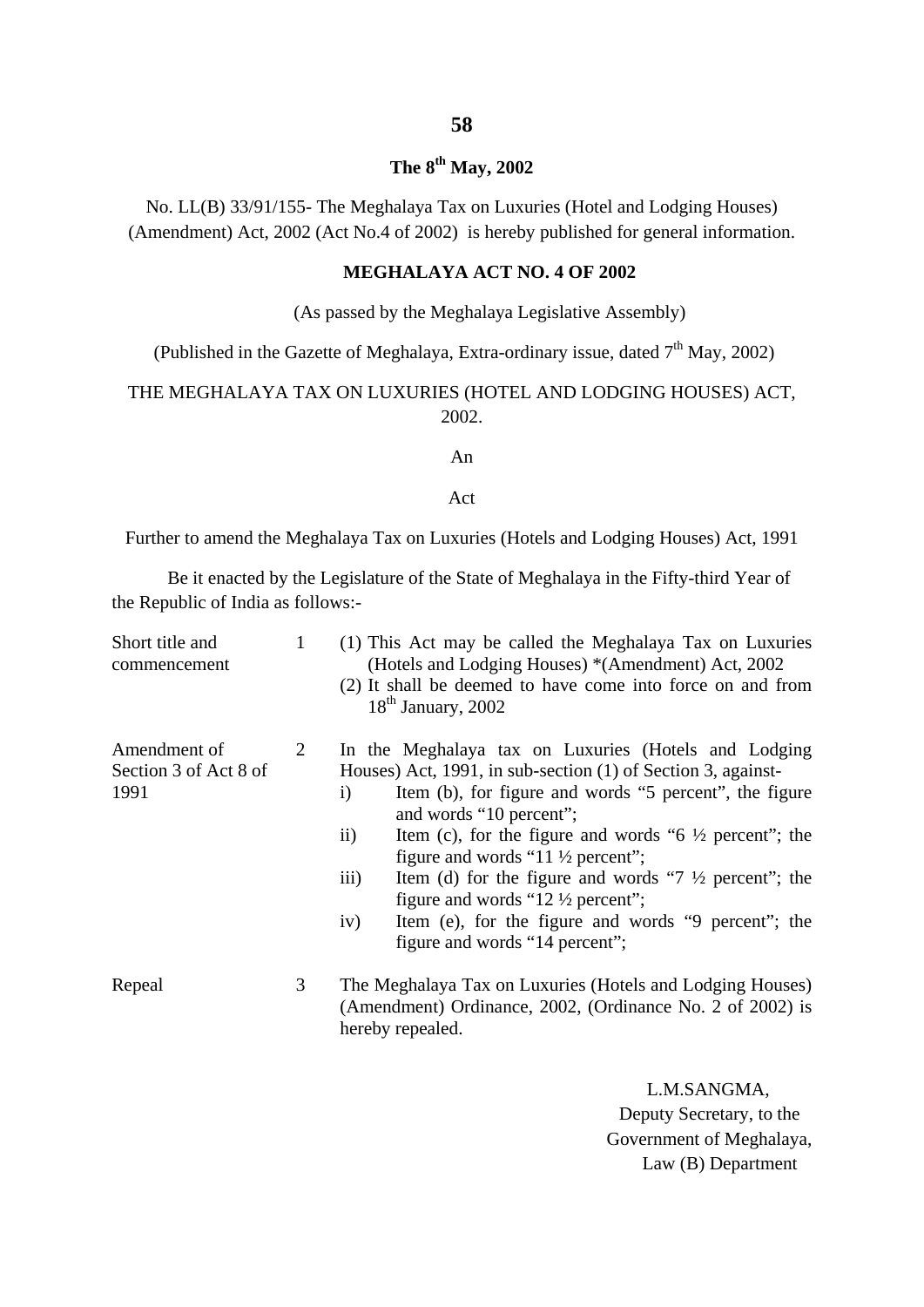**The 8th May, 2002**

No. LL(B) 33/91/155- The Meghalaya Tax on Luxuries (Hotel and Lodging Houses) (Amendment) Act, 2002 (Act No.4 of 2002) is hereby published for general information.

**MEGHALAYA ACT NO. 4 OF 2002**

(As passed by the Meghalaya Legislative Assembly)

(Published in the Gazette of Meghalaya, Extra-ordinary issue, dated 7th May, 2002)

THE MEGHALAYA TAX ON LUXURIES (HOTEL AND LODGING HOUSES) ACT, 2002.

An

Act

Further to amend the Meghalaya Tax on Luxuries (Hotels and Lodging Houses) Act, 1991

Be it enacted by the Legislature of the State of Meghalaya in the Fifty-third Year of the Republic of India as follows:-

Short title and commencement

1 (1) This Act may be called the Meghalaya Tax on Luxuries (Hotels and Lodging Houses) *(Amendment) Act, 2002
(2) It shall be deemed to have come into force on and from 18th January, 2002

Amendment of Section 3 of Act 8 of 1991

2 In the Meghalaya tax on Luxuries (Hotels and Lodging Houses) Act, 1991, in sub-section (1) of Section 3, against-

i) Item (b), for figure and words "5 percent", the figure and words "10 percent";
ii) Item (c), for the figure and words "6 ½ percent"; the figure and words "11 ½ percent";
iii) Item (d) for the figure and words "7 ½ percent"; the figure and words "12 ½ percent";
iv) Item (e), for the figure and words "9 percent"; the figure and words "14 percent";

Repeal

3 The Meghalaya Tax on Luxuries (Hotels and Lodging Houses) (Amendment) Ordinance, 2002, (Ordinance No. 2 of 2002) is hereby repealed.

L.M.SANGMA,
Deputy Secretary, to the
Government of Meghalaya,
Law (B) Department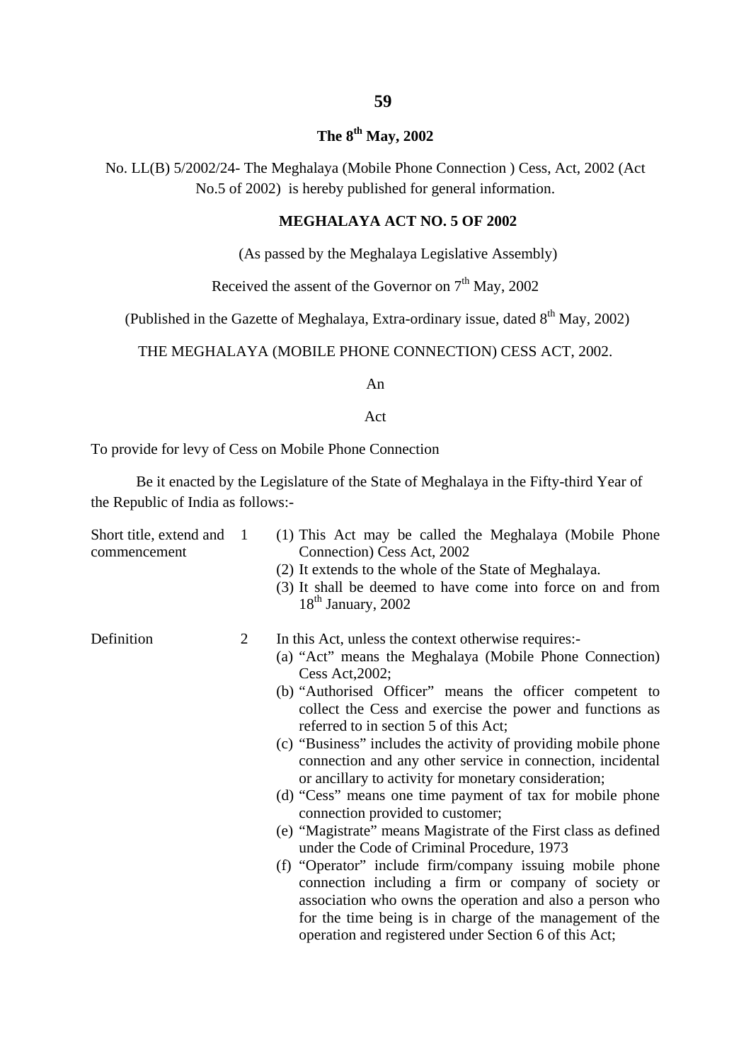**The 8th May, 2002**

No. LL(B) 5/2002/24- The Meghalaya (Mobile Phone Connection ) Cess, Act, 2002 (Act No.5 of 2002) is hereby published for general information.

**MEGHALAYA ACT NO. 5 OF 2002**

(As passed by the Meghalaya Legislative Assembly)

Received the assent of the Governor on 7th May, 2002

(Published in the Gazette of Meghalaya, Extra-ordinary issue, dated 8th May, 2002)

THE MEGHALAYA (MOBILE PHONE CONNECTION) CESS ACT, 2002.

An

Act

To provide for levy of Cess on Mobile Phone Connection

Be it enacted by the Legislature of the State of Meghalaya in the Fifty-third Year of the Republic of India as follows:-

**Short title, extend and commencement**

1 (1) This Act may be called the Meghalaya (Mobile Phone Connection) Cess Act, 2002

(2) It extends to the whole of the State of Meghalaya.

(3) It shall be deemed to have come into force on and from 18th January, 2002

**Definition**

2 In this Act, unless the context otherwise requires:-

(a) "Act" means the Meghalaya (Mobile Phone Connection) Cess Act,2002;

(b) "Authorised Officer" means the officer competent to collect the Cess and exercise the power and functions as referred to in section 5 of this Act;

(c) "Business" includes the activity of providing mobile phone connection and any other service in connection, incidental or ancillary to activity for monetary consideration;

(d) "Cess" means one time payment of tax for mobile phone connection provided to customer;

(e) "Magistrate" means Magistrate of the First class as defined under the Code of Criminal Procedure, 1973

(f) "Operator" include firm/company issuing mobile phone connection including a firm or company of society or association who owns the operation and also a person who for the time being is in charge of the management of the operation and registered under Section 6 of this Act;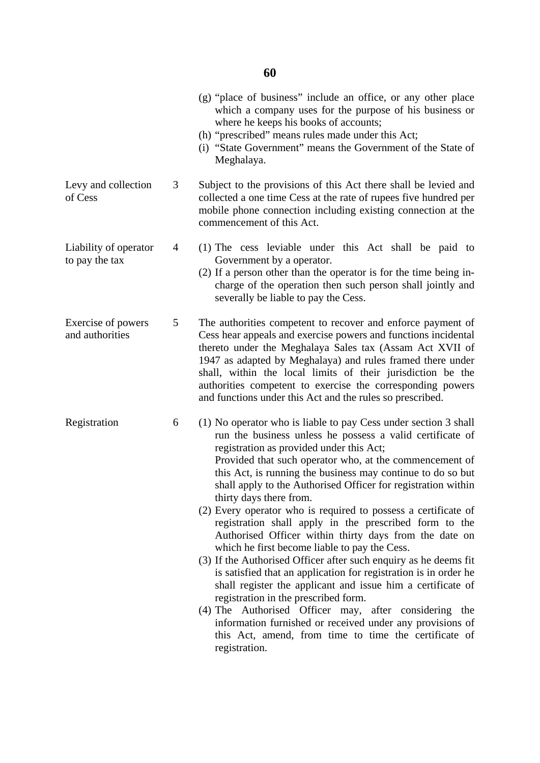(g) "place of business" include an office, or any other place which a company uses for the purpose of his business or where he keeps his books of accounts;

(h) "prescribed" means rules made under this Act;

(i) "State Government" means the Government of the State of Meghalaya.

**Levy and collection of Cess**

3 Subject to the provisions of this Act there shall be levied and collected a one time Cess at the rate of rupees five hundred per mobile phone connection including existing connection at the commencement of this Act.

**Liability of operator to pay the tax**

4 (1) The cess leviable under this Act shall be paid to Government by a operator.

(2) If a person other than the operator is for the time being in-charge of the operation then such person shall jointly and severally be liable to pay the Cess.

**Exercise of powers and authorities**

5 The authorities competent to recover and enforce payment of Cess hear appeals and exercise powers and functions incidental thereto under the Meghalaya Sales tax (Assam Act XVII of 1947 as adapted by Meghalaya) and rules framed there under shall, within the local limits of their jurisdiction be the authorities competent to exercise the corresponding powers and functions under this Act and the rules so prescribed.

**Registration**

6 (1) No operator who is liable to pay Cess under section 3 shall run the business unless he possess a valid certificate of registration as provided under this Act;

Provided that such operator who, at the commencement of this Act, is running the business may continue to do so but shall apply to the Authorised Officer for registration within thirty days there from.

(2) Every operator who is required to possess a certificate of registration shall apply in the prescribed form to the Authorised Officer within thirty days from the date on which he first become liable to pay the Cess.

(3) If the Authorised Officer after such enquiry as he deems fit is satisfied that an application for registration is in order he shall register the applicant and issue him a certificate of registration in the prescribed form.

(4) The Authorised Officer may, after considering the information furnished or received under any provisions of this Act, amend, from time to time the certificate of registration.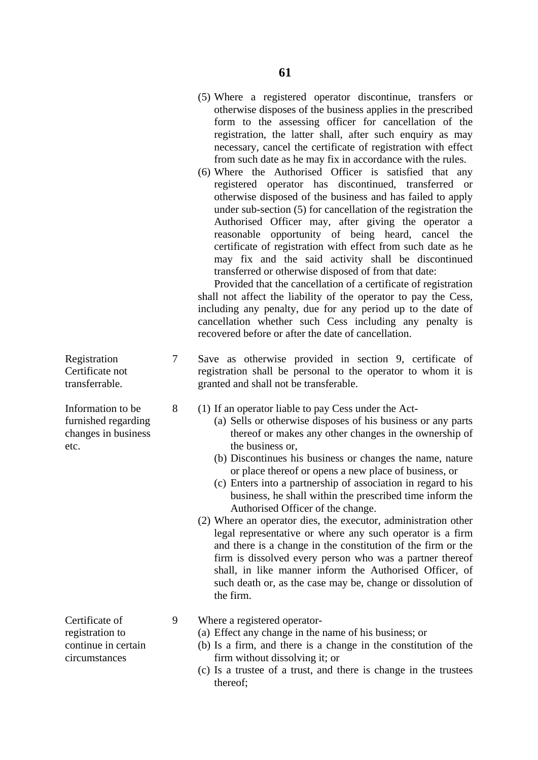(5) Where a registered operator discontinue, transfers or otherwise disposes of the business applies in the prescribed form to the assessing officer for cancellation of the registration, the latter shall, after such enquiry as may necessary, cancel the certificate of registration with effect from such date as he may fix in accordance with the rules.

(6) Where the Authorised Officer is satisfied that any registered operator has discontinued, transferred or otherwise disposed of the business and has failed to apply under sub-section (5) for cancellation of the registration the Authorised Officer may, after giving the operator a reasonable opportunity of being heard, cancel the certificate of registration with effect from such date as he may fix and the said activity shall be discontinued transferred or otherwise disposed of from that date:

Provided that the cancellation of a certificate of registration shall not affect the liability of the operator to pay the Cess, including any penalty, due for any period up to the date of cancellation whether such Cess including any penalty is recovered before or after the date of cancellation.

**Registration Certificate not transferrable.**

7 Save as otherwise provided in section 9, certificate of registration shall be personal to the operator to whom it is granted and shall not be transferable.

**Information to be furnished regarding changes in business etc.**

8 (1) If an operator liable to pay Cess under the Act-

(a) Sells or otherwise disposes of his business or any parts thereof or makes any other changes in the ownership of the business or,

(b) Discontinues his business or changes the name, nature or place thereof or opens a new place of business, or

(c) Enters into a partnership of association in regard to his business, he shall within the prescribed time inform the Authorised Officer of the change.

(2) Where an operator dies, the executor, administration other legal representative or where any such operator is a firm and there is a change in the constitution of the firm or the firm is dissolved every person who was a partner thereof shall, in like manner inform the Authorised Officer, of such death or, as the case may be, change or dissolution of the firm.

**Certificate of registration to continue in certain circumstances**

9 Where a registered operator-

(a) Effect any change in the name of his business; or

(b) Is a firm, and there is a change in the constitution of the firm without dissolving it; or

(c) Is a trustee of a trust, and there is change in the trustees thereof;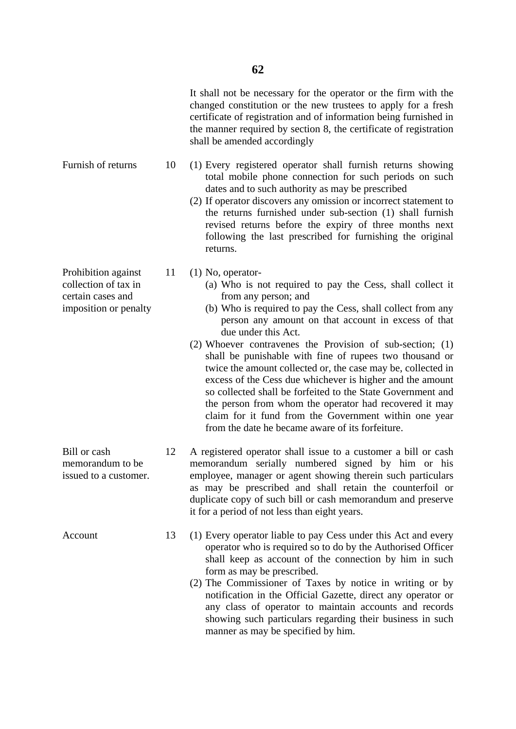It shall not be necessary for the operator or the firm with the changed constitution or the new trustees to apply for a fresh certificate of registration and of information being furnished in the manner required by section 8, the certificate of registration shall be amended accordingly

**Furnish of returns**

10 (1) Every registered operator shall furnish returns showing total mobile phone connection for such periods on such dates and to such authority as may be prescribed

(2) If operator discovers any omission or incorrect statement to the returns furnished under sub-section (1) shall furnish revised returns before the expiry of three months next following the last prescribed for furnishing the original returns.

**Prohibition against collection of tax in certain cases and imposition or penalty**

11 (1) No, operator-

(a) Who is not required to pay the Cess, shall collect it from any person; and

(b) Who is required to pay the Cess, shall collect from any person any amount on that account in excess of that due under this Act.

(2) Whoever contravenes the Provision of sub-section; (1) shall be punishable with fine of rupees two thousand or twice the amount collected or, the case may be, collected in excess of the Cess due whichever is higher and the amount so collected shall be forfeited to the State Government and the person from whom the operator had recovered it may claim for it fund from the Government within one year from the date he became aware of its forfeiture.

**Bill or cash memorandum to be issued to a customer.**

12 A registered operator shall issue to a customer a bill or cash memorandum serially numbered signed by him or his employee, manager or agent showing therein such particulars as may be prescribed and shall retain the counterfoil or duplicate copy of such bill or cash memorandum and preserve it for a period of not less than eight years.

**Account**

13 (1) Every operator liable to pay Cess under this Act and every operator who is required so to do by the Authorised Officer shall keep as account of the connection by him in such form as may be prescribed.

(2) The Commissioner of Taxes by notice in writing or by notification in the Official Gazette, direct any operator or any class of operator to maintain accounts and records showing such particulars regarding their business in such manner as may be specified by him.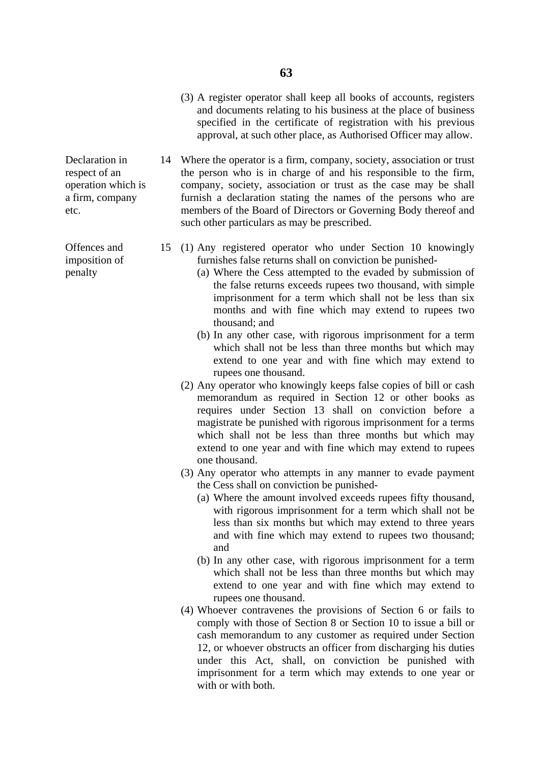(3) A register operator shall keep all books of accounts, registers and documents relating to his business at the place of business specified in the certificate of registration with his previous approval, at such other place, as Authorised Officer may allow.

**Declaration in respect of an operation which is a firm, company etc.**

14 Where the operator is a firm, company, society, association or trust the person who is in charge of and his responsible to the firm, company, society, association or trust as the case may be shall furnish a declaration stating the names of the persons who are members of the Board of Directors or Governing Body thereof and such other particulars as may be prescribed.

**Offences and imposition of penalty**

15 (1) Any registered operator who under Section 10 knowingly furnishes false returns shall on conviction be punished-

   (a) Where the Cess attempted to the evaded by submission of the false returns exceeds rupees two thousand, with simple imprisonment for a term which shall not be less than six months and with fine which may extend to rupees two thousand; and

   (b) In any other case, with rigorous imprisonment for a term which shall not be less than three months but which may extend to one year and with fine which may extend to rupees one thousand.

(2) Any operator who knowingly keeps false copies of bill or cash memorandum as required in Section 12 or other books as requires under Section 13 shall on conviction before a magistrate be punished with rigorous imprisonment for a terms which shall not be less than three months but which may extend to one year and with fine which may extend to rupees one thousand.

(3) Any operator who attempts in any manner to evade payment the Cess shall on conviction be punished-

   (a) Where the amount involved exceeds rupees fifty thousand, with rigorous imprisonment for a term which shall not be less than six months but which may extend to three years and with fine which may extend to rupees two thousand; and

   (b) In any other case, with rigorous imprisonment for a term which shall not be less than three months but which may extend to one year and with fine which may extend to rupees one thousand.

(4) Whoever contravenes the provisions of Section 6 or fails to comply with those of Section 8 or Section 10 to issue a bill or cash memorandum to any customer as required under Section 12, or whoever obstructs an officer from discharging his duties under this Act, shall, on conviction be punished with imprisonment for a term which may extends to one year or with or with both.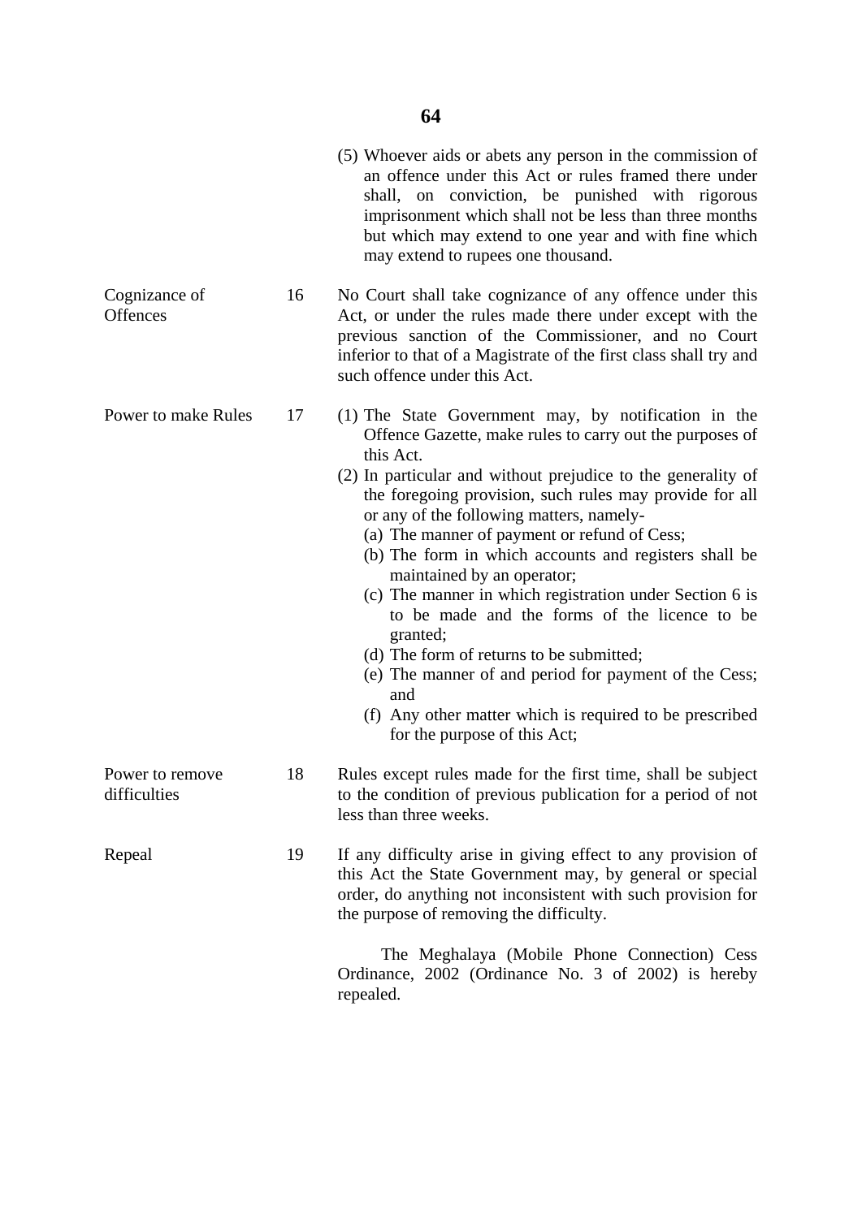(5) Whoever aids or abets any person in the commission of an offence under this Act or rules framed there under shall, on conviction, be punished with rigorous imprisonment which shall not be less than three months but which may extend to one year and with fine which may extend to rupees one thousand.

**Cognizance of Offences**

16 No Court shall take cognizance of any offence under this Act, or under the rules made there under except with the previous sanction of the Commissioner, and no Court inferior to that of a Magistrate of the first class shall try and such offence under this Act.

**Power to make Rules**

17 (1) The State Government may, by notification in the Offence Gazette, make rules to carry out the purposes of this Act.

(2) In particular and without prejudice to the generality of the foregoing provision, such rules may provide for all or any of the following matters, namely-

(a) The manner of payment or refund of Cess;

(b) The form in which accounts and registers shall be maintained by an operator;

(c) The manner in which registration under Section 6 is to be made and the forms of the licence to be granted;

(d) The form of returns to be submitted;

(e) The manner of and period for payment of the Cess; and

(f) Any other matter which is required to be prescribed for the purpose of this Act;

**Power to remove difficulties**

18 Rules except rules made for the first time, shall be subject to the condition of previous publication for a period of not less than three weeks.

**Repeal**

19 If any difficulty arise in giving effect to any provision of this Act the State Government may, by general or special order, do anything not inconsistent with such provision for the purpose of removing the difficulty.

The Meghalaya (Mobile Phone Connection) Cess Ordinance, 2002 (Ordinance No. 3 of 2002) is hereby repealed.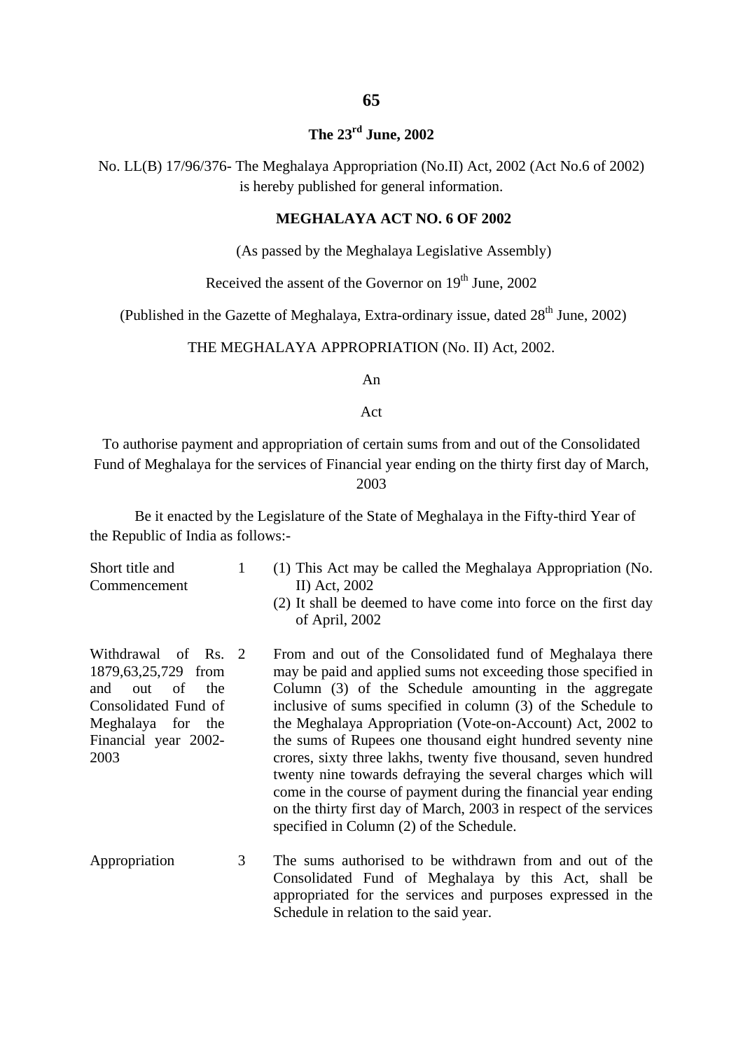**The 23rd June, 2002**

No. LL(B) 17/96/376- The Meghalaya Appropriation (No.II) Act, 2002 (Act No.6 of 2002) is hereby published for general information.

**MEGHALAYA ACT NO. 6 OF 2002**

(As passed by the Meghalaya Legislative Assembly)

Received the assent of the Governor on 19th June, 2002

(Published in the Gazette of Meghalaya, Extra-ordinary issue, dated 28th June, 2002)

THE MEGHALAYA APPROPRIATION (No. II) Act, 2002.

An

Act

To authorise payment and appropriation of certain sums from and out of the Consolidated Fund of Meghalaya for the services of Financial year ending on the thirty first day of March, 2003

Be it enacted by the Legislature of the State of Meghalaya in the Fifty-third Year of the Republic of India as follows:-

| | | |
|---|---|---|
| Short title and Commencement | 1 | (1) This Act may be called the Meghalaya Appropriation (No. II) Act, 2002<br>(2) It shall be deemed to have come into force on the first day of April, 2002 |
| Withdrawal of Rs. 1879,63,25,729 from and out of the Consolidated Fund of Meghalaya for the Financial year 2002-2003 | 2 | From and out of the Consolidated fund of Meghalaya there may be paid and applied sums not exceeding those specified in Column (3) of the Schedule amounting in the aggregate inclusive of sums specified in column (3) of the Schedule to the Meghalaya Appropriation (Vote-on-Account) Act, 2002 to the sums of Rupees one thousand eight hundred seventy nine crores, sixty three lakhs, twenty five thousand, seven hundred twenty nine towards defraying the several charges which will come in the course of payment during the financial year ending on the thirty first day of March, 2003 in respect of the services specified in Column (2) of the Schedule. |
| Appropriation | 3 | The sums authorised to be withdrawn from and out of the Consolidated Fund of Meghalaya by this Act, shall be appropriated for the services and purposes expressed in the Schedule in relation to the said year. |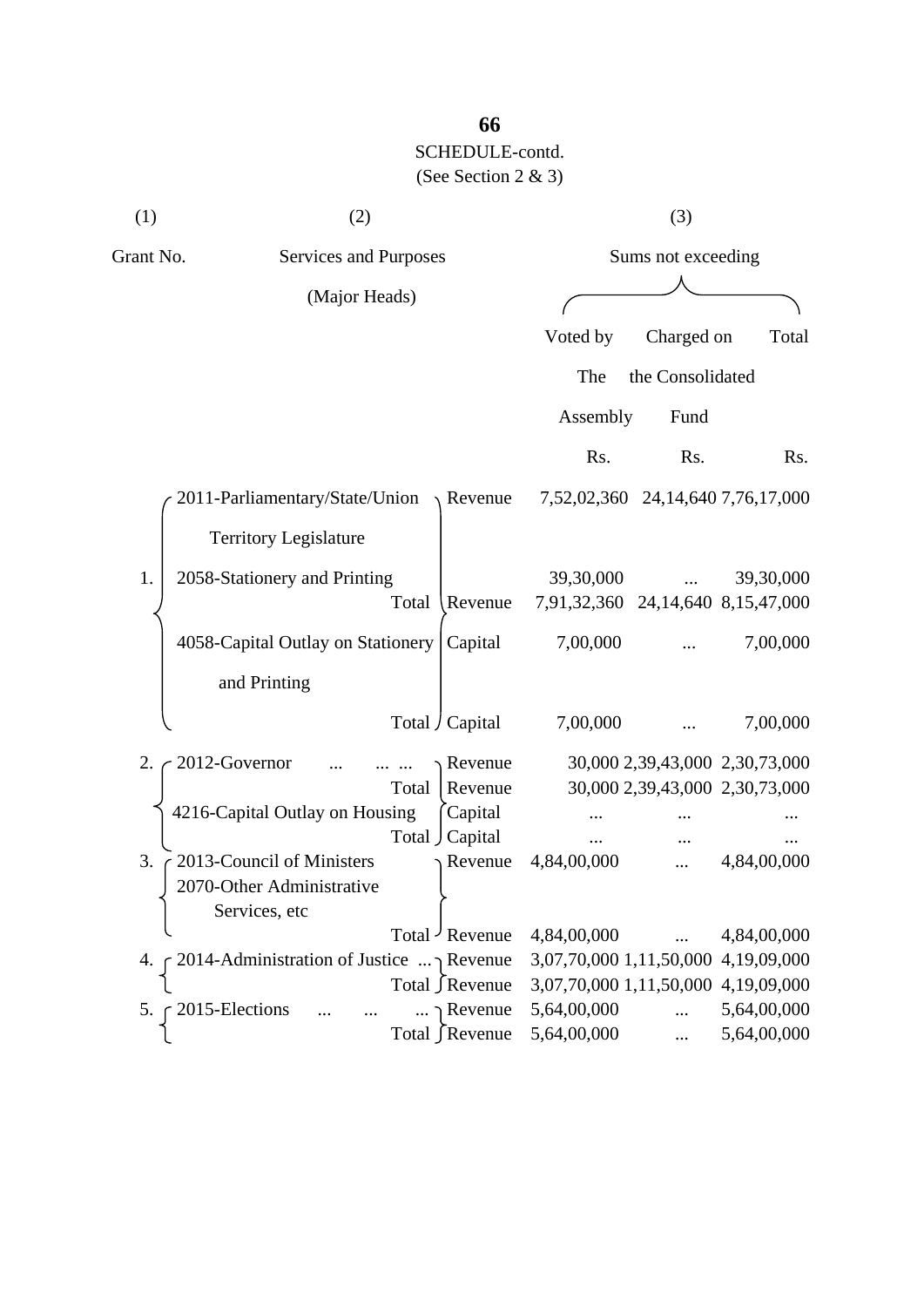SCHEDULE-contd.

(See Section 2 & 3)

| (1) | (2) | | (3) | | |
|---|---|---|---|---|---|
| Grant No. | Services and Purposes (Major Heads) | | Sums not exceeding | | |
| | | | Voted by The Assembly | Charged on the Consolidated Fund | Total |
| | | | Rs. | Rs. | Rs. |
| 1. | 2011-Parliamentary/State/Union Territory Legislature | Revenue | 7,52,02,360 | 24,14,640 | 7,76,17,000 |
| | 2058-Stationery and Printing | | 39,30,000 | ... | 39,30,000 |
| | Total | Revenue | 7,91,32,360 | 24,14,640 | 8,15,47,000 |
| | 4058-Capital Outlay on Stationery and Printing | Capital | 7,00,000 | ... | 7,00,000 |
| | Total | Capital | 7,00,000 | ... | 7,00,000 |
| 2. | 2012-Governor ... ... ... | Revenue | 30,000 | 2,39,43,000 | 2,30,73,000 |
| | Total | Revenue | 30,000 | 2,39,43,000 | 2,30,73,000 |
| | 4216-Capital Outlay on Housing | Capital | ... | ... | ... |
| | Total | Capital | ... | ... | ... |
| 3. | 2013-Council of Ministers<br>2070-Other Administrative Services, etc | Revenue | 4,84,00,000 | ... | 4,84,00,000 |
| | Total | Revenue | 4,84,00,000 | ... | 4,84,00,000 |
| 4. | 2014-Administration of Justice ... | Revenue | 3,07,70,000 | 1,11,50,000 | 4,19,09,000 |
| | Total | Revenue | 3,07,70,000 | 1,11,50,000 | 4,19,09,000 |
| 5. | 2015-Elections ... ... ... | Revenue | 5,64,00,000 | ... | 5,64,00,000 |
| | Total | Revenue | 5,64,00,000 | ... | 5,64,00,000 |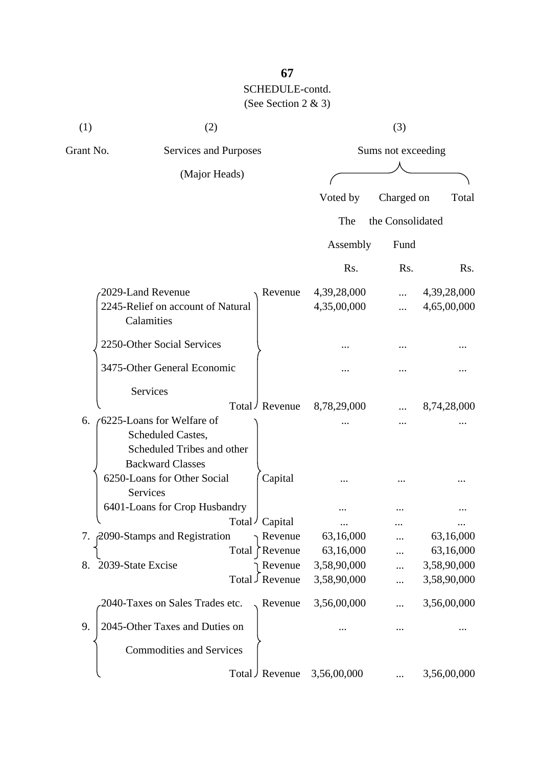SCHEDULE-contd.

(See Section 2 & 3)

| (1) Grant No. | (2) Services and Purposes (Major Heads) | | (3) Sums not exceeding | | |
|---|---|---|---|---|---|
| | | | Voted by The Assembly | Charged on the Consolidated Fund | Total |
| | | | Rs. | Rs. | Rs. |
| | 2029-Land Revenue | Revenue | 4,39,28,000 | ... | 4,39,28,000 |
| | 2245-Relief on account of Natural Calamities | | 4,35,00,000 | ... | 4,65,00,000 |
| | 2250-Other Social Services | | ... | ... | ... |
| | 3475-Other General Economic Services | | ... | ... | ... |
| | Total | Revenue | 8,78,29,000 | ... | 8,74,28,000 |
| 6. | 6225-Loans for Welfare of Scheduled Castes, Scheduled Tribes and other Backward Classes | | ... | ... | ... |
| | 6250-Loans for Other Social Services | Capital | ... | ... | ... |
| | 6401-Loans for Crop Husbandry | | ... | ... | ... |
| | Total | Capital | ... | ... | ... |
| 7. | 2090-Stamps and Registration | Revenue | 63,16,000 | ... | 63,16,000 |
| | Total | Revenue | 63,16,000 | ... | 63,16,000 |
| 8. | 2039-State Excise | Revenue | 3,58,90,000 | ... | 3,58,90,000 |
| | Total | Revenue | 3,58,90,000 | ... | 3,58,90,000 |
| | 2040-Taxes on Sales Trades etc. | Revenue | 3,56,00,000 | ... | 3,56,00,000 |
| 9. | 2045-Other Taxes and Duties on Commodities and Services | | ... | ... | ... |
| | Total | Revenue | 3,56,00,000 | ... | 3,56,00,000 |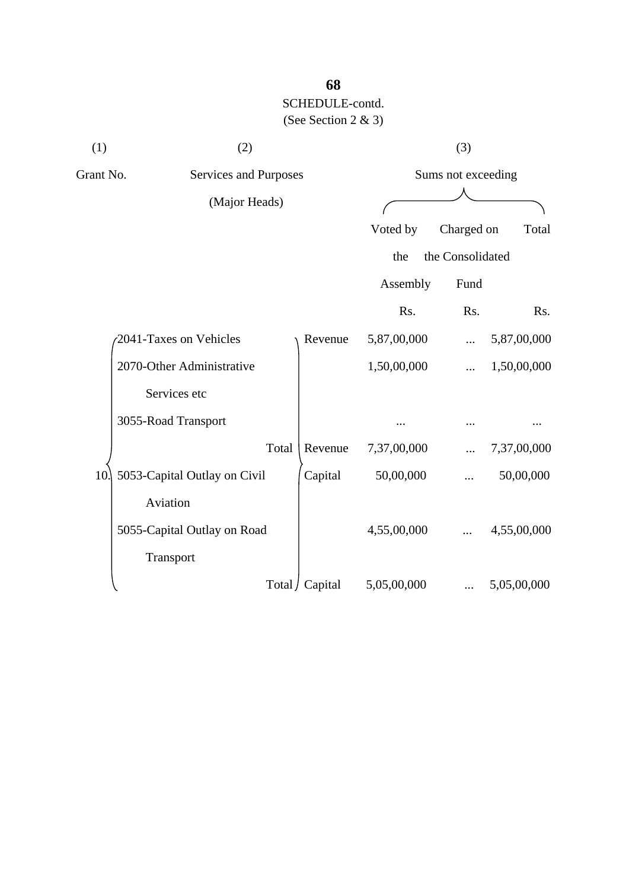SCHEDULE-contd.

(See Section 2 & 3)

| (1) | (2) | | (3) | | |
|---|---|---|---|---|---|
| Grant No. | Services and Purposes (Major Heads) | | Sums not exceeding | | |
| | | | Voted by the Assembly | Charged on the Consolidated Fund | Total |
| | | | Rs. | Rs. | Rs. |
| 10. | 2041-Taxes on Vehicles | Revenue | 5,87,00,000 | ... | 5,87,00,000 |
| | 2070-Other Administrative Services etc | | 1,50,00,000 | ... | 1,50,00,000 |
| | 3055-Road Transport | | ... | ... | ... |
| | Total | Revenue | 7,37,00,000 | ... | 7,37,00,000 |
| | 5053-Capital Outlay on Civil Aviation | Capital | 50,00,000 | ... | 50,00,000 |
| | 5055-Capital Outlay on Road Transport | | 4,55,00,000 | ... | 4,55,00,000 |
| | Total | Capital | 5,05,00,000 | ... | 5,05,00,000 |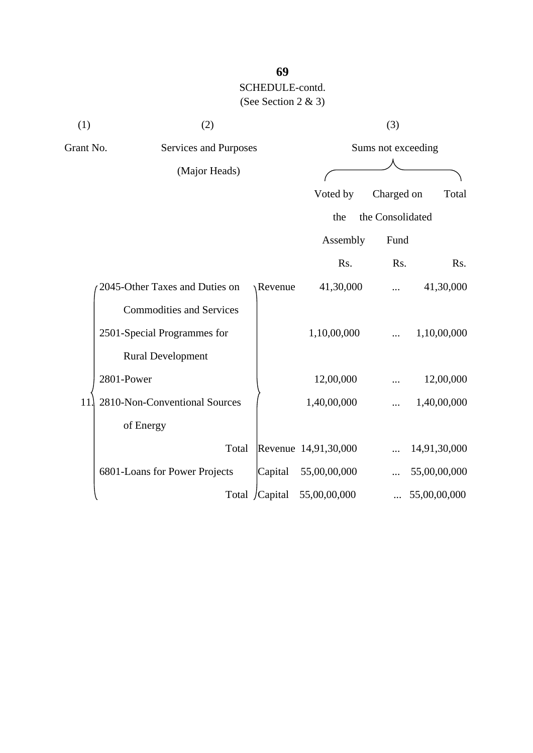SCHEDULE-contd.
(See Section 2 & 3)

| (1) | (2) | | (3) | | |
|---|---|---|---|---|---|
| Grant No. | Services and Purposes (Major Heads) | | Sums not exceeding | | |
| | | | Voted by the Assembly | Charged on the Consolidated Fund | Total |
| | | | Rs. | Rs. | Rs. |
| 11. | 2045-Other Taxes and Duties on Commodities and Services | Revenue | 41,30,000 | ... | 41,30,000 |
| | 2501-Special Programmes for Rural Development | | 1,10,00,000 | ... | 1,10,00,000 |
| | 2801-Power | | 12,00,000 | ... | 12,00,000 |
| | 2810-Non-Conventional Sources of Energy | | 1,40,00,000 | ... | 1,40,00,000 |
| | Total | Revenue | 14,91,30,000 | ... | 14,91,30,000 |
| | 6801-Loans for Power Projects | Capital | 55,00,00,000 | ... | 55,00,00,000 |
| | Total | Capital | 55,00,00,000 | ... | 55,00,00,000 |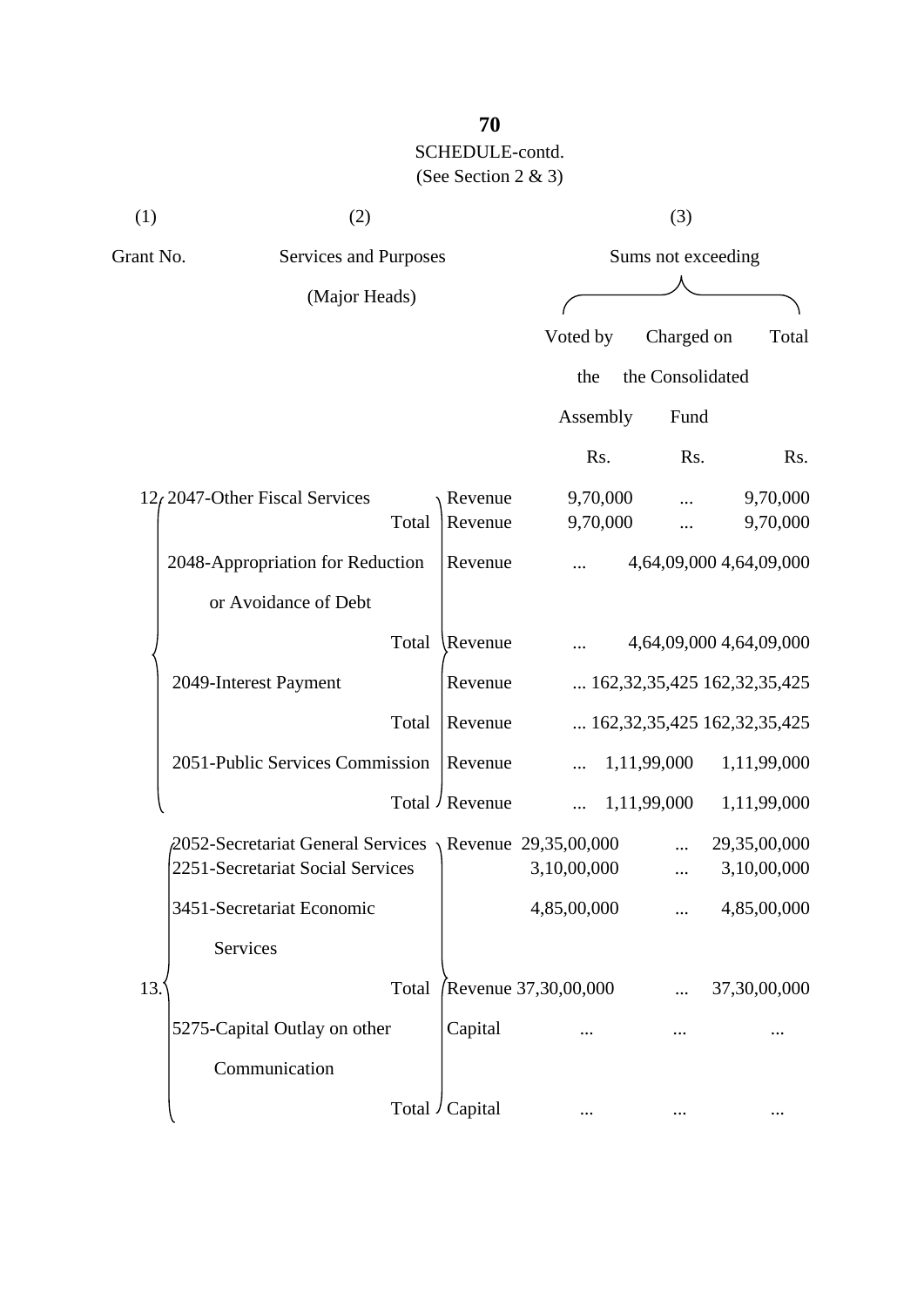SCHEDULE-contd.
(See Section 2 & 3)

| (1) | (2) | | (3) | | |
|---|---|---|---|---|---|
| Grant No. | Services and Purposes (Major Heads) | | Sums not exceeding | | |
| | | | Voted by the Assembly | Charged on the Consolidated Fund | Total |
| | | | Rs. | Rs. | Rs. |
| 12. | 2047-Other Fiscal Services | Revenue | 9,70,000 | ... | 9,70,000 |
| | Total | Revenue | 9,70,000 | ... | 9,70,000 |
| | 2048-Appropriation for Reduction or Avoidance of Debt | Revenue | ... | 4,64,09,000 | 4,64,09,000 |
| | Total | Revenue | ... | 4,64,09,000 | 4,64,09,000 |
| | 2049-Interest Payment | Revenue | ... | 162,32,35,425 | 162,32,35,425 |
| | Total | Revenue | ... | 162,32,35,425 | 162,32,35,425 |
| | 2051-Public Services Commission | Revenue | ... | 1,11,99,000 | 1,11,99,000 |
| | Total | Revenue | ... | 1,11,99,000 | 1,11,99,000 |
| 13. | 2052-Secretariat General Services | Revenue | 29,35,00,000 | ... | 29,35,00,000 |
| | 2251-Secretariat Social Services | | 3,10,00,000 | ... | 3,10,00,000 |
| | 3451-Secretariat Economic Services | | 4,85,00,000 | ... | 4,85,00,000 |
| | Total | Revenue | 37,30,00,000 | ... | 37,30,00,000 |
| | 5275-Capital Outlay on other Communication | Capital | ... | ... | ... |
| | Total | Capital | ... | ... | ... |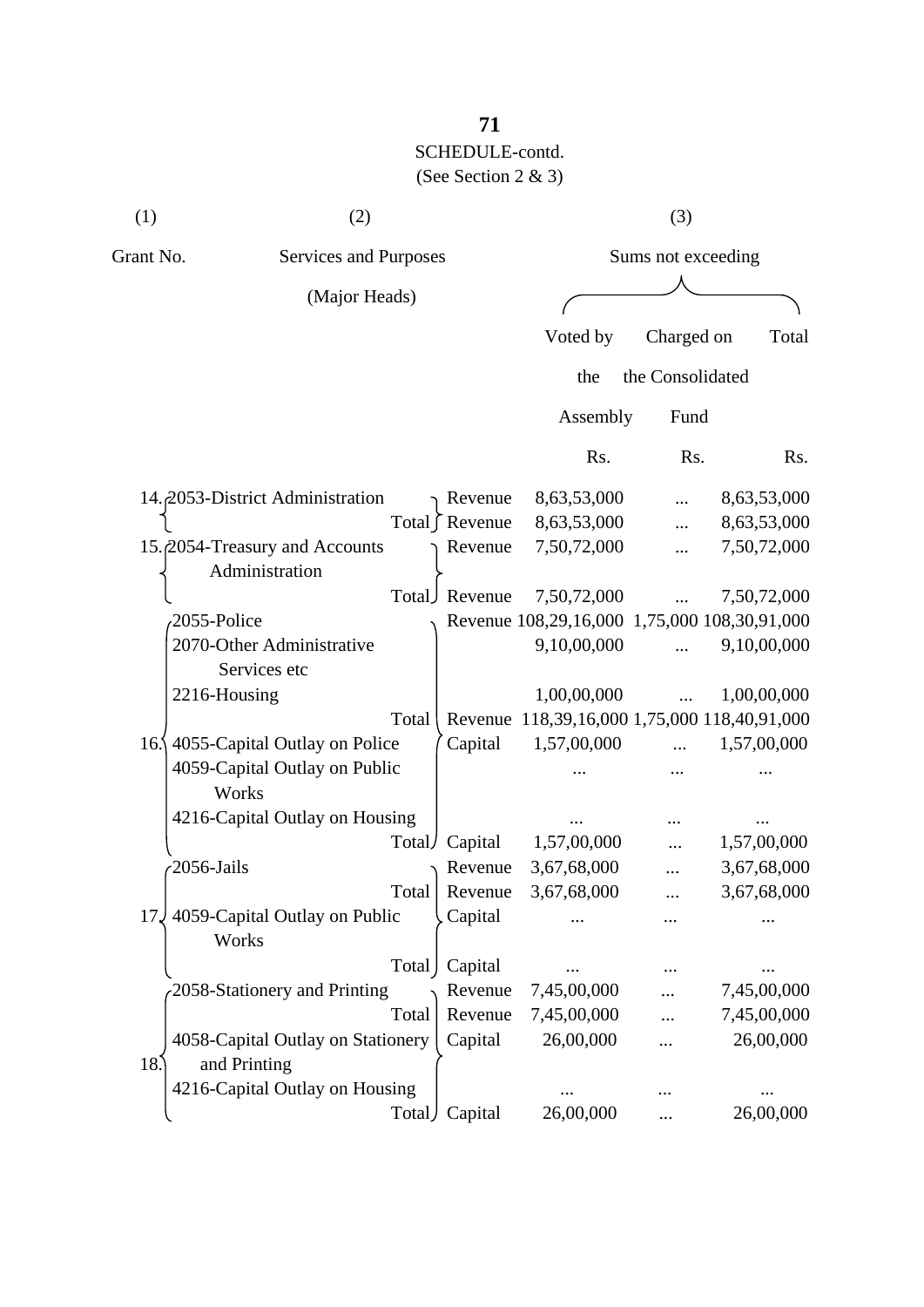SCHEDULE-contd.

(See Section 2 & 3)

| (1) | (2) | | (3) | | |
|---|---|---|---|---|---|
| Grant No. | Services and Purposes (Major Heads) | | Sums not exceeding | | |
| | | | Voted by the Assembly | Charged on the Consolidated Fund | Total |
| | | | Rs. | Rs. | Rs. |
| 14. | 2053-District Administration | Revenue | 8,63,53,000 | ... | 8,63,53,000 |
| | Total | Revenue | 8,63,53,000 | ... | 8,63,53,000 |
| 15. | 2054-Treasury and Accounts Administration | Revenue | 7,50,72,000 | ... | 7,50,72,000 |
| | Total | Revenue | 7,50,72,000 | ... | 7,50,72,000 |
| 16. | 2055-Police | Revenue | 108,29,16,000 | 1,75,000 | 108,30,91,000 |
| | 2070-Other Administrative Services etc | | 9,10,00,000 | ... | 9,10,00,000 |
| | 2216-Housing | | 1,00,00,000 | ... | 1,00,00,000 |
| | Total | Revenue | 118,39,16,000 | 1,75,000 | 118,40,91,000 |
| | 4055-Capital Outlay on Police | Capital | 1,57,00,000 | ... | 1,57,00,000 |
| | 4059-Capital Outlay on Public Works | | ... | ... | ... |
| | 4216-Capital Outlay on Housing | | ... | ... | ... |
| | Total | Capital | 1,57,00,000 | ... | 1,57,00,000 |
| 17. | 2056-Jails | Revenue | 3,67,68,000 | ... | 3,67,68,000 |
| | Total | Revenue | 3,67,68,000 | ... | 3,67,68,000 |
| | 4059-Capital Outlay on Public Works | Capital | ... | ... | ... |
| | Total | Capital | ... | ... | ... |
| 18. | 2058-Stationery and Printing | Revenue | 7,45,00,000 | ... | 7,45,00,000 |
| | Total | Revenue | 7,45,00,000 | ... | 7,45,00,000 |
| | 4058-Capital Outlay on Stationery and Printing | Capital | 26,00,000 | ... | 26,00,000 |
| | 4216-Capital Outlay on Housing | | ... | ... | ... |
| | Total | Capital | 26,00,000 | ... | 26,00,000 |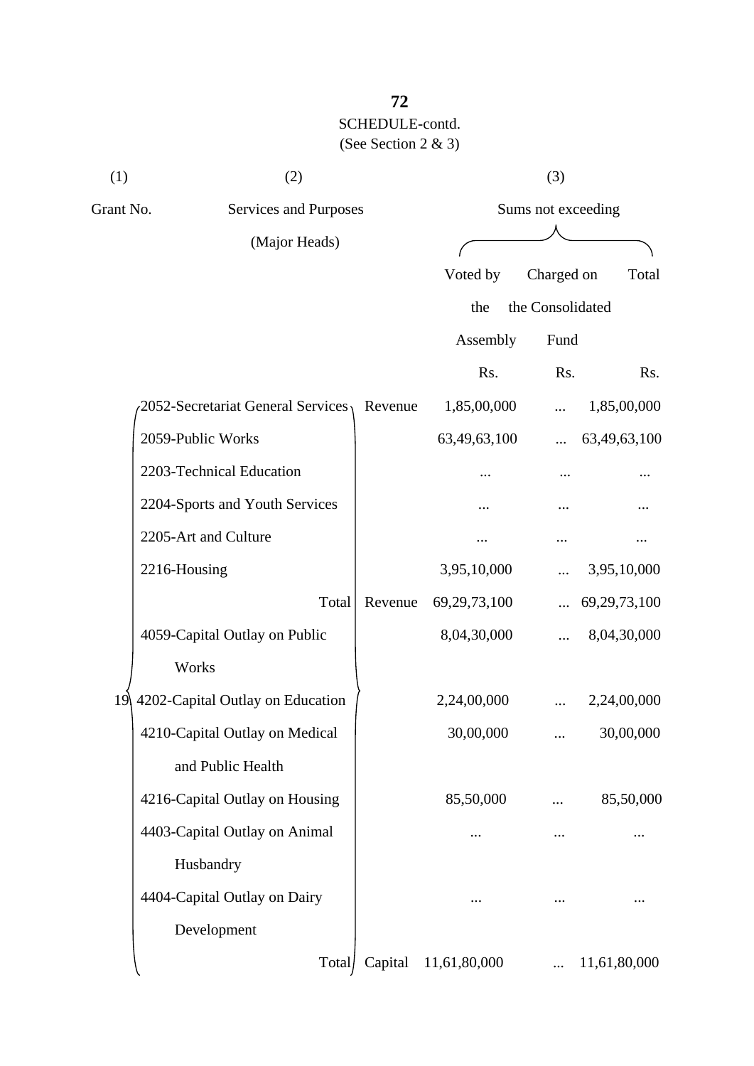SCHEDULE-contd.

(See Section 2 & 3)

| (1) | (2) | | (3) | | |
|---|---|---|---|---|---|
| Grant No. | Services and Purposes (Major Heads) | | Sums not exceeding | | |
| | | | Voted by the Assembly | Charged on the Consolidated Fund | Total |
| | | | Rs. | Rs. | Rs. |
| 19 | 2052-Secretariat General Services | Revenue | 1,85,00,000 | ... | 1,85,00,000 |
| | 2059-Public Works | | 63,49,63,100 | ... | 63,49,63,100 |
| | 2203-Technical Education | | ... | ... | ... |
| | 2204-Sports and Youth Services | | ... | ... | ... |
| | 2205-Art and Culture | | ... | ... | ... |
| | 2216-Housing | | 3,95,10,000 | ... | 3,95,10,000 |
| | Total | Revenue | 69,29,73,100 | ... | 69,29,73,100 |
| | 4059-Capital Outlay on Public Works | | 8,04,30,000 | ... | 8,04,30,000 |
| | 4202-Capital Outlay on Education | | 2,24,00,000 | ... | 2,24,00,000 |
| | 4210-Capital Outlay on Medical and Public Health | | 30,00,000 | ... | 30,00,000 |
| | 4216-Capital Outlay on Housing | | 85,50,000 | ... | 85,50,000 |
| | 4403-Capital Outlay on Animal Husbandry | | ... | ... | ... |
| | 4404-Capital Outlay on Dairy Development | | ... | ... | ... |
| | Total | Capital | 11,61,80,000 | ... | 11,61,80,000 |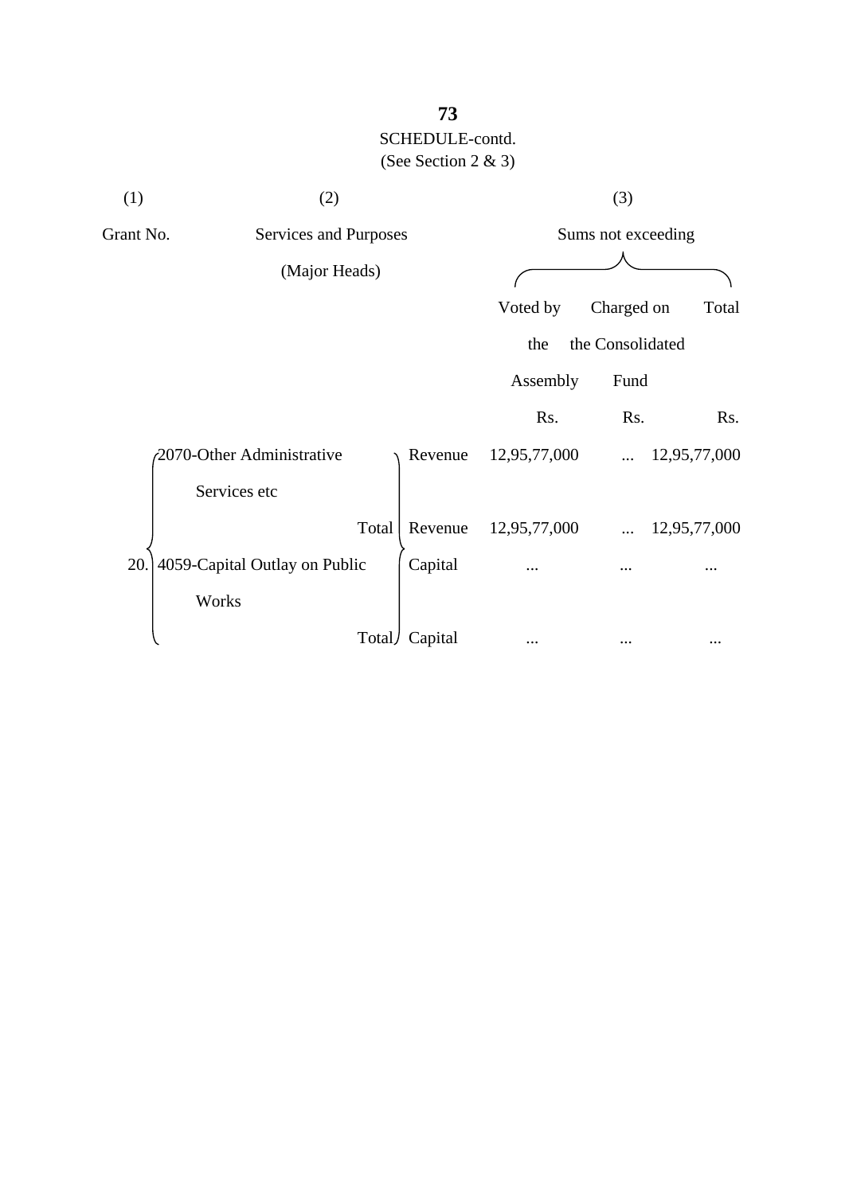**73**

SCHEDULE-contd.

(See Section 2 & 3)

| (1) | (2) | | (3) | | |
|---|---|---|---|---|---|
| Grant No. | Services and Purposes (Major Heads) | | Sums not exceeding | | |
| | | | Voted by the Assembly | Charged on the Consolidated Fund | Total |
| | | | Rs. | Rs. | Rs. |
| 20. | 2070-Other Administrative Services etc | Revenue | 12,95,77,000 | ... | 12,95,77,000 |
| | Total | Revenue | 12,95,77,000 | ... | 12,95,77,000 |
| | 4059-Capital Outlay on Public Works | Capital | ... | ... | ... |
| | Total | Capital | ... | ... | ... |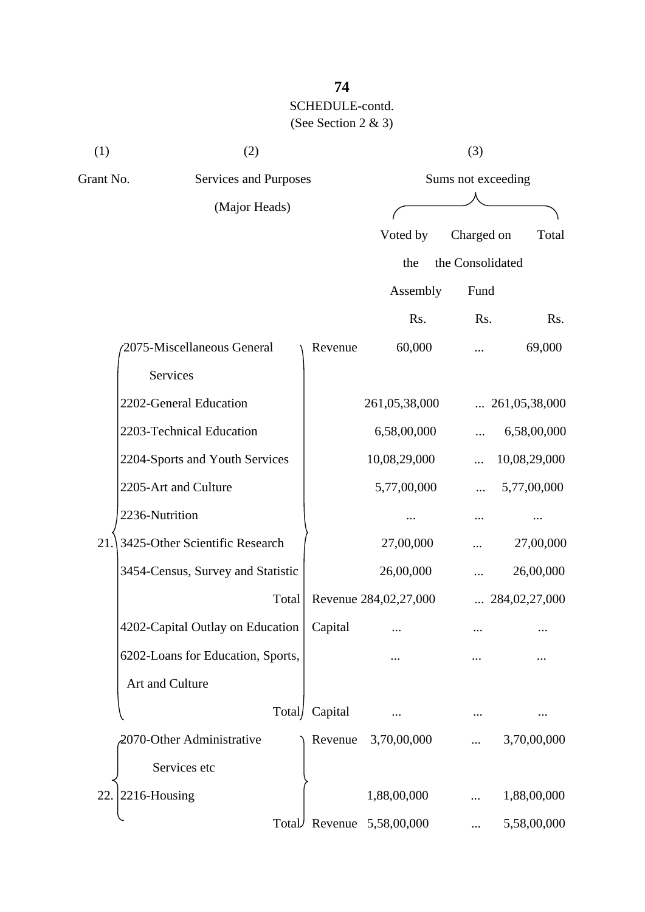SCHEDULE-contd.

(See Section 2 & 3)

| (1) | (2) | | (3) | | |
|---|---|---|---|---|---|
| Grant No. | Services and Purposes (Major Heads) | | Sums not exceeding | | |
| | | | Voted by the Assembly | Charged on the Consolidated Fund | Total |
| | | | Rs. | Rs. | Rs. |
| 21. | 2075-Miscellaneous General Services | Revenue | 60,000 | ... | 69,000 |
| | 2202-General Education | | 261,05,38,000 | ... | 261,05,38,000 |
| | 2203-Technical Education | | 6,58,00,000 | ... | 6,58,00,000 |
| | 2204-Sports and Youth Services | | 10,08,29,000 | ... | 10,08,29,000 |
| | 2205-Art and Culture | | 5,77,00,000 | ... | 5,77,00,000 |
| | 2236-Nutrition | | ... | ... | ... |
| | 3425-Other Scientific Research | | 27,00,000 | ... | 27,00,000 |
| | 3454-Census, Survey and Statistic | | 26,00,000 | ... | 26,00,000 |
| | Total | Revenue | 284,02,27,000 | ... | 284,02,27,000 |
| | 4202-Capital Outlay on Education | Capital | ... | ... | ... |
| | 6202-Loans for Education, Sports, Art and Culture | | ... | ... | ... |
| | Total | Capital | ... | ... | ... |
| 22. | 2070-Other Administrative Services etc | Revenue | 3,70,00,000 | ... | 3,70,00,000 |
| | 2216-Housing | | 1,88,00,000 | ... | 1,88,00,000 |
| | Total | Revenue | 5,58,00,000 | ... | 5,58,00,000 |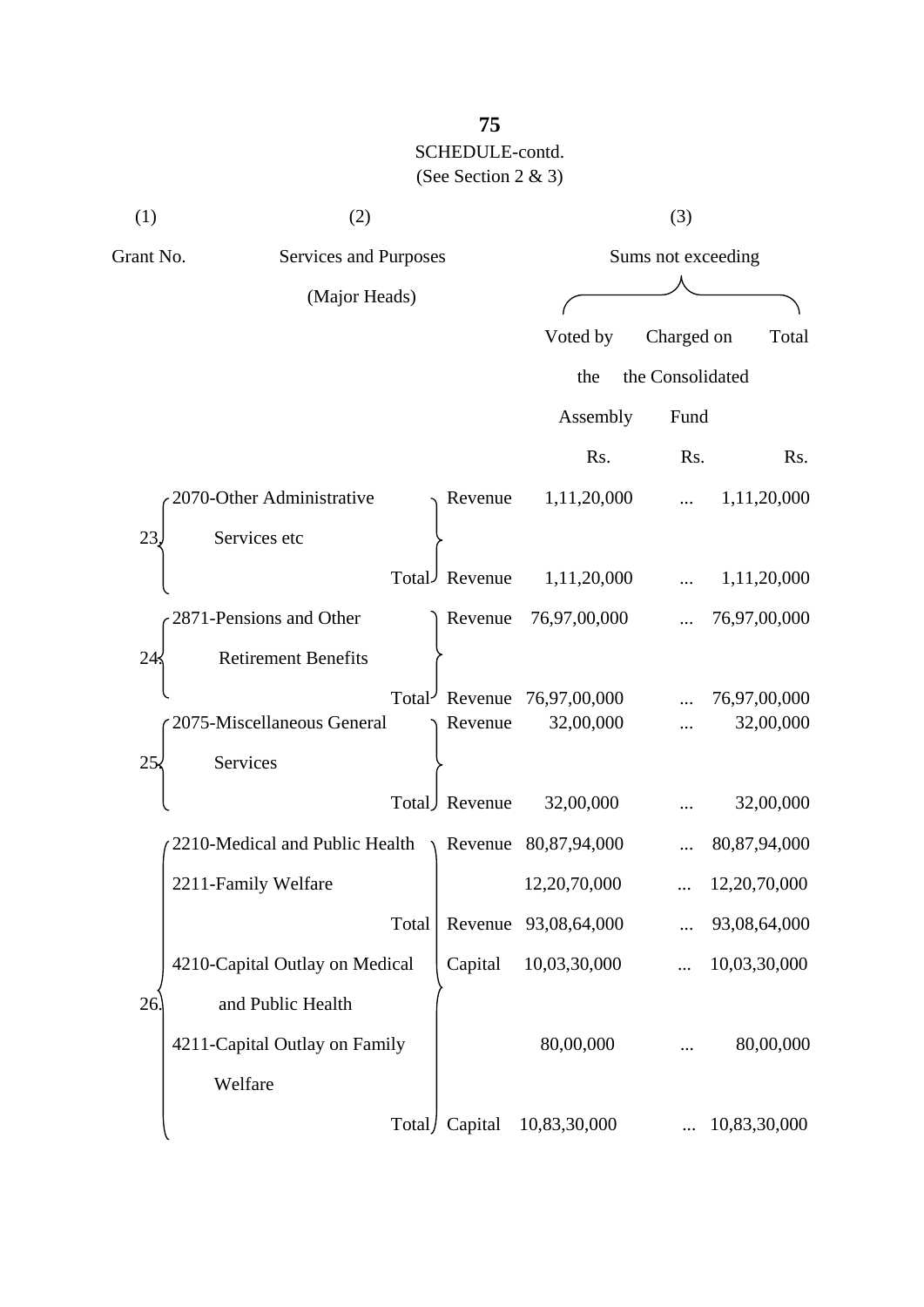SCHEDULE-contd.

(See Section 2 & 3)

| (1) | (2) | | (3) | | |
|---|---|---|---|---|---|
| Grant No. | Services and Purposes (Major Heads) | | Sums not exceeding | | |
| | | | Voted by the Assembly | Charged on the Consolidated Fund | Total |
| | | | Rs. | Rs. | Rs. |
| 23. | 2070-Other Administrative Services etc | Revenue | 1,11,20,000 | ... | 1,11,20,000 |
| | Total | Revenue | 1,11,20,000 | ... | 1,11,20,000 |
| 24. | 2871-Pensions and Other Retirement Benefits | Revenue | 76,97,00,000 | ... | 76,97,00,000 |
| | Total | Revenue | 76,97,00,000 | ... | 76,97,00,000 |
| 25. | 2075-Miscellaneous General Services | Revenue | 32,00,000 | ... | 32,00,000 |
| | Total | Revenue | 32,00,000 | ... | 32,00,000 |
| 26. | 2210-Medical and Public Health | Revenue | 80,87,94,000 | ... | 80,87,94,000 |
| | 2211-Family Welfare | | 12,20,70,000 | ... | 12,20,70,000 |
| | Total | Revenue | 93,08,64,000 | ... | 93,08,64,000 |
| | 4210-Capital Outlay on Medical and Public Health | Capital | 10,03,30,000 | ... | 10,03,30,000 |
| | 4211-Capital Outlay on Family Welfare | | 80,00,000 | ... | 80,00,000 |
| | Total | Capital | 10,83,30,000 | ... | 10,83,30,000 |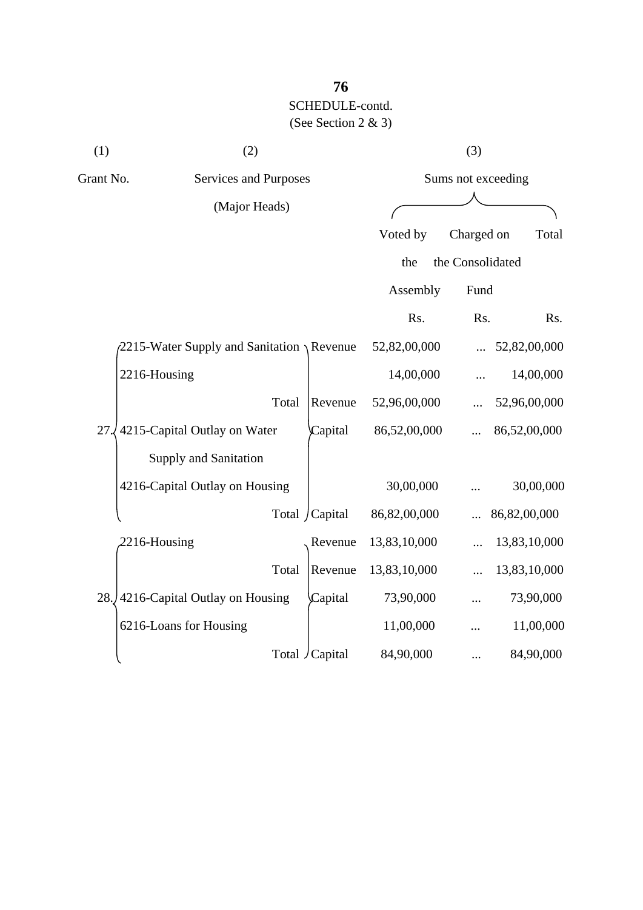SCHEDULE-contd.

(See Section 2 & 3)

| (1) | (2) | | (3) | | |
|---|---|---|---|---|---|
| Grant No. | Services and Purposes (Major Heads) | | Sums not exceeding | | |
| | | | Voted by the Assembly | Charged on the Consolidated Fund | Total |
| | | | Rs. | Rs. | Rs. |
| 27. | 2215-Water Supply and Sanitation | Revenue | 52,82,00,000 | ... | 52,82,00,000 |
| | 2216-Housing | | 14,00,000 | ... | 14,00,000 |
| | Total | Revenue | 52,96,00,000 | ... | 52,96,00,000 |
| | 4215-Capital Outlay on Water Supply and Sanitation | Capital | 86,52,00,000 | ... | 86,52,00,000 |
| | 4216-Capital Outlay on Housing | | 30,00,000 | ... | 30,00,000 |
| | Total | Capital | 86,82,00,000 | ... | 86,82,00,000 |
| 28. | 2216-Housing | Revenue | 13,83,10,000 | ... | 13,83,10,000 |
| | Total | Revenue | 13,83,10,000 | ... | 13,83,10,000 |
| | 4216-Capital Outlay on Housing | Capital | 73,90,000 | ... | 73,90,000 |
| | 6216-Loans for Housing | | 11,00,000 | ... | 11,00,000 |
| | Total | Capital | 84,90,000 | ... | 84,90,000 |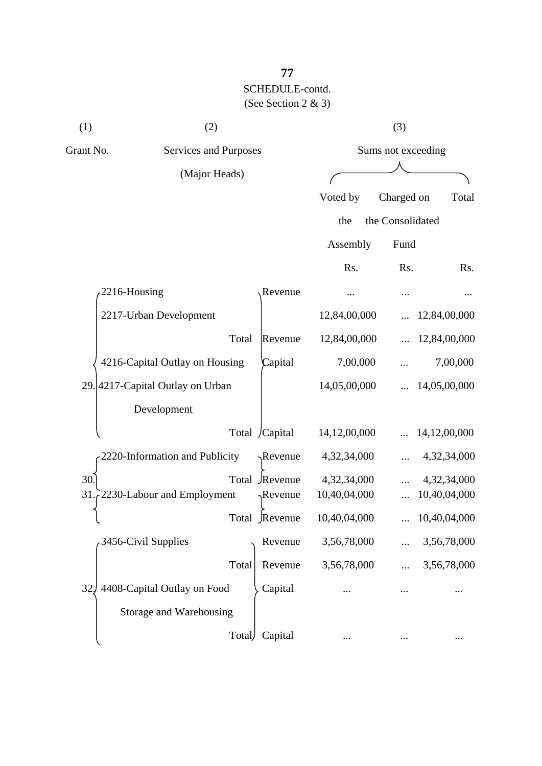SCHEDULE-contd.

(See Section 2 & 3)

| (1) | (2) | | (3) | | |
|---|---|---|---|---|---|
| Grant No. | Services and Purposes (Major Heads) | | Sums not exceeding | | |
| | | | Voted by the Assembly | Charged on the Consolidated Fund | Total |
| | | | Rs. | Rs. | Rs. |
| 29. | 2216-Housing | Revenue | ... | ... | ... |
| | 2217-Urban Development | | 12,84,00,000 | ... | 12,84,00,000 |
| | Total | Revenue | 12,84,00,000 | ... | 12,84,00,000 |
| | 4216-Capital Outlay on Housing | Capital | 7,00,000 | ... | 7,00,000 |
| | 4217-Capital Outlay on Urban Development | | 14,05,00,000 | ... | 14,05,00,000 |
| | Total | Capital | 14,12,00,000 | ... | 14,12,00,000 |
| 30. | 2220-Information and Publicity | Revenue | 4,32,34,000 | ... | 4,32,34,000 |
| | Total | Revenue | 4,32,34,000 | ... | 4,32,34,000 |
| 31. | 2230-Labour and Employment | Revenue | 10,40,04,000 | ... | 10,40,04,000 |
| | Total | Revenue | 10,40,04,000 | ... | 10,40,04,000 |
| 32. | 3456-Civil Supplies | Revenue | 3,56,78,000 | ... | 3,56,78,000 |
| | Total | Revenue | 3,56,78,000 | ... | 3,56,78,000 |
| | 4408-Capital Outlay on Food Storage and Warehousing | Capital | ... | ... | ... |
| | Total | Capital | ... | ... | ... |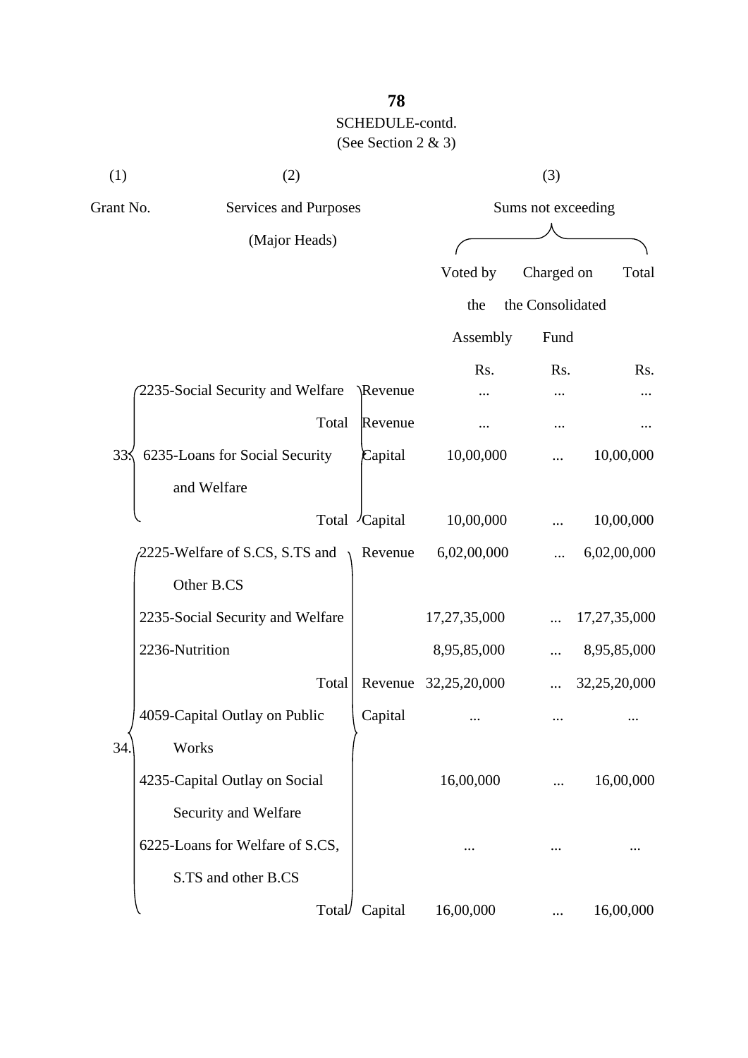SCHEDULE-contd.

(See Section 2 & 3)

| (1) | (2) | | (3) | | |
|---|---|---|---|---|---|
| Grant No. | Services and Purposes (Major Heads) | | Sums not exceeding | | |
| | | | Voted by the Assembly | Charged on the Consolidated Fund | Total |
| | | | Rs. | Rs. | Rs. |
| 33. | 2235-Social Security and Welfare | Revenue | ... | ... | ... |
| | Total | Revenue | ... | ... | ... |
| | 6235-Loans for Social Security and Welfare | Capital | 10,00,000 | ... | 10,00,000 |
| | Total | Capital | 10,00,000 | ... | 10,00,000 |
| 34. | 2225-Welfare of S.CS, S.TS and Other B.CS | Revenue | 6,02,00,000 | ... | 6,02,00,000 |
| | 2235-Social Security and Welfare | | 17,27,35,000 | ... | 17,27,35,000 |
| | 2236-Nutrition | | 8,95,85,000 | ... | 8,95,85,000 |
| | Total | Revenue | 32,25,20,000 | ... | 32,25,20,000 |
| | 4059-Capital Outlay on Public Works | Capital | ... | ... | ... |
| | 4235-Capital Outlay on Social Security and Welfare | | 16,00,000 | ... | 16,00,000 |
| | 6225-Loans for Welfare of S.CS, S.TS and other B.CS | | ... | ... | ... |
| | Total | Capital | 16,00,000 | ... | 16,00,000 |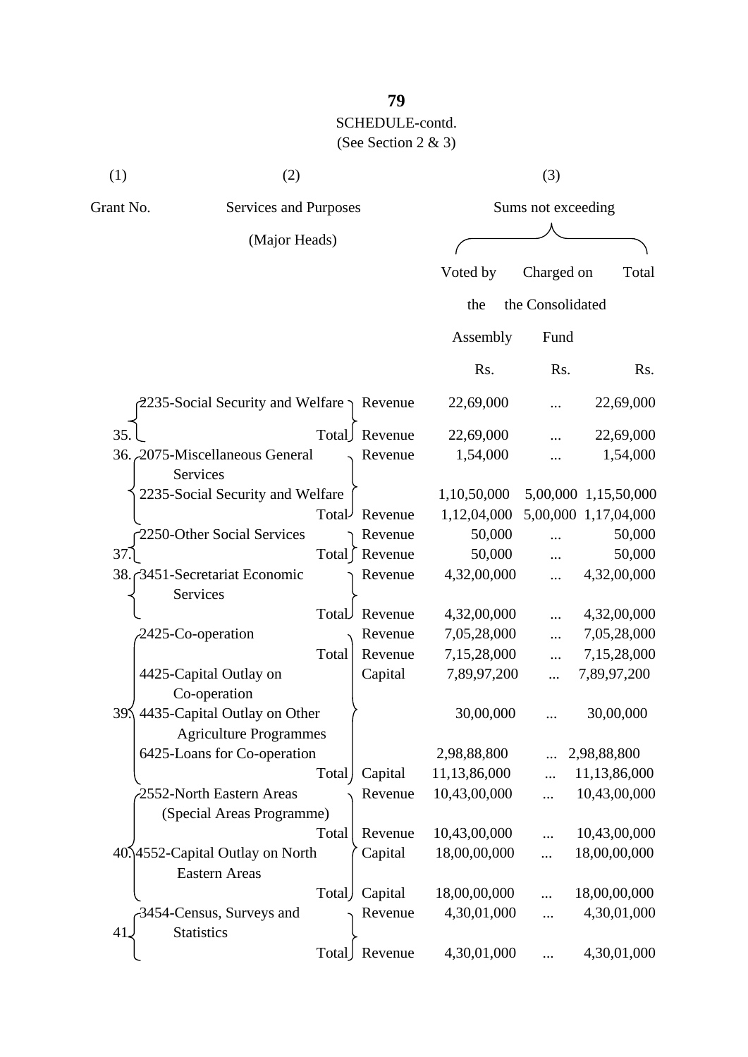SCHEDULE-contd.

(See Section 2 & 3)

| (1) | (2) | | (3) | | |
|---|---|---|---|---|---|
| Grant No. | Services and Purposes (Major Heads) | | Sums not exceeding | | |
| | | | Voted by the Assembly | Charged on the Consolidated Fund | Total |
| | | | Rs. | Rs. | Rs. |
| 35. | 2235-Social Security and Welfare | Revenue | 22,69,000 | ... | 22,69,000 |
| | Total | Revenue | 22,69,000 | ... | 22,69,000 |
| 36. | 2075-Miscellaneous General Services | Revenue | 1,54,000 | ... | 1,54,000 |
| | 2235-Social Security and Welfare | | 1,10,50,000 | 5,00,000 | 1,15,50,000 |
| | Total | Revenue | 1,12,04,000 | 5,00,000 | 1,17,04,000 |
| 37. | 2250-Other Social Services | Revenue | 50,000 | ... | 50,000 |
| | Total | Revenue | 50,000 | ... | 50,000 |
| 38. | 3451-Secretariat Economic Services | Revenue | 4,32,00,000 | ... | 4,32,00,000 |
| | Total | Revenue | 4,32,00,000 | ... | 4,32,00,000 |
| 39. | 2425-Co-operation | Revenue | 7,05,28,000 | ... | 7,05,28,000 |
| | Total | Revenue | 7,15,28,000 | ... | 7,15,28,000 |
| | 4425-Capital Outlay on Co-operation | Capital | 7,89,97,200 | ... | 7,89,97,200 |
| | 4435-Capital Outlay on Other Agriculture Programmes | | 30,00,000 | ... | 30,00,000 |
| | 6425-Loans for Co-operation | | 2,98,88,800 | ... | 2,98,88,800 |
| | Total | Capital | 11,13,86,000 | ... | 11,13,86,000 |
| 40. | 2552-North Eastern Areas (Special Areas Programme) | Revenue | 10,43,00,000 | ... | 10,43,00,000 |
| | Total | Revenue | 10,43,00,000 | ... | 10,43,00,000 |
| | 4552-Capital Outlay on North Eastern Areas | Capital | 18,00,00,000 | ... | 18,00,00,000 |
| | Total | Capital | 18,00,00,000 | ... | 18,00,00,000 |
| 41. | 3454-Census, Surveys and Statistics | Revenue | 4,30,01,000 | ... | 4,30,01,000 |
| | Total | Revenue | 4,30,01,000 | ... | 4,30,01,000 |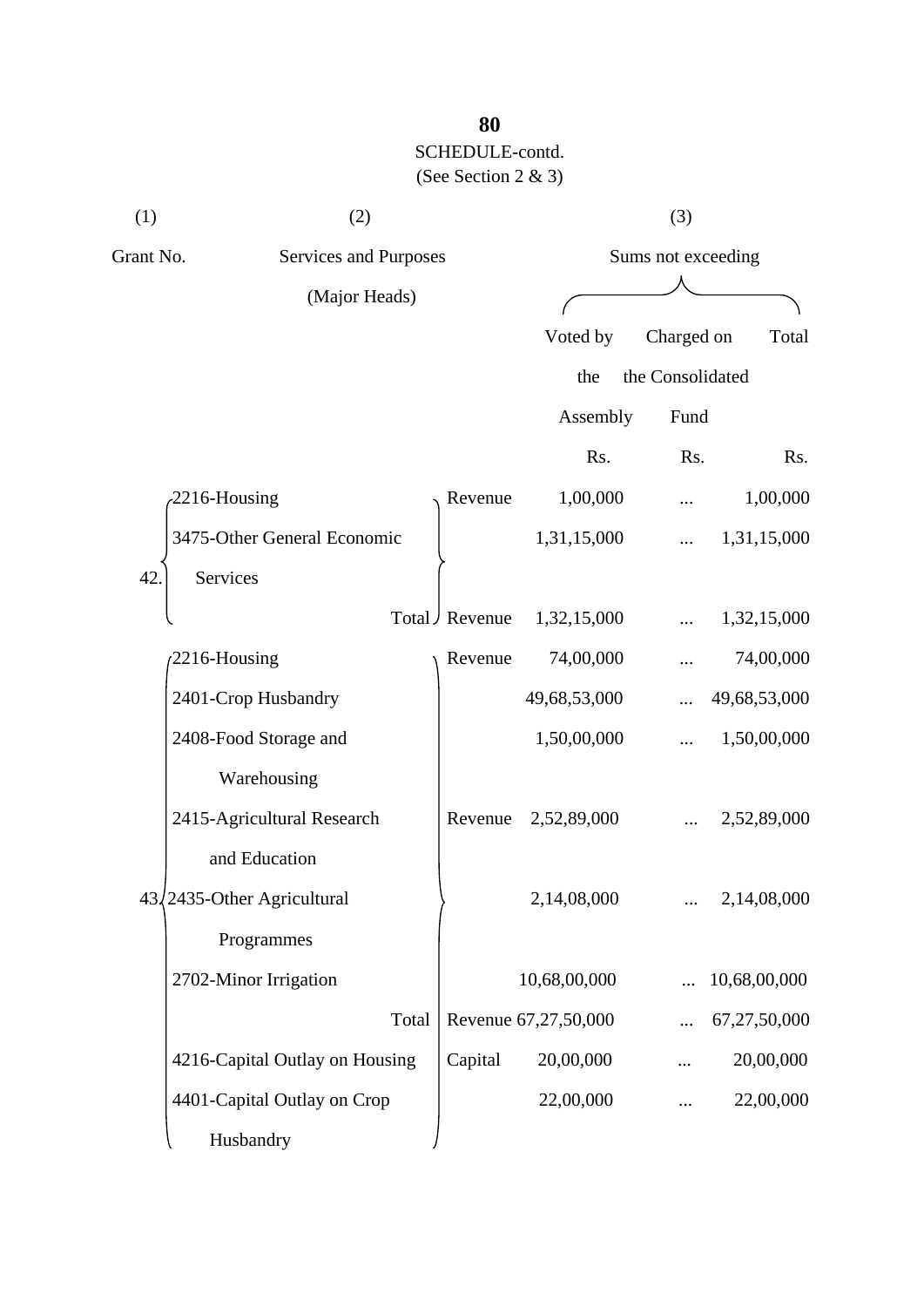SCHEDULE-contd.

(See Section 2 & 3)

| (1) | (2) | | (3) | | |
|---|---|---|---|---|---|
| Grant No. | Services and Purposes (Major Heads) | | Sums not exceeding | | |
| | | | Voted by the Assembly | Charged on the Consolidated Fund | Total |
| | | | Rs. | Rs. | Rs. |
| 42. | 2216-Housing | Revenue | 1,00,000 | ... | 1,00,000 |
| | 3475-Other General Economic Services | | 1,31,15,000 | ... | 1,31,15,000 |
| | Total | Revenue | 1,32,15,000 | ... | 1,32,15,000 |
| 43. | 2216-Housing | Revenue | 74,00,000 | ... | 74,00,000 |
| | 2401-Crop Husbandry | | 49,68,53,000 | ... | 49,68,53,000 |
| | 2408-Food Storage and Warehousing | | 1,50,00,000 | ... | 1,50,00,000 |
| | 2415-Agricultural Research and Education | Revenue | 2,52,89,000 | ... | 2,52,89,000 |
| | 2435-Other Agricultural Programmes | | 2,14,08,000 | ... | 2,14,08,000 |
| | 2702-Minor Irrigation | | 10,68,00,000 | ... | 10,68,00,000 |
| | Total | Revenue | 67,27,50,000 | ... | 67,27,50,000 |
| | 4216-Capital Outlay on Housing | Capital | 20,00,000 | ... | 20,00,000 |
| | 4401-Capital Outlay on Crop Husbandry | | 22,00,000 | ... | 22,00,000 |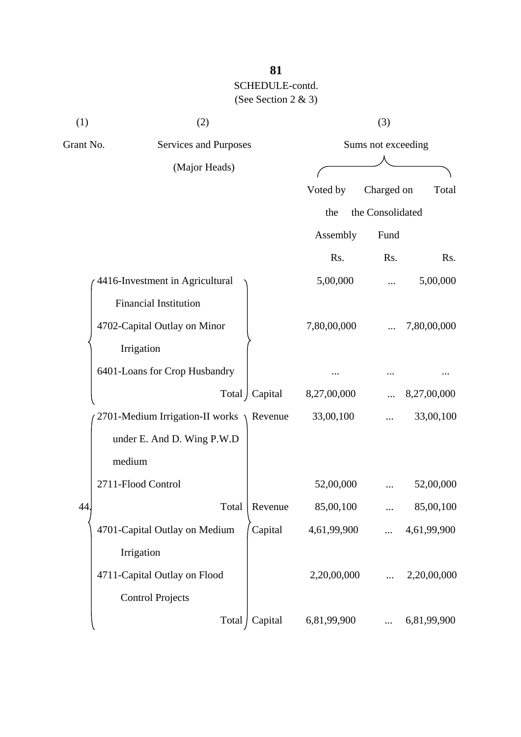SCHEDULE-contd.
(See Section 2 & 3)

| (1) | (2) | | (3) | | |
|---|---|---|---|---|---|
| Grant No. | Services and Purposes (Major Heads) | | Sums not exceeding | | |
| | | | Voted by the Assembly | Charged on the Consolidated Fund | Total |
| | | | Rs. | Rs. | Rs. |
| | 4416-Investment in Agricultural Financial Institution | | 5,00,000 | ... | 5,00,000 |
| | 4702-Capital Outlay on Minor Irrigation | | 7,80,00,000 | ... | 7,80,00,000 |
| | 6401-Loans for Crop Husbandry | | ... | ... | ... |
| | Total | Capital | 8,27,00,000 | ... | 8,27,00,000 |
| 44. | 2701-Medium Irrigation-II works under E. And D. Wing P.W.D medium | Revenue | 33,00,100 | ... | 33,00,100 |
| | 2711-Flood Control | | 52,00,000 | ... | 52,00,000 |
| | Total | Revenue | 85,00,100 | ... | 85,00,100 |
| | 4701-Capital Outlay on Medium Irrigation | Capital | 4,61,99,900 | ... | 4,61,99,900 |
| | 4711-Capital Outlay on Flood Control Projects | | 2,20,00,000 | ... | 2,20,00,000 |
| | Total | Capital | 6,81,99,900 | ... | 6,81,99,900 |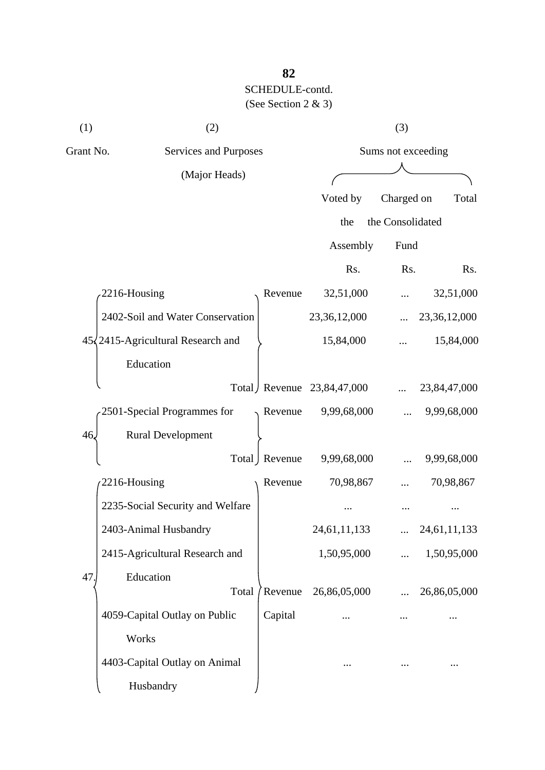SCHEDULE-contd.

(See Section 2 & 3)

| (1) | (2) | | (3) | | |
|---|---|---|---|---|---|
| Grant No. | Services and Purposes (Major Heads) | | Sums not exceeding | | |
| | | | Voted by the Assembly | Charged on the Consolidated Fund | Total |
| | | | Rs. | Rs. | Rs. |
| 45 | 2216-Housing | Revenue | 32,51,000 | ... | 32,51,000 |
| | 2402-Soil and Water Conservation | | 23,36,12,000 | ... | 23,36,12,000 |
| | 2415-Agricultural Research and Education | | 15,84,000 | ... | 15,84,000 |
| | Total | Revenue | 23,84,47,000 | ... | 23,84,47,000 |
| 46 | 2501-Special Programmes for Rural Development | Revenue | 9,99,68,000 | ... | 9,99,68,000 |
| | Total | Revenue | 9,99,68,000 | ... | 9,99,68,000 |
| 47 | 2216-Housing | Revenue | 70,98,867 | ... | 70,98,867 |
| | 2235-Social Security and Welfare | | ... | ... | ... |
| | 2403-Animal Husbandry | | 24,61,11,133 | ... | 24,61,11,133 |
| | 2415-Agricultural Research and Education | | 1,50,95,000 | ... | 1,50,95,000 |
| | Total | Revenue | 26,86,05,000 | ... | 26,86,05,000 |
| | 4059-Capital Outlay on Public Works | Capital | ... | ... | ... |
| | 4403-Capital Outlay on Animal Husbandry | | ... | ... | ... |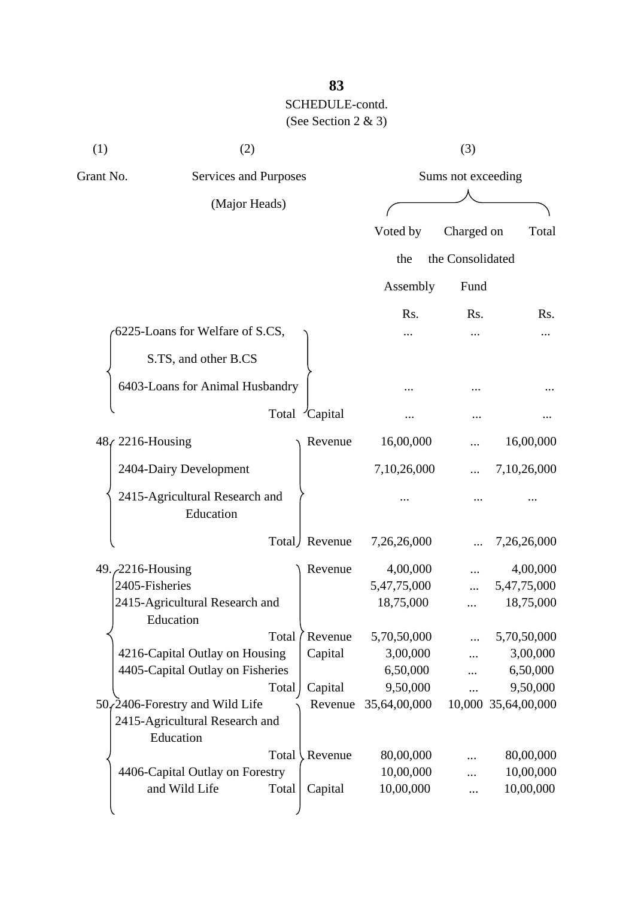SCHEDULE-contd.

(See Section 2 & 3)

| (1) | (2) | | (3) | | |
|---|---|---|---|---|---|
| Grant No. | Services and Purposes (Major Heads) | | Sums not exceeding | | |
| | | | Voted by the Assembly | Charged on the Consolidated Fund | Total |
| | | | Rs. | Rs. | Rs. |
| | 6225-Loans for Welfare of S.CS, S.TS, and other B.CS | | ... | ... | ... |
| | 6403-Loans for Animal Husbandry | | ... | ... | ... |
| | Total | Capital | ... | ... | ... |
| 48. | 2216-Housing | Revenue | 16,00,000 | ... | 16,00,000 |
| | 2404-Dairy Development | | 7,10,26,000 | ... | 7,10,26,000 |
| | 2415-Agricultural Research and Education | | ... | ... | ... |
| | Total | Revenue | 7,26,26,000 | ... | 7,26,26,000 |
| 49. | 2216-Housing | Revenue | 4,00,000 | ... | 4,00,000 |
| | 2405-Fisheries | | 5,47,75,000 | ... | 5,47,75,000 |
| | 2415-Agricultural Research and Education | | 18,75,000 | ... | 18,75,000 |
| | Total | Revenue | 5,70,50,000 | ... | 5,70,50,000 |
| | 4216-Capital Outlay on Housing | Capital | 3,00,000 | ... | 3,00,000 |
| | 4405-Capital Outlay on Fisheries | | 6,50,000 | ... | 6,50,000 |
| | Total | Capital | 9,50,000 | ... | 9,50,000 |
| 50. | 2406-Forestry and Wild Life | Revenue | 35,64,00,000 | 10,000 | 35,64,00,000 |
| | 2415-Agricultural Research and Education | | | | |
| | Total | Revenue | 80,00,000 | ... | 80,00,000 |
| | 4406-Capital Outlay on Forestry and Wild Life | | 10,00,000 | ... | 10,00,000 |
| | Total | Capital | 10,00,000 | ... | 10,00,000 |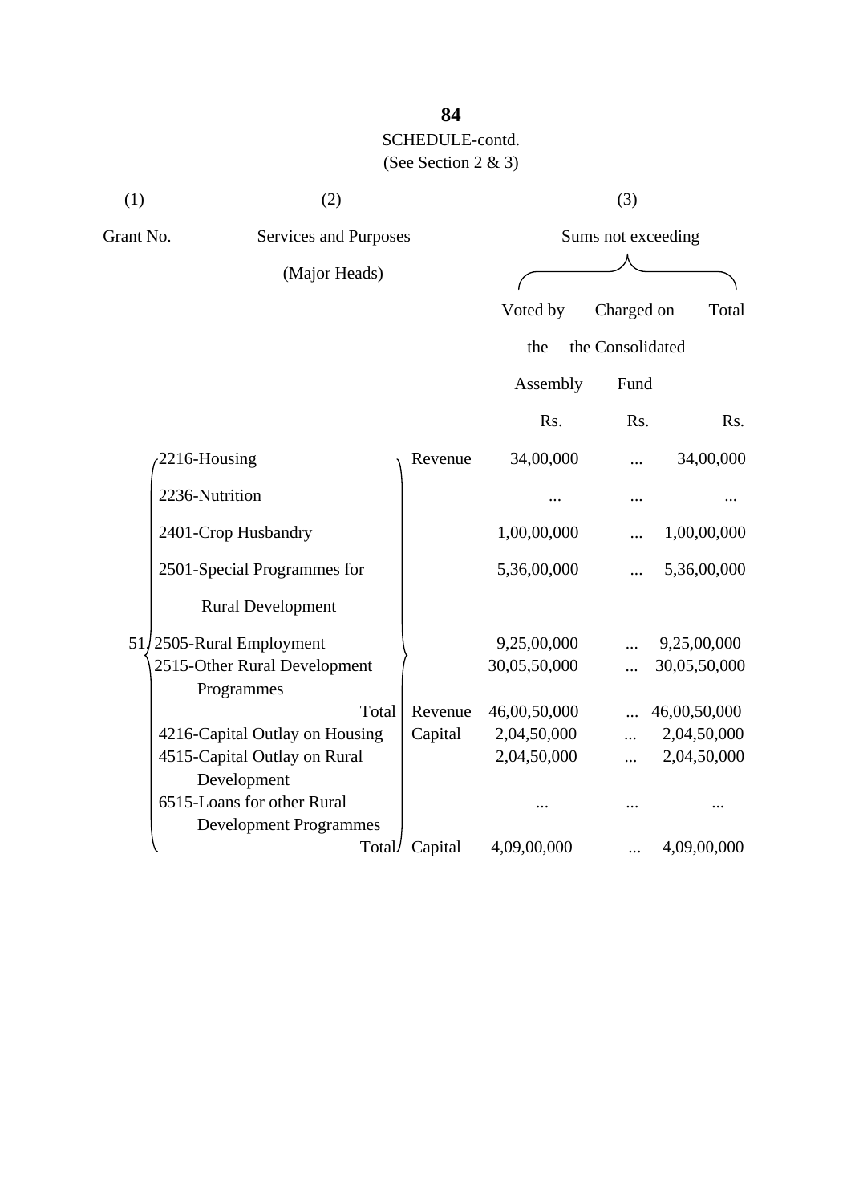SCHEDULE-contd.

(See Section 2 & 3)

| (1) | (2) | | (3) | | |
|---|---|---|---|---|---|
| Grant No. | Services and Purposes (Major Heads) | | Sums not exceeding | | |
| | | | Voted by the Assembly | Charged on the Consolidated Fund | Total |
| | | | Rs. | Rs. | Rs. |
| 51 | 2216-Housing | Revenue | 34,00,000 | ... | 34,00,000 |
| | 2236-Nutrition | | ... | ... | ... |
| | 2401-Crop Husbandry | | 1,00,00,000 | ... | 1,00,00,000 |
| | 2501-Special Programmes for Rural Development | | 5,36,00,000 | ... | 5,36,00,000 |
| | 2505-Rural Employment | | 9,25,00,000 | ... | 9,25,00,000 |
| | 2515-Other Rural Development Programmes | | 30,05,50,000 | ... | 30,05,50,000 |
| | Total | Revenue | 46,00,50,000 | ... | 46,00,50,000 |
| | 4216-Capital Outlay on Housing | Capital | 2,04,50,000 | ... | 2,04,50,000 |
| | 4515-Capital Outlay on Rural Development | | 2,04,50,000 | ... | 2,04,50,000 |
| | 6515-Loans for other Rural Development Programmes | | ... | ... | ... |
| | Total | Capital | 4,09,00,000 | ... | 4,09,00,000 |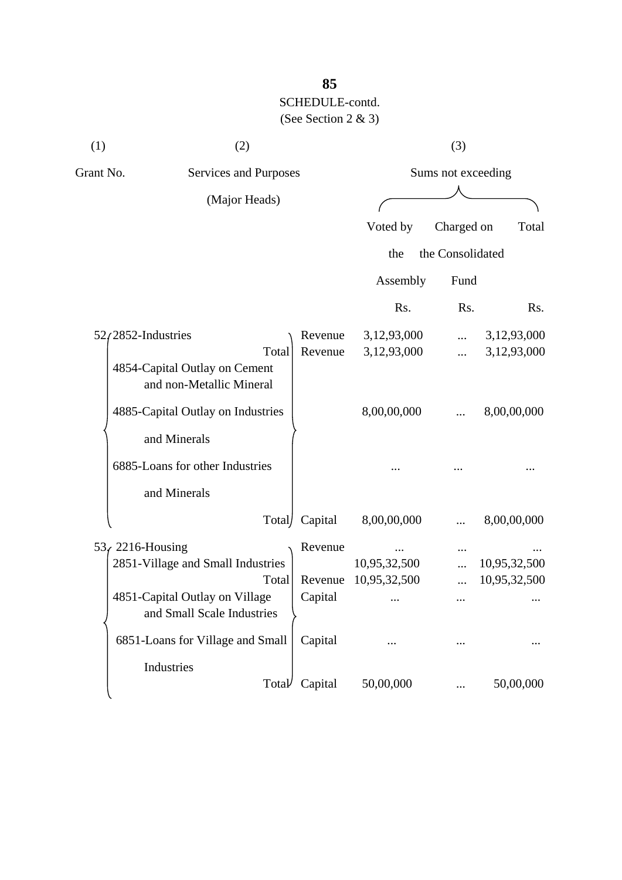SCHEDULE-contd.
(See Section 2 & 3)

| (1) | (2) | | (3) | | |
|---|---|---|---|---|---|
| Grant No. | Services and Purposes (Major Heads) | | Sums not exceeding | | |
| | | | Voted by the Assembly | Charged on the Consolidated Fund | Total |
| | | | Rs. | Rs. | Rs. |
| 52 | 2852-Industries | Revenue | 3,12,93,000 | ... | 3,12,93,000 |
| | Total | Revenue | 3,12,93,000 | ... | 3,12,93,000 |
| | 4854-Capital Outlay on Cement and non-Metallic Mineral | | | | |
| | 4885-Capital Outlay on Industries and Minerals | | 8,00,00,000 | ... | 8,00,00,000 |
| | 6885-Loans for other Industries and Minerals | | ... | ... | ... |
| | Total | Capital | 8,00,00,000 | ... | 8,00,00,000 |
| 53 | 2216-Housing | Revenue | ... | ... | ... |
| | 2851-Village and Small Industries | | 10,95,32,500 | ... | 10,95,32,500 |
| | Total | Revenue | 10,95,32,500 | ... | 10,95,32,500 |
| | 4851-Capital Outlay on Village and Small Scale Industries | Capital | ... | ... | ... |
| | 6851-Loans for Village and Small Industries | Capital | ... | ... | ... |
| | Total | Capital | 50,00,000 | ... | 50,00,000 |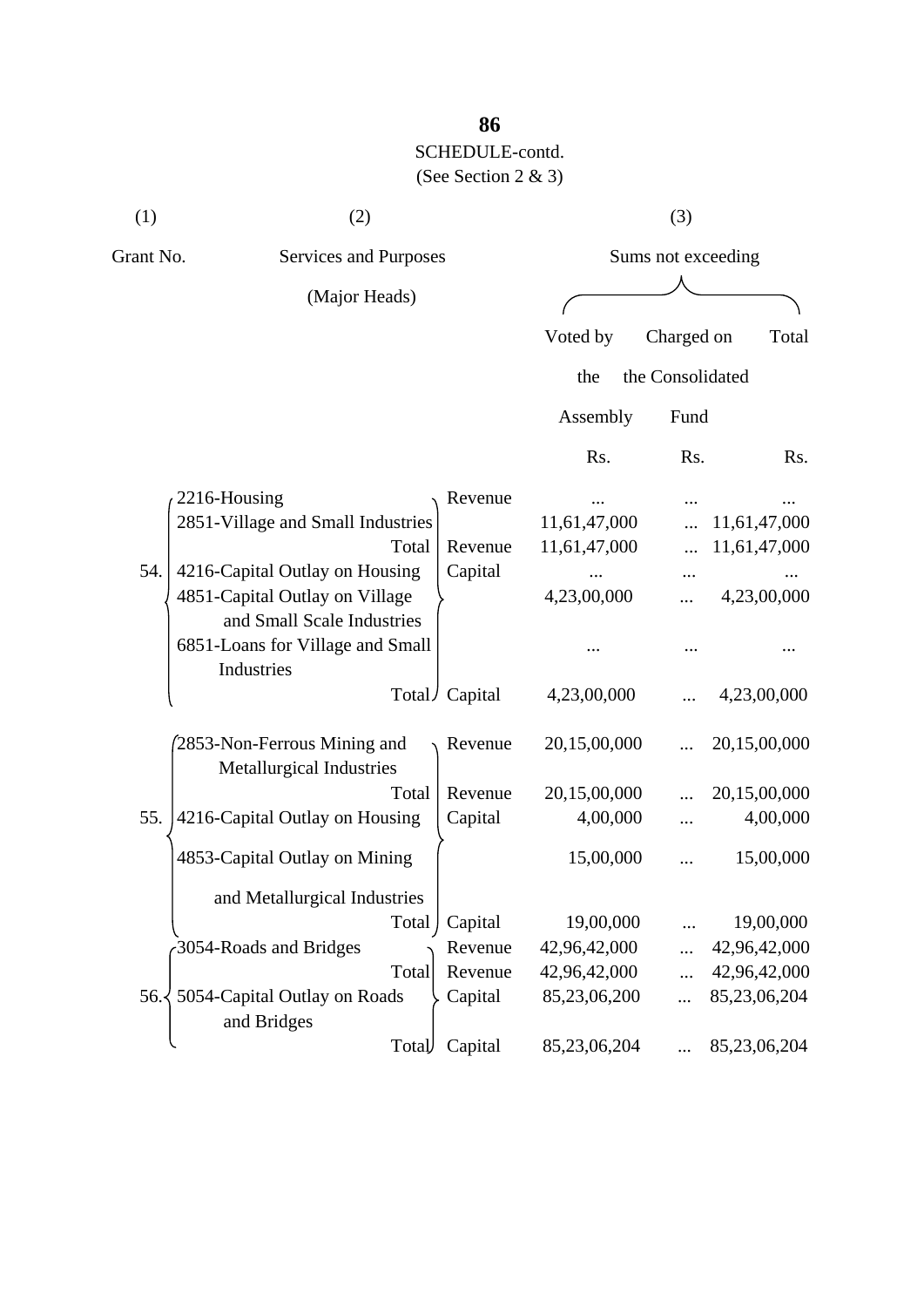SCHEDULE-contd.
(See Section 2 & 3)

| (1) | (2) | | (3) | | |
|---|---|---|---|---|---|
| Grant No. | Services and Purposes (Major Heads) | | Sums not exceeding | | |
| | | | Voted by the Assembly | Charged on the Consolidated Fund | Total |
| | | | Rs. | Rs. | Rs. |
| 54. | 2216-Housing | Revenue | ... | ... | ... |
| | 2851-Village and Small Industries | | 11,61,47,000 | ... | 11,61,47,000 |
| | Total | Revenue | 11,61,47,000 | ... | 11,61,47,000 |
| | 4216-Capital Outlay on Housing | Capital | ... | ... | ... |
| | 4851-Capital Outlay on Village and Small Scale Industries | | 4,23,00,000 | ... | 4,23,00,000 |
| | 6851-Loans for Village and Small Industries | | ... | ... | ... |
| | Total | Capital | 4,23,00,000 | ... | 4,23,00,000 |
| 55. | 2853-Non-Ferrous Mining and Metallurgical Industries | Revenue | 20,15,00,000 | ... | 20,15,00,000 |
| | Total | Revenue | 20,15,00,000 | ... | 20,15,00,000 |
| | 4216-Capital Outlay on Housing | Capital | 4,00,000 | ... | 4,00,000 |
| | 4853-Capital Outlay on Mining and Metallurgical Industries | | 15,00,000 | ... | 15,00,000 |
| | Total | Capital | 19,00,000 | ... | 19,00,000 |
| 56. | 3054-Roads and Bridges | Revenue | 42,96,42,000 | ... | 42,96,42,000 |
| | Total | Revenue | 42,96,42,000 | ... | 42,96,42,000 |
| | 5054-Capital Outlay on Roads and Bridges | Capital | 85,23,06,200 | ... | 85,23,06,204 |
| | Total | Capital | 85,23,06,204 | ... | 85,23,06,204 |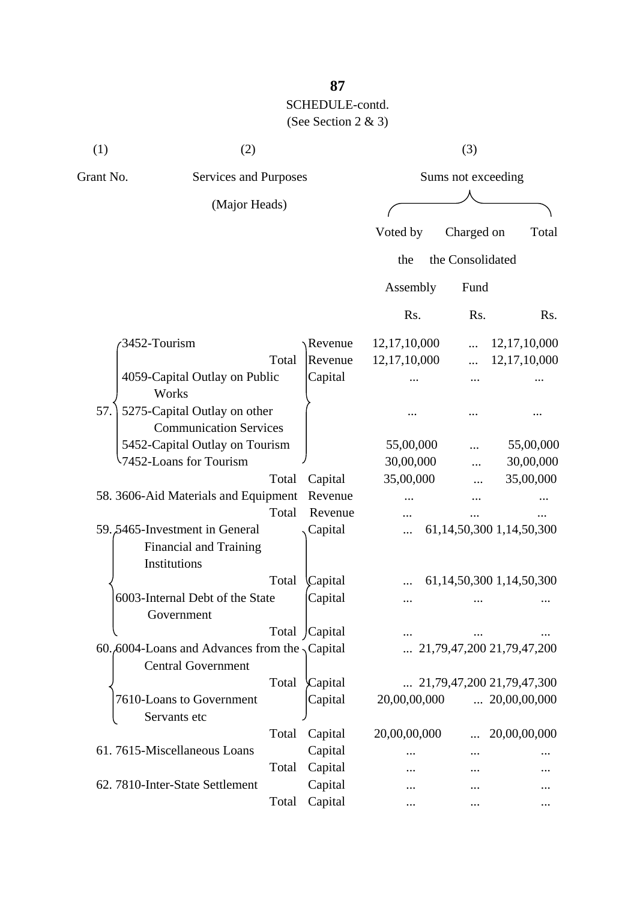SCHEDULE-contd.

(See Section 2 & 3)

| (1) | (2) | | (3) | | |
|---|---|---|---|---|---|
| Grant No. | Services and Purposes (Major Heads) | | Sums not exceeding | | |
| | | | Voted by the Assembly | Charged on the Consolidated Fund | Total |
| | | | Rs. | Rs. | Rs. |
| 57. | 3452-Tourism | Revenue | 12,17,10,000 | ... | 12,17,10,000 |
| | Total | Revenue | 12,17,10,000 | ... | 12,17,10,000 |
| | 4059-Capital Outlay on Public Works | Capital | ... | ... | ... |
| | 5275-Capital Outlay on other Communication Services | | ... | ... | ... |
| | 5452-Capital Outlay on Tourism | | 55,00,000 | ... | 55,00,000 |
| | 7452-Loans for Tourism | | 30,00,000 | ... | 30,00,000 |
| | Total | Capital | 35,00,000 | ... | 35,00,000 |
| 58. | 3606-Aid Materials and Equipment | Revenue | ... | ... | ... |
| | Total | Revenue | ... | ... | ... |
| 59. | 5465-Investment in General Financial and Training Institutions | Capital | ... | 61,14,50,300 | 1,14,50,300 |
| | Total | Capital | ... | 61,14,50,300 | 1,14,50,300 |
| | 6003-Internal Debt of the State Government | Capital | ... | ... | ... |
| | Total | Capital | ... | ... | ... |
| 60. | 6004-Loans and Advances from the Central Government | Capital | ... | 21,79,47,200 | 21,79,47,200 |
| | Total | Capital | ... | 21,79,47,200 | 21,79,47,300 |
| | 7610-Loans to Government Servants etc | Capital | 20,00,00,000 | ... | 20,00,00,000 |
| | Total | Capital | 20,00,00,000 | ... | 20,00,00,000 |
| 61. | 7615-Miscellaneous Loans | Capital | ... | ... | ... |
| | Total | Capital | ... | ... | ... |
| 62. | 7810-Inter-State Settlement | Capital | ... | ... | ... |
| | Total | Capital | ... | ... | ... |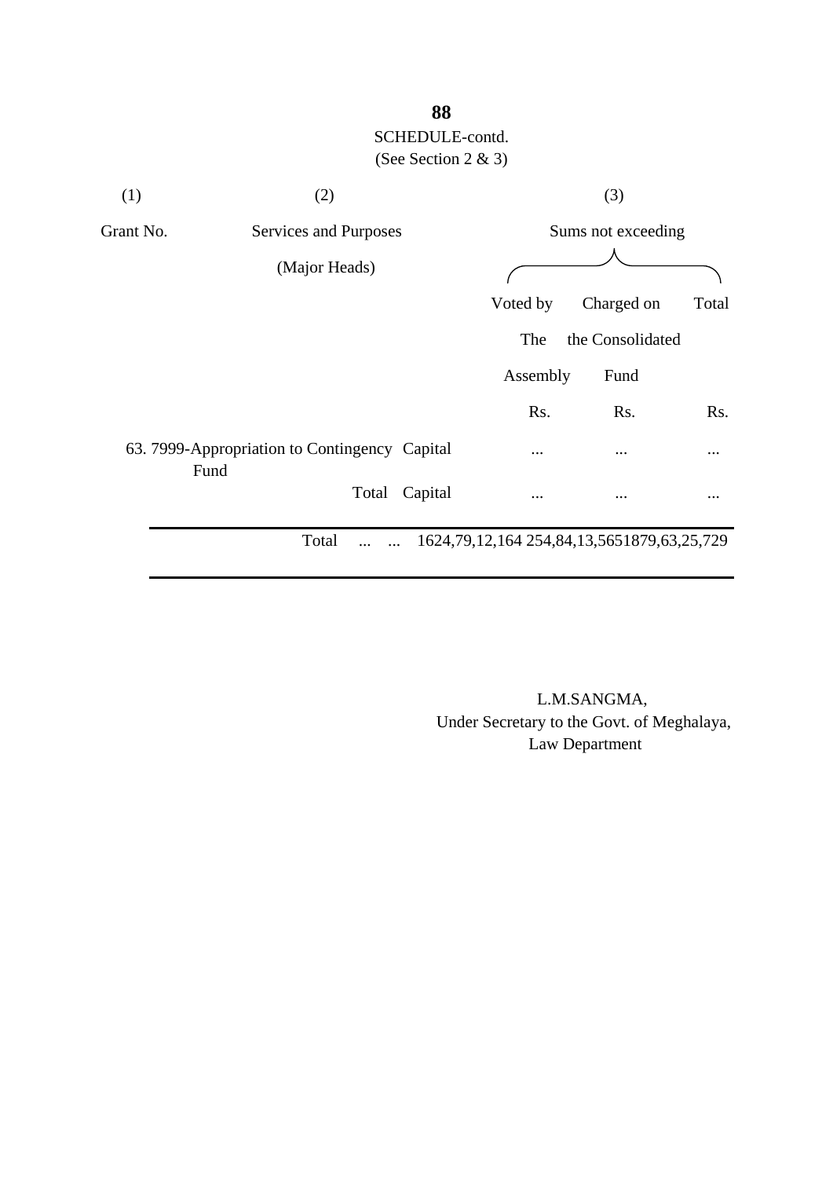SCHEDULE-contd.

(See Section 2 & 3)

| (1) | (2) | | (3) | | |
|---|---|---|---|---|---|
| Grant No. | Services and Purposes (Major Heads) | | Sums not exceeding | | |
| | | | Voted by The Assembly | Charged on the Consolidated Fund | Total |
| | | | Rs. | Rs. | Rs. |
| 63. | 7999-Appropriation to Contingency Fund | Capital | ... | ... | ... |
| | Total | Capital | ... | ... | ... |
| | Total ... ... | | 1624,79,12,164 | 254,84,13,565 | 1879,63,25,729 |

L.M.SANGMA,
Under Secretary to the Govt. of Meghalaya,
Law Department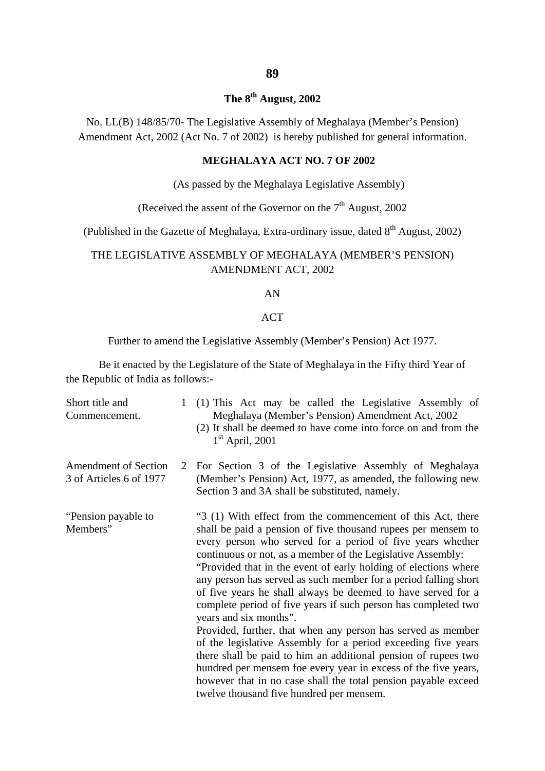**The 8th August, 2002**

No. LL(B) 148/85/70- The Legislative Assembly of Meghalaya (Member's Pension) Amendment Act, 2002 (Act No. 7 of 2002) is hereby published for general information.

**MEGHALAYA ACT NO. 7 OF 2002**

(As passed by the Meghalaya Legislative Assembly)

(Received the assent of the Governor on the 7th August, 2002

(Published in the Gazette of Meghalaya, Extra-ordinary issue, dated 8th August, 2002)

THE LEGISLATIVE ASSEMBLY OF MEGHALAYA (MEMBER'S PENSION) AMENDMENT ACT, 2002

AN

ACT

Further to amend the Legislative Assembly (Member's Pension) Act 1977.

Be it enacted by the Legislature of the State of Meghalaya in the Fifty third Year of the Republic of India as follows:-

Short title and Commencement.

1 (1) This Act may be called the Legislative Assembly of Meghalaya (Member's Pension) Amendment Act, 2002

(2) It shall be deemed to have come into force on and from the 1st April, 2001

Amendment of Section 3 of Articles 6 of 1977

2 For Section 3 of the Legislative Assembly of Meghalaya (Member's Pension) Act, 1977, as amended, the following new Section 3 and 3A shall be substituted, namely.

"Pension payable to Members"

"3 (1) With effect from the commencement of this Act, there shall be paid a pension of five thousand rupees per mensem to every person who served for a period of five years whether continuous or not, as a member of the Legislative Assembly:

"Provided that in the event of early holding of elections where any person has served as such member for a period falling short of five years he shall always be deemed to have served for a complete period of five years if such person has completed two years and six months".

Provided, further, that when any person has served as member of the legislative Assembly for a period exceeding five years there shall be paid to him an additional pension of rupees two hundred per mensem foe every year in excess of the five years, however that in no case shall the total pension payable exceed twelve thousand five hundred per mensem.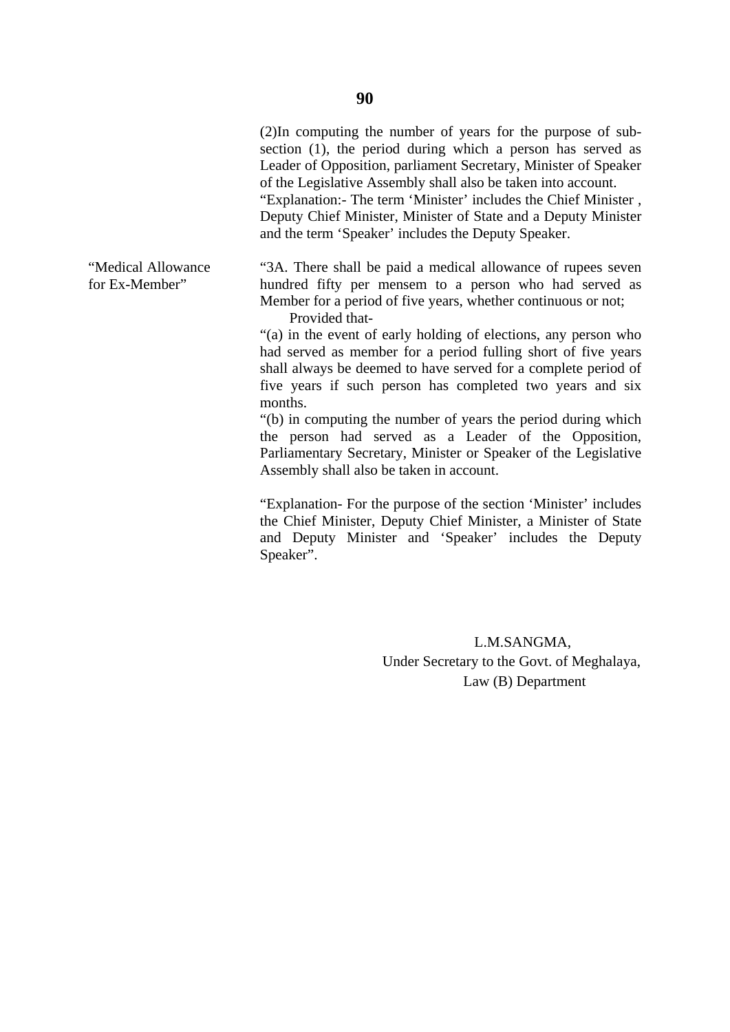(2)In computing the number of years for the purpose of sub-section (1), the period during which a person has served as Leader of Opposition, parliament Secretary, Minister of Speaker of the Legislative Assembly shall also be taken into account.

"Explanation:- The term 'Minister' includes the Chief Minister , Deputy Chief Minister, Minister of State and a Deputy Minister and the term 'Speaker' includes the Deputy Speaker.

"Medical Allowance for Ex-Member"

"3A. There shall be paid a medical allowance of rupees seven hundred fifty per mensem to a person who had served as Member for a period of five years, whether continuous or not;

Provided that-

"(a) in the event of early holding of elections, any person who had served as member for a period fulling short of five years shall always be deemed to have served for a complete period of five years if such person has completed two years and six months.

"(b) in computing the number of years the period during which the person had served as a Leader of the Opposition, Parliamentary Secretary, Minister or Speaker of the Legislative Assembly shall also be taken in account.

"Explanation- For the purpose of the section 'Minister' includes the Chief Minister, Deputy Chief Minister, a Minister of State and Deputy Minister and 'Speaker' includes the Deputy Speaker".

L.M.SANGMA,
Under Secretary to the Govt. of Meghalaya,
Law (B) Department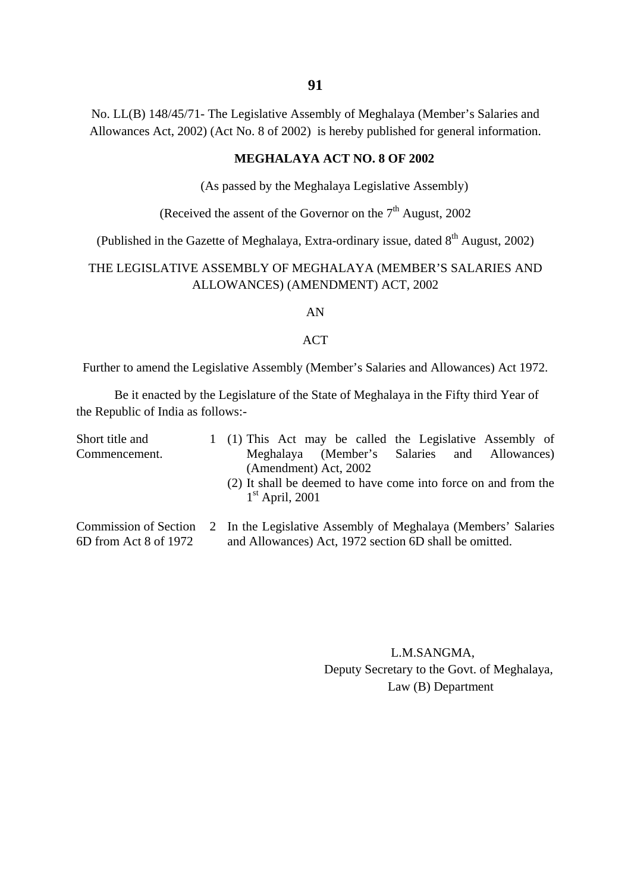No. LL(B) 148/45/71- The Legislative Assembly of Meghalaya (Member's Salaries and Allowances Act, 2002) (Act No. 8 of 2002) is hereby published for general information.

**MEGHALAYA ACT NO. 8 OF 2002**

(As passed by the Meghalaya Legislative Assembly)

(Received the assent of the Governor on the 7th August, 2002

(Published in the Gazette of Meghalaya, Extra-ordinary issue, dated 8th August, 2002)

THE LEGISLATIVE ASSEMBLY OF MEGHALAYA (MEMBER'S SALARIES AND ALLOWANCES) (AMENDMENT) ACT, 2002

AN

ACT

Further to amend the Legislative Assembly (Member's Salaries and Allowances) Act 1972.

Be it enacted by the Legislature of the State of Meghalaya in the Fifty third Year of the Republic of India as follows:-

| | | |
|---|---|---|
| Short title and Commencement. | 1 | (1) This Act may be called the Legislative Assembly of Meghalaya (Member's Salaries and Allowances) (Amendment) Act, 2002<br>(2) It shall be deemed to have come into force on and from the 1st April, 2001 |
| Commission of Section 6D from Act 8 of 1972 | 2 | In the Legislative Assembly of Meghalaya (Members' Salaries and Allowances) Act, 1972 section 6D shall be omitted. |

L.M.SANGMA,
Deputy Secretary to the Govt. of Meghalaya,
Law (B) Department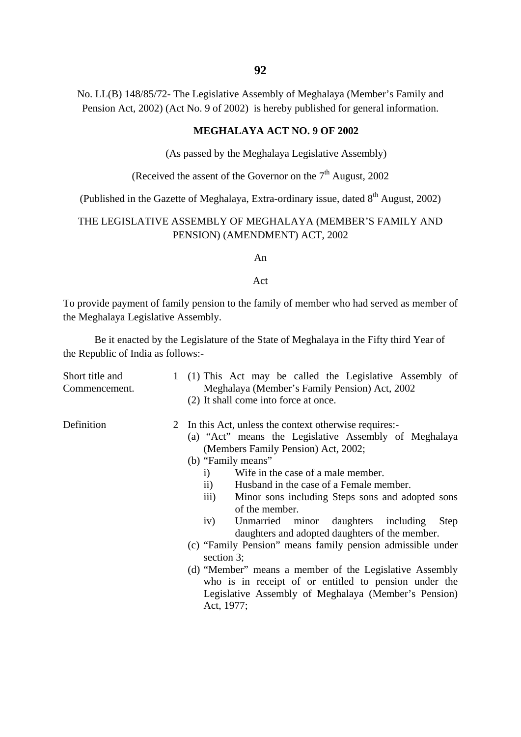No. LL(B) 148/85/72- The Legislative Assembly of Meghalaya (Member's Family and Pension Act, 2002) (Act No. 9 of 2002) is hereby published for general information.

**MEGHALAYA ACT NO. 9 OF 2002**

(As passed by the Meghalaya Legislative Assembly)

(Received the assent of the Governor on the 7th August, 2002

(Published in the Gazette of Meghalaya, Extra-ordinary issue, dated 8th August, 2002)

THE LEGISLATIVE ASSEMBLY OF MEGHALAYA (MEMBER'S FAMILY AND PENSION) (AMENDMENT) ACT, 2002

An

Act

To provide payment of family pension to the family of member who had served as member of the Meghalaya Legislative Assembly.

Be it enacted by the Legislature of the State of Meghalaya in the Fifty third Year of the Republic of India as follows:-

Short title and Commencement.

1 (1) This Act may be called the Legislative Assembly of Meghalaya (Member's Family Pension) Act, 2002

(2) It shall come into force at once.

Definition

2 In this Act, unless the context otherwise requires:-

(a) "Act" means the Legislative Assembly of Meghalaya (Members Family Pension) Act, 2002;

(b) "Family means"

i) Wife in the case of a male member.

ii) Husband in the case of a Female member.

iii) Minor sons including Steps sons and adopted sons of the member.

iv) Unmarried minor daughters including Step daughters and adopted daughters of the member.

(c) "Family Pension" means family pension admissible under section 3;

(d) "Member" means a member of the Legislative Assembly who is in receipt of or entitled to pension under the Legislative Assembly of Meghalaya (Member's Pension) Act, 1977;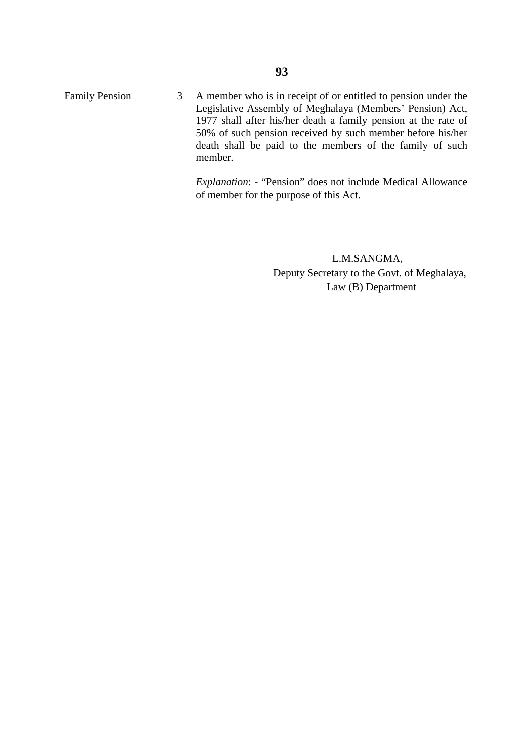Family Pension

3 A member who is in receipt of or entitled to pension under the Legislative Assembly of Meghalaya (Members' Pension) Act, 1977 shall after his/her death a family pension at the rate of 50% of such pension received by such member before his/her death shall be paid to the members of the family of such member.

*Explanation*: - "Pension" does not include Medical Allowance of member for the purpose of this Act.

L.M.SANGMA,
Deputy Secretary to the Govt. of Meghalaya,
Law (B) Department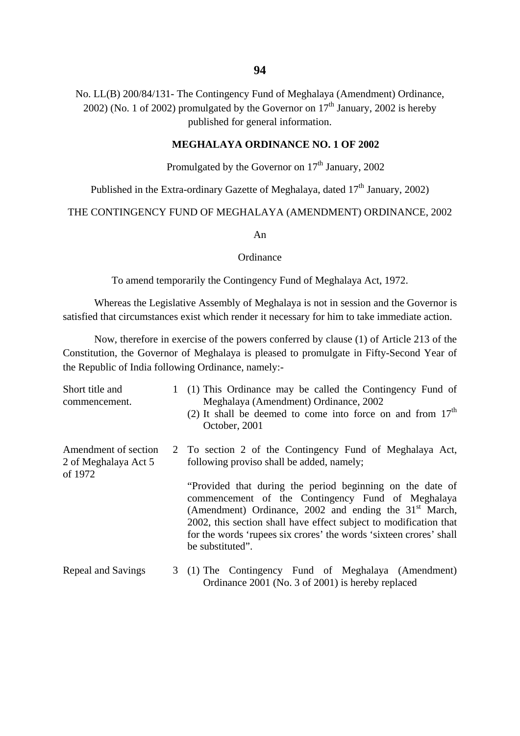No. LL(B) 200/84/131- The Contingency Fund of Meghalaya (Amendment) Ordinance, 2002) (No. 1 of 2002) promulgated by the Governor on 17th January, 2002 is hereby published for general information.

**MEGHALAYA ORDINANCE NO. 1 OF 2002**

Promulgated by the Governor on 17th January, 2002

Published in the Extra-ordinary Gazette of Meghalaya, dated 17th January, 2002)

THE CONTINGENCY FUND OF MEGHALAYA (AMENDMENT) ORDINANCE, 2002

An

Ordinance

To amend temporarily the Contingency Fund of Meghalaya Act, 1972.

Whereas the Legislative Assembly of Meghalaya is not in session and the Governor is satisfied that circumstances exist which render it necessary for him to take immediate action.

Now, therefore in exercise of the powers conferred by clause (1) of Article 213 of the Constitution, the Governor of Meghalaya is pleased to promulgate in Fifty-Second Year of the Republic of India following Ordinance, namely:-

Short title and commencement.

1 (1) This Ordinance may be called the Contingency Fund of Meghalaya (Amendment) Ordinance, 2002

(2) It shall be deemed to come into force on and from 17th October, 2001

Amendment of section 2 of Meghalaya Act 5 of 1972

2 To section 2 of the Contingency Fund of Meghalaya Act, following proviso shall be added, namely;

"Provided that during the period beginning on the date of commencement of the Contingency Fund of Meghalaya (Amendment) Ordinance, 2002 and ending the 31st March, 2002, this section shall have effect subject to modification that for the words 'rupees six crores' the words 'sixteen crores' shall be substituted".

Repeal and Savings

3 (1) The Contingency Fund of Meghalaya (Amendment) Ordinance 2001 (No. 3 of 2001) is hereby replaced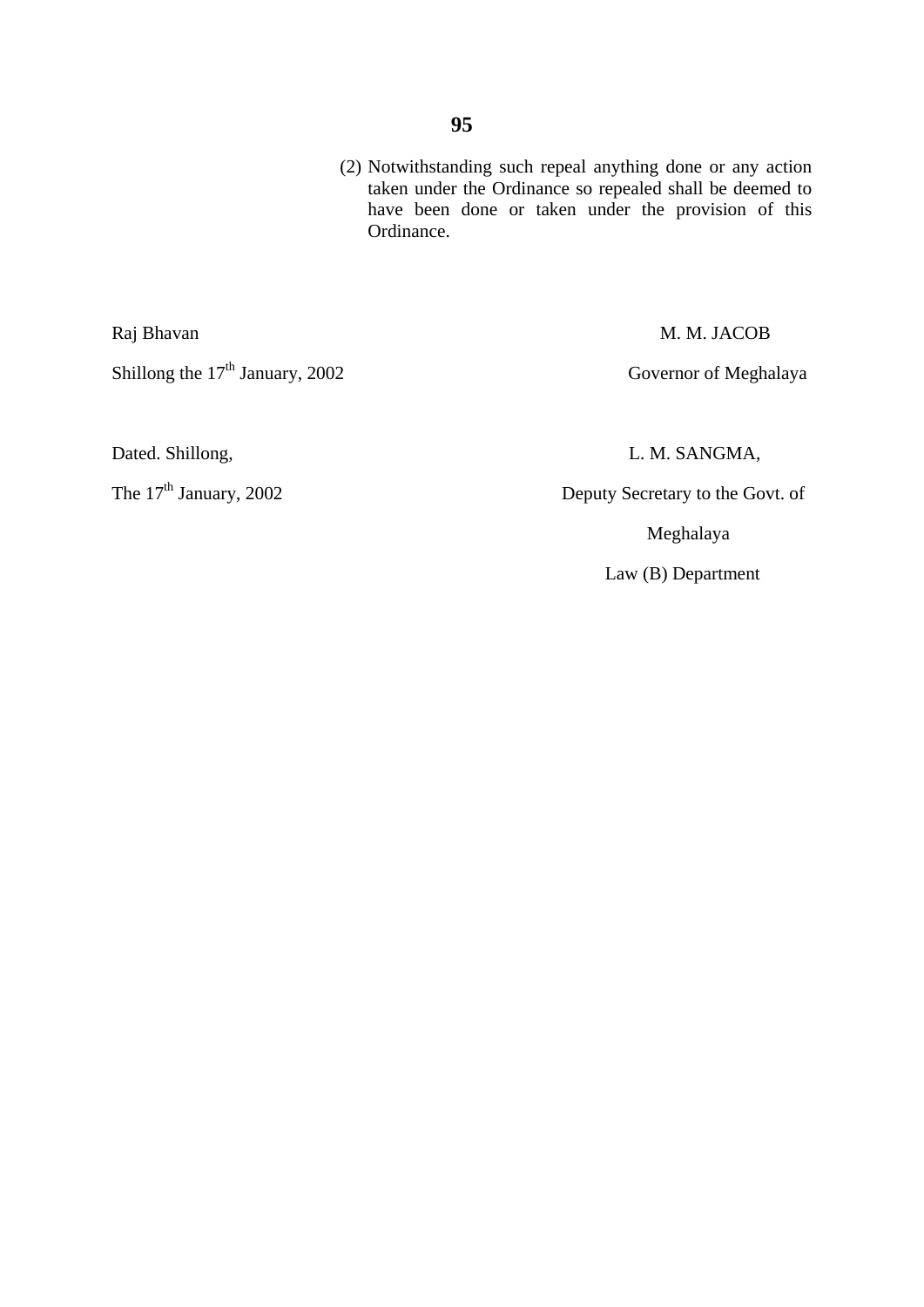(2) Notwithstanding such repeal anything done or any action taken under the Ordinance so repealed shall be deemed to have been done or taken under the provision of this Ordinance.

Raj Bhavan

Shillong the 17th January, 2002

M. M. JACOB

Governor of Meghalaya

Dated. Shillong,

The 17th January, 2002

L. M. SANGMA,

Deputy Secretary to the Govt. of Meghalaya

Law (B) Department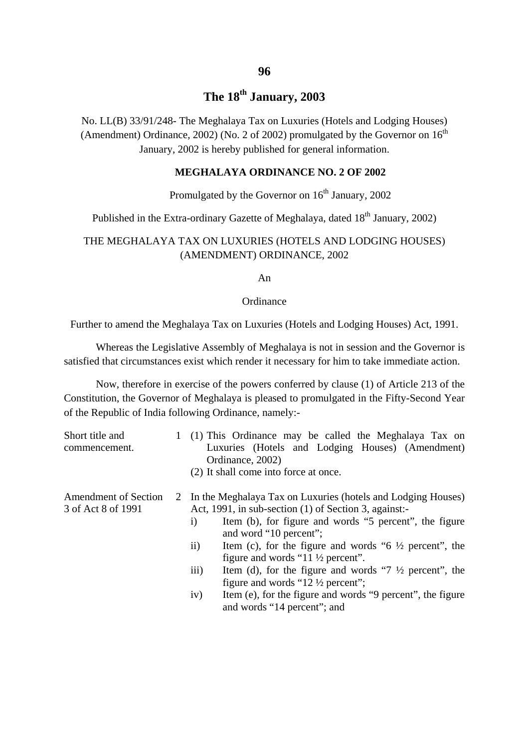## The 18th January, 2003

No. LL(B) 33/91/248- The Meghalaya Tax on Luxuries (Hotels and Lodging Houses) (Amendment) Ordinance, 2002) (No. 2 of 2002) promulgated by the Governor on 16th January, 2002 is hereby published for general information.

**MEGHALAYA ORDINANCE NO. 2 OF 2002**

Promulgated by the Governor on 16th January, 2002

Published in the Extra-ordinary Gazette of Meghalaya, dated 18th January, 2002)

THE MEGHALAYA TAX ON LUXURIES (HOTELS AND LODGING HOUSES) (AMENDMENT) ORDINANCE, 2002

An

Ordinance

Further to amend the Meghalaya Tax on Luxuries (Hotels and Lodging Houses) Act, 1991.

Whereas the Legislative Assembly of Meghalaya is not in session and the Governor is satisfied that circumstances exist which render it necessary for him to take immediate action.

Now, therefore in exercise of the powers conferred by clause (1) of Article 213 of the Constitution, the Governor of Meghalaya is pleased to promulgated in the Fifty-Second Year of the Republic of India following Ordinance, namely:-

Short title and commencement.

1 (1) This Ordinance may be called the Meghalaya Tax on Luxuries (Hotels and Lodging Houses) (Amendment) Ordinance, 2002)

(2) It shall come into force at once.

Amendment of Section 3 of Act 8 of 1991

2 In the Meghalaya Tax on Luxuries (hotels and Lodging Houses) Act, 1991, in sub-section (1) of Section 3, against:-

i) Item (b), for figure and words "5 percent", the figure and word "10 percent";

ii) Item (c), for the figure and words "6 ½ percent", the figure and words "11 ½ percent".

iii) Item (d), for the figure and words "7 ½ percent", the figure and words "12 ½ percent";

iv) Item (e), for the figure and words "9 percent", the figure and words "14 percent"; and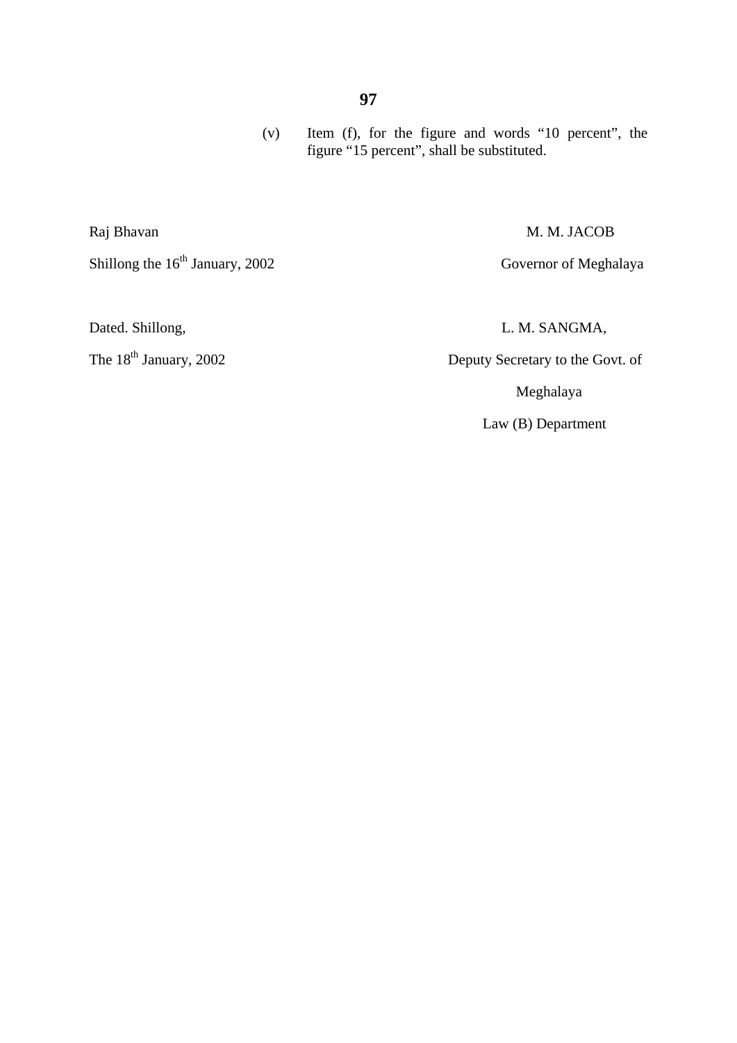(v) Item (f), for the figure and words “10 percent”, the figure “15 percent”, shall be substituted.

Raj Bhavan

Shillong the 16th January, 2002

M. M. JACOB

Governor of Meghalaya

Dated. Shillong,

The 18th January, 2002

L. M. SANGMA,

Deputy Secretary to the Govt. of Meghalaya

Law (B) Department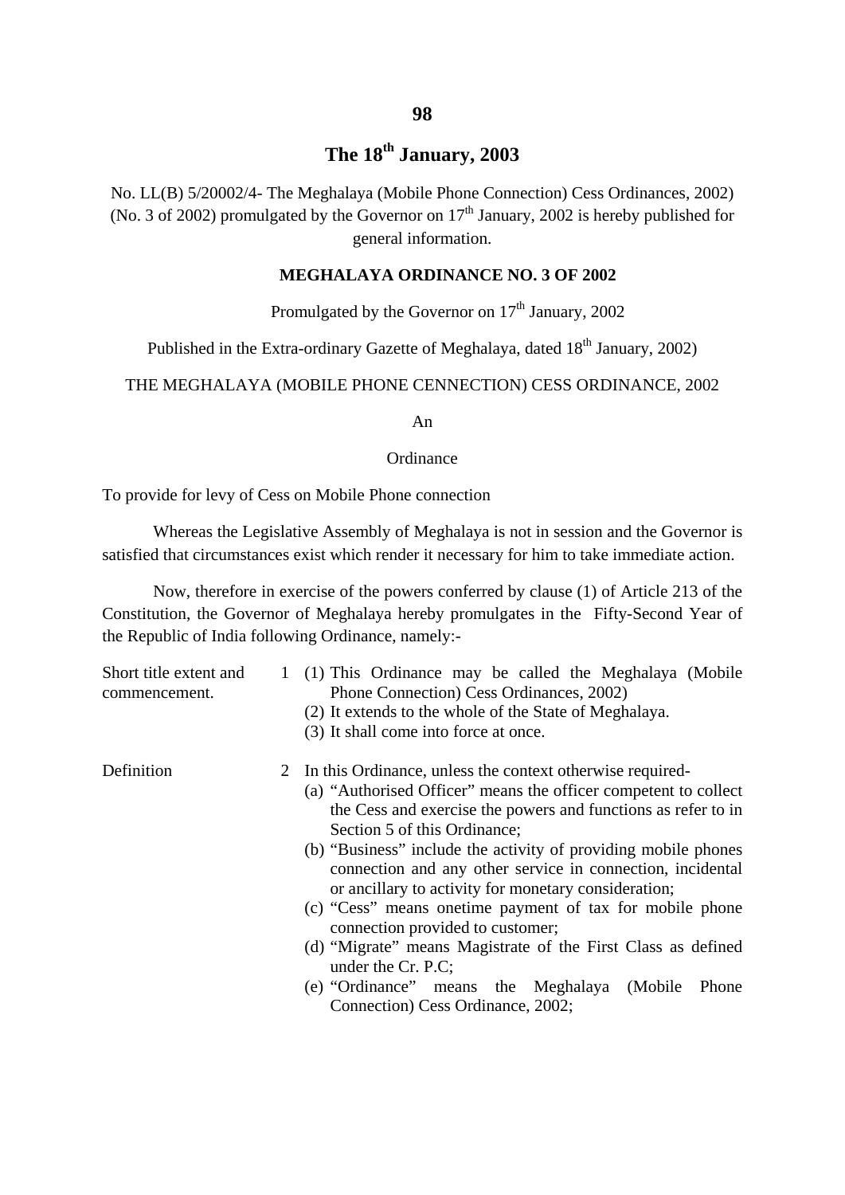## The 18th January, 2003

No. LL(B) 5/20002/4- The Meghalaya (Mobile Phone Connection) Cess Ordinances, 2002) (No. 3 of 2002) promulgated by the Governor on 17th January, 2002 is hereby published for general information.

**MEGHALAYA ORDINANCE NO. 3 OF 2002**

Promulgated by the Governor on 17th January, 2002

Published in the Extra-ordinary Gazette of Meghalaya, dated 18th January, 2002)

THE MEGHALAYA (MOBILE PHONE CENNECTION) CESS ORDINANCE, 2002

An

Ordinance

To provide for levy of Cess on Mobile Phone connection

Whereas the Legislative Assembly of Meghalaya is not in session and the Governor is satisfied that circumstances exist which render it necessary for him to take immediate action.

Now, therefore in exercise of the powers conferred by clause (1) of Article 213 of the Constitution, the Governor of Meghalaya hereby promulgates in the Fifty-Second Year of the Republic of India following Ordinance, namely:-

Short title extent and commencement.

1 (1) This Ordinance may be called the Meghalaya (Mobile Phone Connection) Cess Ordinances, 2002)
(2) It extends to the whole of the State of Meghalaya.
(3) It shall come into force at once.

Definition

2 In this Ordinance, unless the context otherwise required-
(a) "Authorised Officer" means the officer competent to collect the Cess and exercise the powers and functions as refer to in Section 5 of this Ordinance;
(b) "Business" include the activity of providing mobile phones connection and any other service in connection, incidental or ancillary to activity for monetary consideration;
(c) "Cess" means onetime payment of tax for mobile phone connection provided to customer;
(d) "Migrate" means Magistrate of the First Class as defined under the Cr. P.C;
(e) "Ordinance" means the Meghalaya (Mobile Phone Connection) Cess Ordinance, 2002;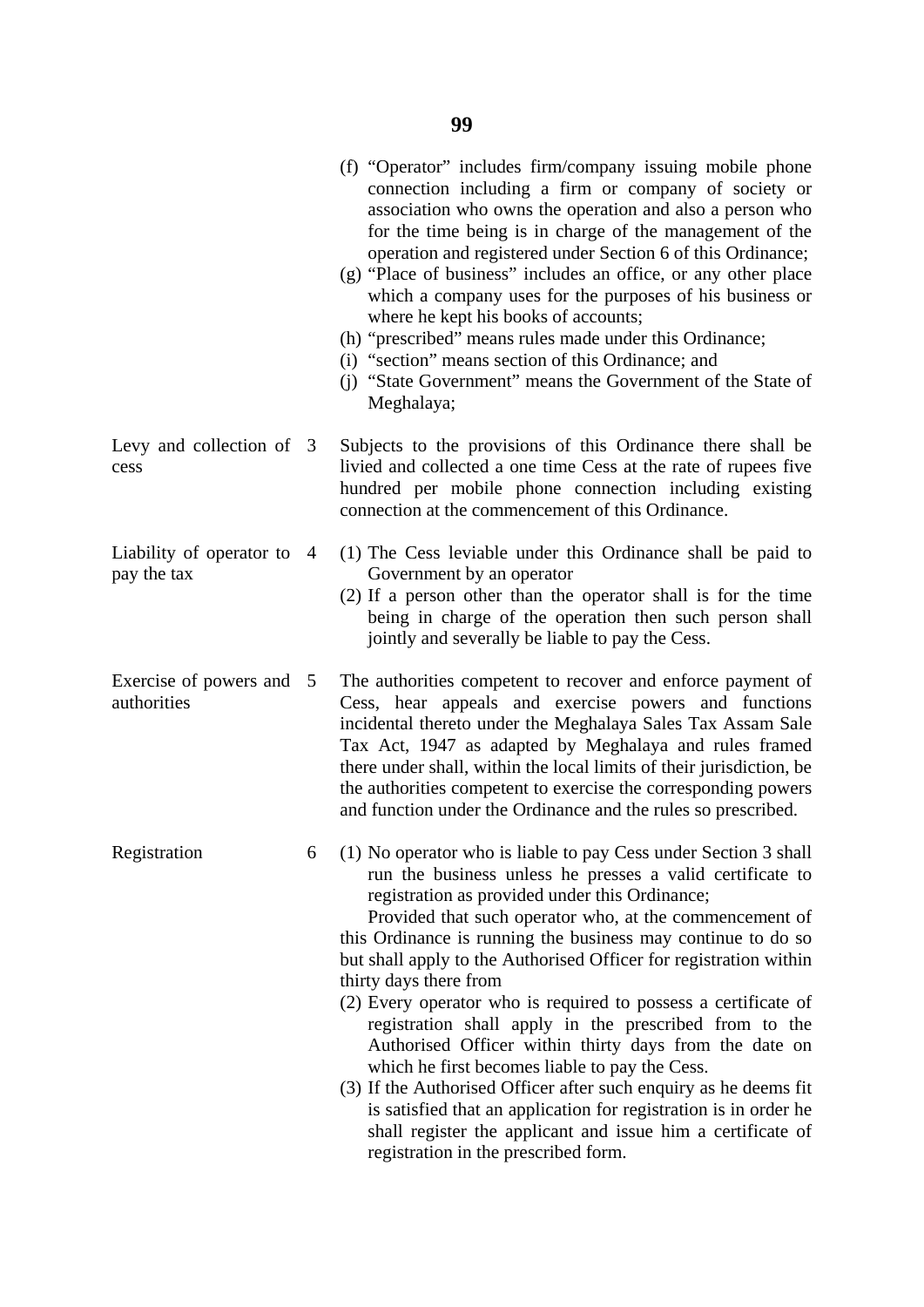(f) "Operator" includes firm/company issuing mobile phone connection including a firm or company of society or association who owns the operation and also a person who for the time being is in charge of the management of the operation and registered under Section 6 of this Ordinance;

(g) "Place of business" includes an office, or any other place which a company uses for the purposes of his business or where he kept his books of accounts;

(h) "prescribed" means rules made under this Ordinance;

(i) "section" means section of this Ordinance; and

(j) "State Government" means the Government of the State of Meghalaya;

**Levy and collection of cess**

3 Subjects to the provisions of this Ordinance there shall be livied and collected a one time Cess at the rate of rupees five hundred per mobile phone connection including existing connection at the commencement of this Ordinance.

**Liability of operator to pay the tax**

4 (1) The Cess leviable under this Ordinance shall be paid to Government by an operator

(2) If a person other than the operator shall is for the time being in charge of the operation then such person shall jointly and severally be liable to pay the Cess.

**Exercise of powers and authorities**

5 The authorities competent to recover and enforce payment of Cess, hear appeals and exercise powers and functions incidental thereto under the Meghalaya Sales Tax Assam Sale Tax Act, 1947 as adapted by Meghalaya and rules framed there under shall, within the local limits of their jurisdiction, be the authorities competent to exercise the corresponding powers and function under the Ordinance and the rules so prescribed.

**Registration**

6 (1) No operator who is liable to pay Cess under Section 3 shall run the business unless he presses a valid certificate to registration as provided under this Ordinance;

Provided that such operator who, at the commencement of this Ordinance is running the business may continue to do so but shall apply to the Authorised Officer for registration within thirty days there from

(2) Every operator who is required to possess a certificate of registration shall apply in the prescribed from to the Authorised Officer within thirty days from the date on which he first becomes liable to pay the Cess.

(3) If the Authorised Officer after such enquiry as he deems fit is satisfied that an application for registration is in order he shall register the applicant and issue him a certificate of registration in the prescribed form.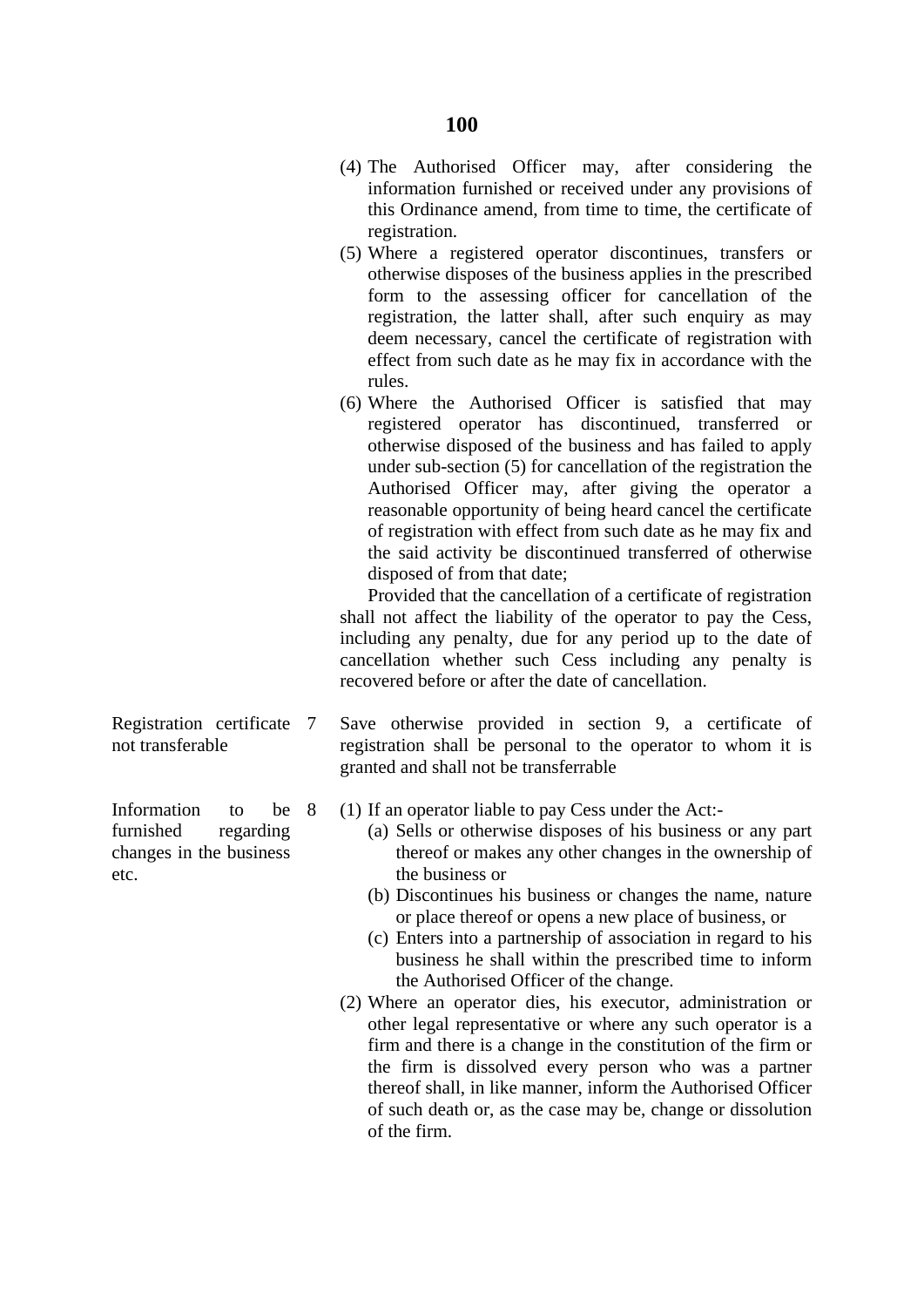(4) The Authorised Officer may, after considering the information furnished or received under any provisions of this Ordinance amend, from time to time, the certificate of registration.

(5) Where a registered operator discontinues, transfers or otherwise disposes of the business applies in the prescribed form to the assessing officer for cancellation of the registration, the latter shall, after such enquiry as may deem necessary, cancel the certificate of registration with effect from such date as he may fix in accordance with the rules.

(6) Where the Authorised Officer is satisfied that may registered operator has discontinued, transferred or otherwise disposed of the business and has failed to apply under sub-section (5) for cancellation of the registration the Authorised Officer may, after giving the operator a reasonable opportunity of being heard cancel the certificate of registration with effect from such date as he may fix and the said activity be discontinued transferred of otherwise disposed of from that date;

Provided that the cancellation of a certificate of registration shall not affect the liability of the operator to pay the Cess, including any penalty, due for any period up to the date of cancellation whether such Cess including any penalty is recovered before or after the date of cancellation.

**Registration certificate not transferable**

7 Save otherwise provided in section 9, a certificate of registration shall be personal to the operator to whom it is granted and shall not be transferrable

**Information to be furnished regarding changes in the business etc.**

8 (1) If an operator liable to pay Cess under the Act:-

(a) Sells or otherwise disposes of his business or any part thereof or makes any other changes in the ownership of the business or

(b) Discontinues his business or changes the name, nature or place thereof or opens a new place of business, or

(c) Enters into a partnership of association in regard to his business he shall within the prescribed time to inform the Authorised Officer of the change.

(2) Where an operator dies, his executor, administration or other legal representative or where any such operator is a firm and there is a change in the constitution of the firm or the firm is dissolved every person who was a partner thereof shall, in like manner, inform the Authorised Officer of such death or, as the case may be, change or dissolution of the firm.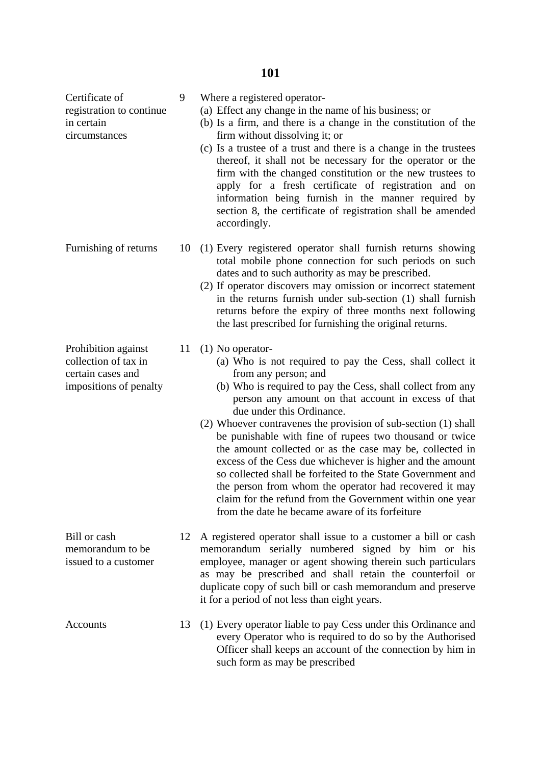**Certificate of registration to continue in certain circumstances**

9 Where a registered operator-

(a) Effect any change in the name of his business; or
(b) Is a firm, and there is a change in the constitution of the firm without dissolving it; or
(c) Is a trustee of a trust and there is a change in the trustees thereof, it shall not be necessary for the operator or the firm with the changed constitution or the new trustees to apply for a fresh certificate of registration and on information being furnish in the manner required by section 8, the certificate of registration shall be amended accordingly.

**Furnishing of returns**

10 (1) Every registered operator shall furnish returns showing total mobile phone connection for such periods on such dates and to such authority as may be prescribed.

(2) If operator discovers may omission or incorrect statement in the returns furnish under sub-section (1) shall furnish returns before the expiry of three months next following the last prescribed for furnishing the original returns.

**Prohibition against collection of tax in certain cases and impositions of penalty**

11 (1) No operator-

(a) Who is not required to pay the Cess, shall collect it from any person; and
(b) Who is required to pay the Cess, shall collect from any person any amount on that account in excess of that due under this Ordinance.

(2) Whoever contravenes the provision of sub-section (1) shall be punishable with fine of rupees two thousand or twice the amount collected or as the case may be, collected in excess of the Cess due whichever is higher and the amount so collected shall be forfeited to the State Government and the person from whom the operator had recovered it may claim for the refund from the Government within one year from the date he became aware of its forfeiture

**Bill or cash memorandum to be issued to a customer**

12 A registered operator shall issue to a customer a bill or cash memorandum serially numbered signed by him or his employee, manager or agent showing therein such particulars as may be prescribed and shall retain the counterfoil or duplicate copy of such bill or cash memorandum and preserve it for a period of not less than eight years.

**Accounts**

13 (1) Every operator liable to pay Cess under this Ordinance and every Operator who is required to do so by the Authorised Officer shall keeps an account of the connection by him in such form as may be prescribed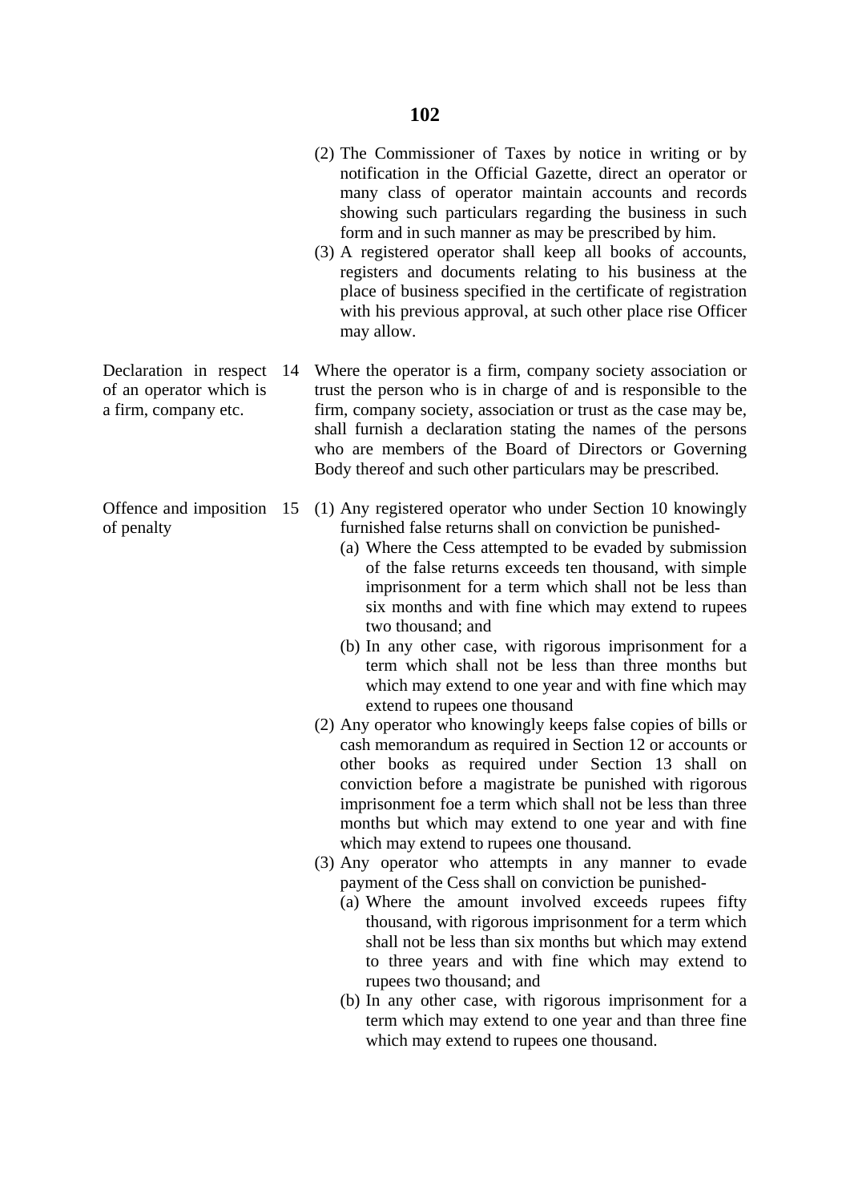(2) The Commissioner of Taxes by notice in writing or by notification in the Official Gazette, direct an operator or many class of operator maintain accounts and records showing such particulars regarding the business in such form and in such manner as may be prescribed by him.

(3) A registered operator shall keep all books of accounts, registers and documents relating to his business at the place of business specified in the certificate of registration with his previous approval, at such other place rise Officer may allow.

**Declaration in respect of an operator which is a firm, company etc.**

14 Where the operator is a firm, company society association or trust the person who is in charge of and is responsible to the firm, company society, association or trust as the case may be, shall furnish a declaration stating the names of the persons who are members of the Board of Directors or Governing Body thereof and such other particulars may be prescribed.

**Offence and imposition of penalty**

15 (1) Any registered operator who under Section 10 knowingly furnished false returns shall on conviction be punished-

(a) Where the Cess attempted to be evaded by submission of the false returns exceeds ten thousand, with simple imprisonment for a term which shall not be less than six months and with fine which may extend to rupees two thousand; and

(b) In any other case, with rigorous imprisonment for a term which shall not be less than three months but which may extend to one year and with fine which may extend to rupees one thousand

(2) Any operator who knowingly keeps false copies of bills or cash memorandum as required in Section 12 or accounts or other books as required under Section 13 shall on conviction before a magistrate be punished with rigorous imprisonment foe a term which shall not be less than three months but which may extend to one year and with fine which may extend to rupees one thousand.

(3) Any operator who attempts in any manner to evade payment of the Cess shall on conviction be punished-

(a) Where the amount involved exceeds rupees fifty thousand, with rigorous imprisonment for a term which shall not be less than six months but which may extend to three years and with fine which may extend to rupees two thousand; and

(b) In any other case, with rigorous imprisonment for a term which may extend to one year and than three fine which may extend to rupees one thousand.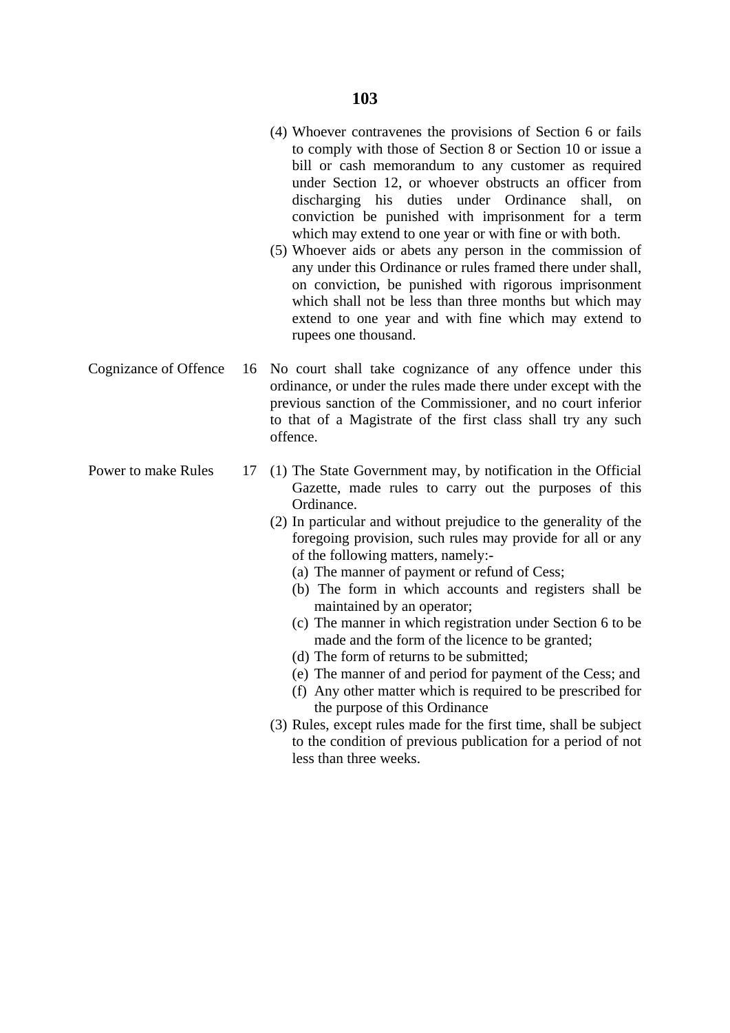(4) Whoever contravenes the provisions of Section 6 or fails to comply with those of Section 8 or Section 10 or issue a bill or cash memorandum to any customer as required under Section 12, or whoever obstructs an officer from discharging his duties under Ordinance shall, on conviction be punished with imprisonment for a term which may extend to one year or with fine or with both.

(5) Whoever aids or abets any person in the commission of any under this Ordinance or rules framed there under shall, on conviction, be punished with rigorous imprisonment which shall not be less than three months but which may extend to one year and with fine which may extend to rupees one thousand.

**Cognizance of Offence**

16 No court shall take cognizance of any offence under this ordinance, or under the rules made there under except with the previous sanction of the Commissioner, and no court inferior to that of a Magistrate of the first class shall try any such offence.

**Power to make Rules**

17 (1) The State Government may, by notification in the Official Gazette, made rules to carry out the purposes of this Ordinance.

(2) In particular and without prejudice to the generality of the foregoing provision, such rules may provide for all or any of the following matters, namely:-

(a) The manner of payment or refund of Cess;

(b) The form in which accounts and registers shall be maintained by an operator;

(c) The manner in which registration under Section 6 to be made and the form of the licence to be granted;

(d) The form of returns to be submitted;

(e) The manner of and period for payment of the Cess; and

(f) Any other matter which is required to be prescribed for the purpose of this Ordinance

(3) Rules, except rules made for the first time, shall be subject to the condition of previous publication for a period of not less than three weeks.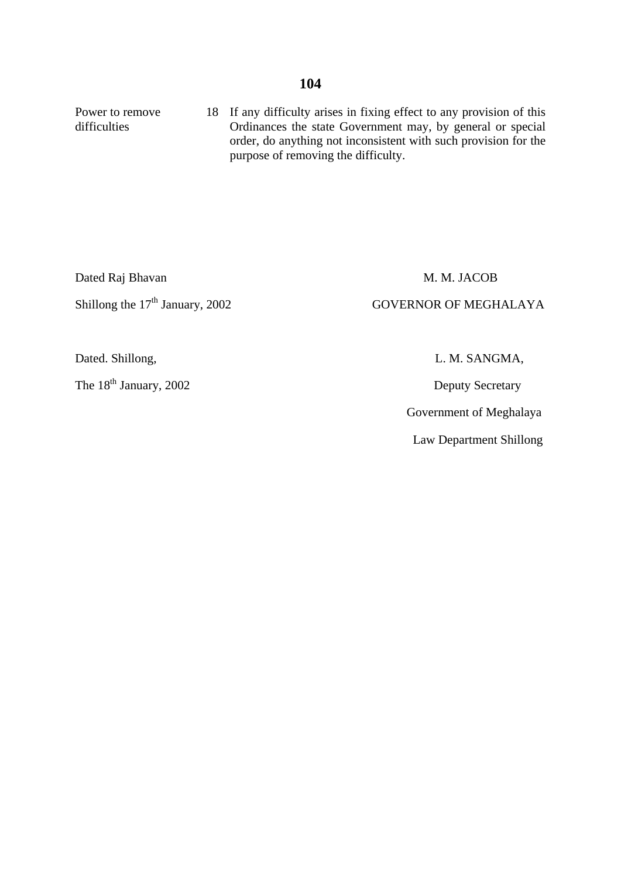| | | |
|---|---|---|
| Power to remove difficulties | 18 | If any difficulty arises in fixing effect to any provision of this Ordinances the state Government may, by general or special order, do anything not inconsistent with such provision for the purpose of removing the difficulty. |

Dated Raj Bhavan

Shillong the 17th January, 2002

M. M. JACOB

GOVERNOR OF MEGHALAYA

Dated. Shillong,

The 18th January, 2002

L. M. SANGMA,

Deputy Secretary

Government of Meghalaya

Law Department Shillong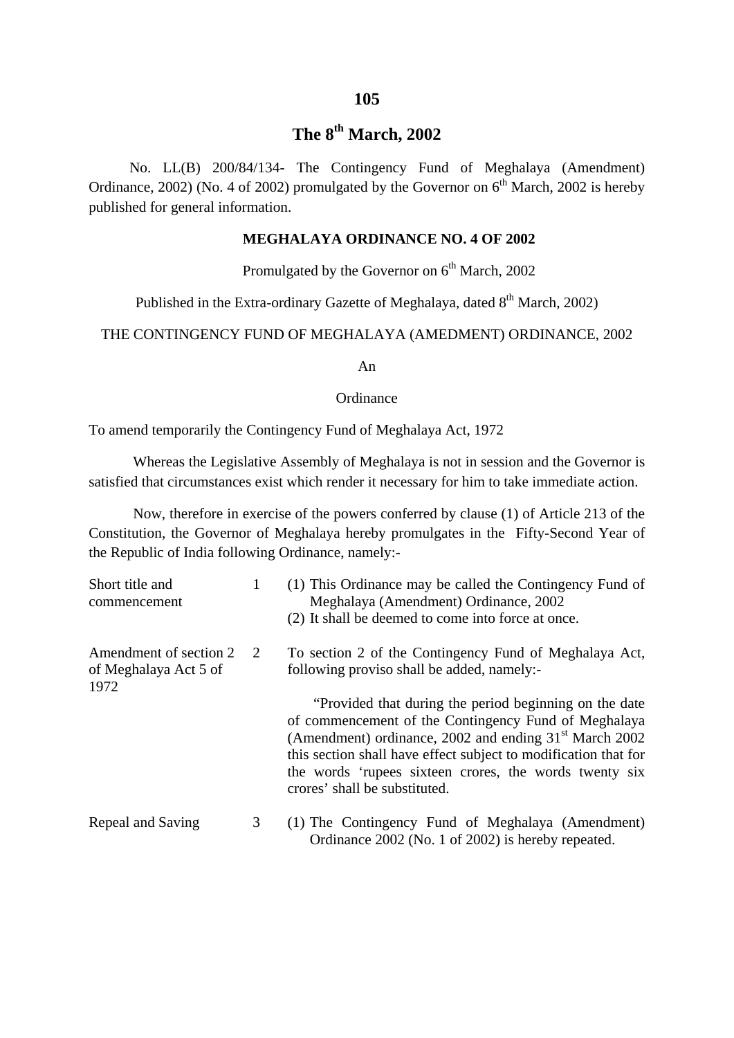## 105

## The 8th March, 2002

No. LL(B) 200/84/134- The Contingency Fund of Meghalaya (Amendment) Ordinance, 2002) (No. 4 of 2002) promulgated by the Governor on 6th March, 2002 is hereby published for general information.

**MEGHALAYA ORDINANCE NO. 4 OF 2002**

Promulgated by the Governor on 6th March, 2002

Published in the Extra-ordinary Gazette of Meghalaya, dated 8th March, 2002)

THE CONTINGENCY FUND OF MEGHALAYA (AMEDMENT) ORDINANCE, 2002

An

Ordinance

To amend temporarily the Contingency Fund of Meghalaya Act, 1972

Whereas the Legislative Assembly of Meghalaya is not in session and the Governor is satisfied that circumstances exist which render it necessary for him to take immediate action.

Now, therefore in exercise of the powers conferred by clause (1) of Article 213 of the Constitution, the Governor of Meghalaya hereby promulgates in the Fifty-Second Year of the Republic of India following Ordinance, namely:-

| | | |
|---|---|---|
| Short title and commencement | 1 | (1) This Ordinance may be called the Contingency Fund of Meghalaya (Amendment) Ordinance, 2002<br>(2) It shall be deemed to come into force at once. |
| Amendment of section 2 of Meghalaya Act 5 of 1972 | 2 | To section 2 of the Contingency Fund of Meghalaya Act, following proviso shall be added, namely:-<br>"Provided that during the period beginning on the date of commencement of the Contingency Fund of Meghalaya (Amendment) ordinance, 2002 and ending 31st March 2002 this section shall have effect subject to modification that for the words 'rupees sixteen crores, the words twenty six crores' shall be substituted. |
| Repeal and Saving | 3 | (1) The Contingency Fund of Meghalaya (Amendment) Ordinance 2002 (No. 1 of 2002) is hereby repeated. |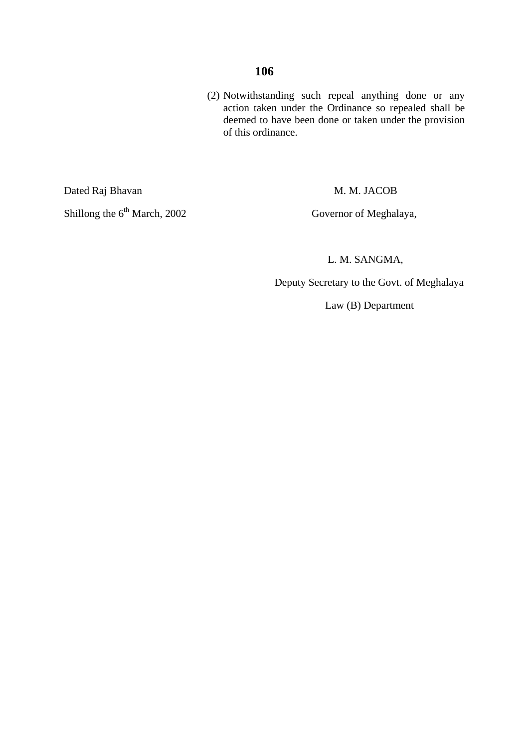(2) Notwithstanding such repeal anything done or any action taken under the Ordinance so repealed shall be deemed to have been done or taken under the provision of this ordinance.

Dated Raj Bhavan

Shillong the 6th March, 2002

M. M. JACOB

Governor of Meghalaya,

L. M. SANGMA,

Deputy Secretary to the Govt. of Meghalaya

Law (B) Department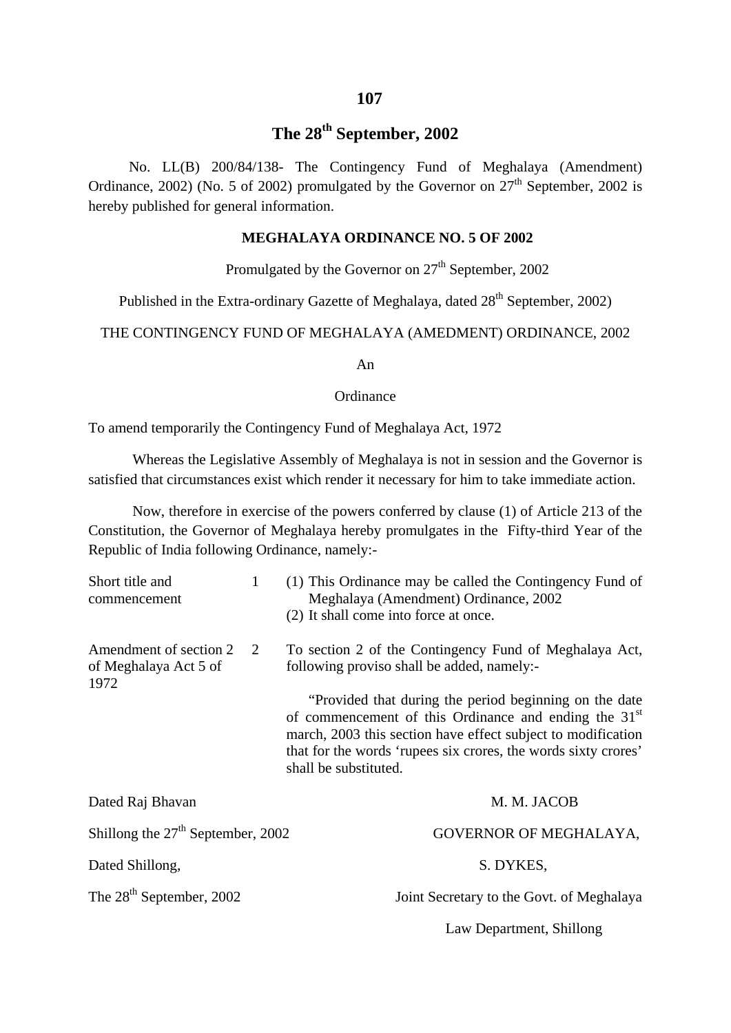## The 28th September, 2002

No. LL(B) 200/84/138- The Contingency Fund of Meghalaya (Amendment) Ordinance, 2002) (No. 5 of 2002) promulgated by the Governor on 27th September, 2002 is hereby published for general information.

### MEGHALAYA ORDINANCE NO. 5 OF 2002

Promulgated by the Governor on 27th September, 2002

Published in the Extra-ordinary Gazette of Meghalaya, dated 28th September, 2002)

THE CONTINGENCY FUND OF MEGHALAYA (AMEDMENT) ORDINANCE, 2002

An

Ordinance

To amend temporarily the Contingency Fund of Meghalaya Act, 1972

Whereas the Legislative Assembly of Meghalaya is not in session and the Governor is satisfied that circumstances exist which render it necessary for him to take immediate action.

Now, therefore in exercise of the powers conferred by clause (1) of Article 213 of the Constitution, the Governor of Meghalaya hereby promulgates in the Fifty-third Year of the Republic of India following Ordinance, namely:-

| | | |
|---|---|---|
| Short title and commencement | 1 | (1) This Ordinance may be called the Contingency Fund of Meghalaya (Amendment) Ordinance, 2002<br>(2) It shall come into force at once. |
| Amendment of section 2 of Meghalaya Act 5 of 1972 | 2 | To section 2 of the Contingency Fund of Meghalaya Act, following proviso shall be added, namely:-<br>"Provided that during the period beginning on the date of commencement of this Ordinance and ending the 31st march, 2003 this section have effect subject to modification that for the words 'rupees six crores, the words sixty crores' shall be substituted. |

Dated Raj Bhavan

Shillong the 27th September, 2002

M. M. JACOB

GOVERNOR OF MEGHALAYA,

Dated Shillong,

The 28th September, 2002

S. DYKES,

Joint Secretary to the Govt. of Meghalaya

Law Department, Shillong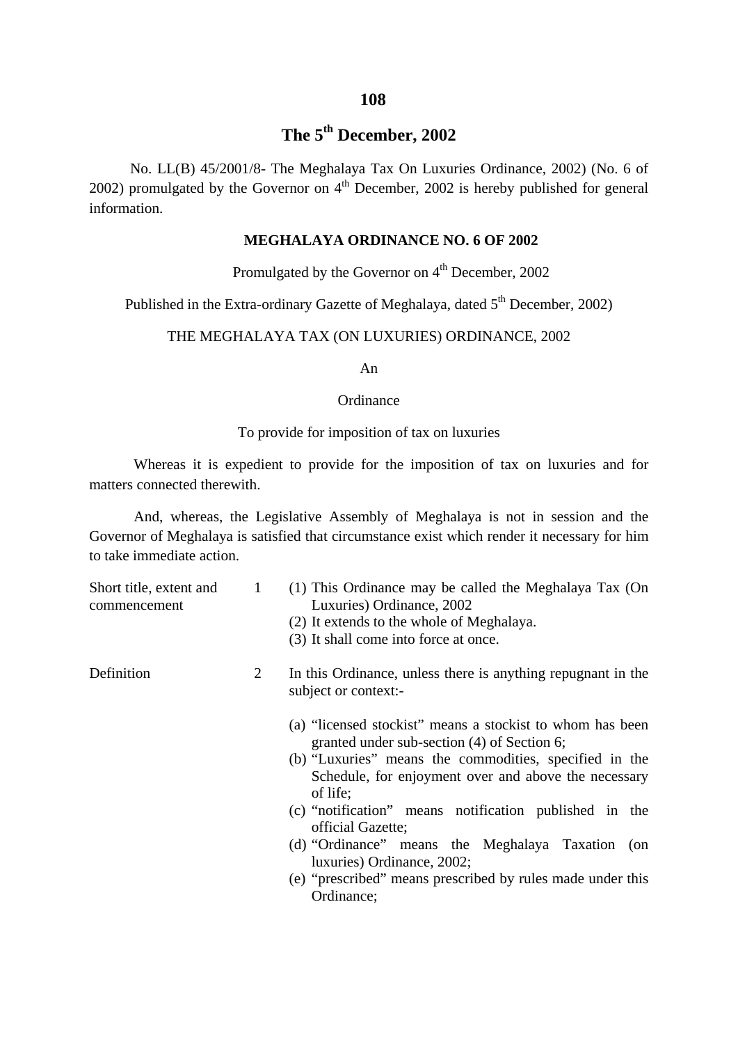## The 5th December, 2002

No. LL(B) 45/2001/8- The Meghalaya Tax On Luxuries Ordinance, 2002) (No. 6 of 2002) promulgated by the Governor on 4th December, 2002 is hereby published for general information.

### MEGHALAYA ORDINANCE NO. 6 OF 2002

Promulgated by the Governor on 4th December, 2002

Published in the Extra-ordinary Gazette of Meghalaya, dated 5th December, 2002)

THE MEGHALAYA TAX (ON LUXURIES) ORDINANCE, 2002

An

Ordinance

To provide for imposition of tax on luxuries

Whereas it is expedient to provide for the imposition of tax on luxuries and for matters connected therewith.

And, whereas, the Legislative Assembly of Meghalaya is not in session and the Governor of Meghalaya is satisfied that circumstance exist which render it necessary for him to take immediate action.

**Short title, extent and commencement**

1 (1) This Ordinance may be called the Meghalaya Tax (On Luxuries) Ordinance, 2002
(2) It extends to the whole of Meghalaya.
(3) It shall come into force at once.

**Definition**

2 In this Ordinance, unless there is anything repugnant in the subject or context:-

(a) "licensed stockist" means a stockist to whom has been granted under sub-section (4) of Section 6;
(b) "Luxuries" means the commodities, specified in the Schedule, for enjoyment over and above the necessary of life;
(c) "notification" means notification published in the official Gazette;
(d) "Ordinance" means the Meghalaya Taxation (on luxuries) Ordinance, 2002;
(e) "prescribed" means prescribed by rules made under this Ordinance;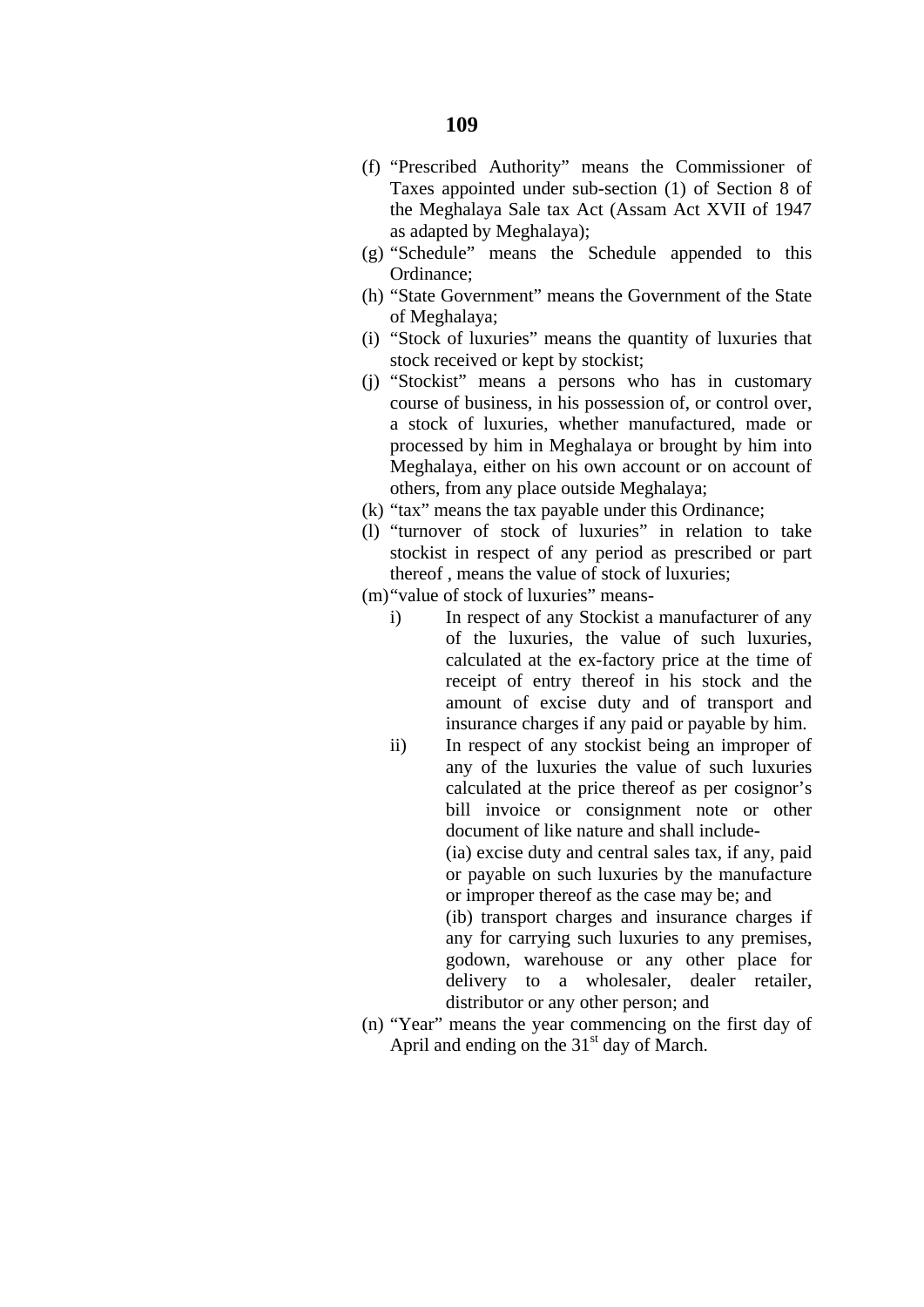(f) "Prescribed Authority" means the Commissioner of Taxes appointed under sub-section (1) of Section 8 of the Meghalaya Sale tax Act (Assam Act XVII of 1947 as adapted by Meghalaya);

(g) "Schedule" means the Schedule appended to this Ordinance;

(h) "State Government" means the Government of the State of Meghalaya;

(i) "Stock of luxuries" means the quantity of luxuries that stock received or kept by stockist;

(j) "Stockist" means a persons who has in customary course of business, in his possession of, or control over, a stock of luxuries, whether manufactured, made or processed by him in Meghalaya or brought by him into Meghalaya, either on his own account or on account of others, from any place outside Meghalaya;

(k) "tax" means the tax payable under this Ordinance;

(l) "turnover of stock of luxuries" in relation to take stockist in respect of any period as prescribed or part thereof , means the value of stock of luxuries;

(m) "value of stock of luxuries" means-

  i) In respect of any Stockist a manufacturer of any of the luxuries, the value of such luxuries, calculated at the ex-factory price at the time of receipt of entry thereof in his stock and the amount of excise duty and of transport and insurance charges if any paid or payable by him.

  ii) In respect of any stockist being an improper of any of the luxuries the value of such luxuries calculated at the price thereof as per cosignor's bill invoice or consignment note or other document of like nature and shall include-

  (ia) excise duty and central sales tax, if any, paid or payable on such luxuries by the manufacture or improper thereof as the case may be; and

  (ib) transport charges and insurance charges if any for carrying such luxuries to any premises, godown, warehouse or any other place for delivery to a wholesaler, dealer retailer, distributor or any other person; and

(n) "Year" means the year commencing on the first day of April and ending on the 31st day of March.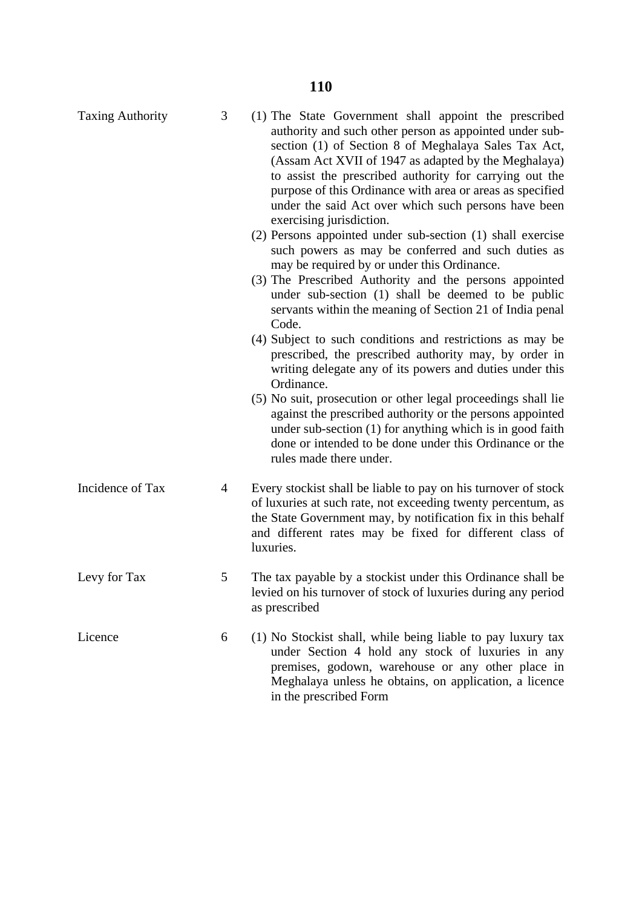**Taxing Authority**

3 (1) The State Government shall appoint the prescribed authority and such other person as appointed under sub-section (1) of Section 8 of Meghalaya Sales Tax Act, (Assam Act XVII of 1947 as adapted by the Meghalaya) to assist the prescribed authority for carrying out the purpose of this Ordinance with area or areas as specified under the said Act over which such persons have been exercising jurisdiction.

(2) Persons appointed under sub-section (1) shall exercise such powers as may be conferred and such duties as may be required by or under this Ordinance.

(3) The Prescribed Authority and the persons appointed under sub-section (1) shall be deemed to be public servants within the meaning of Section 21 of India penal Code.

(4) Subject to such conditions and restrictions as may be prescribed, the prescribed authority may, by order in writing delegate any of its powers and duties under this Ordinance.

(5) No suit, prosecution or other legal proceedings shall lie against the prescribed authority or the persons appointed under sub-section (1) for anything which is in good faith done or intended to be done under this Ordinance or the rules made there under.

**Incidence of Tax**

4 Every stockist shall be liable to pay on his turnover of stock of luxuries at such rate, not exceeding twenty percentum, as the State Government may, by notification fix in this behalf and different rates may be fixed for different class of luxuries.

**Levy for Tax**

5 The tax payable by a stockist under this Ordinance shall be levied on his turnover of stock of luxuries during any period as prescribed

**Licence**

6 (1) No Stockist shall, while being liable to pay luxury tax under Section 4 hold any stock of luxuries in any premises, godown, warehouse or any other place in Meghalaya unless he obtains, on application, a licence in the prescribed Form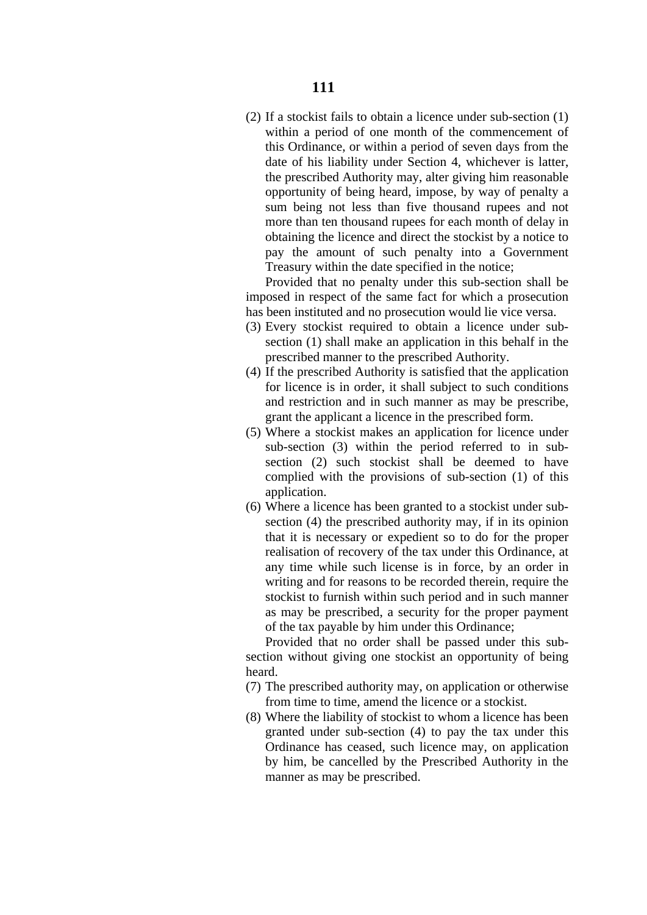(2) If a stockist fails to obtain a licence under sub-section (1) within a period of one month of the commencement of this Ordinance, or within a period of seven days from the date of his liability under Section 4, whichever is latter, the prescribed Authority may, alter giving him reasonable opportunity of being heard, impose, by way of penalty a sum being not less than five thousand rupees and not more than ten thousand rupees for each month of delay in obtaining the licence and direct the stockist by a notice to pay the amount of such penalty into a Government Treasury within the date specified in the notice;

Provided that no penalty under this sub-section shall be imposed in respect of the same fact for which a prosecution has been instituted and no prosecution would lie vice versa.

(3) Every stockist required to obtain a licence under sub-section (1) shall make an application in this behalf in the prescribed manner to the prescribed Authority.

(4) If the prescribed Authority is satisfied that the application for licence is in order, it shall subject to such conditions and restriction and in such manner as may be prescribe, grant the applicant a licence in the prescribed form.

(5) Where a stockist makes an application for licence under sub-section (3) within the period referred to in sub-section (2) such stockist shall be deemed to have complied with the provisions of sub-section (1) of this application.

(6) Where a licence has been granted to a stockist under sub-section (4) the prescribed authority may, if in its opinion that it is necessary or expedient so to do for the proper realisation of recovery of the tax under this Ordinance, at any time while such license is in force, by an order in writing and for reasons to be recorded therein, require the stockist to furnish within such period and in such manner as may be prescribed, a security for the proper payment of the tax payable by him under this Ordinance;

Provided that no order shall be passed under this sub-section without giving one stockist an opportunity of being heard.

(7) The prescribed authority may, on application or otherwise from time to time, amend the licence or a stockist.

(8) Where the liability of stockist to whom a licence has been granted under sub-section (4) to pay the tax under this Ordinance has ceased, such licence may, on application by him, be cancelled by the Prescribed Authority in the manner as may be prescribed.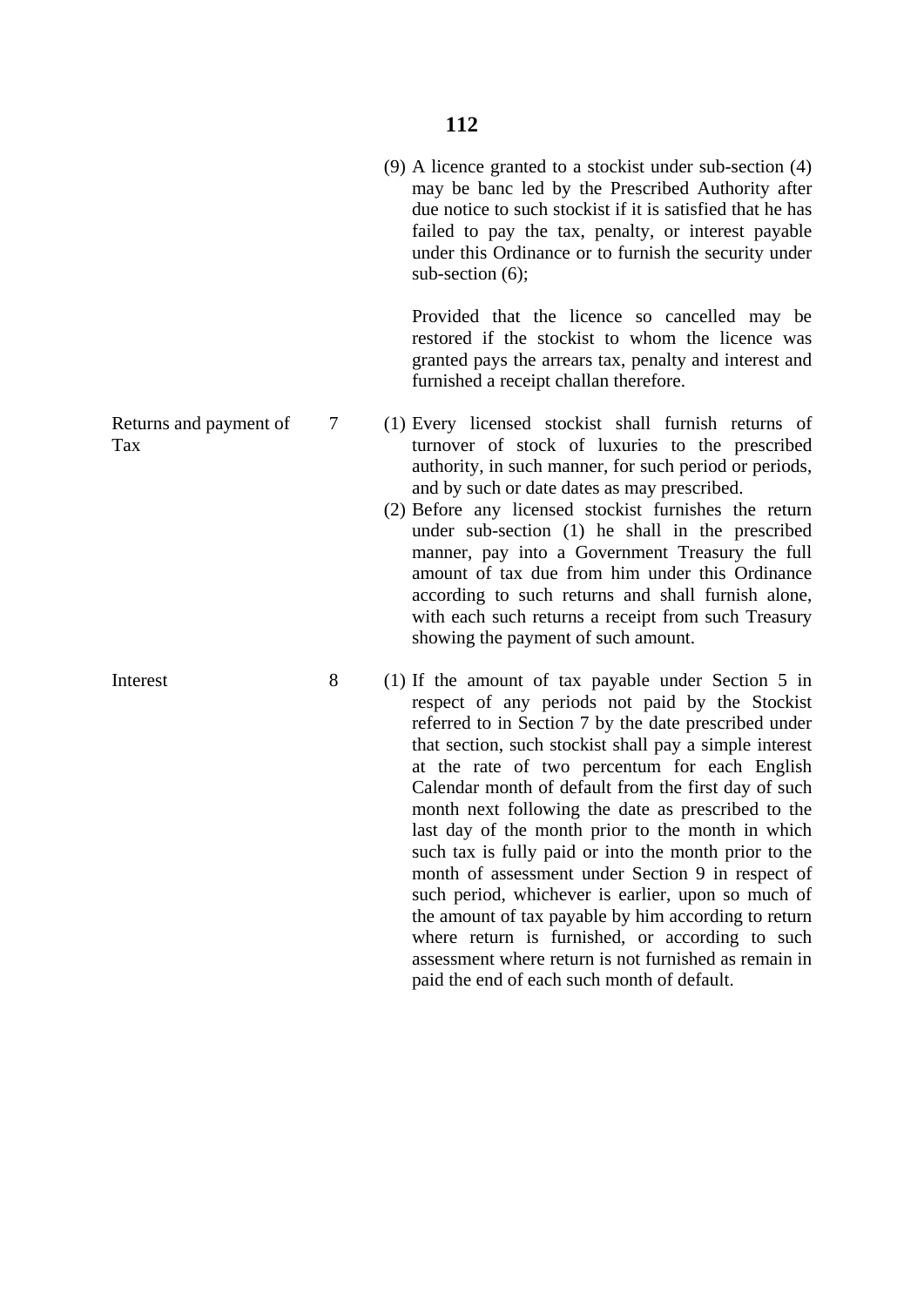(9) A licence granted to a stockist under sub-section (4) may be banc led by the Prescribed Authority after due notice to such stockist if it is satisfied that he has failed to pay the tax, penalty, or interest payable under this Ordinance or to furnish the security under sub-section (6);

Provided that the licence so cancelled may be restored if the stockist to whom the licence was granted pays the arrears tax, penalty and interest and furnished a receipt challan therefore.

**Returns and payment of Tax**

7 (1) Every licensed stockist shall furnish returns of turnover of stock of luxuries to the prescribed authority, in such manner, for such period or periods, and by such or date dates as may prescribed.

(2) Before any licensed stockist furnishes the return under sub-section (1) he shall in the prescribed manner, pay into a Government Treasury the full amount of tax due from him under this Ordinance according to such returns and shall furnish alone, with each such returns a receipt from such Treasury showing the payment of such amount.

**Interest**

8 (1) If the amount of tax payable under Section 5 in respect of any periods not paid by the Stockist referred to in Section 7 by the date prescribed under that section, such stockist shall pay a simple interest at the rate of two percentum for each English Calendar month of default from the first day of such month next following the date as prescribed to the last day of the month prior to the month in which such tax is fully paid or into the month prior to the month of assessment under Section 9 in respect of such period, whichever is earlier, upon so much of the amount of tax payable by him according to return where return is furnished, or according to such assessment where return is not furnished as remain in paid the end of each such month of default.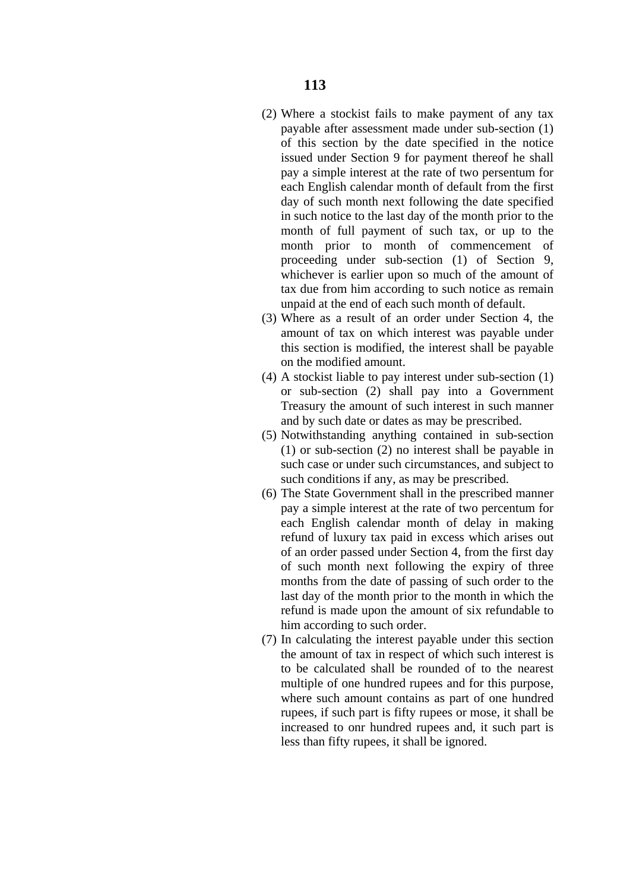(2) Where a stockist fails to make payment of any tax payable after assessment made under sub-section (1) of this section by the date specified in the notice issued under Section 9 for payment thereof he shall pay a simple interest at the rate of two persentum for each English calendar month of default from the first day of such month next following the date specified in such notice to the last day of the month prior to the month of full payment of such tax, or up to the month prior to month of commencement of proceeding under sub-section (1) of Section 9, whichever is earlier upon so much of the amount of tax due from him according to such notice as remain unpaid at the end of each such month of default.

(3) Where as a result of an order under Section 4, the amount of tax on which interest was payable under this section is modified, the interest shall be payable on the modified amount.

(4) A stockist liable to pay interest under sub-section (1) or sub-section (2) shall pay into a Government Treasury the amount of such interest in such manner and by such date or dates as may be prescribed.

(5) Notwithstanding anything contained in sub-section (1) or sub-section (2) no interest shall be payable in such case or under such circumstances, and subject to such conditions if any, as may be prescribed.

(6) The State Government shall in the prescribed manner pay a simple interest at the rate of two percentum for each English calendar month of delay in making refund of luxury tax paid in excess which arises out of an order passed under Section 4, from the first day of such month next following the expiry of three months from the date of passing of such order to the last day of the month prior to the month in which the refund is made upon the amount of six refundable to him according to such order.

(7) In calculating the interest payable under this section the amount of tax in respect of which such interest is to be calculated shall be rounded of to the nearest multiple of one hundred rupees and for this purpose, where such amount contains as part of one hundred rupees, if such part is fifty rupees or mose, it shall be increased to onr hundred rupees and, it such part is less than fifty rupees, it shall be ignored.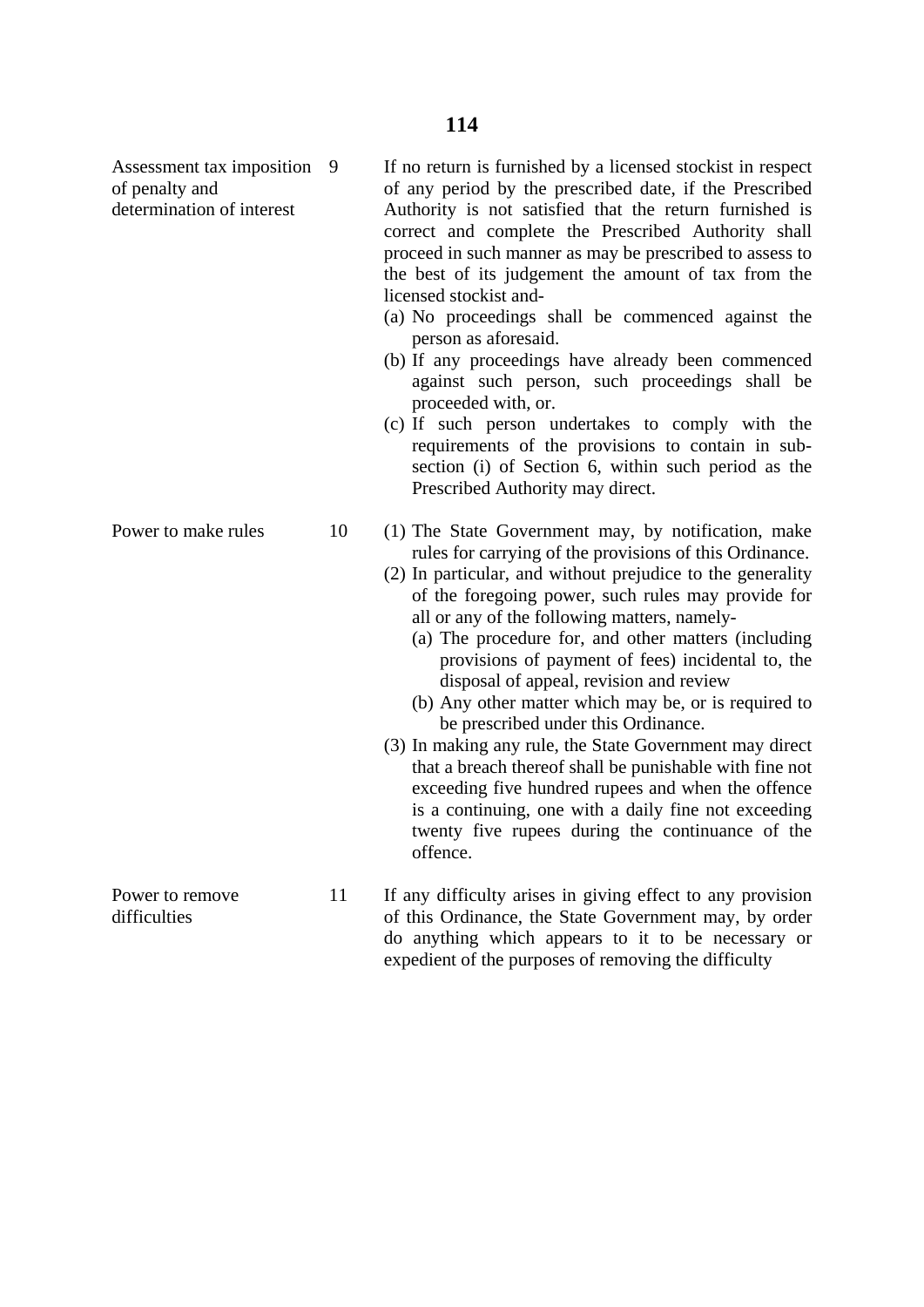| | | |
|---|---|---|
| Assessment tax imposition of penalty and determination of interest | 9 | If no return is furnished by a licensed stockist in respect of any period by the prescribed date, if the Prescribed Authority is not satisfied that the return furnished is correct and complete the Prescribed Authority shall proceed in such manner as may be prescribed to assess to the best of its judgement the amount of tax from the licensed stockist and-<br>(a) No proceedings shall be commenced against the person as aforesaid.<br>(b) If any proceedings have already been commenced against such person, such proceedings shall be proceeded with, or.<br>(c) If such person undertakes to comply with the requirements of the provisions to contain in sub-section (i) of Section 6, within such period as the Prescribed Authority may direct. |
| Power to make rules | 10 | (1) The State Government may, by notification, make rules for carrying of the provisions of this Ordinance.<br>(2) In particular, and without prejudice to the generality of the foregoing power, such rules may provide for all or any of the following matters, namely-<br>(a) The procedure for, and other matters (including provisions of payment of fees) incidental to, the disposal of appeal, revision and review<br>(b) Any other matter which may be, or is required to be prescribed under this Ordinance.<br>(3) In making any rule, the State Government may direct that a breach thereof shall be punishable with fine not exceeding five hundred rupees and when the offence is a continuing, one with a daily fine not exceeding twenty five rupees during the continuance of the offence. |
| Power to remove difficulties | 11 | If any difficulty arises in giving effect to any provision of this Ordinance, the State Government may, by order do anything which appears to it to be necessary or expedient of the purposes of removing the difficulty |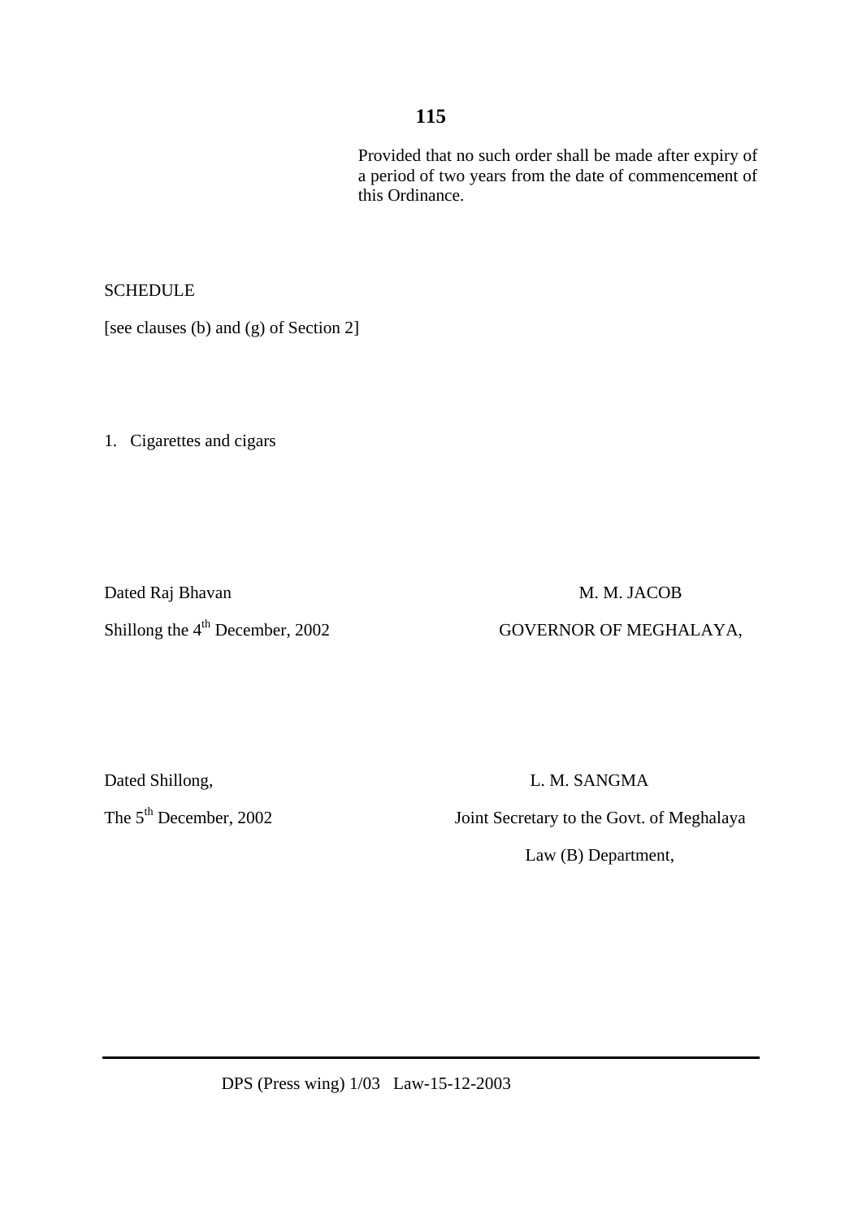Provided that no such order shall be made after expiry of a period of two years from the date of commencement of this Ordinance.

SCHEDULE

[see clauses (b) and (g) of Section 2]

1. Cigarettes and cigars

Dated Raj Bhavan
Shillong the 4th December, 2002

M. M. JACOB
GOVERNOR OF MEGHALAYA,

Dated Shillong,
The 5th December, 2002

L. M. SANGMA
Joint Secretary to the Govt. of Meghalaya
Law (B) Department,

DPS (Press wing) 1/03 Law-15-12-2003